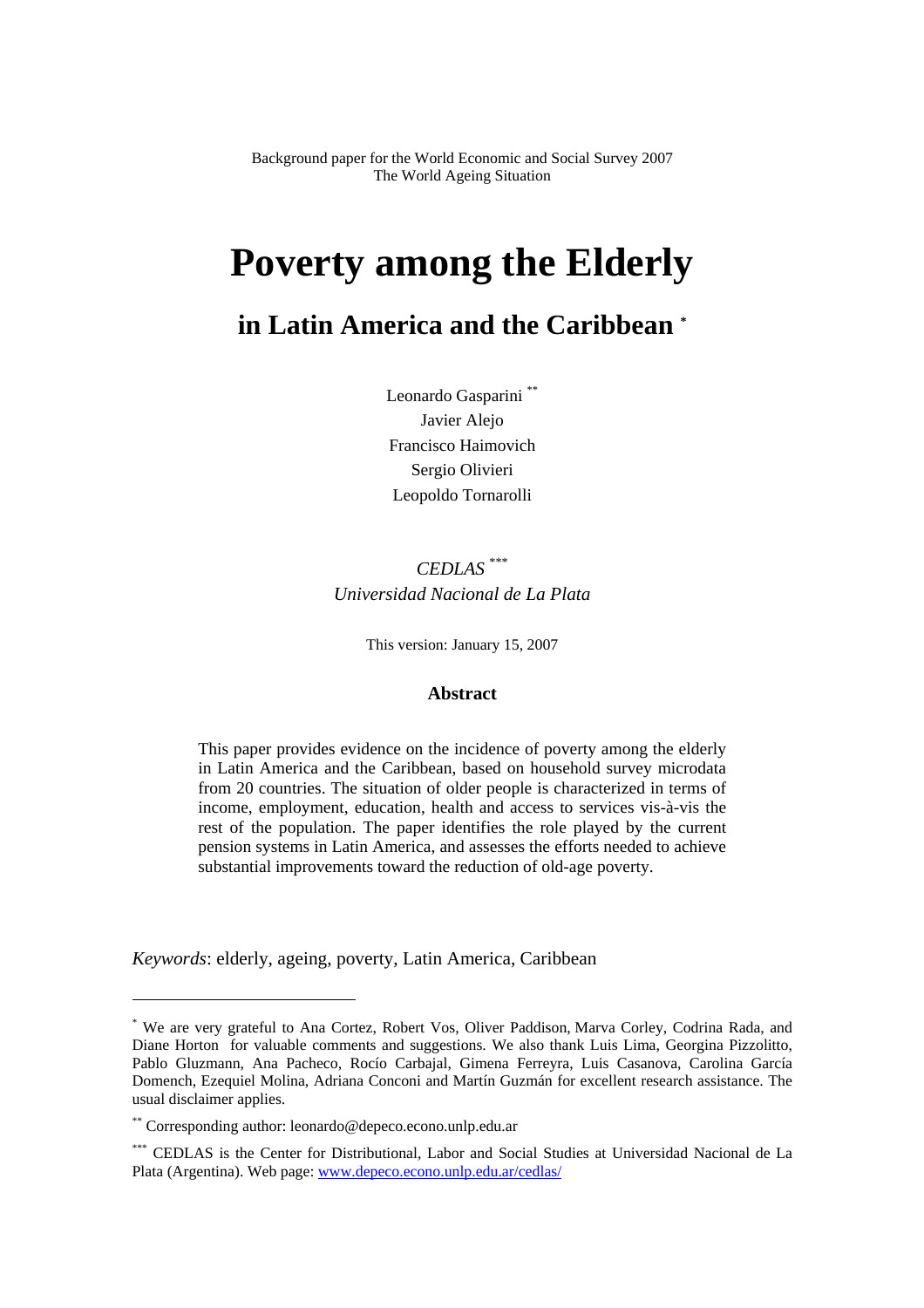Background paper for the World Economic and Social Survey 2007
The World Ageing Situation

# Poverty among the Elderly

## in Latin America and the Caribbean [*]

Leonardo Gasparini [**]
Javier Alejo
Francisco Haimovich
Sergio Olivieri
Leopoldo Tornarolli

*CEDLAS* [***]
*Universidad Nacional de La Plata*

This version: January 15, 2007

### Abstract

This paper provides evidence on the incidence of poverty among the elderly in Latin America and the Caribbean, based on household survey microdata from 20 countries. The situation of older people is characterized in terms of income, employment, education, health and access to services vis-à-vis the rest of the population. The paper identifies the role played by the current pension systems in Latin America, and assesses the efforts needed to achieve substantial improvements toward the reduction of old-age poverty.

*Keywords*: elderly, ageing, poverty, Latin America, Caribbean

---

[*] We are very grateful to Ana Cortez, Robert Vos, Oliver Paddison, Marva Corley, Codrina Rada, and Diane Horton for valuable comments and suggestions. We also thank Luis Lima, Georgina Pizzolitto, Pablo Gluzmann, Ana Pacheco, Rocío Carbajal, Gimena Ferreyra, Luis Casanova, Carolina García Domench, Ezequiel Molina, Adriana Conconi and Martín Guzmán for excellent research assistance. The usual disclaimer applies.

[**] Corresponding author: leonardo@depeco.econo.unlp.edu.ar

[***] CEDLAS is the Center for Distributional, Labor and Social Studies at Universidad Nacional de La Plata (Argentina). Web page: www.depeco.econo.unlp.edu.ar/cedlas/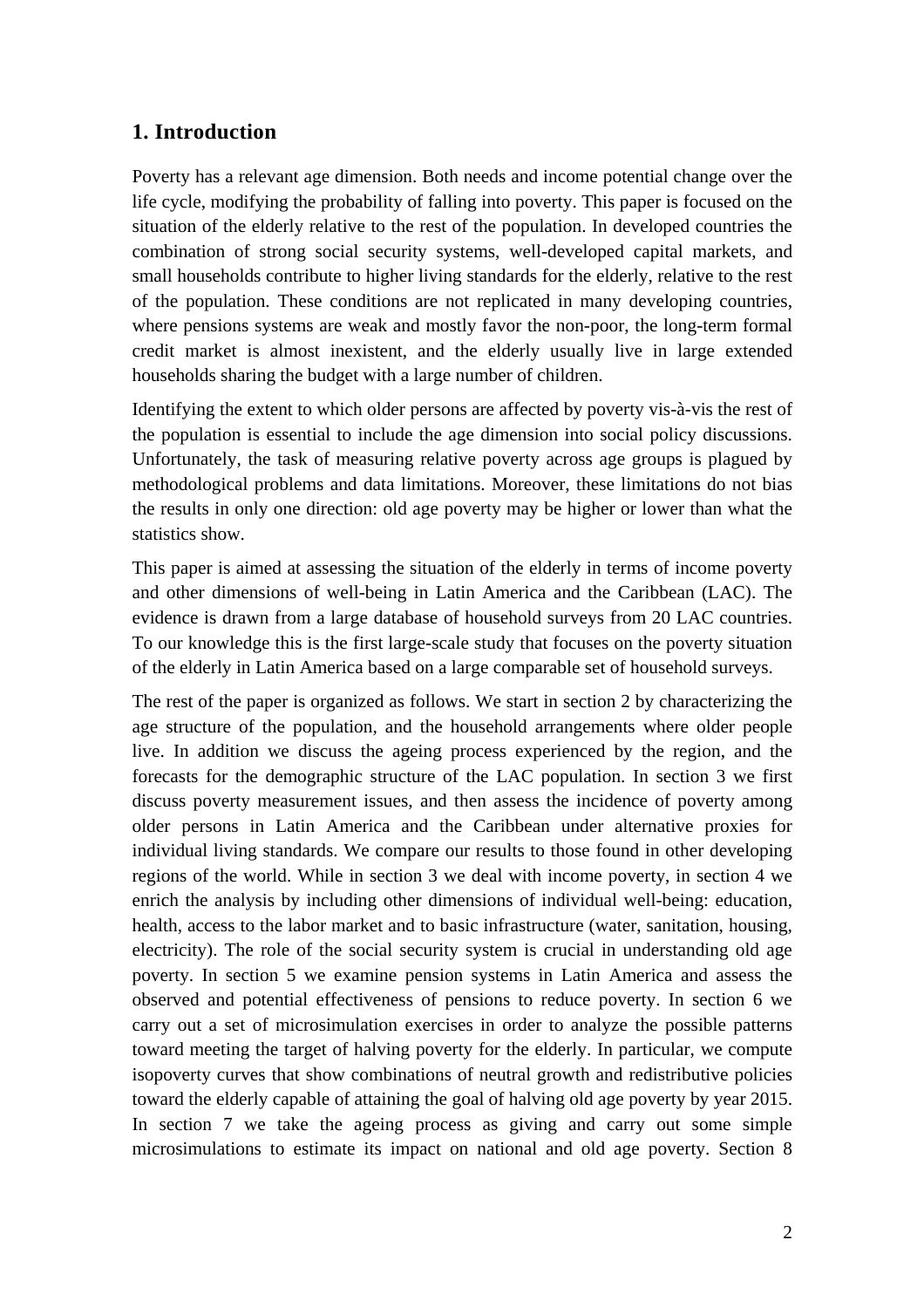## 1. Introduction

Poverty has a relevant age dimension. Both needs and income potential change over the life cycle, modifying the probability of falling into poverty. This paper is focused on the situation of the elderly relative to the rest of the population. In developed countries the combination of strong social security systems, well-developed capital markets, and small households contribute to higher living standards for the elderly, relative to the rest of the population. These conditions are not replicated in many developing countries, where pensions systems are weak and mostly favor the non-poor, the long-term formal credit market is almost inexistent, and the elderly usually live in large extended households sharing the budget with a large number of children.

Identifying the extent to which older persons are affected by poverty vis-à-vis the rest of the population is essential to include the age dimension into social policy discussions. Unfortunately, the task of measuring relative poverty across age groups is plagued by methodological problems and data limitations. Moreover, these limitations do not bias the results in only one direction: old age poverty may be higher or lower than what the statistics show.

This paper is aimed at assessing the situation of the elderly in terms of income poverty and other dimensions of well-being in Latin America and the Caribbean (LAC). The evidence is drawn from a large database of household surveys from 20 LAC countries. To our knowledge this is the first large-scale study that focuses on the poverty situation of the elderly in Latin America based on a large comparable set of household surveys.

The rest of the paper is organized as follows. We start in section 2 by characterizing the age structure of the population, and the household arrangements where older people live. In addition we discuss the ageing process experienced by the region, and the forecasts for the demographic structure of the LAC population. In section 3 we first discuss poverty measurement issues, and then assess the incidence of poverty among older persons in Latin America and the Caribbean under alternative proxies for individual living standards. We compare our results to those found in other developing regions of the world. While in section 3 we deal with income poverty, in section 4 we enrich the analysis by including other dimensions of individual well-being: education, health, access to the labor market and to basic infrastructure (water, sanitation, housing, electricity). The role of the social security system is crucial in understanding old age poverty. In section 5 we examine pension systems in Latin America and assess the observed and potential effectiveness of pensions to reduce poverty. In section 6 we carry out a set of microsimulation exercises in order to analyze the possible patterns toward meeting the target of halving poverty for the elderly. In particular, we compute isopoverty curves that show combinations of neutral growth and redistributive policies toward the elderly capable of attaining the goal of halving old age poverty by year 2015. In section 7 we take the ageing process as giving and carry out some simple microsimulations to estimate its impact on national and old age poverty. Section 8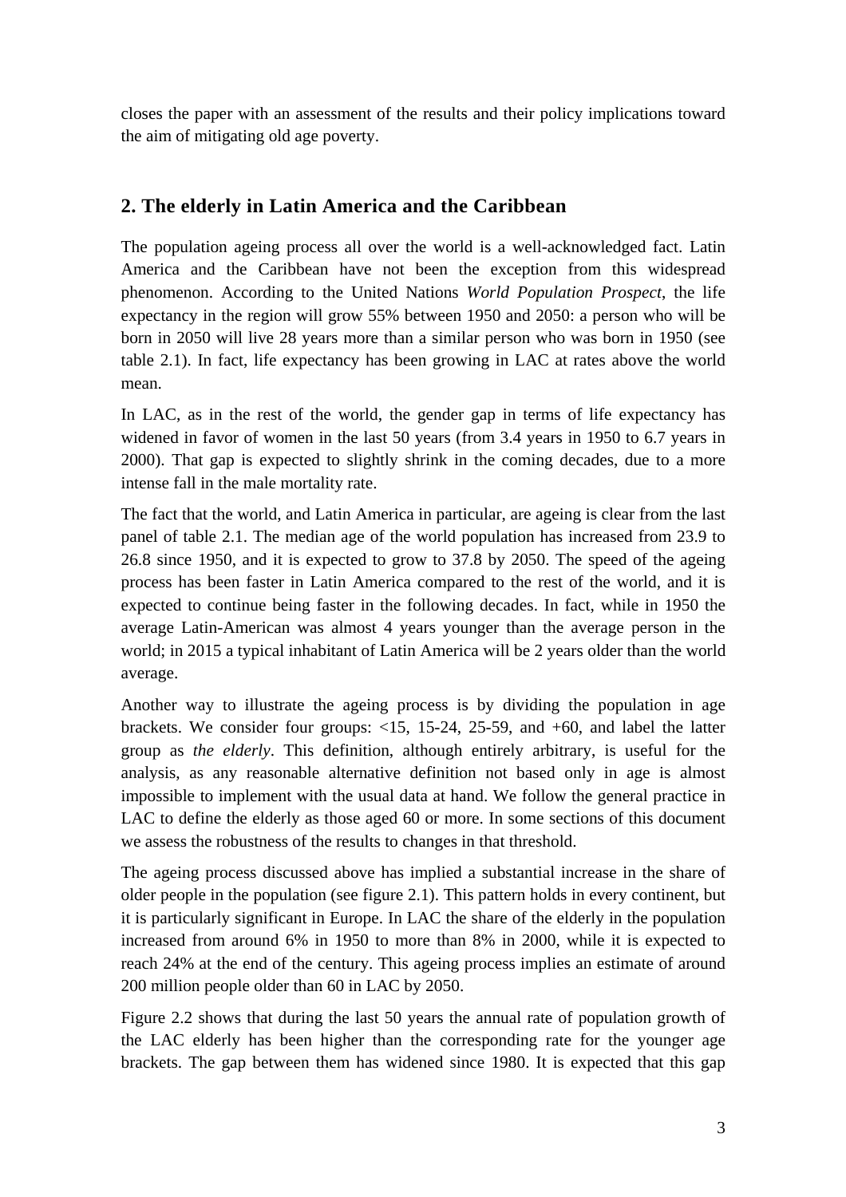closes the paper with an assessment of the results and their policy implications toward the aim of mitigating old age poverty.

## 2. The elderly in Latin America and the Caribbean

The population ageing process all over the world is a well-acknowledged fact. Latin America and the Caribbean have not been the exception from this widespread phenomenon. According to the United Nations *World Population Prospect*, the life expectancy in the region will grow 55% between 1950 and 2050: a person who will be born in 2050 will live 28 years more than a similar person who was born in 1950 (see table 2.1). In fact, life expectancy has been growing in LAC at rates above the world mean.

In LAC, as in the rest of the world, the gender gap in terms of life expectancy has widened in favor of women in the last 50 years (from 3.4 years in 1950 to 6.7 years in 2000). That gap is expected to slightly shrink in the coming decades, due to a more intense fall in the male mortality rate.

The fact that the world, and Latin America in particular, are ageing is clear from the last panel of table 2.1. The median age of the world population has increased from 23.9 to 26.8 since 1950, and it is expected to grow to 37.8 by 2050. The speed of the ageing process has been faster in Latin America compared to the rest of the world, and it is expected to continue being faster in the following decades. In fact, while in 1950 the average Latin-American was almost 4 years younger than the average person in the world; in 2015 a typical inhabitant of Latin America will be 2 years older than the world average.

Another way to illustrate the ageing process is by dividing the population in age brackets. We consider four groups: <15, 15-24, 25-59, and +60, and label the latter group as *the elderly*. This definition, although entirely arbitrary, is useful for the analysis, as any reasonable alternative definition not based only in age is almost impossible to implement with the usual data at hand. We follow the general practice in LAC to define the elderly as those aged 60 or more. In some sections of this document we assess the robustness of the results to changes in that threshold.

The ageing process discussed above has implied a substantial increase in the share of older people in the population (see figure 2.1). This pattern holds in every continent, but it is particularly significant in Europe. In LAC the share of the elderly in the population increased from around 6% in 1950 to more than 8% in 2000, while it is expected to reach 24% at the end of the century. This ageing process implies an estimate of around 200 million people older than 60 in LAC by 2050.

Figure 2.2 shows that during the last 50 years the annual rate of population growth of the LAC elderly has been higher than the corresponding rate for the younger age brackets. The gap between them has widened since 1980. It is expected that this gap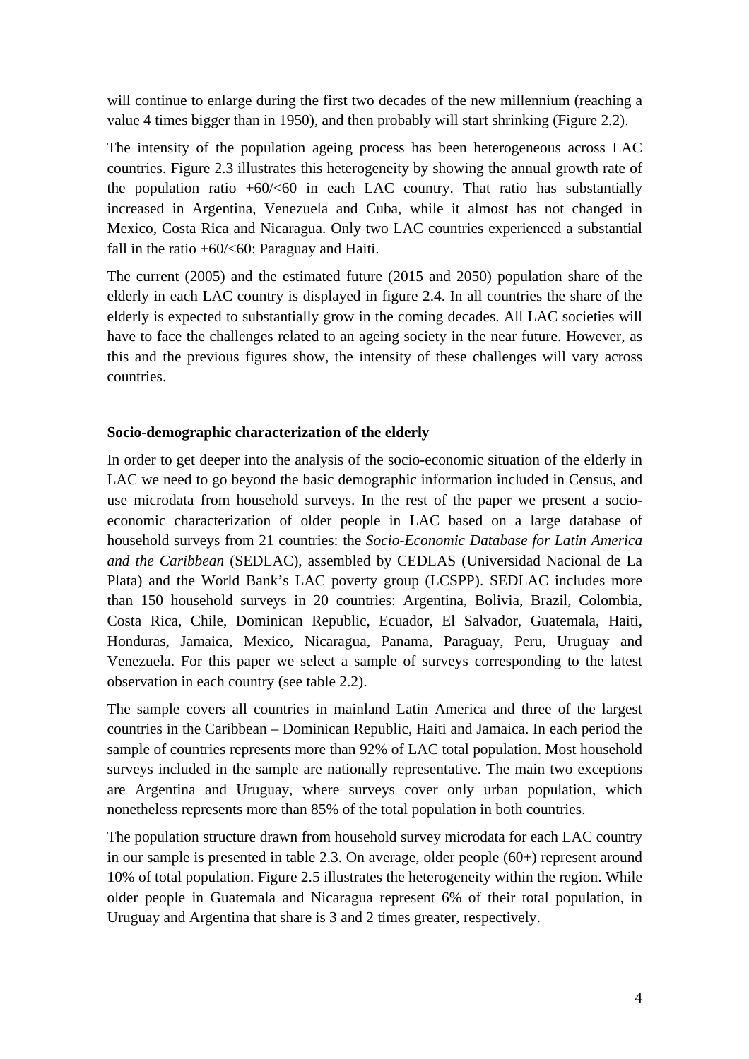will continue to enlarge during the first two decades of the new millennium (reaching a value 4 times bigger than in 1950), and then probably will start shrinking (Figure 2.2).

The intensity of the population ageing process has been heterogeneous across LAC countries. Figure 2.3 illustrates this heterogeneity by showing the annual growth rate of the population ratio +60/<60 in each LAC country. That ratio has substantially increased in Argentina, Venezuela and Cuba, while it almost has not changed in Mexico, Costa Rica and Nicaragua. Only two LAC countries experienced a substantial fall in the ratio +60/<60: Paraguay and Haiti.

The current (2005) and the estimated future (2015 and 2050) population share of the elderly in each LAC country is displayed in figure 2.4. In all countries the share of the elderly is expected to substantially grow in the coming decades. All LAC societies will have to face the challenges related to an ageing society in the near future. However, as this and the previous figures show, the intensity of these challenges will vary across countries.

**Socio-demographic characterization of the elderly**

In order to get deeper into the analysis of the socio-economic situation of the elderly in LAC we need to go beyond the basic demographic information included in Census, and use microdata from household surveys. In the rest of the paper we present a socio-economic characterization of older people in LAC based on a large database of household surveys from 21 countries: the *Socio-Economic Database for Latin America and the Caribbean* (SEDLAC), assembled by CEDLAS (Universidad Nacional de La Plata) and the World Bank's LAC poverty group (LCSPP). SEDLAC includes more than 150 household surveys in 20 countries: Argentina, Bolivia, Brazil, Colombia, Costa Rica, Chile, Dominican Republic, Ecuador, El Salvador, Guatemala, Haiti, Honduras, Jamaica, Mexico, Nicaragua, Panama, Paraguay, Peru, Uruguay and Venezuela. For this paper we select a sample of surveys corresponding to the latest observation in each country (see table 2.2).

The sample covers all countries in mainland Latin America and three of the largest countries in the Caribbean – Dominican Republic, Haiti and Jamaica. In each period the sample of countries represents more than 92% of LAC total population. Most household surveys included in the sample are nationally representative. The main two exceptions are Argentina and Uruguay, where surveys cover only urban population, which nonetheless represents more than 85% of the total population in both countries.

The population structure drawn from household survey microdata for each LAC country in our sample is presented in table 2.3. On average, older people (60+) represent around 10% of total population. Figure 2.5 illustrates the heterogeneity within the region. While older people in Guatemala and Nicaragua represent 6% of their total population, in Uruguay and Argentina that share is 3 and 2 times greater, respectively.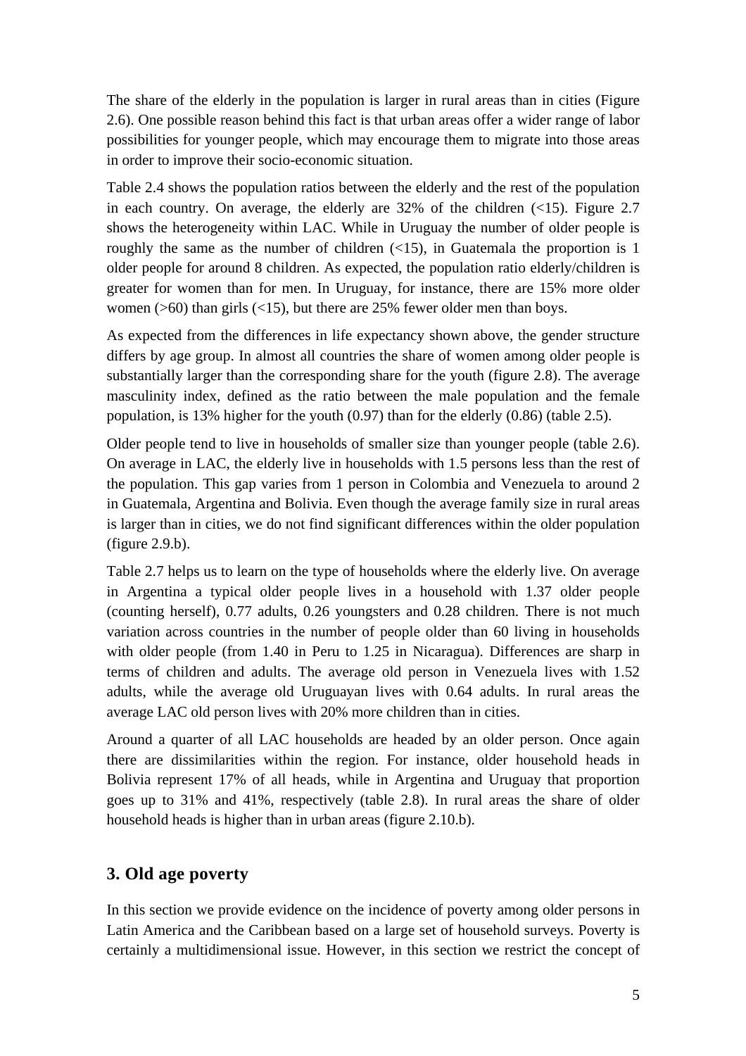The share of the elderly in the population is larger in rural areas than in cities (Figure 2.6). One possible reason behind this fact is that urban areas offer a wider range of labor possibilities for younger people, which may encourage them to migrate into those areas in order to improve their socio-economic situation.

Table 2.4 shows the population ratios between the elderly and the rest of the population in each country. On average, the elderly are 32% of the children (<15). Figure 2.7 shows the heterogeneity within LAC. While in Uruguay the number of older people is roughly the same as the number of children (<15), in Guatemala the proportion is 1 older people for around 8 children. As expected, the population ratio elderly/children is greater for women than for men. In Uruguay, for instance, there are 15% more older women (>60) than girls (<15), but there are 25% fewer older men than boys.

As expected from the differences in life expectancy shown above, the gender structure differs by age group. In almost all countries the share of women among older people is substantially larger than the corresponding share for the youth (figure 2.8). The average masculinity index, defined as the ratio between the male population and the female population, is 13% higher for the youth (0.97) than for the elderly (0.86) (table 2.5).

Older people tend to live in households of smaller size than younger people (table 2.6). On average in LAC, the elderly live in households with 1.5 persons less than the rest of the population. This gap varies from 1 person in Colombia and Venezuela to around 2 in Guatemala, Argentina and Bolivia. Even though the average family size in rural areas is larger than in cities, we do not find significant differences within the older population (figure 2.9.b).

Table 2.7 helps us to learn on the type of households where the elderly live. On average in Argentina a typical older people lives in a household with 1.37 older people (counting herself), 0.77 adults, 0.26 youngsters and 0.28 children. There is not much variation across countries in the number of people older than 60 living in households with older people (from 1.40 in Peru to 1.25 in Nicaragua). Differences are sharp in terms of children and adults. The average old person in Venezuela lives with 1.52 adults, while the average old Uruguayan lives with 0.64 adults. In rural areas the average LAC old person lives with 20% more children than in cities.

Around a quarter of all LAC households are headed by an older person. Once again there are dissimilarities within the region. For instance, older household heads in Bolivia represent 17% of all heads, while in Argentina and Uruguay that proportion goes up to 31% and 41%, respectively (table 2.8). In rural areas the share of older household heads is higher than in urban areas (figure 2.10.b).

## 3. Old age poverty

In this section we provide evidence on the incidence of poverty among older persons in Latin America and the Caribbean based on a large set of household surveys. Poverty is certainly a multidimensional issue. However, in this section we restrict the concept of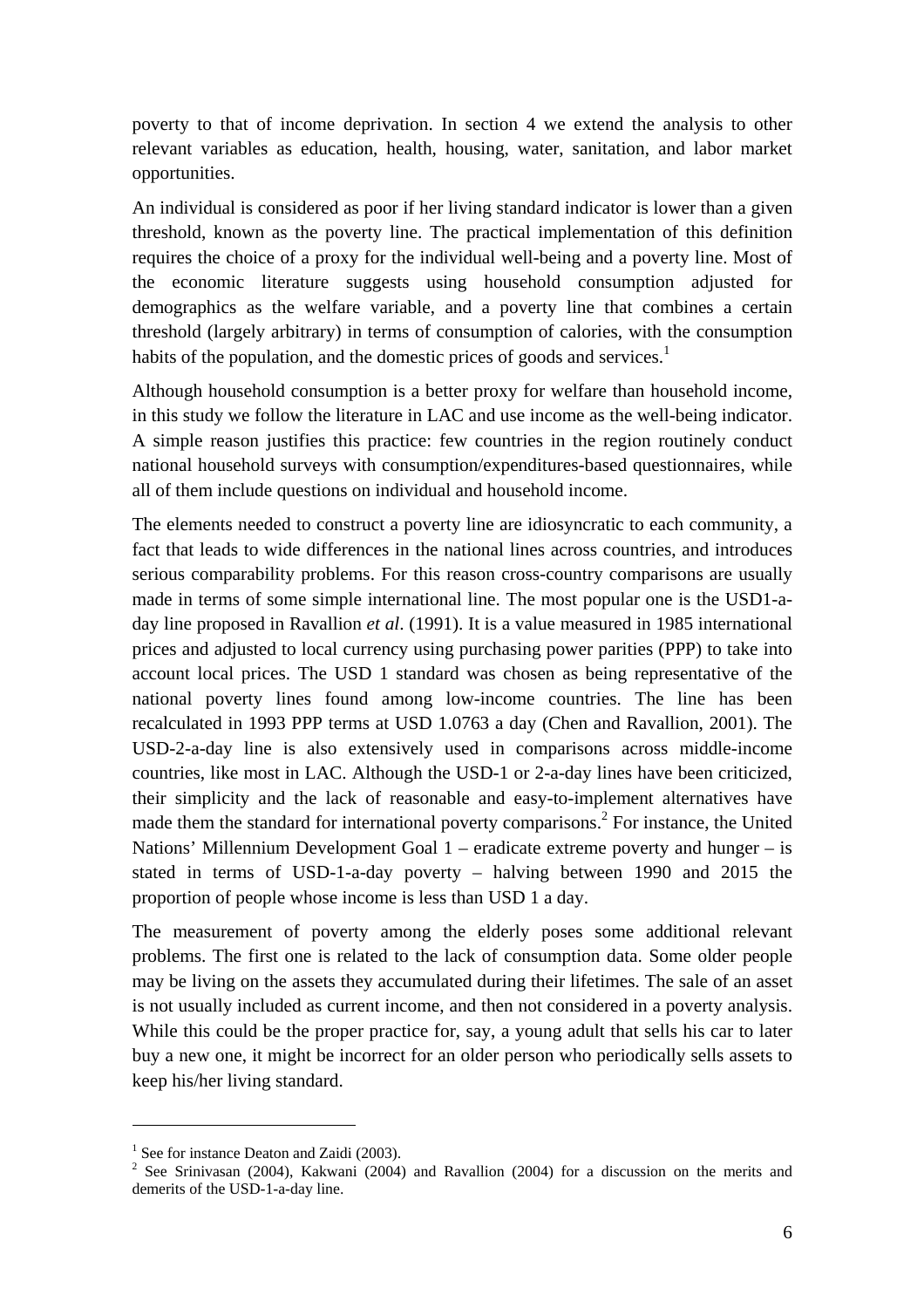poverty to that of income deprivation. In section 4 we extend the analysis to other relevant variables as education, health, housing, water, sanitation, and labor market opportunities.

An individual is considered as poor if her living standard indicator is lower than a given threshold, known as the poverty line. The practical implementation of this definition requires the choice of a proxy for the individual well-being and a poverty line. Most of the economic literature suggests using household consumption adjusted for demographics as the welfare variable, and a poverty line that combines a certain threshold (largely arbitrary) in terms of consumption of calories, with the consumption habits of the population, and the domestic prices of goods and services.[1]

Although household consumption is a better proxy for welfare than household income, in this study we follow the literature in LAC and use income as the well-being indicator. A simple reason justifies this practice: few countries in the region routinely conduct national household surveys with consumption/expenditures-based questionnaires, while all of them include questions on individual and household income.

The elements needed to construct a poverty line are idiosyncratic to each community, a fact that leads to wide differences in the national lines across countries, and introduces serious comparability problems. For this reason cross-country comparisons are usually made in terms of some simple international line. The most popular one is the USD1-a-day line proposed in Ravallion *et al*. (1991). It is a value measured in 1985 international prices and adjusted to local currency using purchasing power parities (PPP) to take into account local prices. The USD 1 standard was chosen as being representative of the national poverty lines found among low-income countries. The line has been recalculated in 1993 PPP terms at USD 1.0763 a day (Chen and Ravallion, 2001). The USD-2-a-day line is also extensively used in comparisons across middle-income countries, like most in LAC. Although the USD-1 or 2-a-day lines have been criticized, their simplicity and the lack of reasonable and easy-to-implement alternatives have made them the standard for international poverty comparisons.[2] For instance, the United Nations' Millennium Development Goal 1 – eradicate extreme poverty and hunger – is stated in terms of USD-1-a-day poverty – halving between 1990 and 2015 the proportion of people whose income is less than USD 1 a day.

The measurement of poverty among the elderly poses some additional relevant problems. The first one is related to the lack of consumption data. Some older people may be living on the assets they accumulated during their lifetimes. The sale of an asset is not usually included as current income, and then not considered in a poverty analysis. While this could be the proper practice for, say, a young adult that sells his car to later buy a new one, it might be incorrect for an older person who periodically sells assets to keep his/her living standard.

---

[1] See for instance Deaton and Zaidi (2003).

[2] See Srinivasan (2004), Kakwani (2004) and Ravallion (2004) for a discussion on the merits and demerits of the USD-1-a-day line.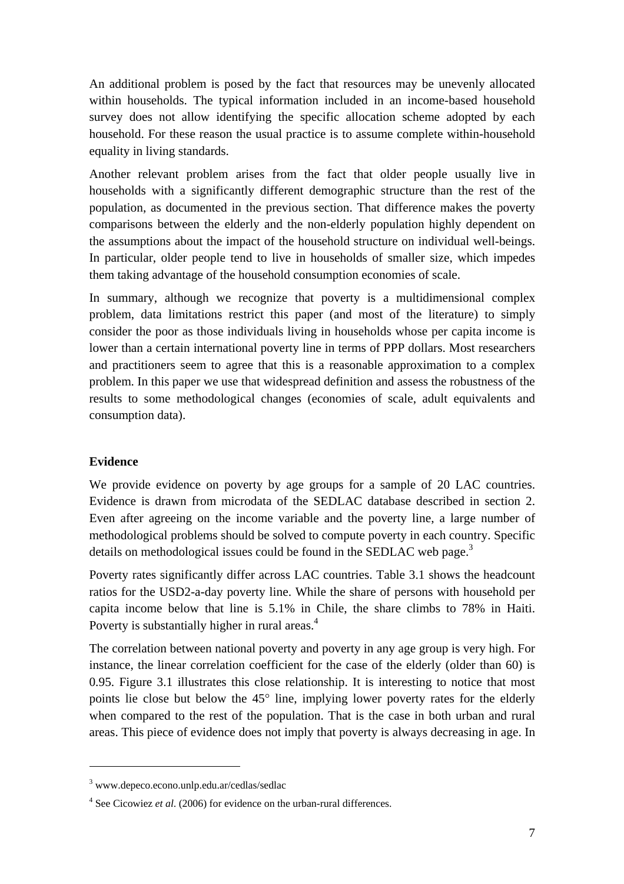An additional problem is posed by the fact that resources may be unevenly allocated within households. The typical information included in an income-based household survey does not allow identifying the specific allocation scheme adopted by each household. For these reason the usual practice is to assume complete within-household equality in living standards.

Another relevant problem arises from the fact that older people usually live in households with a significantly different demographic structure than the rest of the population, as documented in the previous section. That difference makes the poverty comparisons between the elderly and the non-elderly population highly dependent on the assumptions about the impact of the household structure on individual well-beings. In particular, older people tend to live in households of smaller size, which impedes them taking advantage of the household consumption economies of scale.

In summary, although we recognize that poverty is a multidimensional complex problem, data limitations restrict this paper (and most of the literature) to simply consider the poor as those individuals living in households whose per capita income is lower than a certain international poverty line in terms of PPP dollars. Most researchers and practitioners seem to agree that this is a reasonable approximation to a complex problem. In this paper we use that widespread definition and assess the robustness of the results to some methodological changes (economies of scale, adult equivalents and consumption data).

**Evidence**

We provide evidence on poverty by age groups for a sample of 20 LAC countries. Evidence is drawn from microdata of the SEDLAC database described in section 2. Even after agreeing on the income variable and the poverty line, a large number of methodological problems should be solved to compute poverty in each country. Specific details on methodological issues could be found in the SEDLAC web page.[3]

Poverty rates significantly differ across LAC countries. Table 3.1 shows the headcount ratios for the USD2-a-day poverty line. While the share of persons with household per capita income below that line is 5.1% in Chile, the share climbs to 78% in Haiti. Poverty is substantially higher in rural areas.[4]

The correlation between national poverty and poverty in any age group is very high. For instance, the linear correlation coefficient for the case of the elderly (older than 60) is 0.95. Figure 3.1 illustrates this close relationship. It is interesting to notice that most points lie close but below the 45° line, implying lower poverty rates for the elderly when compared to the rest of the population. That is the case in both urban and rural areas. This piece of evidence does not imply that poverty is always decreasing in age. In

[3] www.depeco.econo.unlp.edu.ar/cedlas/sedlac

[4] See Cicowiez *et al.* (2006) for evidence on the urban-rural differences.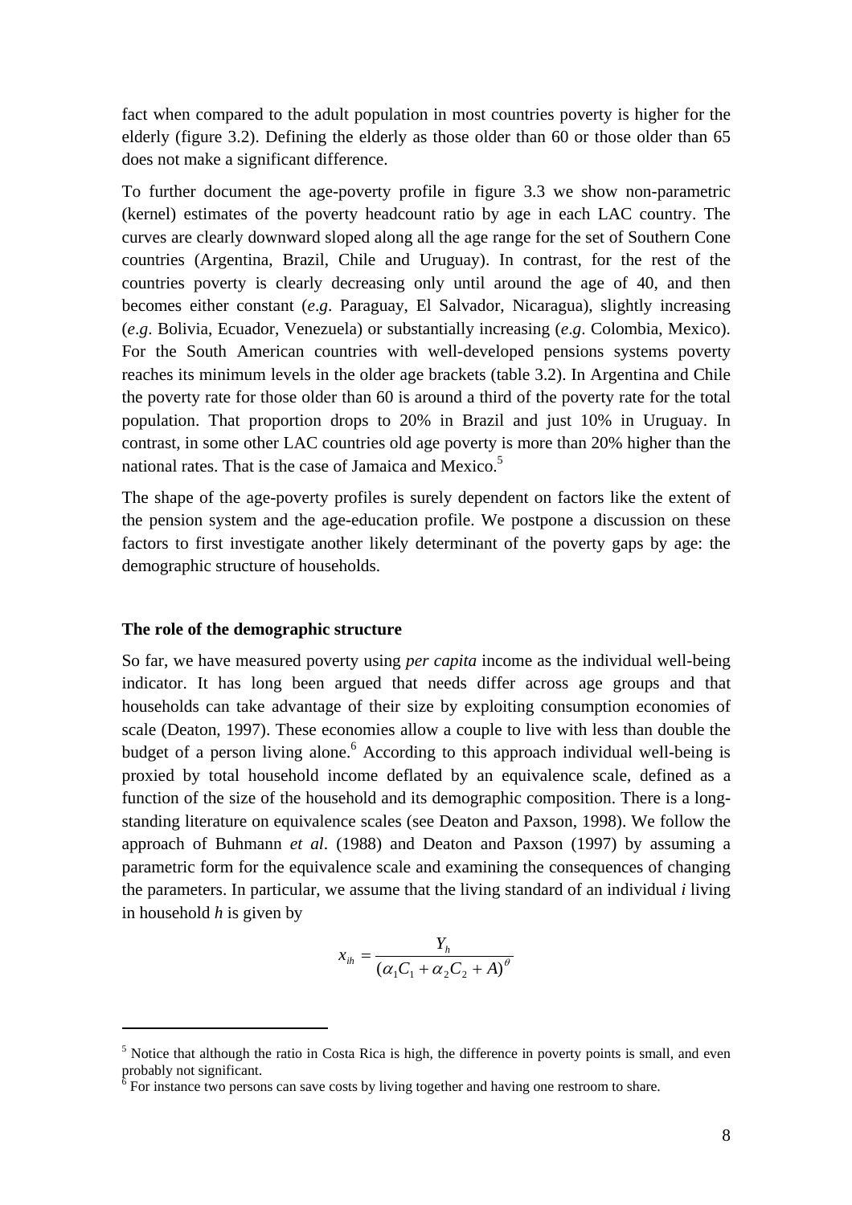fact when compared to the adult population in most countries poverty is higher for the elderly (figure 3.2). Defining the elderly as those older than 60 or those older than 65 does not make a significant difference.

To further document the age-poverty profile in figure 3.3 we show non-parametric (kernel) estimates of the poverty headcount ratio by age in each LAC country. The curves are clearly downward sloped along all the age range for the set of Southern Cone countries (Argentina, Brazil, Chile and Uruguay). In contrast, for the rest of the countries poverty is clearly decreasing only until around the age of 40, and then becomes either constant (*e.g*. Paraguay, El Salvador, Nicaragua), slightly increasing (*e.g*. Bolivia, Ecuador, Venezuela) or substantially increasing (*e.g*. Colombia, Mexico). For the South American countries with well-developed pensions systems poverty reaches its minimum levels in the older age brackets (table 3.2). In Argentina and Chile the poverty rate for those older than 60 is around a third of the poverty rate for the total population. That proportion drops to 20% in Brazil and just 10% in Uruguay. In contrast, in some other LAC countries old age poverty is more than 20% higher than the national rates. That is the case of Jamaica and Mexico.[5]

The shape of the age-poverty profiles is surely dependent on factors like the extent of the pension system and the age-education profile. We postpone a discussion on these factors to first investigate another likely determinant of the poverty gaps by age: the demographic structure of households.

**The role of the demographic structure**

So far, we have measured poverty using *per capita* income as the individual well-being indicator. It has long been argued that needs differ across age groups and that households can take advantage of their size by exploiting consumption economies of scale (Deaton, 1997). These economies allow a couple to live with less than double the budget of a person living alone.[6] According to this approach individual well-being is proxied by total household income deflated by an equivalence scale, defined as a function of the size of the household and its demographic composition. There is a long-standing literature on equivalence scales (see Deaton and Paxson, 1998). We follow the approach of Buhmann *et al*. (1988) and Deaton and Paxson (1997) by assuming a parametric form for the equivalence scale and examining the consequences of changing the parameters. In particular, we assume that the living standard of an individual *i* living in household *h* is given by

$$x_{ih} = \frac{Y_h}{(\alpha_1 C_1 + \alpha_2 C_2 + A)^{\theta}}$$

[5] Notice that although the ratio in Costa Rica is high, the difference in poverty points is small, and even probably not significant.

[6] For instance two persons can save costs by living together and having one restroom to share.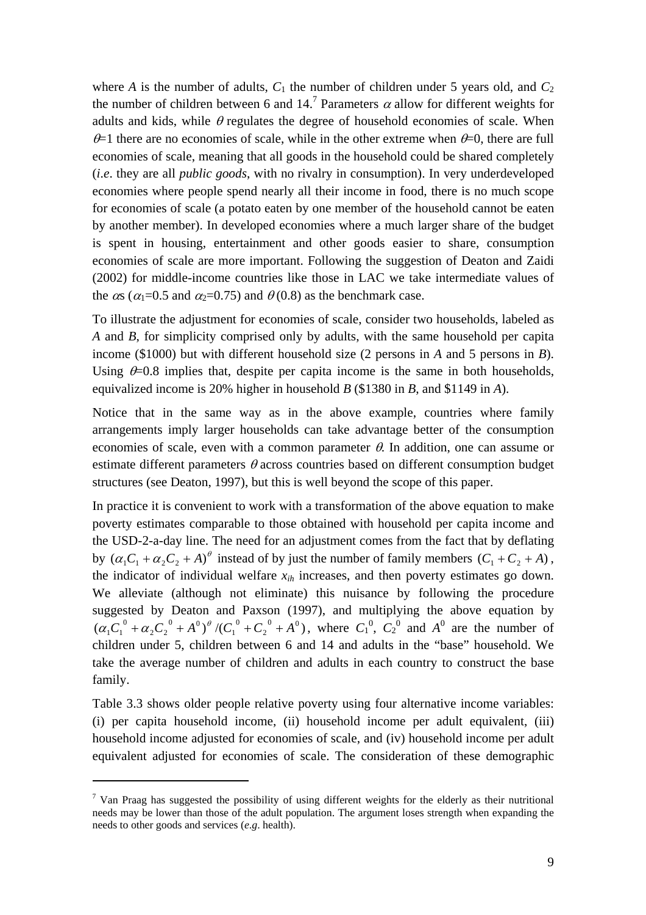where $A$ is the number of adults, $C_1$ the number of children under 5 years old, and $C_2$ the number of children between 6 and 14.[7] Parameters $\alpha$ allow for different weights for adults and kids, while $\theta$ regulates the degree of household economies of scale. When $\theta$=1 there are no economies of scale, while in the other extreme when $\theta$=0, there are full economies of scale, meaning that all goods in the household could be shared completely (*i.e*. they are all *public goods*, with no rivalry in consumption). In very underdeveloped economies where people spend nearly all their income in food, there is no much scope for economies of scale (a potato eaten by one member of the household cannot be eaten by another member). In developed economies where a much larger share of the budget is spent in housing, entertainment and other goods easier to share, consumption economies of scale are more important. Following the suggestion of Deaton and Zaidi (2002) for middle-income countries like those in LAC we take intermediate values of the $\alpha$s ($\alpha_1$=0.5 and $\alpha_2$=0.75) and $\theta$ (0.8) as the benchmark case.

To illustrate the adjustment for economies of scale, consider two households, labeled as *A* and *B*, for simplicity comprised only by adults, with the same household per capita income (\$1000) but with different household size (2 persons in *A* and 5 persons in *B*). Using $\theta$=0.8 implies that, despite per capita income is the same in both households, equivalized income is 20% higher in household *B* (\$1380 in *B*, and \$1149 in *A*).

Notice that in the same way as in the above example, countries where family arrangements imply larger households can take advantage better of the consumption economies of scale, even with a common parameter $\theta$. In addition, one can assume or estimate different parameters $\theta$ across countries based on different consumption budget structures (see Deaton, 1997), but this is well beyond the scope of this paper.

In practice it is convenient to work with a transformation of the above equation to make poverty estimates comparable to those obtained with household per capita income and the USD-2-a-day line. The need for an adjustment comes from the fact that by deflating by $(\alpha_1 C_1 + \alpha_2 C_2 + A)^\theta$ instead of by just the number of family members $(C_1 + C_2 + A)$, the indicator of individual welfare $x_{ih}$ increases, and then poverty estimates go down. We alleviate (although not eliminate) this nuisance by following the procedure suggested by Deaton and Paxson (1997), and multiplying the above equation by $(\alpha_1 C_1^0 + \alpha_2 C_2^0 + A^0)^\theta / (C_1^0 + C_2^0 + A^0)$, where $C_1^0$, $C_2^0$ and $A^0$ are the number of children under 5, children between 6 and 14 and adults in the "base" household. We take the average number of children and adults in each country to construct the base family.

Table 3.3 shows older people relative poverty using four alternative income variables: (i) per capita household income, (ii) household income per adult equivalent, (iii) household income adjusted for economies of scale, and (iv) household income per adult equivalent adjusted for economies of scale. The consideration of these demographic

[7] Van Praag has suggested the possibility of using different weights for the elderly as their nutritional needs may be lower than those of the adult population. The argument loses strength when expanding the needs to other goods and services (*e.g*. health).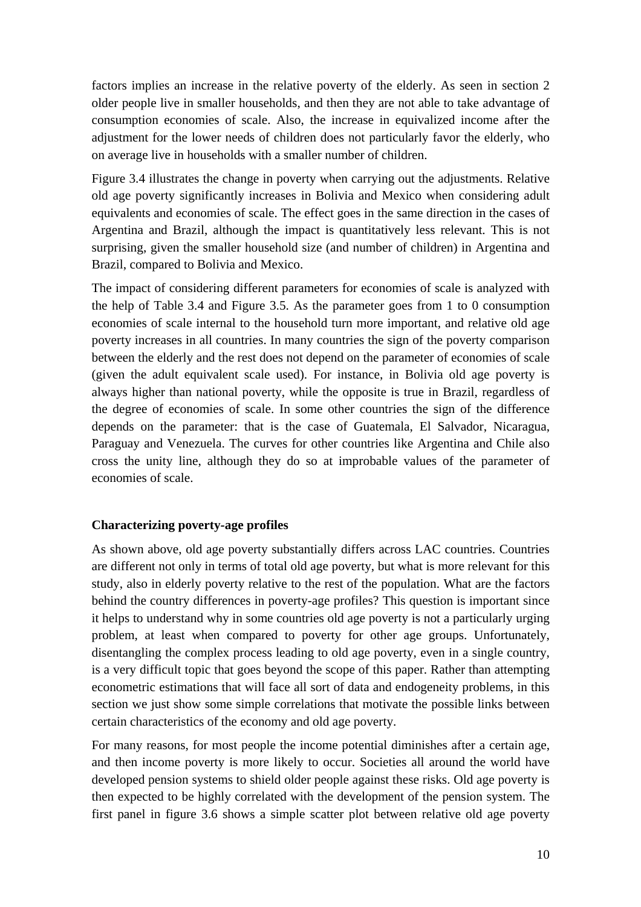factors implies an increase in the relative poverty of the elderly. As seen in section 2 older people live in smaller households, and then they are not able to take advantage of consumption economies of scale. Also, the increase in equivalized income after the adjustment for the lower needs of children does not particularly favor the elderly, who on average live in households with a smaller number of children.

Figure 3.4 illustrates the change in poverty when carrying out the adjustments. Relative old age poverty significantly increases in Bolivia and Mexico when considering adult equivalents and economies of scale. The effect goes in the same direction in the cases of Argentina and Brazil, although the impact is quantitatively less relevant. This is not surprising, given the smaller household size (and number of children) in Argentina and Brazil, compared to Bolivia and Mexico.

The impact of considering different parameters for economies of scale is analyzed with the help of Table 3.4 and Figure 3.5. As the parameter goes from 1 to 0 consumption economies of scale internal to the household turn more important, and relative old age poverty increases in all countries. In many countries the sign of the poverty comparison between the elderly and the rest does not depend on the parameter of economies of scale (given the adult equivalent scale used). For instance, in Bolivia old age poverty is always higher than national poverty, while the opposite is true in Brazil, regardless of the degree of economies of scale. In some other countries the sign of the difference depends on the parameter: that is the case of Guatemala, El Salvador, Nicaragua, Paraguay and Venezuela. The curves for other countries like Argentina and Chile also cross the unity line, although they do so at improbable values of the parameter of economies of scale.

**Characterizing poverty-age profiles**

As shown above, old age poverty substantially differs across LAC countries. Countries are different not only in terms of total old age poverty, but what is more relevant for this study, also in elderly poverty relative to the rest of the population. What are the factors behind the country differences in poverty-age profiles? This question is important since it helps to understand why in some countries old age poverty is not a particularly urging problem, at least when compared to poverty for other age groups. Unfortunately, disentangling the complex process leading to old age poverty, even in a single country, is a very difficult topic that goes beyond the scope of this paper. Rather than attempting econometric estimations that will face all sort of data and endogeneity problems, in this section we just show some simple correlations that motivate the possible links between certain characteristics of the economy and old age poverty.

For many reasons, for most people the income potential diminishes after a certain age, and then income poverty is more likely to occur. Societies all around the world have developed pension systems to shield older people against these risks. Old age poverty is then expected to be highly correlated with the development of the pension system. The first panel in figure 3.6 shows a simple scatter plot between relative old age poverty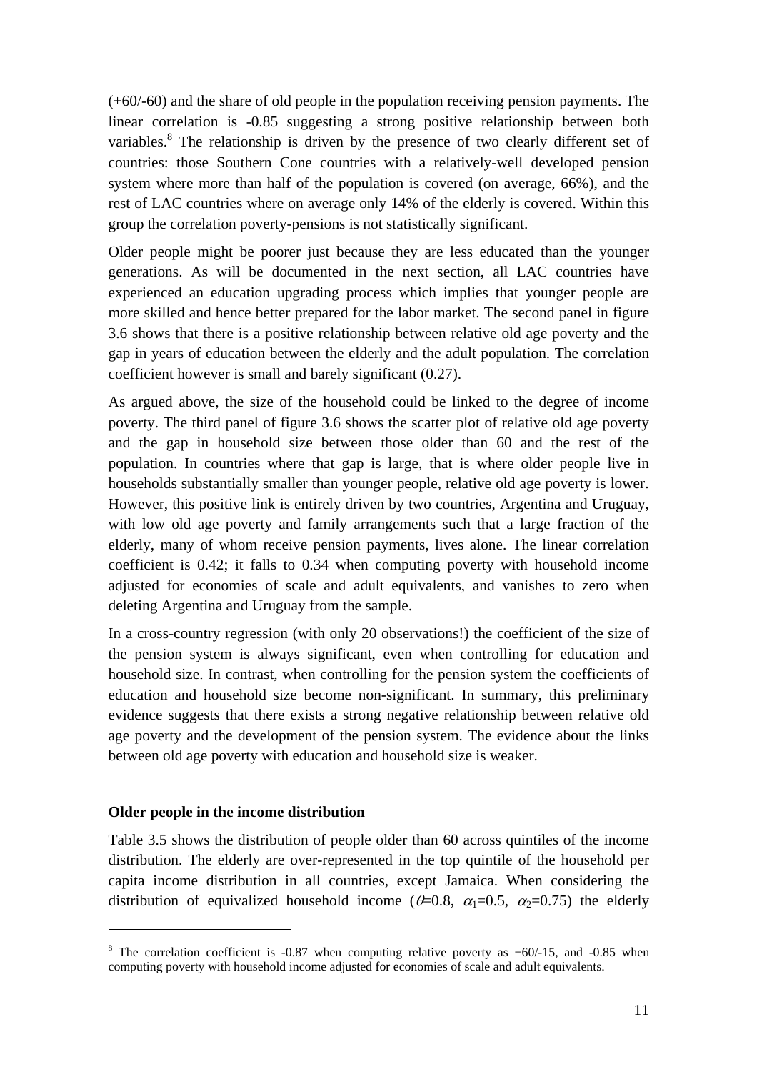(+60/-60) and the share of old people in the population receiving pension payments. The linear correlation is -0.85 suggesting a strong positive relationship between both variables.[8] The relationship is driven by the presence of two clearly different set of countries: those Southern Cone countries with a relatively-well developed pension system where more than half of the population is covered (on average, 66%), and the rest of LAC countries where on average only 14% of the elderly is covered. Within this group the correlation poverty-pensions is not statistically significant.

Older people might be poorer just because they are less educated than the younger generations. As will be documented in the next section, all LAC countries have experienced an education upgrading process which implies that younger people are more skilled and hence better prepared for the labor market. The second panel in figure 3.6 shows that there is a positive relationship between relative old age poverty and the gap in years of education between the elderly and the adult population. The correlation coefficient however is small and barely significant (0.27).

As argued above, the size of the household could be linked to the degree of income poverty. The third panel of figure 3.6 shows the scatter plot of relative old age poverty and the gap in household size between those older than 60 and the rest of the population. In countries where that gap is large, that is where older people live in households substantially smaller than younger people, relative old age poverty is lower. However, this positive link is entirely driven by two countries, Argentina and Uruguay, with low old age poverty and family arrangements such that a large fraction of the elderly, many of whom receive pension payments, lives alone. The linear correlation coefficient is 0.42; it falls to 0.34 when computing poverty with household income adjusted for economies of scale and adult equivalents, and vanishes to zero when deleting Argentina and Uruguay from the sample.

In a cross-country regression (with only 20 observations!) the coefficient of the size of the pension system is always significant, even when controlling for education and household size. In contrast, when controlling for the pension system the coefficients of education and household size become non-significant. In summary, this preliminary evidence suggests that there exists a strong negative relationship between relative old age poverty and the development of the pension system. The evidence about the links between old age poverty with education and household size is weaker.

**Older people in the income distribution**

Table 3.5 shows the distribution of people older than 60 across quintiles of the income distribution. The elderly are over-represented in the top quintile of the household per capita income distribution in all countries, except Jamaica. When considering the distribution of equivalized household income ($\theta$=0.8, $\alpha_1$=0.5, $\alpha_2$=0.75) the elderly

[8] The correlation coefficient is -0.87 when computing relative poverty as +60/-15, and -0.85 when computing poverty with household income adjusted for economies of scale and adult equivalents.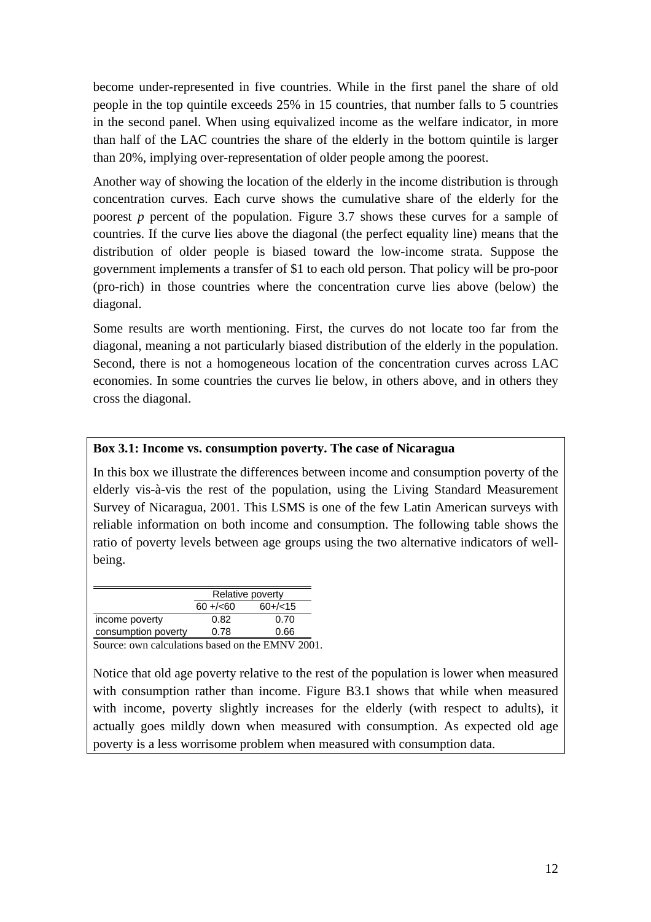become under-represented in five countries. While in the first panel the share of old people in the top quintile exceeds 25% in 15 countries, that number falls to 5 countries in the second panel. When using equivalized income as the welfare indicator, in more than half of the LAC countries the share of the elderly in the bottom quintile is larger than 20%, implying over-representation of older people among the poorest.

Another way of showing the location of the elderly in the income distribution is through concentration curves. Each curve shows the cumulative share of the elderly for the poorest *p* percent of the population. Figure 3.7 shows these curves for a sample of countries. If the curve lies above the diagonal (the perfect equality line) means that the distribution of older people is biased toward the low-income strata. Suppose the government implements a transfer of $1 to each old person. That policy will be pro-poor (pro-rich) in those countries where the concentration curve lies above (below) the diagonal.

Some results are worth mentioning. First, the curves do not locate too far from the diagonal, meaning a not particularly biased distribution of the elderly in the population. Second, there is not a homogeneous location of the concentration curves across LAC economies. In some countries the curves lie below, in others above, and in others they cross the diagonal.

**Box 3.1: Income vs. consumption poverty. The case of Nicaragua**

In this box we illustrate the differences between income and consumption poverty of the elderly vis-à-vis the rest of the population, using the Living Standard Measurement Survey of Nicaragua, 2001. This LSMS is one of the few Latin American surveys with reliable information on both income and consumption. The following table shows the ratio of poverty levels between age groups using the two alternative indicators of well-being.

| | Relative poverty | |
|---|---|---|
| | 60 +/<60 | 60+/<15 |
| income poverty | 0.82 | 0.70 |
| consumption poverty | 0.78 | 0.66 |

Source: own calculations based on the EMNV 2001.

Notice that old age poverty relative to the rest of the population is lower when measured with consumption rather than income. Figure B3.1 shows that while when measured with income, poverty slightly increases for the elderly (with respect to adults), it actually goes mildly down when measured with consumption. As expected old age poverty is a less worrisome problem when measured with consumption data.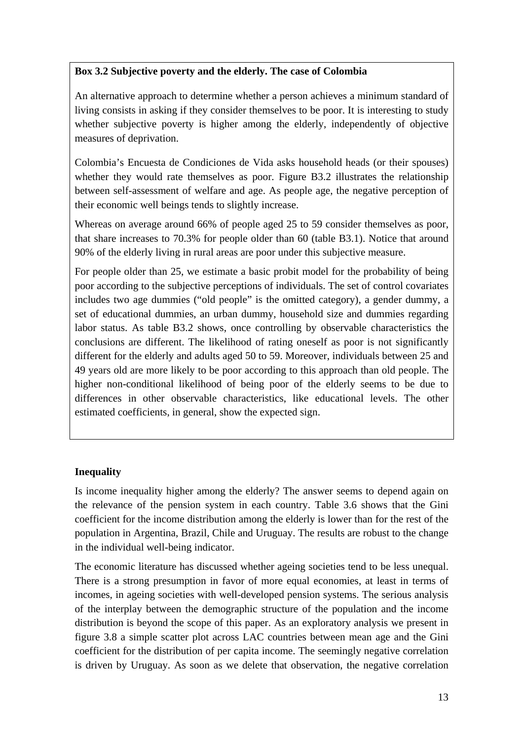**Box 3.2 Subjective poverty and the elderly. The case of Colombia**

An alternative approach to determine whether a person achieves a minimum standard of living consists in asking if they consider themselves to be poor. It is interesting to study whether subjective poverty is higher among the elderly, independently of objective measures of deprivation.

Colombia's Encuesta de Condiciones de Vida asks household heads (or their spouses) whether they would rate themselves as poor. Figure B3.2 illustrates the relationship between self-assessment of welfare and age. As people age, the negative perception of their economic well beings tends to slightly increase.

Whereas on average around 66% of people aged 25 to 59 consider themselves as poor, that share increases to 70.3% for people older than 60 (table B3.1). Notice that around 90% of the elderly living in rural areas are poor under this subjective measure.

For people older than 25, we estimate a basic probit model for the probability of being poor according to the subjective perceptions of individuals. The set of control covariates includes two age dummies ("old people" is the omitted category), a gender dummy, a set of educational dummies, an urban dummy, household size and dummies regarding labor status. As table B3.2 shows, once controlling by observable characteristics the conclusions are different. The likelihood of rating oneself as poor is not significantly different for the elderly and adults aged 50 to 59. Moreover, individuals between 25 and 49 years old are more likely to be poor according to this approach than old people. The higher non-conditional likelihood of being poor of the elderly seems to be due to differences in other observable characteristics, like educational levels. The other estimated coefficients, in general, show the expected sign.

**Inequality**

Is income inequality higher among the elderly? The answer seems to depend again on the relevance of the pension system in each country. Table 3.6 shows that the Gini coefficient for the income distribution among the elderly is lower than for the rest of the population in Argentina, Brazil, Chile and Uruguay. The results are robust to the change in the individual well-being indicator.

The economic literature has discussed whether ageing societies tend to be less unequal. There is a strong presumption in favor of more equal economies, at least in terms of incomes, in ageing societies with well-developed pension systems. The serious analysis of the interplay between the demographic structure of the population and the income distribution is beyond the scope of this paper. As an exploratory analysis we present in figure 3.8 a simple scatter plot across LAC countries between mean age and the Gini coefficient for the distribution of per capita income. The seemingly negative correlation is driven by Uruguay. As soon as we delete that observation, the negative correlation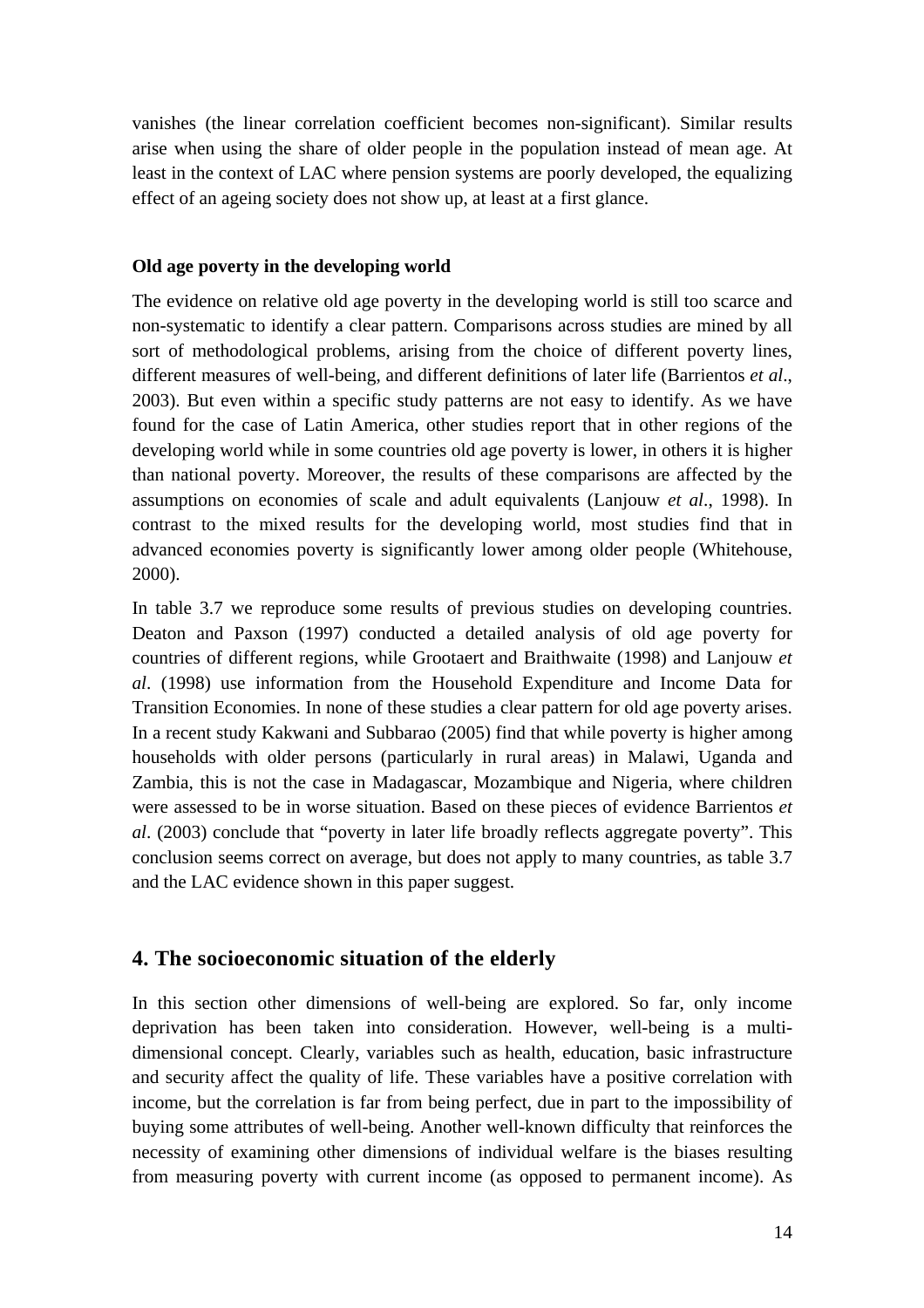vanishes (the linear correlation coefficient becomes non-significant). Similar results arise when using the share of older people in the population instead of mean age. At least in the context of LAC where pension systems are poorly developed, the equalizing effect of an ageing society does not show up, at least at a first glance.

**Old age poverty in the developing world**

The evidence on relative old age poverty in the developing world is still too scarce and non-systematic to identify a clear pattern. Comparisons across studies are mined by all sort of methodological problems, arising from the choice of different poverty lines, different measures of well-being, and different definitions of later life (Barrientos *et al*., 2003). But even within a specific study patterns are not easy to identify. As we have found for the case of Latin America, other studies report that in other regions of the developing world while in some countries old age poverty is lower, in others it is higher than national poverty. Moreover, the results of these comparisons are affected by the assumptions on economies of scale and adult equivalents (Lanjouw *et al*., 1998). In contrast to the mixed results for the developing world, most studies find that in advanced economies poverty is significantly lower among older people (Whitehouse, 2000).

In table 3.7 we reproduce some results of previous studies on developing countries. Deaton and Paxson (1997) conducted a detailed analysis of old age poverty for countries of different regions, while Grootaert and Braithwaite (1998) and Lanjouw *et al*. (1998) use information from the Household Expenditure and Income Data for Transition Economies. In none of these studies a clear pattern for old age poverty arises. In a recent study Kakwani and Subbarao (2005) find that while poverty is higher among households with older persons (particularly in rural areas) in Malawi, Uganda and Zambia, this is not the case in Madagascar, Mozambique and Nigeria, where children were assessed to be in worse situation. Based on these pieces of evidence Barrientos *et al*. (2003) conclude that "poverty in later life broadly reflects aggregate poverty". This conclusion seems correct on average, but does not apply to many countries, as table 3.7 and the LAC evidence shown in this paper suggest.

## 4. The socioeconomic situation of the elderly

In this section other dimensions of well-being are explored. So far, only income deprivation has been taken into consideration. However, well-being is a multi-dimensional concept. Clearly, variables such as health, education, basic infrastructure and security affect the quality of life. These variables have a positive correlation with income, but the correlation is far from being perfect, due in part to the impossibility of buying some attributes of well-being. Another well-known difficulty that reinforces the necessity of examining other dimensions of individual welfare is the biases resulting from measuring poverty with current income (as opposed to permanent income). As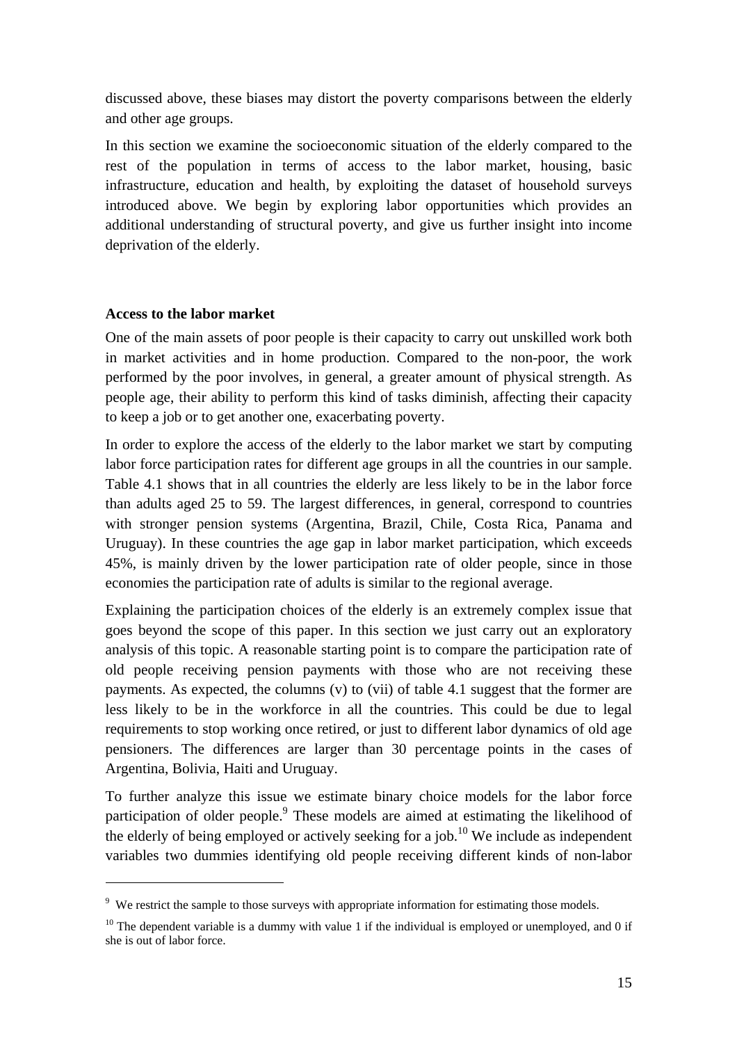discussed above, these biases may distort the poverty comparisons between the elderly and other age groups.

In this section we examine the socioeconomic situation of the elderly compared to the rest of the population in terms of access to the labor market, housing, basic infrastructure, education and health, by exploiting the dataset of household surveys introduced above. We begin by exploring labor opportunities which provides an additional understanding of structural poverty, and give us further insight into income deprivation of the elderly.

**Access to the labor market**

One of the main assets of poor people is their capacity to carry out unskilled work both in market activities and in home production. Compared to the non-poor, the work performed by the poor involves, in general, a greater amount of physical strength. As people age, their ability to perform this kind of tasks diminish, affecting their capacity to keep a job or to get another one, exacerbating poverty.

In order to explore the access of the elderly to the labor market we start by computing labor force participation rates for different age groups in all the countries in our sample. Table 4.1 shows that in all countries the elderly are less likely to be in the labor force than adults aged 25 to 59. The largest differences, in general, correspond to countries with stronger pension systems (Argentina, Brazil, Chile, Costa Rica, Panama and Uruguay). In these countries the age gap in labor market participation, which exceeds 45%, is mainly driven by the lower participation rate of older people, since in those economies the participation rate of adults is similar to the regional average.

Explaining the participation choices of the elderly is an extremely complex issue that goes beyond the scope of this paper. In this section we just carry out an exploratory analysis of this topic. A reasonable starting point is to compare the participation rate of old people receiving pension payments with those who are not receiving these payments. As expected, the columns (v) to (vii) of table 4.1 suggest that the former are less likely to be in the workforce in all the countries. This could be due to legal requirements to stop working once retired, or just to different labor dynamics of old age pensioners. The differences are larger than 30 percentage points in the cases of Argentina, Bolivia, Haiti and Uruguay.

To further analyze this issue we estimate binary choice models for the labor force participation of older people.[9] These models are aimed at estimating the likelihood of the elderly of being employed or actively seeking for a job.[10] We include as independent variables two dummies identifying old people receiving different kinds of non-labor

---

[9] We restrict the sample to those surveys with appropriate information for estimating those models.

[10] The dependent variable is a dummy with value 1 if the individual is employed or unemployed, and 0 if she is out of labor force.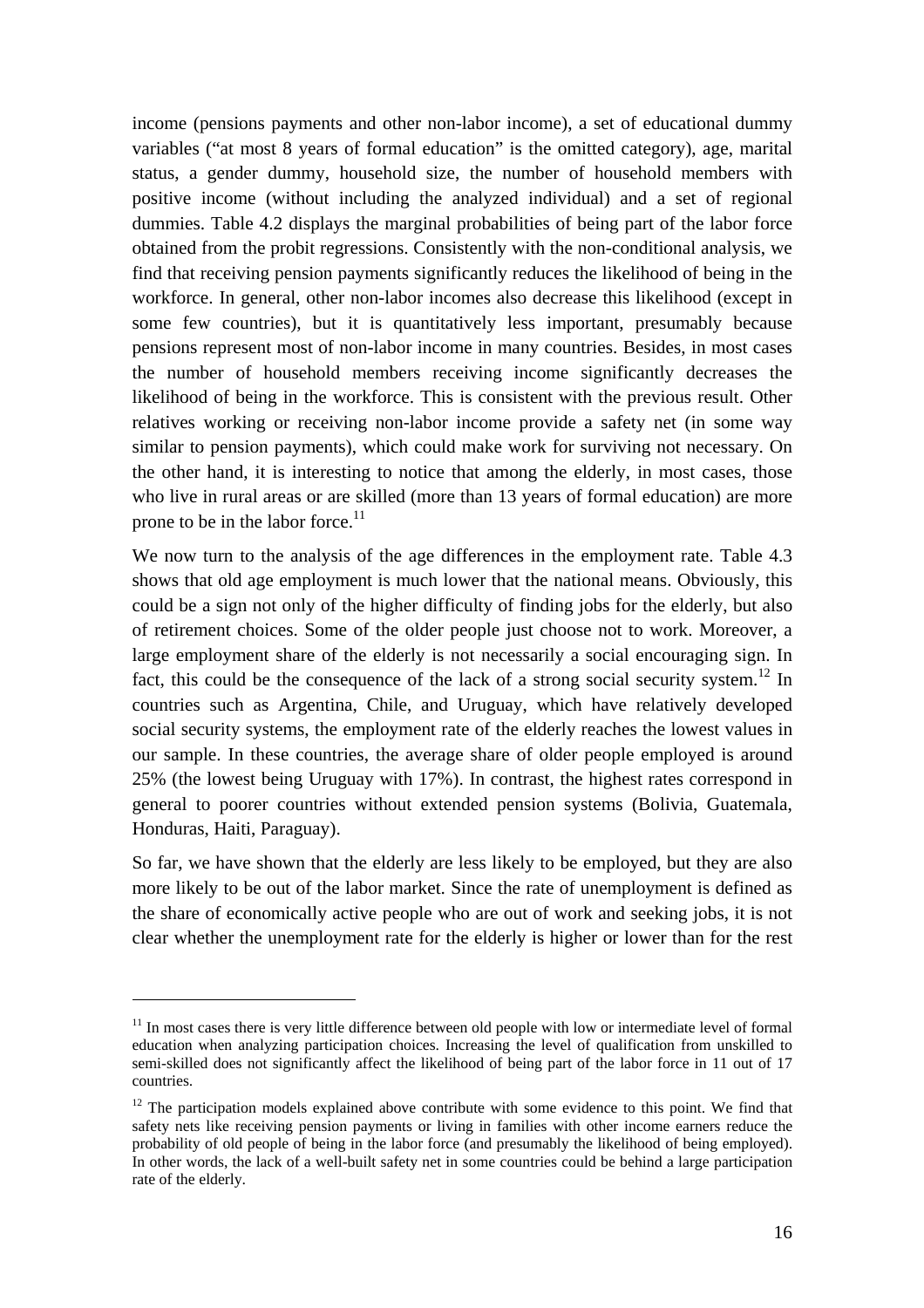income (pensions payments and other non-labor income), a set of educational dummy variables ("at most 8 years of formal education" is the omitted category), age, marital status, a gender dummy, household size, the number of household members with positive income (without including the analyzed individual) and a set of regional dummies. Table 4.2 displays the marginal probabilities of being part of the labor force obtained from the probit regressions. Consistently with the non-conditional analysis, we find that receiving pension payments significantly reduces the likelihood of being in the workforce. In general, other non-labor incomes also decrease this likelihood (except in some few countries), but it is quantitatively less important, presumably because pensions represent most of non-labor income in many countries. Besides, in most cases the number of household members receiving income significantly decreases the likelihood of being in the workforce. This is consistent with the previous result. Other relatives working or receiving non-labor income provide a safety net (in some way similar to pension payments), which could make work for surviving not necessary. On the other hand, it is interesting to notice that among the elderly, in most cases, those who live in rural areas or are skilled (more than 13 years of formal education) are more prone to be in the labor force.[11]

We now turn to the analysis of the age differences in the employment rate. Table 4.3 shows that old age employment is much lower that the national means. Obviously, this could be a sign not only of the higher difficulty of finding jobs for the elderly, but also of retirement choices. Some of the older people just choose not to work. Moreover, a large employment share of the elderly is not necessarily a social encouraging sign. In fact, this could be the consequence of the lack of a strong social security system.[12] In countries such as Argentina, Chile, and Uruguay, which have relatively developed social security systems, the employment rate of the elderly reaches the lowest values in our sample. In these countries, the average share of older people employed is around 25% (the lowest being Uruguay with 17%). In contrast, the highest rates correspond in general to poorer countries without extended pension systems (Bolivia, Guatemala, Honduras, Haiti, Paraguay).

So far, we have shown that the elderly are less likely to be employed, but they are also more likely to be out of the labor market. Since the rate of unemployment is defined as the share of economically active people who are out of work and seeking jobs, it is not clear whether the unemployment rate for the elderly is higher or lower than for the rest

[11] In most cases there is very little difference between old people with low or intermediate level of formal education when analyzing participation choices. Increasing the level of qualification from unskilled to semi-skilled does not significantly affect the likelihood of being part of the labor force in 11 out of 17 countries.

[12] The participation models explained above contribute with some evidence to this point. We find that safety nets like receiving pension payments or living in families with other income earners reduce the probability of old people of being in the labor force (and presumably the likelihood of being employed). In other words, the lack of a well-built safety net in some countries could be behind a large participation rate of the elderly.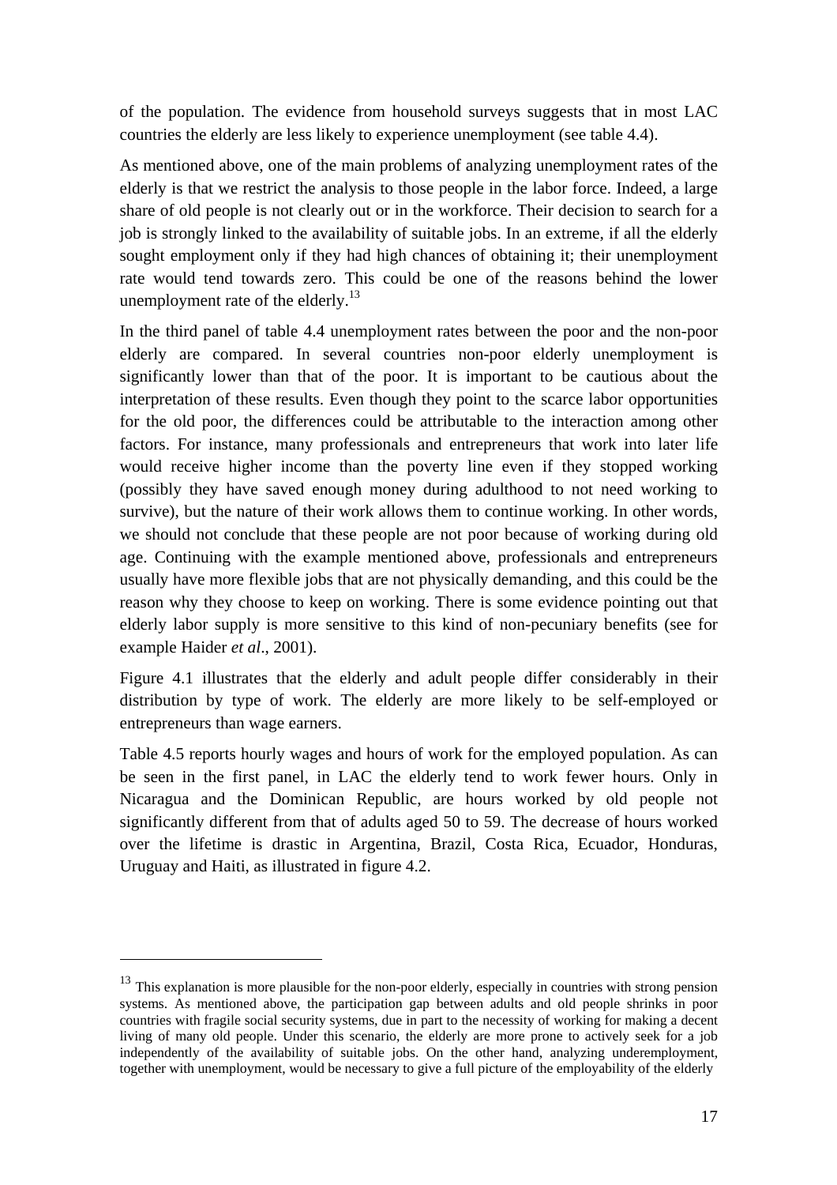of the population. The evidence from household surveys suggests that in most LAC countries the elderly are less likely to experience unemployment (see table 4.4).

As mentioned above, one of the main problems of analyzing unemployment rates of the elderly is that we restrict the analysis to those people in the labor force. Indeed, a large share of old people is not clearly out or in the workforce. Their decision to search for a job is strongly linked to the availability of suitable jobs. In an extreme, if all the elderly sought employment only if they had high chances of obtaining it; their unemployment rate would tend towards zero. This could be one of the reasons behind the lower unemployment rate of the elderly.[13]

In the third panel of table 4.4 unemployment rates between the poor and the non-poor elderly are compared. In several countries non-poor elderly unemployment is significantly lower than that of the poor. It is important to be cautious about the interpretation of these results. Even though they point to the scarce labor opportunities for the old poor, the differences could be attributable to the interaction among other factors. For instance, many professionals and entrepreneurs that work into later life would receive higher income than the poverty line even if they stopped working (possibly they have saved enough money during adulthood to not need working to survive), but the nature of their work allows them to continue working. In other words, we should not conclude that these people are not poor because of working during old age. Continuing with the example mentioned above, professionals and entrepreneurs usually have more flexible jobs that are not physically demanding, and this could be the reason why they choose to keep on working. There is some evidence pointing out that elderly labor supply is more sensitive to this kind of non-pecuniary benefits (see for example Haider *et al*., 2001).

Figure 4.1 illustrates that the elderly and adult people differ considerably in their distribution by type of work. The elderly are more likely to be self-employed or entrepreneurs than wage earners.

Table 4.5 reports hourly wages and hours of work for the employed population. As can be seen in the first panel, in LAC the elderly tend to work fewer hours. Only in Nicaragua and the Dominican Republic, are hours worked by old people not significantly different from that of adults aged 50 to 59. The decrease of hours worked over the lifetime is drastic in Argentina, Brazil, Costa Rica, Ecuador, Honduras, Uruguay and Haiti, as illustrated in figure 4.2.

---

[13] This explanation is more plausible for the non-poor elderly, especially in countries with strong pension systems. As mentioned above, the participation gap between adults and old people shrinks in poor countries with fragile social security systems, due in part to the necessity of working for making a decent living of many old people. Under this scenario, the elderly are more prone to actively seek for a job independently of the availability of suitable jobs. On the other hand, analyzing underemployment, together with unemployment, would be necessary to give a full picture of the employability of the elderly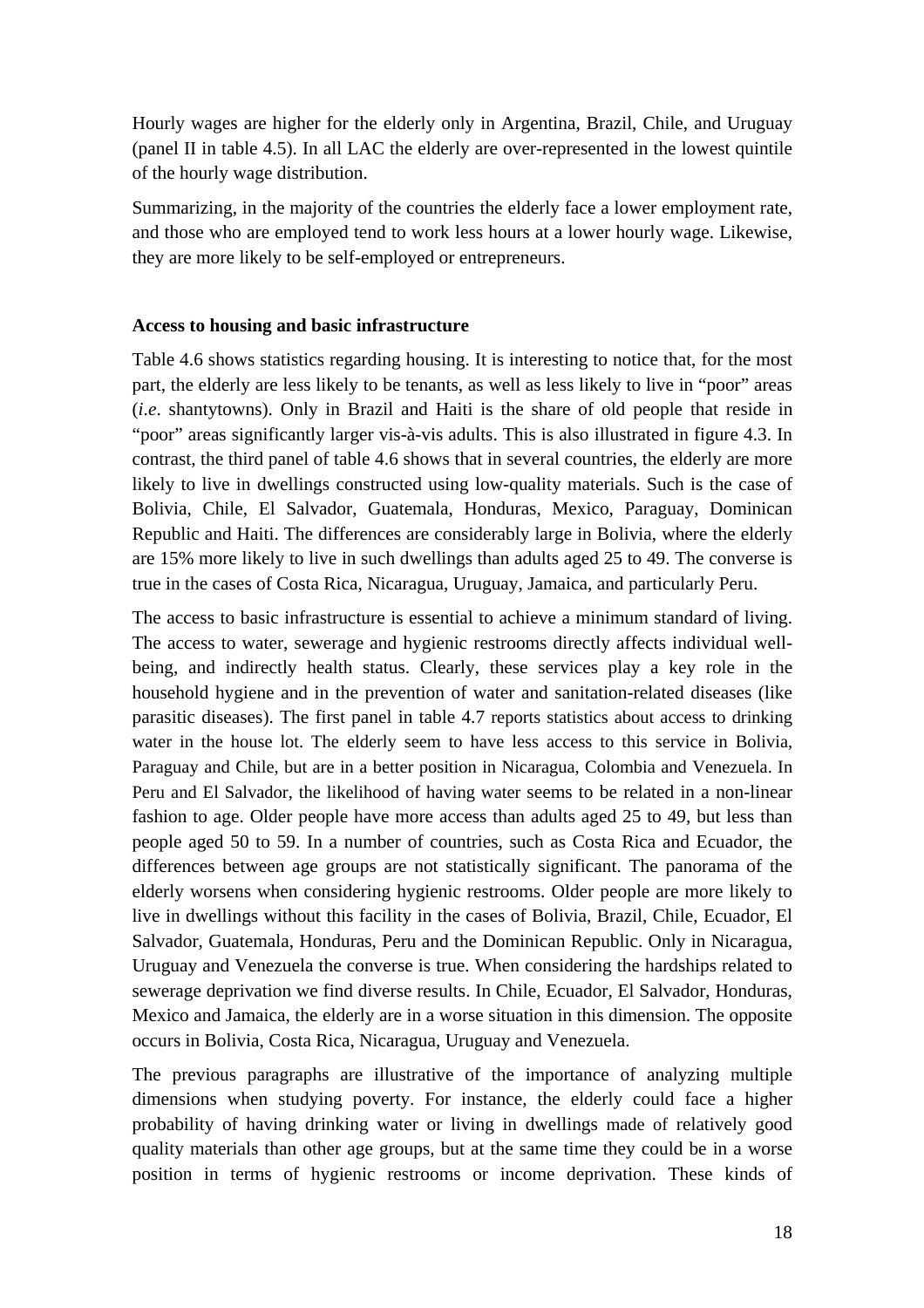Hourly wages are higher for the elderly only in Argentina, Brazil, Chile, and Uruguay (panel II in table 4.5). In all LAC the elderly are over-represented in the lowest quintile of the hourly wage distribution.

Summarizing, in the majority of the countries the elderly face a lower employment rate, and those who are employed tend to work less hours at a lower hourly wage. Likewise, they are more likely to be self-employed or entrepreneurs.

**Access to housing and basic infrastructure**

Table 4.6 shows statistics regarding housing. It is interesting to notice that, for the most part, the elderly are less likely to be tenants, as well as less likely to live in "poor" areas (*i.e*. shantytowns). Only in Brazil and Haiti is the share of old people that reside in "poor" areas significantly larger vis-à-vis adults. This is also illustrated in figure 4.3. In contrast, the third panel of table 4.6 shows that in several countries, the elderly are more likely to live in dwellings constructed using low-quality materials. Such is the case of Bolivia, Chile, El Salvador, Guatemala, Honduras, Mexico, Paraguay, Dominican Republic and Haiti. The differences are considerably large in Bolivia, where the elderly are 15% more likely to live in such dwellings than adults aged 25 to 49. The converse is true in the cases of Costa Rica, Nicaragua, Uruguay, Jamaica, and particularly Peru.

The access to basic infrastructure is essential to achieve a minimum standard of living. The access to water, sewerage and hygienic restrooms directly affects individual well-being, and indirectly health status. Clearly, these services play a key role in the household hygiene and in the prevention of water and sanitation-related diseases (like parasitic diseases). The first panel in table 4.7 reports statistics about access to drinking water in the house lot. The elderly seem to have less access to this service in Bolivia, Paraguay and Chile, but are in a better position in Nicaragua, Colombia and Venezuela. In Peru and El Salvador, the likelihood of having water seems to be related in a non-linear fashion to age. Older people have more access than adults aged 25 to 49, but less than people aged 50 to 59. In a number of countries, such as Costa Rica and Ecuador, the differences between age groups are not statistically significant. The panorama of the elderly worsens when considering hygienic restrooms. Older people are more likely to live in dwellings without this facility in the cases of Bolivia, Brazil, Chile, Ecuador, El Salvador, Guatemala, Honduras, Peru and the Dominican Republic. Only in Nicaragua, Uruguay and Venezuela the converse is true. When considering the hardships related to sewerage deprivation we find diverse results. In Chile, Ecuador, El Salvador, Honduras, Mexico and Jamaica, the elderly are in a worse situation in this dimension. The opposite occurs in Bolivia, Costa Rica, Nicaragua, Uruguay and Venezuela.

The previous paragraphs are illustrative of the importance of analyzing multiple dimensions when studying poverty. For instance, the elderly could face a higher probability of having drinking water or living in dwellings made of relatively good quality materials than other age groups, but at the same time they could be in a worse position in terms of hygienic restrooms or income deprivation. These kinds of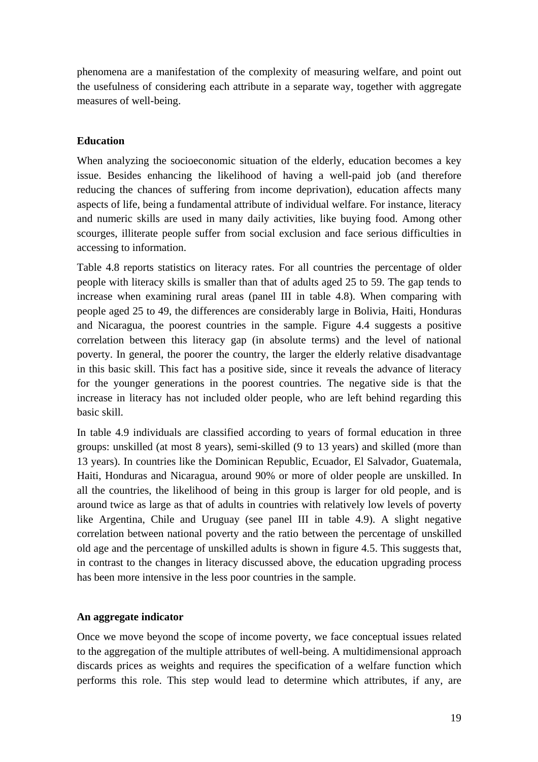phenomena are a manifestation of the complexity of measuring welfare, and point out the usefulness of considering each attribute in a separate way, together with aggregate measures of well-being.

## Education

When analyzing the socioeconomic situation of the elderly, education becomes a key issue. Besides enhancing the likelihood of having a well-paid job (and therefore reducing the chances of suffering from income deprivation), education affects many aspects of life, being a fundamental attribute of individual welfare. For instance, literacy and numeric skills are used in many daily activities, like buying food. Among other scourges, illiterate people suffer from social exclusion and face serious difficulties in accessing to information.

Table 4.8 reports statistics on literacy rates. For all countries the percentage of older people with literacy skills is smaller than that of adults aged 25 to 59. The gap tends to increase when examining rural areas (panel III in table 4.8). When comparing with people aged 25 to 49, the differences are considerably large in Bolivia, Haiti, Honduras and Nicaragua, the poorest countries in the sample. Figure 4.4 suggests a positive correlation between this literacy gap (in absolute terms) and the level of national poverty. In general, the poorer the country, the larger the elderly relative disadvantage in this basic skill. This fact has a positive side, since it reveals the advance of literacy for the younger generations in the poorest countries. The negative side is that the increase in literacy has not included older people, who are left behind regarding this basic skill.

In table 4.9 individuals are classified according to years of formal education in three groups: unskilled (at most 8 years), semi-skilled (9 to 13 years) and skilled (more than 13 years). In countries like the Dominican Republic, Ecuador, El Salvador, Guatemala, Haiti, Honduras and Nicaragua, around 90% or more of older people are unskilled. In all the countries, the likelihood of being in this group is larger for old people, and is around twice as large as that of adults in countries with relatively low levels of poverty like Argentina, Chile and Uruguay (see panel III in table 4.9). A slight negative correlation between national poverty and the ratio between the percentage of unskilled old age and the percentage of unskilled adults is shown in figure 4.5. This suggests that, in contrast to the changes in literacy discussed above, the education upgrading process has been more intensive in the less poor countries in the sample.

## An aggregate indicator

Once we move beyond the scope of income poverty, we face conceptual issues related to the aggregation of the multiple attributes of well-being. A multidimensional approach discards prices as weights and requires the specification of a welfare function which performs this role. This step would lead to determine which attributes, if any, are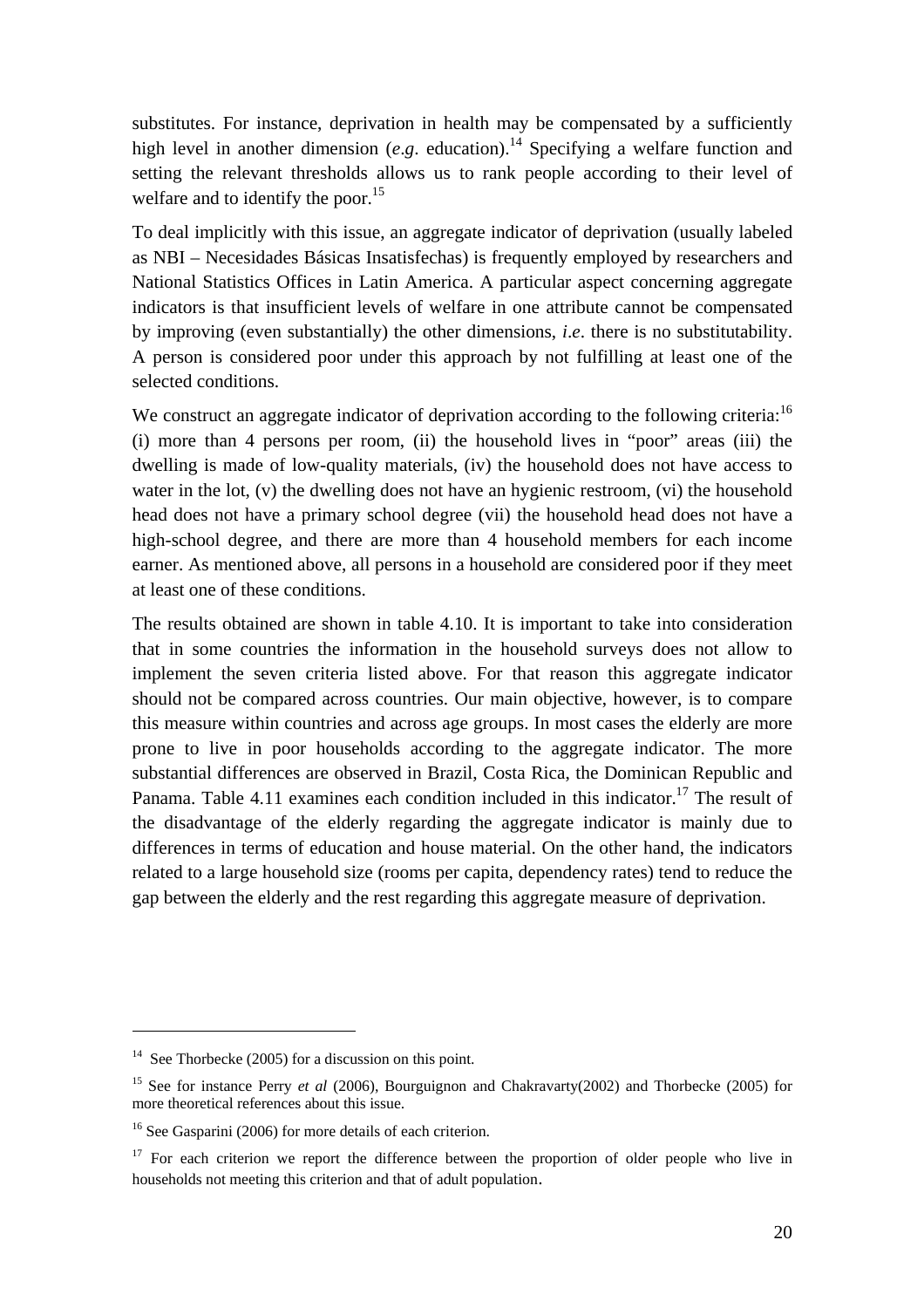substitutes. For instance, deprivation in health may be compensated by a sufficiently high level in another dimension (*e.g*. education).[14] Specifying a welfare function and setting the relevant thresholds allows us to rank people according to their level of welfare and to identify the poor.[15]

To deal implicitly with this issue, an aggregate indicator of deprivation (usually labeled as NBI – Necesidades Básicas Insatisfechas) is frequently employed by researchers and National Statistics Offices in Latin America. A particular aspect concerning aggregate indicators is that insufficient levels of welfare in one attribute cannot be compensated by improving (even substantially) the other dimensions, *i.e*. there is no substitutability. A person is considered poor under this approach by not fulfilling at least one of the selected conditions.

We construct an aggregate indicator of deprivation according to the following criteria:[16] (i) more than 4 persons per room, (ii) the household lives in "poor" areas (iii) the dwelling is made of low-quality materials, (iv) the household does not have access to water in the lot, (v) the dwelling does not have an hygienic restroom, (vi) the household head does not have a primary school degree (vii) the household head does not have a high-school degree, and there are more than 4 household members for each income earner. As mentioned above, all persons in a household are considered poor if they meet at least one of these conditions.

The results obtained are shown in table 4.10. It is important to take into consideration that in some countries the information in the household surveys does not allow to implement the seven criteria listed above. For that reason this aggregate indicator should not be compared across countries. Our main objective, however, is to compare this measure within countries and across age groups. In most cases the elderly are more prone to live in poor households according to the aggregate indicator. The more substantial differences are observed in Brazil, Costa Rica, the Dominican Republic and Panama. Table 4.11 examines each condition included in this indicator.[17] The result of the disadvantage of the elderly regarding the aggregate indicator is mainly due to differences in terms of education and house material. On the other hand, the indicators related to a large household size (rooms per capita, dependency rates) tend to reduce the gap between the elderly and the rest regarding this aggregate measure of deprivation.

---

[14] See Thorbecke (2005) for a discussion on this point.

[15] See for instance Perry *et al* (2006), Bourguignon and Chakravarty(2002) and Thorbecke (2005) for more theoretical references about this issue.

[16] See Gasparini (2006) for more details of each criterion.

[17] For each criterion we report the difference between the proportion of older people who live in households not meeting this criterion and that of adult population.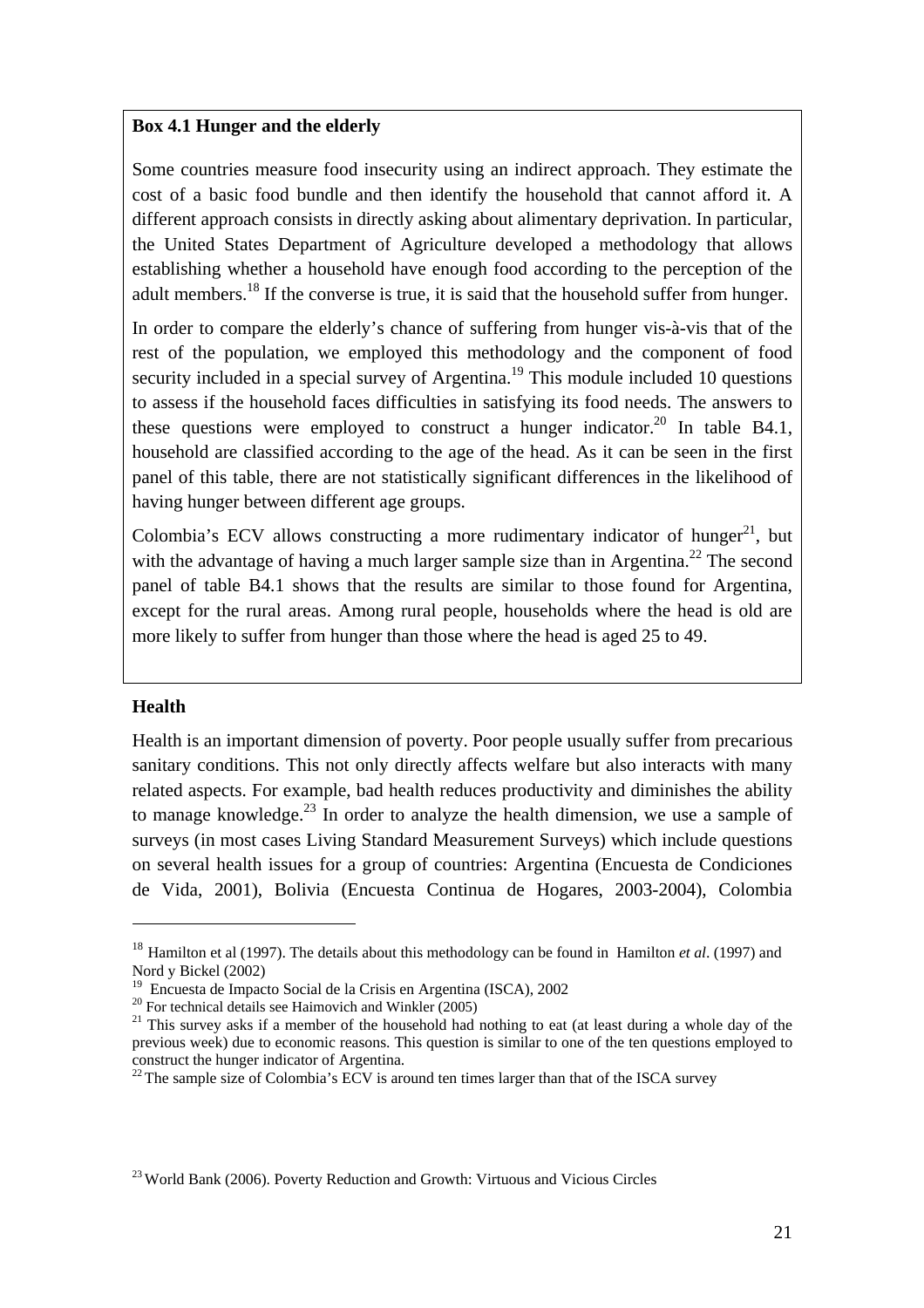**Box 4.1 Hunger and the elderly**

Some countries measure food insecurity using an indirect approach. They estimate the cost of a basic food bundle and then identify the household that cannot afford it. A different approach consists in directly asking about alimentary deprivation. In particular, the United States Department of Agriculture developed a methodology that allows establishing whether a household have enough food according to the perception of the adult members.[18] If the converse is true, it is said that the household suffer from hunger.

In order to compare the elderly's chance of suffering from hunger vis-à-vis that of the rest of the population, we employed this methodology and the component of food security included in a special survey of Argentina.[19] This module included 10 questions to assess if the household faces difficulties in satisfying its food needs. The answers to these questions were employed to construct a hunger indicator.[20] In table B4.1, household are classified according to the age of the head. As it can be seen in the first panel of this table, there are not statistically significant differences in the likelihood of having hunger between different age groups.

Colombia's ECV allows constructing a more rudimentary indicator of hunger[21], but with the advantage of having a much larger sample size than in Argentina.[22] The second panel of table B4.1 shows that the results are similar to those found for Argentina, except for the rural areas. Among rural people, households where the head is old are more likely to suffer from hunger than those where the head is aged 25 to 49.

### Health

Health is an important dimension of poverty. Poor people usually suffer from precarious sanitary conditions. This not only directly affects welfare but also interacts with many related aspects. For example, bad health reduces productivity and diminishes the ability to manage knowledge.[23] In order to analyze the health dimension, we use a sample of surveys (in most cases Living Standard Measurement Surveys) which include questions on several health issues for a group of countries: Argentina (Encuesta de Condiciones de Vida, 2001), Bolivia (Encuesta Continua de Hogares, 2003-2004), Colombia

---

[18] Hamilton et al (1997). The details about this methodology can be found in Hamilton *et al*. (1997) and Nord y Bickel (2002)

[19] Encuesta de Impacto Social de la Crisis en Argentina (ISCA), 2002

[20] For technical details see Haimovich and Winkler (2005)

[21] This survey asks if a member of the household had nothing to eat (at least during a whole day of the previous week) due to economic reasons. This question is similar to one of the ten questions employed to construct the hunger indicator of Argentina.

[22] The sample size of Colombia's ECV is around ten times larger than that of the ISCA survey

[23] World Bank (2006). Poverty Reduction and Growth: Virtuous and Vicious Circles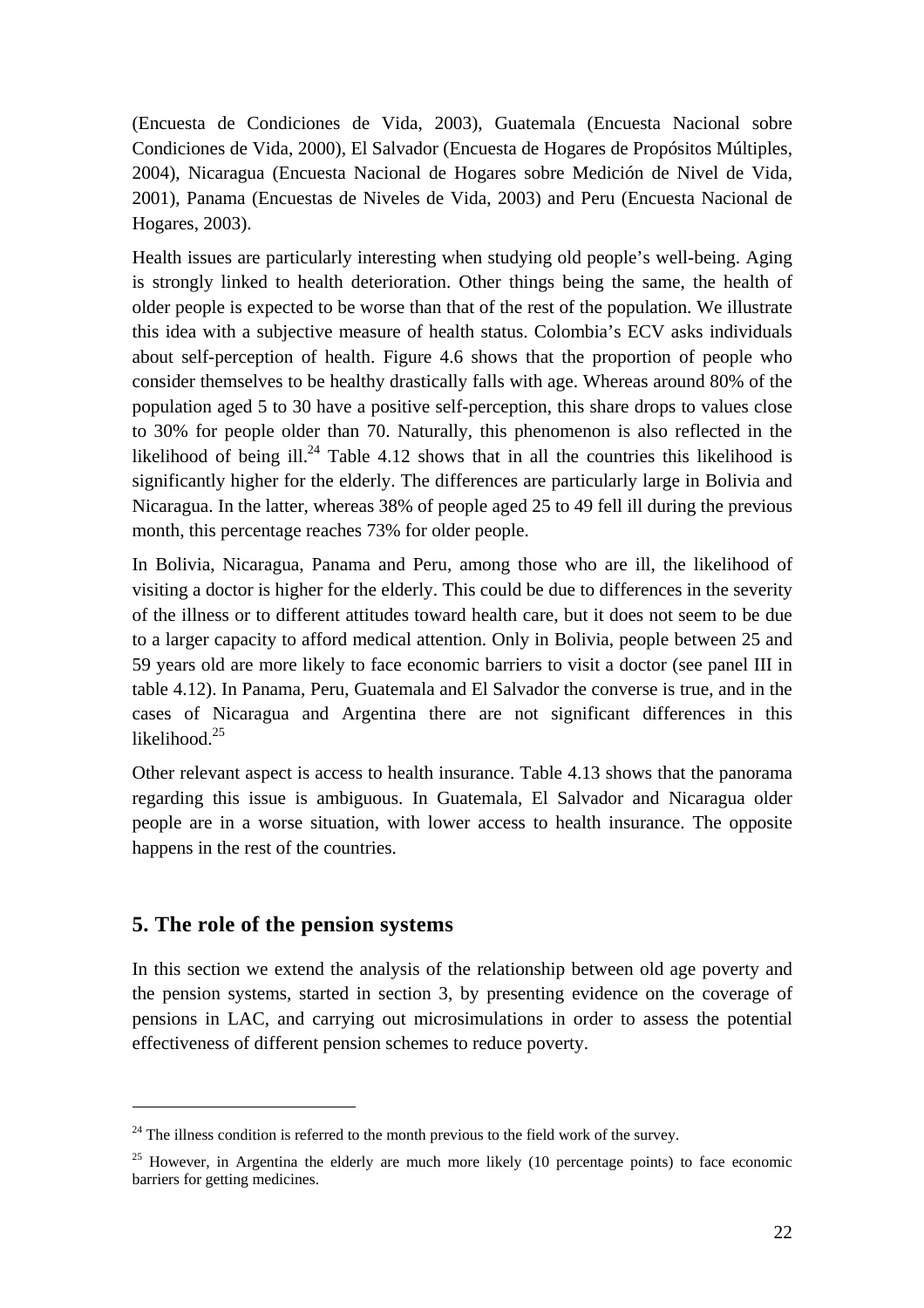(Encuesta de Condiciones de Vida, 2003), Guatemala (Encuesta Nacional sobre Condiciones de Vida, 2000), El Salvador (Encuesta de Hogares de Propósitos Múltiples, 2004), Nicaragua (Encuesta Nacional de Hogares sobre Medición de Nivel de Vida, 2001), Panama (Encuestas de Niveles de Vida, 2003) and Peru (Encuesta Nacional de Hogares, 2003).

Health issues are particularly interesting when studying old people's well-being. Aging is strongly linked to health deterioration. Other things being the same, the health of older people is expected to be worse than that of the rest of the population. We illustrate this idea with a subjective measure of health status. Colombia's ECV asks individuals about self-perception of health. Figure 4.6 shows that the proportion of people who consider themselves to be healthy drastically falls with age. Whereas around 80% of the population aged 5 to 30 have a positive self-perception, this share drops to values close to 30% for people older than 70. Naturally, this phenomenon is also reflected in the likelihood of being ill.[24] Table 4.12 shows that in all the countries this likelihood is significantly higher for the elderly. The differences are particularly large in Bolivia and Nicaragua. In the latter, whereas 38% of people aged 25 to 49 fell ill during the previous month, this percentage reaches 73% for older people.

In Bolivia, Nicaragua, Panama and Peru, among those who are ill, the likelihood of visiting a doctor is higher for the elderly. This could be due to differences in the severity of the illness or to different attitudes toward health care, but it does not seem to be due to a larger capacity to afford medical attention. Only in Bolivia, people between 25 and 59 years old are more likely to face economic barriers to visit a doctor (see panel III in table 4.12). In Panama, Peru, Guatemala and El Salvador the converse is true, and in the cases of Nicaragua and Argentina there are not significant differences in this likelihood.[25]

Other relevant aspect is access to health insurance. Table 4.13 shows that the panorama regarding this issue is ambiguous. In Guatemala, El Salvador and Nicaragua older people are in a worse situation, with lower access to health insurance. The opposite happens in the rest of the countries.

## 5. The role of the pension systems

In this section we extend the analysis of the relationship between old age poverty and the pension systems, started in section 3, by presenting evidence on the coverage of pensions in LAC, and carrying out microsimulations in order to assess the potential effectiveness of different pension schemes to reduce poverty.

---

[24] The illness condition is referred to the month previous to the field work of the survey.

[25] However, in Argentina the elderly are much more likely (10 percentage points) to face economic barriers for getting medicines.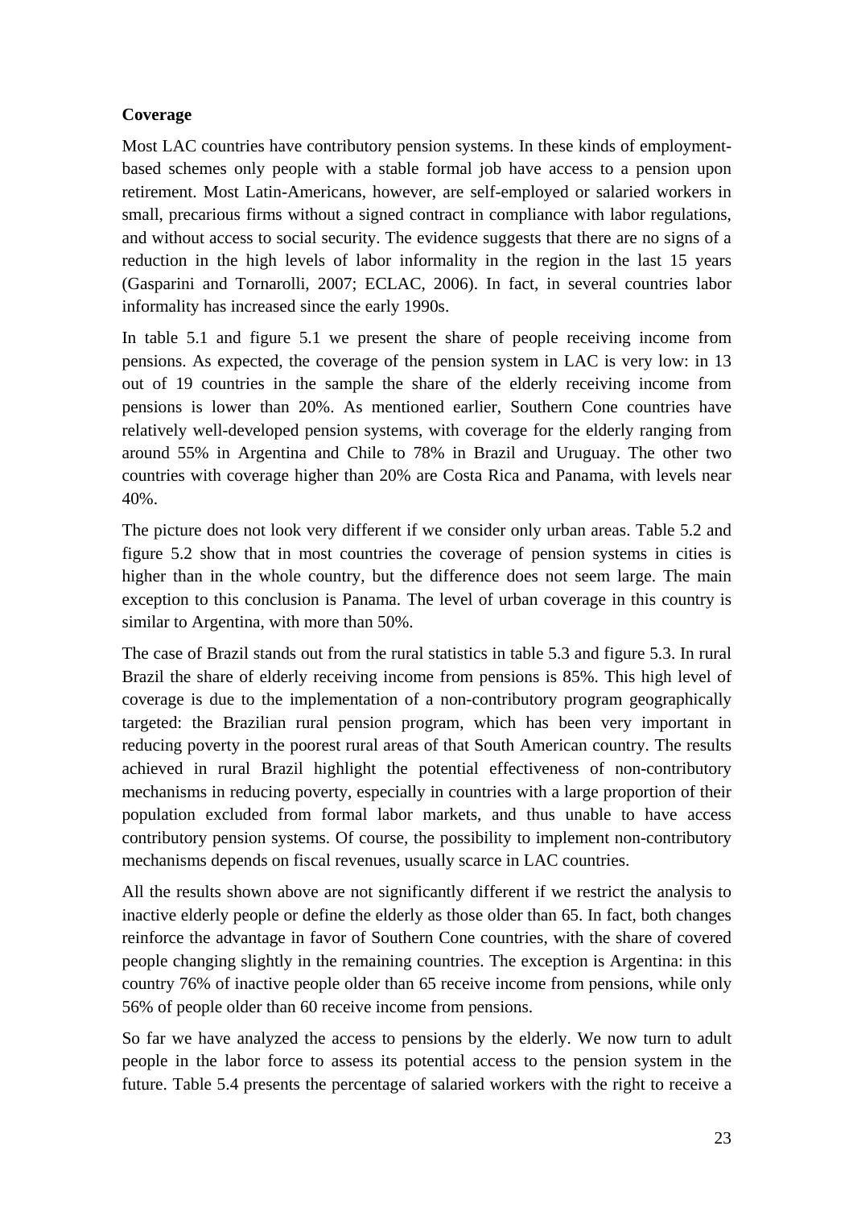**Coverage**

Most LAC countries have contributory pension systems. In these kinds of employment-based schemes only people with a stable formal job have access to a pension upon retirement. Most Latin-Americans, however, are self-employed or salaried workers in small, precarious firms without a signed contract in compliance with labor regulations, and without access to social security. The evidence suggests that there are no signs of a reduction in the high levels of labor informality in the region in the last 15 years (Gasparini and Tornarolli, 2007; ECLAC, 2006). In fact, in several countries labor informality has increased since the early 1990s.

In table 5.1 and figure 5.1 we present the share of people receiving income from pensions. As expected, the coverage of the pension system in LAC is very low: in 13 out of 19 countries in the sample the share of the elderly receiving income from pensions is lower than 20%. As mentioned earlier, Southern Cone countries have relatively well-developed pension systems, with coverage for the elderly ranging from around 55% in Argentina and Chile to 78% in Brazil and Uruguay. The other two countries with coverage higher than 20% are Costa Rica and Panama, with levels near 40%.

The picture does not look very different if we consider only urban areas. Table 5.2 and figure 5.2 show that in most countries the coverage of pension systems in cities is higher than in the whole country, but the difference does not seem large. The main exception to this conclusion is Panama. The level of urban coverage in this country is similar to Argentina, with more than 50%.

The case of Brazil stands out from the rural statistics in table 5.3 and figure 5.3. In rural Brazil the share of elderly receiving income from pensions is 85%. This high level of coverage is due to the implementation of a non-contributory program geographically targeted: the Brazilian rural pension program, which has been very important in reducing poverty in the poorest rural areas of that South American country. The results achieved in rural Brazil highlight the potential effectiveness of non-contributory mechanisms in reducing poverty, especially in countries with a large proportion of their population excluded from formal labor markets, and thus unable to have access contributory pension systems. Of course, the possibility to implement non-contributory mechanisms depends on fiscal revenues, usually scarce in LAC countries.

All the results shown above are not significantly different if we restrict the analysis to inactive elderly people or define the elderly as those older than 65. In fact, both changes reinforce the advantage in favor of Southern Cone countries, with the share of covered people changing slightly in the remaining countries. The exception is Argentina: in this country 76% of inactive people older than 65 receive income from pensions, while only 56% of people older than 60 receive income from pensions.

So far we have analyzed the access to pensions by the elderly. We now turn to adult people in the labor force to assess its potential access to the pension system in the future. Table 5.4 presents the percentage of salaried workers with the right to receive a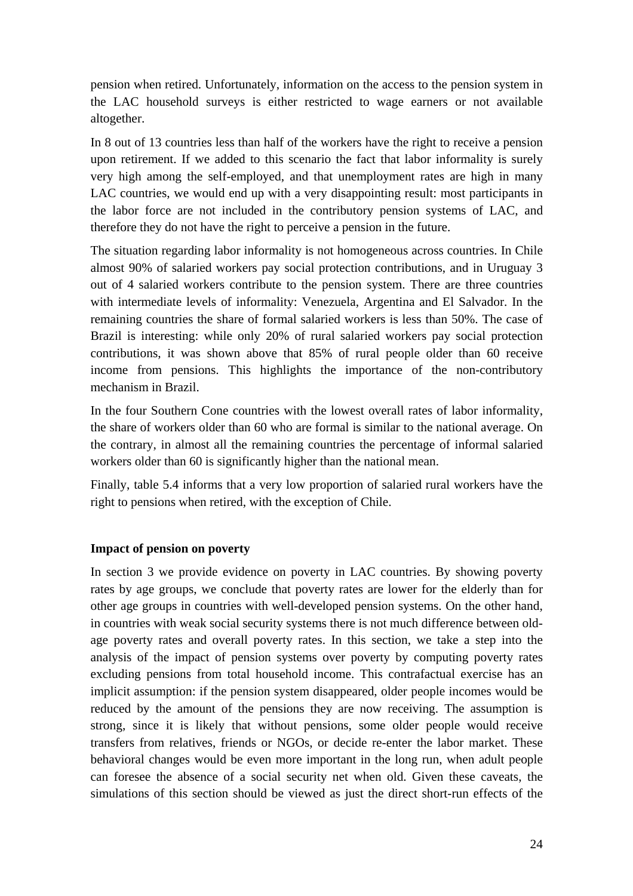pension when retired. Unfortunately, information on the access to the pension system in the LAC household surveys is either restricted to wage earners or not available altogether.

In 8 out of 13 countries less than half of the workers have the right to receive a pension upon retirement. If we added to this scenario the fact that labor informality is surely very high among the self-employed, and that unemployment rates are high in many LAC countries, we would end up with a very disappointing result: most participants in the labor force are not included in the contributory pension systems of LAC, and therefore they do not have the right to perceive a pension in the future.

The situation regarding labor informality is not homogeneous across countries. In Chile almost 90% of salaried workers pay social protection contributions, and in Uruguay 3 out of 4 salaried workers contribute to the pension system. There are three countries with intermediate levels of informality: Venezuela, Argentina and El Salvador. In the remaining countries the share of formal salaried workers is less than 50%. The case of Brazil is interesting: while only 20% of rural salaried workers pay social protection contributions, it was shown above that 85% of rural people older than 60 receive income from pensions. This highlights the importance of the non-contributory mechanism in Brazil.

In the four Southern Cone countries with the lowest overall rates of labor informality, the share of workers older than 60 who are formal is similar to the national average. On the contrary, in almost all the remaining countries the percentage of informal salaried workers older than 60 is significantly higher than the national mean.

Finally, table 5.4 informs that a very low proportion of salaried rural workers have the right to pensions when retired, with the exception of Chile.

**Impact of pension on poverty**

In section 3 we provide evidence on poverty in LAC countries. By showing poverty rates by age groups, we conclude that poverty rates are lower for the elderly than for other age groups in countries with well-developed pension systems. On the other hand, in countries with weak social security systems there is not much difference between old-age poverty rates and overall poverty rates. In this section, we take a step into the analysis of the impact of pension systems over poverty by computing poverty rates excluding pensions from total household income. This contrafactual exercise has an implicit assumption: if the pension system disappeared, older people incomes would be reduced by the amount of the pensions they are now receiving. The assumption is strong, since it is likely that without pensions, some older people would receive transfers from relatives, friends or NGOs, or decide re-enter the labor market. These behavioral changes would be even more important in the long run, when adult people can foresee the absence of a social security net when old. Given these caveats, the simulations of this section should be viewed as just the direct short-run effects of the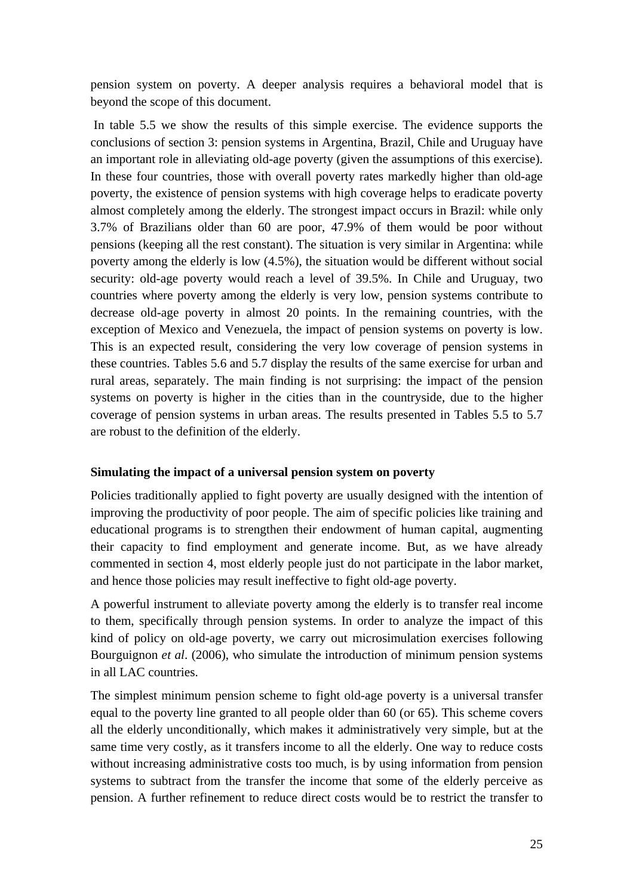pension system on poverty. A deeper analysis requires a behavioral model that is beyond the scope of this document.

In table 5.5 we show the results of this simple exercise. The evidence supports the conclusions of section 3: pension systems in Argentina, Brazil, Chile and Uruguay have an important role in alleviating old-age poverty (given the assumptions of this exercise). In these four countries, those with overall poverty rates markedly higher than old-age poverty, the existence of pension systems with high coverage helps to eradicate poverty almost completely among the elderly. The strongest impact occurs in Brazil: while only 3.7% of Brazilians older than 60 are poor, 47.9% of them would be poor without pensions (keeping all the rest constant). The situation is very similar in Argentina: while poverty among the elderly is low (4.5%), the situation would be different without social security: old-age poverty would reach a level of 39.5%. In Chile and Uruguay, two countries where poverty among the elderly is very low, pension systems contribute to decrease old-age poverty in almost 20 points. In the remaining countries, with the exception of Mexico and Venezuela, the impact of pension systems on poverty is low. This is an expected result, considering the very low coverage of pension systems in these countries. Tables 5.6 and 5.7 display the results of the same exercise for urban and rural areas, separately. The main finding is not surprising: the impact of the pension systems on poverty is higher in the cities than in the countryside, due to the higher coverage of pension systems in urban areas. The results presented in Tables 5.5 to 5.7 are robust to the definition of the elderly.

**Simulating the impact of a universal pension system on poverty**

Policies traditionally applied to fight poverty are usually designed with the intention of improving the productivity of poor people. The aim of specific policies like training and educational programs is to strengthen their endowment of human capital, augmenting their capacity to find employment and generate income. But, as we have already commented in section 4, most elderly people just do not participate in the labor market, and hence those policies may result ineffective to fight old-age poverty.

A powerful instrument to alleviate poverty among the elderly is to transfer real income to them, specifically through pension systems. In order to analyze the impact of this kind of policy on old-age poverty, we carry out microsimulation exercises following Bourguignon *et al*. (2006), who simulate the introduction of minimum pension systems in all LAC countries.

The simplest minimum pension scheme to fight old-age poverty is a universal transfer equal to the poverty line granted to all people older than 60 (or 65). This scheme covers all the elderly unconditionally, which makes it administratively very simple, but at the same time very costly, as it transfers income to all the elderly. One way to reduce costs without increasing administrative costs too much, is by using information from pension systems to subtract from the transfer the income that some of the elderly perceive as pension. A further refinement to reduce direct costs would be to restrict the transfer to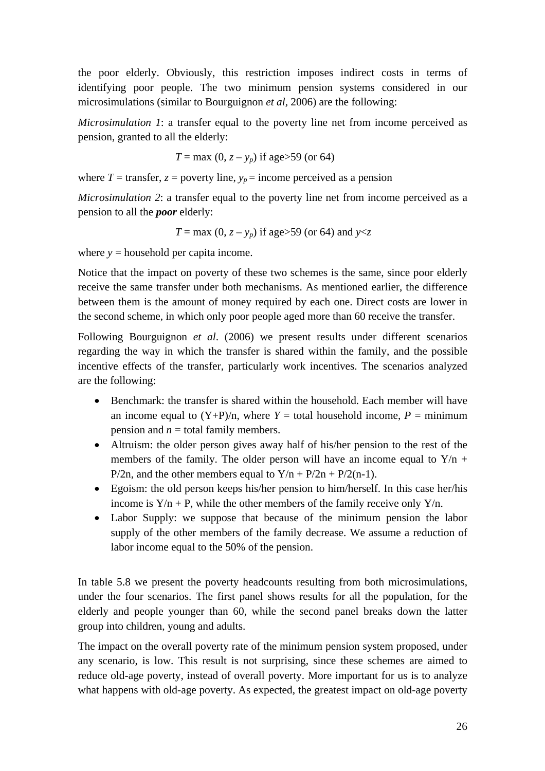the poor elderly. Obviously, this restriction imposes indirect costs in terms of identifying poor people. The two minimum pension systems considered in our microsimulations (similar to Bourguignon *et al*, 2006) are the following:

*Microsimulation 1*: a transfer equal to the poverty line net from income perceived as pension, granted to all the elderly:

$$T = \max(0, z - y_p) \text{ if age>59 (or 64)}$$

where $T$ = transfer, $z$ = poverty line, $y_p$ = income perceived as a pension

*Microsimulation 2*: a transfer equal to the poverty line net from income perceived as a pension to all the ***poor*** elderly:

$$T = \max(0, z - y_p) \text{ if age>59 (or 64) and } y<z$$

where $y$ = household per capita income.

Notice that the impact on poverty of these two schemes is the same, since poor elderly receive the same transfer under both mechanisms. As mentioned earlier, the difference between them is the amount of money required by each one. Direct costs are lower in the second scheme, in which only poor people aged more than 60 receive the transfer.

Following Bourguignon *et al*. (2006) we present results under different scenarios regarding the way in which the transfer is shared within the family, and the possible incentive effects of the transfer, particularly work incentives. The scenarios analyzed are the following:

- Benchmark: the transfer is shared within the household. Each member will have an income equal to $(Y+P)/n$, where $Y$ = total household income, $P$ = minimum pension and $n$ = total family members.
- Altruism: the older person gives away half of his/her pension to the rest of the members of the family. The older person will have an income equal to $Y/n + P/2n$, and the other members equal to $Y/n + P/2n + P/2(n-1)$.
- Egoism: the old person keeps his/her pension to him/herself. In this case her/his income is $Y/n + P$, while the other members of the family receive only $Y/n$.
- Labor Supply: we suppose that because of the minimum pension the labor supply of the other members of the family decrease. We assume a reduction of labor income equal to the 50% of the pension.

In table 5.8 we present the poverty headcounts resulting from both microsimulations, under the four scenarios. The first panel shows results for all the population, for the elderly and people younger than 60, while the second panel breaks down the latter group into children, young and adults.

The impact on the overall poverty rate of the minimum pension system proposed, under any scenario, is low. This result is not surprising, since these schemes are aimed to reduce old-age poverty, instead of overall poverty. More important for us is to analyze what happens with old-age poverty. As expected, the greatest impact on old-age poverty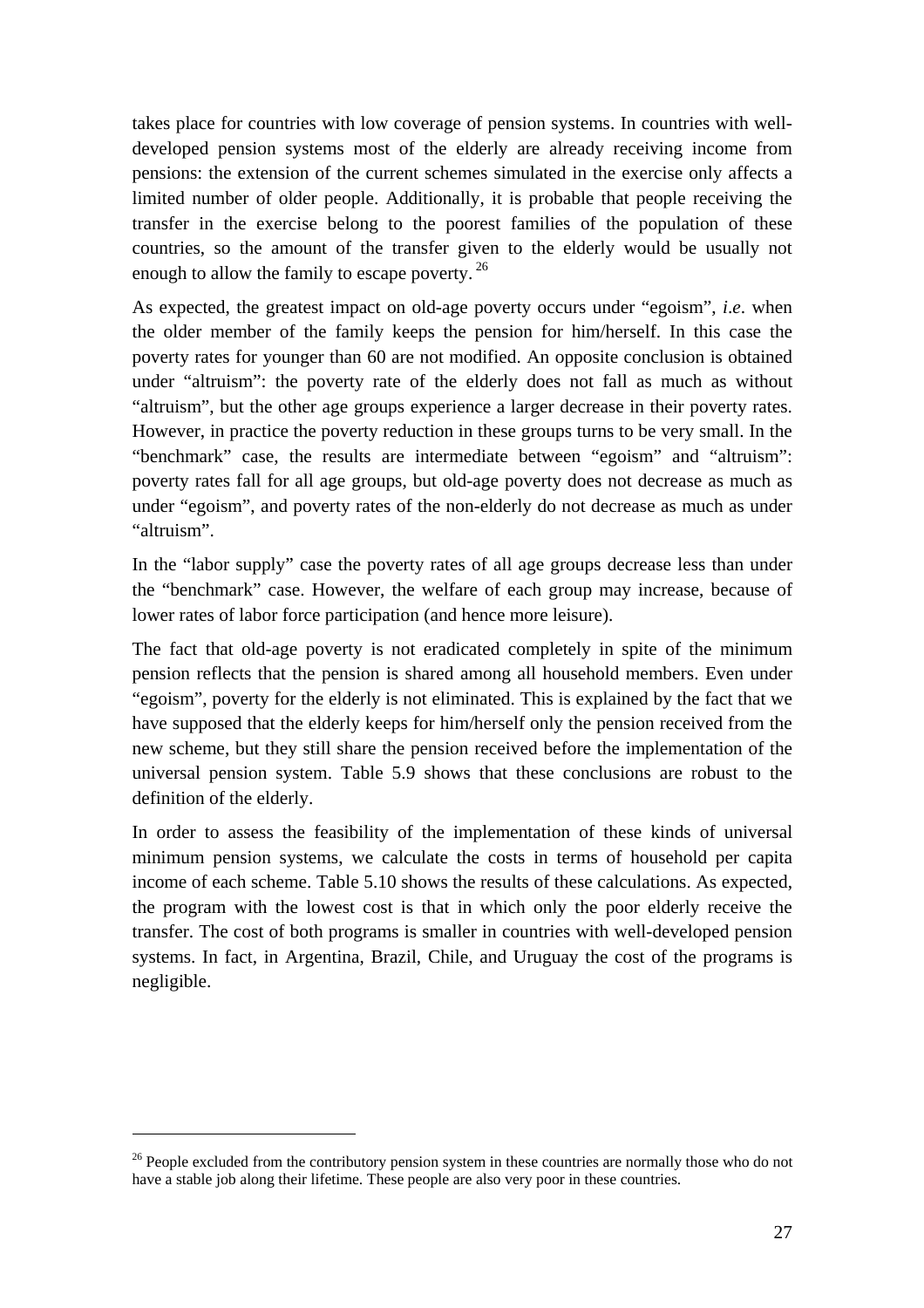takes place for countries with low coverage of pension systems. In countries with well-developed pension systems most of the elderly are already receiving income from pensions: the extension of the current schemes simulated in the exercise only affects a limited number of older people. Additionally, it is probable that people receiving the transfer in the exercise belong to the poorest families of the population of these countries, so the amount of the transfer given to the elderly would be usually not enough to allow the family to escape poverty.[26]

As expected, the greatest impact on old-age poverty occurs under "egoism", *i.e*. when the older member of the family keeps the pension for him/herself. In this case the poverty rates for younger than 60 are not modified. An opposite conclusion is obtained under "altruism": the poverty rate of the elderly does not fall as much as without "altruism", but the other age groups experience a larger decrease in their poverty rates. However, in practice the poverty reduction in these groups turns to be very small. In the "benchmark" case, the results are intermediate between "egoism" and "altruism": poverty rates fall for all age groups, but old-age poverty does not decrease as much as under "egoism", and poverty rates of the non-elderly do not decrease as much as under "altruism".

In the "labor supply" case the poverty rates of all age groups decrease less than under the "benchmark" case. However, the welfare of each group may increase, because of lower rates of labor force participation (and hence more leisure).

The fact that old-age poverty is not eradicated completely in spite of the minimum pension reflects that the pension is shared among all household members. Even under "egoism", poverty for the elderly is not eliminated. This is explained by the fact that we have supposed that the elderly keeps for him/herself only the pension received from the new scheme, but they still share the pension received before the implementation of the universal pension system. Table 5.9 shows that these conclusions are robust to the definition of the elderly.

In order to assess the feasibility of the implementation of these kinds of universal minimum pension systems, we calculate the costs in terms of household per capita income of each scheme. Table 5.10 shows the results of these calculations. As expected, the program with the lowest cost is that in which only the poor elderly receive the transfer. The cost of both programs is smaller in countries with well-developed pension systems. In fact, in Argentina, Brazil, Chile, and Uruguay the cost of the programs is negligible.

[26] People excluded from the contributory pension system in these countries are normally those who do not have a stable job along their lifetime. These people are also very poor in these countries.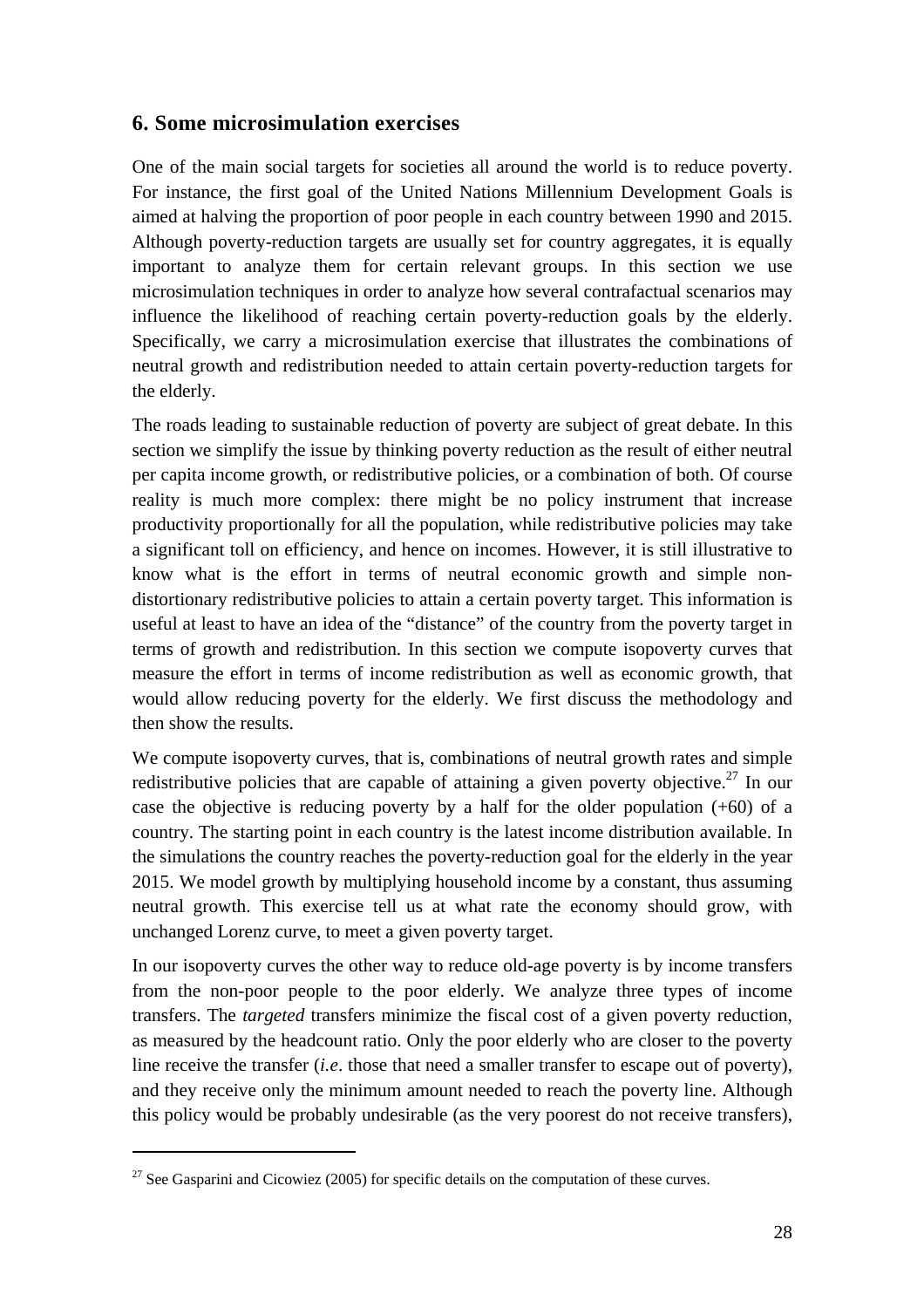## 6. Some microsimulation exercises

One of the main social targets for societies all around the world is to reduce poverty. For instance, the first goal of the United Nations Millennium Development Goals is aimed at halving the proportion of poor people in each country between 1990 and 2015. Although poverty-reduction targets are usually set for country aggregates, it is equally important to analyze them for certain relevant groups. In this section we use microsimulation techniques in order to analyze how several contrafactual scenarios may influence the likelihood of reaching certain poverty-reduction goals by the elderly. Specifically, we carry a microsimulation exercise that illustrates the combinations of neutral growth and redistribution needed to attain certain poverty-reduction targets for the elderly.

The roads leading to sustainable reduction of poverty are subject of great debate. In this section we simplify the issue by thinking poverty reduction as the result of either neutral per capita income growth, or redistributive policies, or a combination of both. Of course reality is much more complex: there might be no policy instrument that increase productivity proportionally for all the population, while redistributive policies may take a significant toll on efficiency, and hence on incomes. However, it is still illustrative to know what is the effort in terms of neutral economic growth and simple non-distortionary redistributive policies to attain a certain poverty target. This information is useful at least to have an idea of the "distance" of the country from the poverty target in terms of growth and redistribution. In this section we compute isopoverty curves that measure the effort in terms of income redistribution as well as economic growth, that would allow reducing poverty for the elderly. We first discuss the methodology and then show the results.

We compute isopoverty curves, that is, combinations of neutral growth rates and simple redistributive policies that are capable of attaining a given poverty objective.[27] In our case the objective is reducing poverty by a half for the older population (+60) of a country. The starting point in each country is the latest income distribution available. In the simulations the country reaches the poverty-reduction goal for the elderly in the year 2015. We model growth by multiplying household income by a constant, thus assuming neutral growth. This exercise tell us at what rate the economy should grow, with unchanged Lorenz curve, to meet a given poverty target.

In our isopoverty curves the other way to reduce old-age poverty is by income transfers from the non-poor people to the poor elderly. We analyze three types of income transfers. The *targeted* transfers minimize the fiscal cost of a given poverty reduction, as measured by the headcount ratio. Only the poor elderly who are closer to the poverty line receive the transfer (*i.e*. those that need a smaller transfer to escape out of poverty), and they receive only the minimum amount needed to reach the poverty line. Although this policy would be probably undesirable (as the very poorest do not receive transfers),

[27] See Gasparini and Cicowiez (2005) for specific details on the computation of these curves.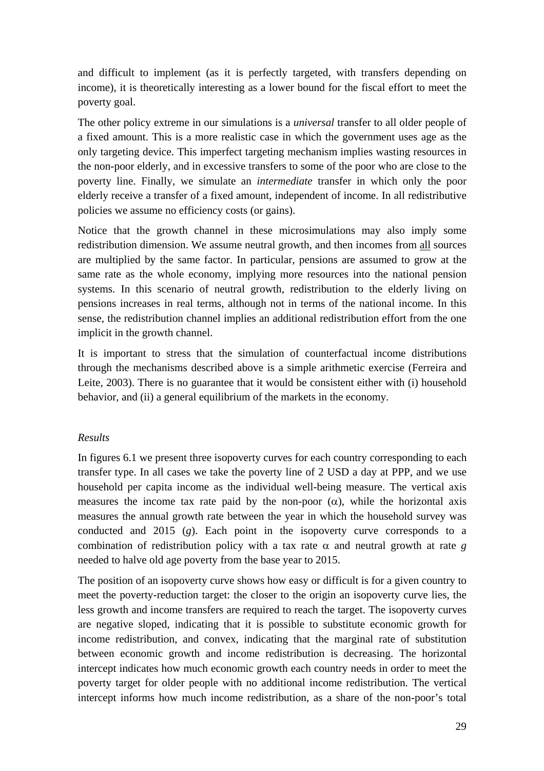and difficult to implement (as it is perfectly targeted, with transfers depending on income), it is theoretically interesting as a lower bound for the fiscal effort to meet the poverty goal.

The other policy extreme in our simulations is a *universal* transfer to all older people of a fixed amount. This is a more realistic case in which the government uses age as the only targeting device. This imperfect targeting mechanism implies wasting resources in the non-poor elderly, and in excessive transfers to some of the poor who are close to the poverty line. Finally, we simulate an *intermediate* transfer in which only the poor elderly receive a transfer of a fixed amount, independent of income. In all redistributive policies we assume no efficiency costs (or gains).

Notice that the growth channel in these microsimulations may also imply some redistribution dimension. We assume neutral growth, and then incomes from <u>all</u> sources are multiplied by the same factor. In particular, pensions are assumed to grow at the same rate as the whole economy, implying more resources into the national pension systems. In this scenario of neutral growth, redistribution to the elderly living on pensions increases in real terms, although not in terms of the national income. In this sense, the redistribution channel implies an additional redistribution effort from the one implicit in the growth channel.

It is important to stress that the simulation of counterfactual income distributions through the mechanisms described above is a simple arithmetic exercise (Ferreira and Leite, 2003). There is no guarantee that it would be consistent either with (i) household behavior, and (ii) a general equilibrium of the markets in the economy.

*Results*

In figures 6.1 we present three isopoverty curves for each country corresponding to each transfer type. In all cases we take the poverty line of 2 USD a day at PPP, and we use household per capita income as the individual well-being measure. The vertical axis measures the income tax rate paid by the non-poor ($\alpha$), while the horizontal axis measures the annual growth rate between the year in which the household survey was conducted and 2015 ($g$). Each point in the isopoverty curve corresponds to a combination of redistribution policy with a tax rate $\alpha$ and neutral growth at rate $g$ needed to halve old age poverty from the base year to 2015.

The position of an isopoverty curve shows how easy or difficult is for a given country to meet the poverty-reduction target: the closer to the origin an isopoverty curve lies, the less growth and income transfers are required to reach the target. The isopoverty curves are negative sloped, indicating that it is possible to substitute economic growth for income redistribution, and convex, indicating that the marginal rate of substitution between economic growth and income redistribution is decreasing. The horizontal intercept indicates how much economic growth each country needs in order to meet the poverty target for older people with no additional income redistribution. The vertical intercept informs how much income redistribution, as a share of the non-poor's total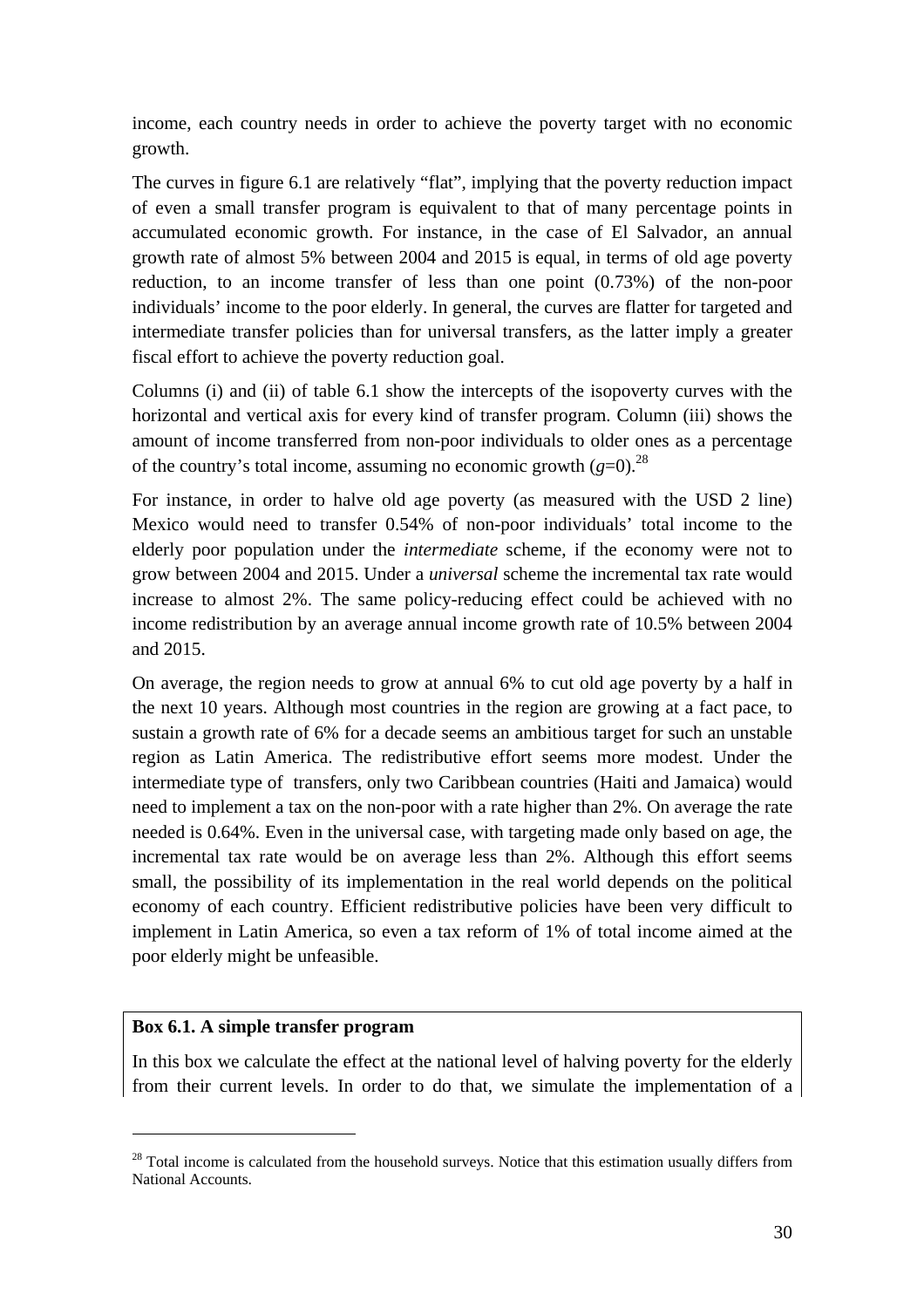income, each country needs in order to achieve the poverty target with no economic growth.

The curves in figure 6.1 are relatively "flat", implying that the poverty reduction impact of even a small transfer program is equivalent to that of many percentage points in accumulated economic growth. For instance, in the case of El Salvador, an annual growth rate of almost 5% between 2004 and 2015 is equal, in terms of old age poverty reduction, to an income transfer of less than one point (0.73%) of the non-poor individuals' income to the poor elderly. In general, the curves are flatter for targeted and intermediate transfer policies than for universal transfers, as the latter imply a greater fiscal effort to achieve the poverty reduction goal.

Columns (i) and (ii) of table 6.1 show the intercepts of the isopoverty curves with the horizontal and vertical axis for every kind of transfer program. Column (iii) shows the amount of income transferred from non-poor individuals to older ones as a percentage of the country's total income, assuming no economic growth ($g$=0).[28]

For instance, in order to halve old age poverty (as measured with the USD 2 line) Mexico would need to transfer 0.54% of non-poor individuals' total income to the elderly poor population under the *intermediate* scheme, if the economy were not to grow between 2004 and 2015. Under a *universal* scheme the incremental tax rate would increase to almost 2%. The same policy-reducing effect could be achieved with no income redistribution by an average annual income growth rate of 10.5% between 2004 and 2015.

On average, the region needs to grow at annual 6% to cut old age poverty by a half in the next 10 years. Although most countries in the region are growing at a fact pace, to sustain a growth rate of 6% for a decade seems an ambitious target for such an unstable region as Latin America. The redistributive effort seems more modest. Under the intermediate type of transfers, only two Caribbean countries (Haiti and Jamaica) would need to implement a tax on the non-poor with a rate higher than 2%. On average the rate needed is 0.64%. Even in the universal case, with targeting made only based on age, the incremental tax rate would be on average less than 2%. Although this effort seems small, the possibility of its implementation in the real world depends on the political economy of each country. Efficient redistributive policies have been very difficult to implement in Latin America, so even a tax reform of 1% of total income aimed at the poor elderly might be unfeasible.

**Box 6.1. A simple transfer program**

In this box we calculate the effect at the national level of halving poverty for the elderly from their current levels. In order to do that, we simulate the implementation of a

[28] Total income is calculated from the household surveys. Notice that this estimation usually differs from National Accounts.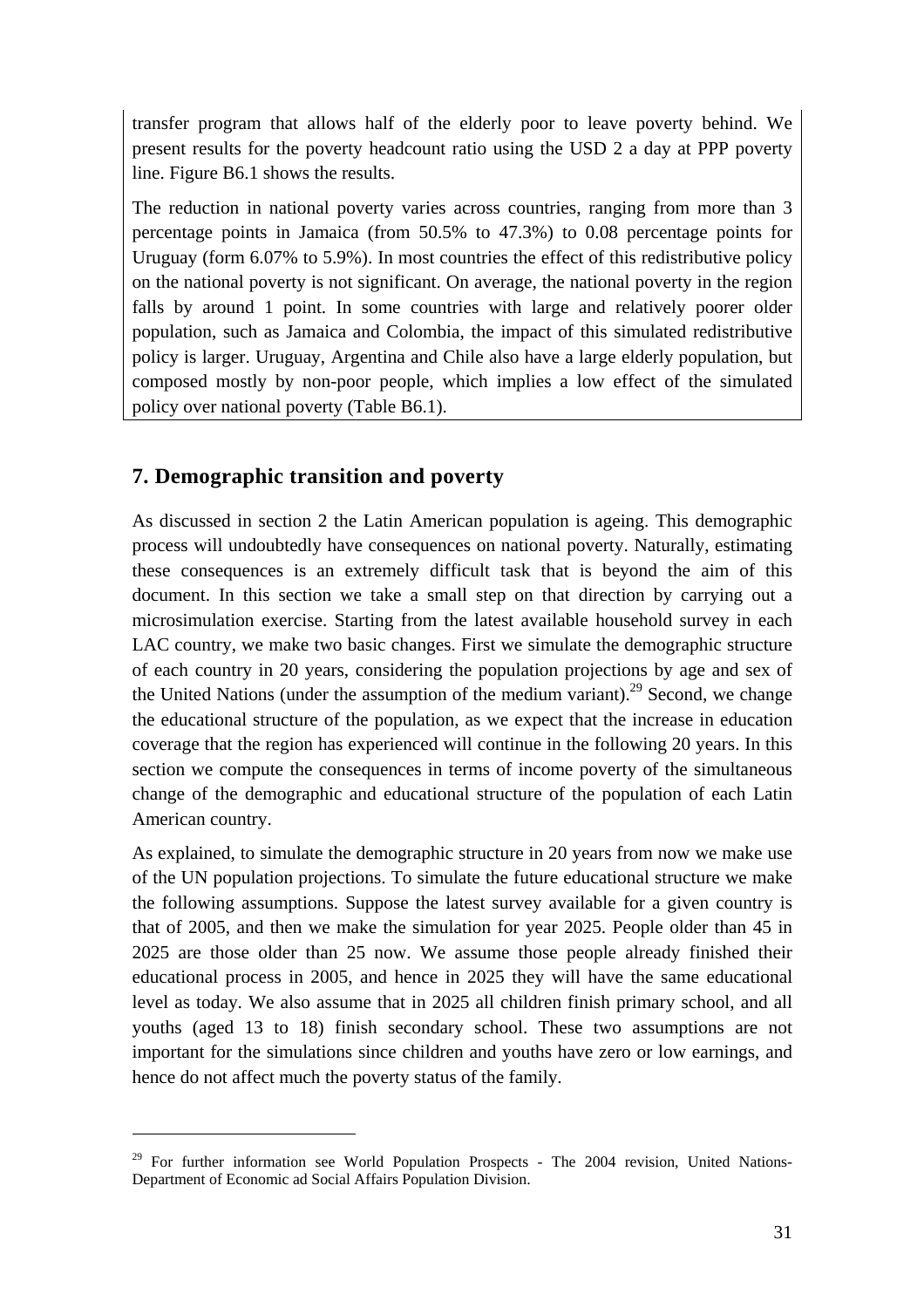transfer program that allows half of the elderly poor to leave poverty behind. We present results for the poverty headcount ratio using the USD 2 a day at PPP poverty line. Figure B6.1 shows the results.

The reduction in national poverty varies across countries, ranging from more than 3 percentage points in Jamaica (from 50.5% to 47.3%) to 0.08 percentage points for Uruguay (form 6.07% to 5.9%). In most countries the effect of this redistributive policy on the national poverty is not significant. On average, the national poverty in the region falls by around 1 point. In some countries with large and relatively poorer older population, such as Jamaica and Colombia, the impact of this simulated redistributive policy is larger. Uruguay, Argentina and Chile also have a large elderly population, but composed mostly by non-poor people, which implies a low effect of the simulated policy over national poverty (Table B6.1).

## 7. Demographic transition and poverty

As discussed in section 2 the Latin American population is ageing. This demographic process will undoubtedly have consequences on national poverty. Naturally, estimating these consequences is an extremely difficult task that is beyond the aim of this document. In this section we take a small step on that direction by carrying out a microsimulation exercise. Starting from the latest available household survey in each LAC country, we make two basic changes. First we simulate the demographic structure of each country in 20 years, considering the population projections by age and sex of the United Nations (under the assumption of the medium variant).[29] Second, we change the educational structure of the population, as we expect that the increase in education coverage that the region has experienced will continue in the following 20 years. In this section we compute the consequences in terms of income poverty of the simultaneous change of the demographic and educational structure of the population of each Latin American country.

As explained, to simulate the demographic structure in 20 years from now we make use of the UN population projections. To simulate the future educational structure we make the following assumptions. Suppose the latest survey available for a given country is that of 2005, and then we make the simulation for year 2025. People older than 45 in 2025 are those older than 25 now. We assume those people already finished their educational process in 2005, and hence in 2025 they will have the same educational level as today. We also assume that in 2025 all children finish primary school, and all youths (aged 13 to 18) finish secondary school. These two assumptions are not important for the simulations since children and youths have zero or low earnings, and hence do not affect much the poverty status of the family.

---

[29] For further information see World Population Prospects - The 2004 revision, United Nations-Department of Economic ad Social Affairs Population Division.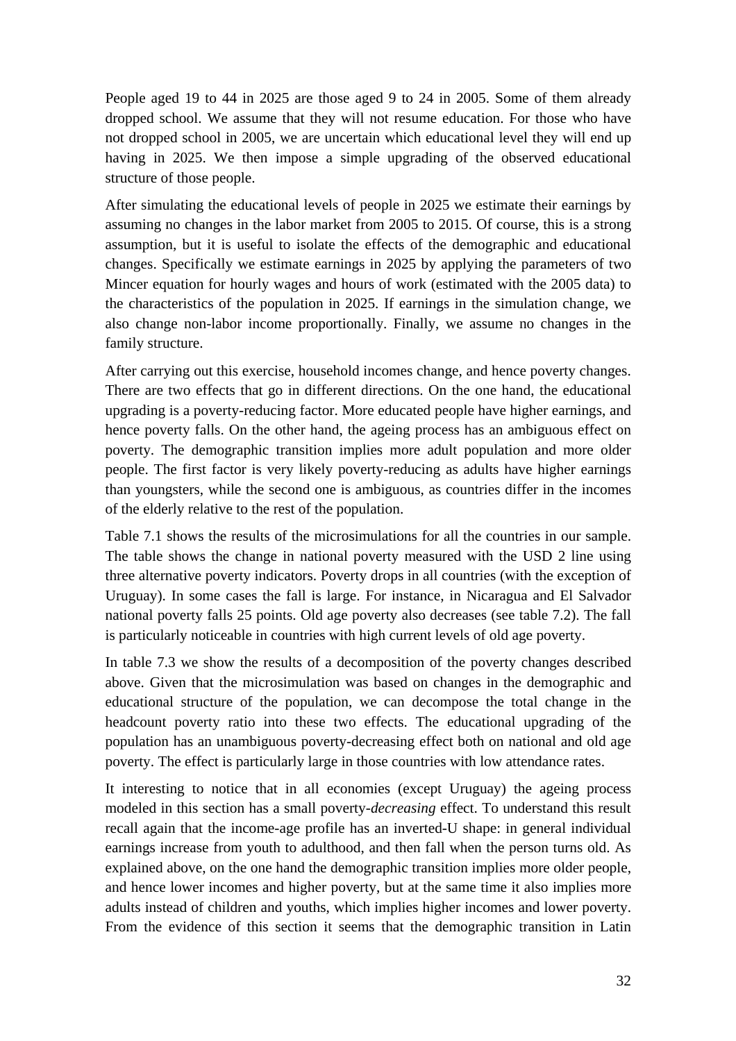People aged 19 to 44 in 2025 are those aged 9 to 24 in 2005. Some of them already dropped school. We assume that they will not resume education. For those who have not dropped school in 2005, we are uncertain which educational level they will end up having in 2025. We then impose a simple upgrading of the observed educational structure of those people.

After simulating the educational levels of people in 2025 we estimate their earnings by assuming no changes in the labor market from 2005 to 2015. Of course, this is a strong assumption, but it is useful to isolate the effects of the demographic and educational changes. Specifically we estimate earnings in 2025 by applying the parameters of two Mincer equation for hourly wages and hours of work (estimated with the 2005 data) to the characteristics of the population in 2025. If earnings in the simulation change, we also change non-labor income proportionally. Finally, we assume no changes in the family structure.

After carrying out this exercise, household incomes change, and hence poverty changes. There are two effects that go in different directions. On the one hand, the educational upgrading is a poverty-reducing factor. More educated people have higher earnings, and hence poverty falls. On the other hand, the ageing process has an ambiguous effect on poverty. The demographic transition implies more adult population and more older people. The first factor is very likely poverty-reducing as adults have higher earnings than youngsters, while the second one is ambiguous, as countries differ in the incomes of the elderly relative to the rest of the population.

Table 7.1 shows the results of the microsimulations for all the countries in our sample. The table shows the change in national poverty measured with the USD 2 line using three alternative poverty indicators. Poverty drops in all countries (with the exception of Uruguay). In some cases the fall is large. For instance, in Nicaragua and El Salvador national poverty falls 25 points. Old age poverty also decreases (see table 7.2). The fall is particularly noticeable in countries with high current levels of old age poverty.

In table 7.3 we show the results of a decomposition of the poverty changes described above. Given that the microsimulation was based on changes in the demographic and educational structure of the population, we can decompose the total change in the headcount poverty ratio into these two effects. The educational upgrading of the population has an unambiguous poverty-decreasing effect both on national and old age poverty. The effect is particularly large in those countries with low attendance rates.

It interesting to notice that in all economies (except Uruguay) the ageing process modeled in this section has a small poverty-*decreasing* effect. To understand this result recall again that the income-age profile has an inverted-U shape: in general individual earnings increase from youth to adulthood, and then fall when the person turns old. As explained above, on the one hand the demographic transition implies more older people, and hence lower incomes and higher poverty, but at the same time it also implies more adults instead of children and youths, which implies higher incomes and lower poverty. From the evidence of this section it seems that the demographic transition in Latin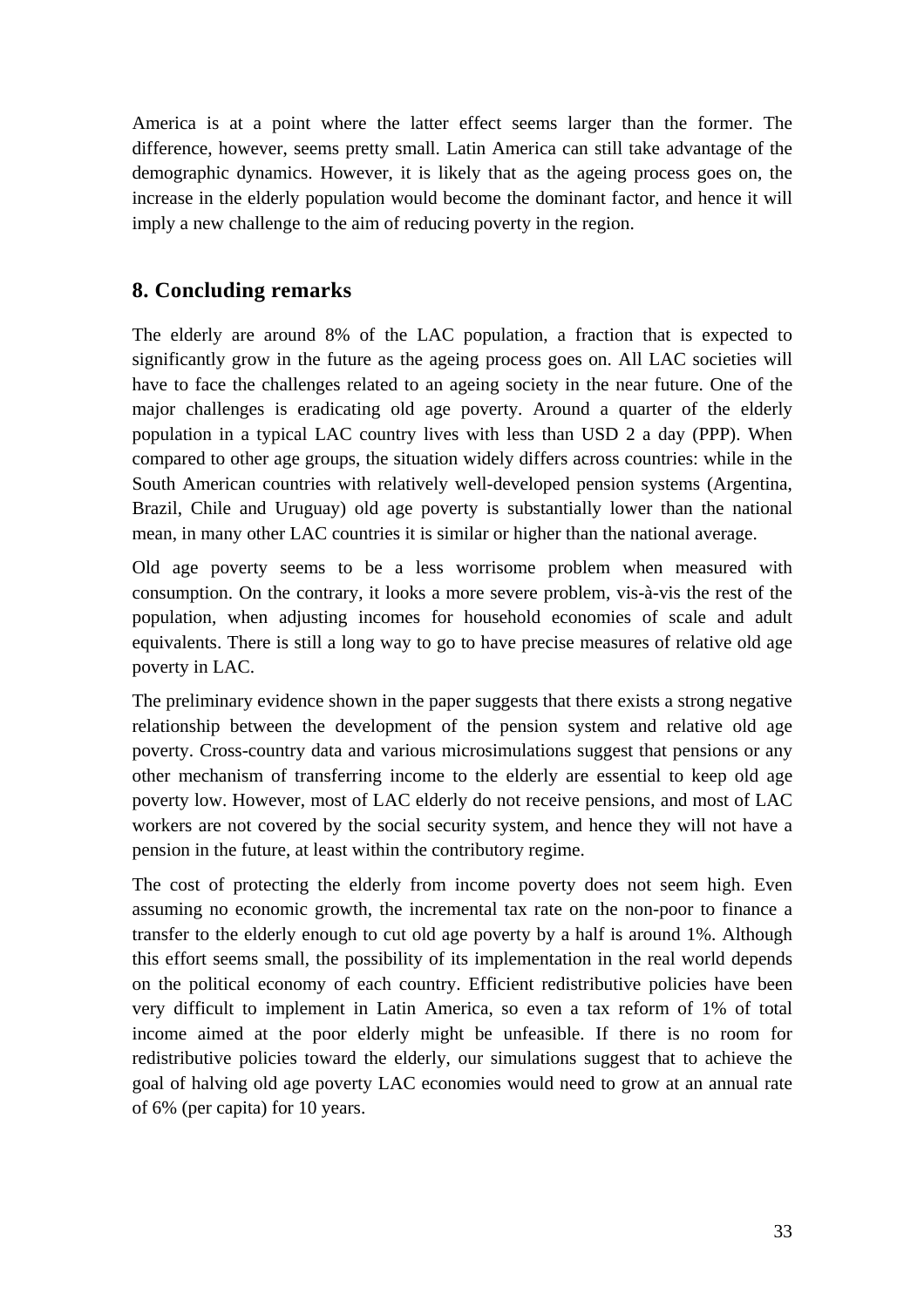America is at a point where the latter effect seems larger than the former. The difference, however, seems pretty small. Latin America can still take advantage of the demographic dynamics. However, it is likely that as the ageing process goes on, the increase in the elderly population would become the dominant factor, and hence it will imply a new challenge to the aim of reducing poverty in the region.

## 8. Concluding remarks

The elderly are around 8% of the LAC population, a fraction that is expected to significantly grow in the future as the ageing process goes on. All LAC societies will have to face the challenges related to an ageing society in the near future. One of the major challenges is eradicating old age poverty. Around a quarter of the elderly population in a typical LAC country lives with less than USD 2 a day (PPP). When compared to other age groups, the situation widely differs across countries: while in the South American countries with relatively well-developed pension systems (Argentina, Brazil, Chile and Uruguay) old age poverty is substantially lower than the national mean, in many other LAC countries it is similar or higher than the national average.

Old age poverty seems to be a less worrisome problem when measured with consumption. On the contrary, it looks a more severe problem, vis-à-vis the rest of the population, when adjusting incomes for household economies of scale and adult equivalents. There is still a long way to go to have precise measures of relative old age poverty in LAC.

The preliminary evidence shown in the paper suggests that there exists a strong negative relationship between the development of the pension system and relative old age poverty. Cross-country data and various microsimulations suggest that pensions or any other mechanism of transferring income to the elderly are essential to keep old age poverty low. However, most of LAC elderly do not receive pensions, and most of LAC workers are not covered by the social security system, and hence they will not have a pension in the future, at least within the contributory regime.

The cost of protecting the elderly from income poverty does not seem high. Even assuming no economic growth, the incremental tax rate on the non-poor to finance a transfer to the elderly enough to cut old age poverty by a half is around 1%. Although this effort seems small, the possibility of its implementation in the real world depends on the political economy of each country. Efficient redistributive policies have been very difficult to implement in Latin America, so even a tax reform of 1% of total income aimed at the poor elderly might be unfeasible. If there is no room for redistributive policies toward the elderly, our simulations suggest that to achieve the goal of halving old age poverty LAC economies would need to grow at an annual rate of 6% (per capita) for 10 years.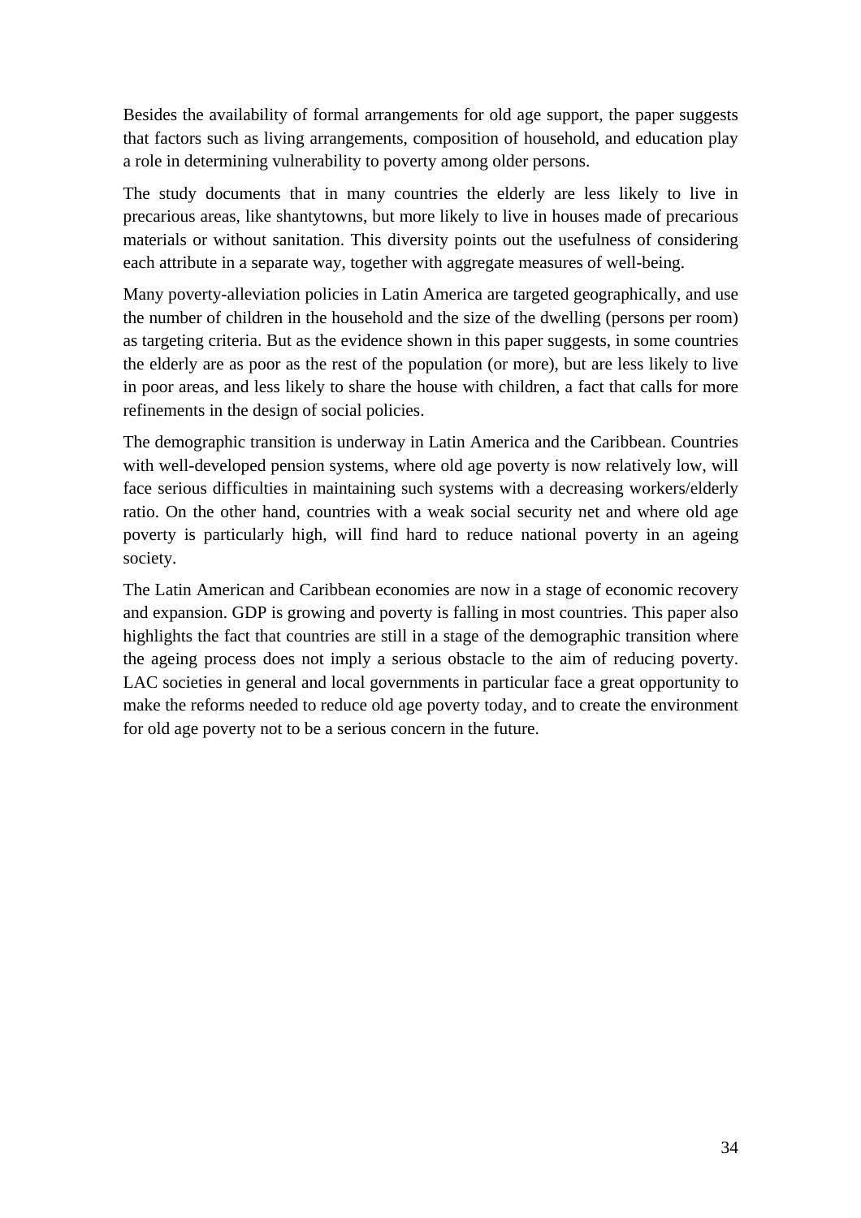Besides the availability of formal arrangements for old age support, the paper suggests that factors such as living arrangements, composition of household, and education play a role in determining vulnerability to poverty among older persons.

The study documents that in many countries the elderly are less likely to live in precarious areas, like shantytowns, but more likely to live in houses made of precarious materials or without sanitation. This diversity points out the usefulness of considering each attribute in a separate way, together with aggregate measures of well-being.

Many poverty-alleviation policies in Latin America are targeted geographically, and use the number of children in the household and the size of the dwelling (persons per room) as targeting criteria. But as the evidence shown in this paper suggests, in some countries the elderly are as poor as the rest of the population (or more), but are less likely to live in poor areas, and less likely to share the house with children, a fact that calls for more refinements in the design of social policies.

The demographic transition is underway in Latin America and the Caribbean. Countries with well-developed pension systems, where old age poverty is now relatively low, will face serious difficulties in maintaining such systems with a decreasing workers/elderly ratio. On the other hand, countries with a weak social security net and where old age poverty is particularly high, will find hard to reduce national poverty in an ageing society.

The Latin American and Caribbean economies are now in a stage of economic recovery and expansion. GDP is growing and poverty is falling in most countries. This paper also highlights the fact that countries are still in a stage of the demographic transition where the ageing process does not imply a serious obstacle to the aim of reducing poverty. LAC societies in general and local governments in particular face a great opportunity to make the reforms needed to reduce old age poverty today, and to create the environment for old age poverty not to be a serious concern in the future.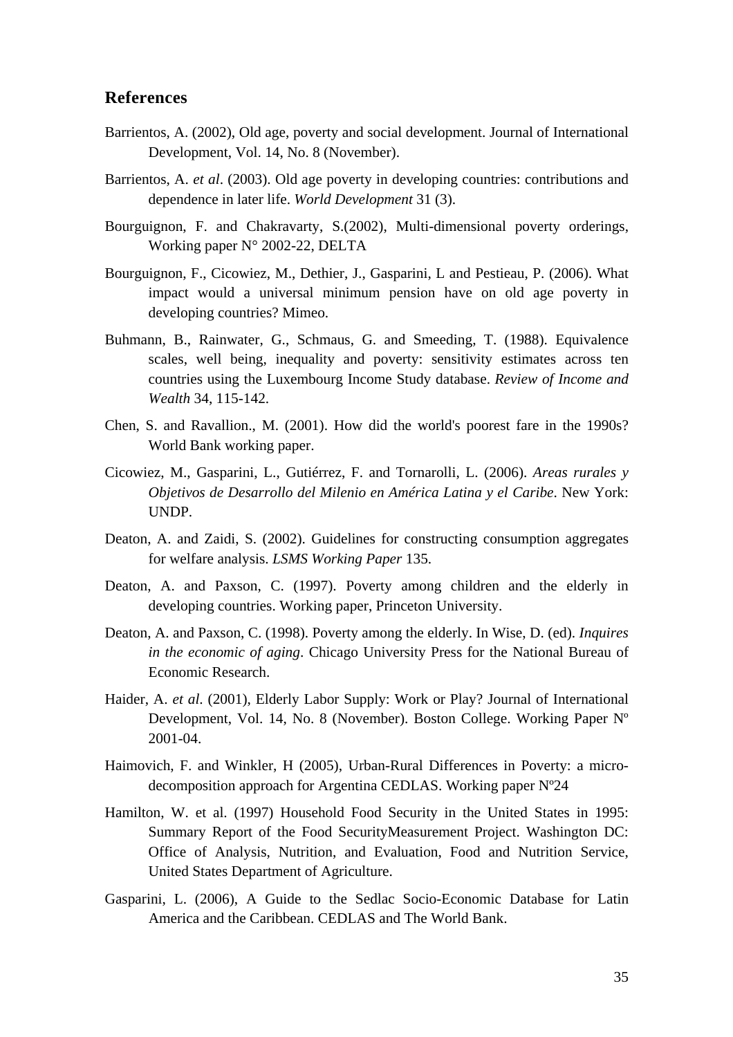## References

Barrientos, A. (2002), Old age, poverty and social development. Journal of International Development, Vol. 14, No. 8 (November).

Barrientos, A. *et al*. (2003). Old age poverty in developing countries: contributions and dependence in later life. *World Development* 31 (3).

Bourguignon, F. and Chakravarty, S.(2002), Multi-dimensional poverty orderings, Working paper N° 2002-22, DELTA

Bourguignon, F., Cicowiez, M., Dethier, J., Gasparini, L and Pestieau, P. (2006). What impact would a universal minimum pension have on old age poverty in developing countries? Mimeo.

Buhmann, B., Rainwater, G., Schmaus, G. and Smeeding, T. (1988). Equivalence scales, well being, inequality and poverty: sensitivity estimates across ten countries using the Luxembourg Income Study database. *Review of Income and Wealth* 34, 115-142.

Chen, S. and Ravallion., M. (2001). How did the world's poorest fare in the 1990s? World Bank working paper.

Cicowiez, M., Gasparini, L., Gutiérrez, F. and Tornarolli, L. (2006). *Areas rurales y Objetivos de Desarrollo del Milenio en América Latina y el Caribe*. New York: UNDP.

Deaton, A. and Zaidi, S. (2002). Guidelines for constructing consumption aggregates for welfare analysis. *LSMS Working Paper* 135.

Deaton, A. and Paxson, C. (1997). Poverty among children and the elderly in developing countries. Working paper, Princeton University.

Deaton, A. and Paxson, C. (1998). Poverty among the elderly. In Wise, D. (ed). *Inquires in the economic of aging*. Chicago University Press for the National Bureau of Economic Research.

Haider, A. *et al*. (2001), Elderly Labor Supply: Work or Play? Journal of International Development, Vol. 14, No. 8 (November). Boston College. Working Paper Nº 2001-04.

Haimovich, F. and Winkler, H (2005), Urban-Rural Differences in Poverty: a micro-decomposition approach for Argentina CEDLAS. Working paper Nº24

Hamilton, W. et al. (1997) Household Food Security in the United States in 1995: Summary Report of the Food SecurityMeasurement Project. Washington DC: Office of Analysis, Nutrition, and Evaluation, Food and Nutrition Service, United States Department of Agriculture.

Gasparini, L. (2006), A Guide to the Sedlac Socio-Economic Database for Latin America and the Caribbean. CEDLAS and The World Bank.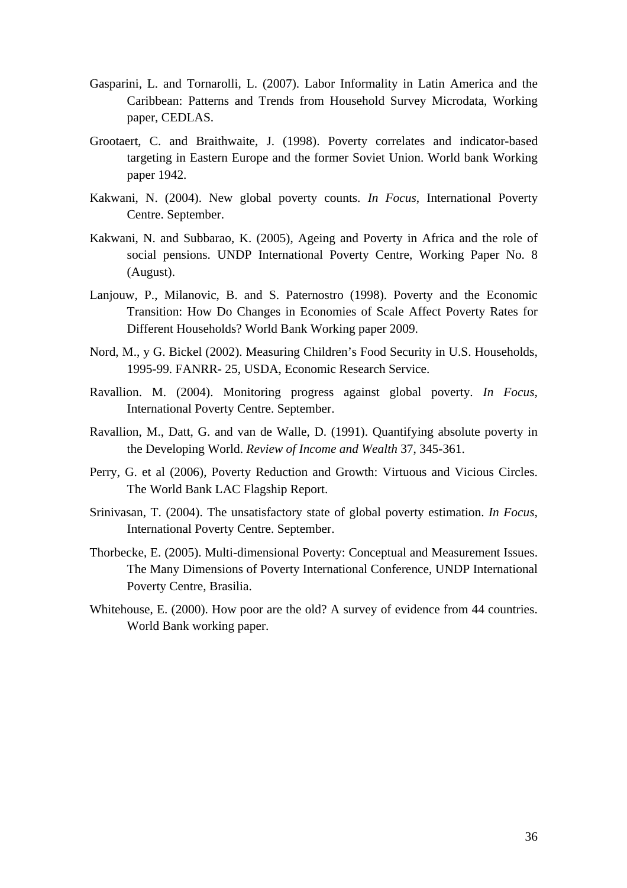Gasparini, L. and Tornarolli, L. (2007). Labor Informality in Latin America and the Caribbean: Patterns and Trends from Household Survey Microdata, Working paper, CEDLAS.

Grootaert, C. and Braithwaite, J. (1998). Poverty correlates and indicator-based targeting in Eastern Europe and the former Soviet Union. World bank Working paper 1942.

Kakwani, N. (2004). New global poverty counts. *In Focus*, International Poverty Centre. September.

Kakwani, N. and Subbarao, K. (2005), Ageing and Poverty in Africa and the role of social pensions. UNDP International Poverty Centre, Working Paper No. 8 (August).

Lanjouw, P., Milanovic, B. and S. Paternostro (1998). Poverty and the Economic Transition: How Do Changes in Economies of Scale Affect Poverty Rates for Different Households? World Bank Working paper 2009.

Nord, M., y G. Bickel (2002). Measuring Children's Food Security in U.S. Households, 1995-99. FANRR- 25, USDA, Economic Research Service.

Ravallion. M. (2004). Monitoring progress against global poverty. *In Focus*, International Poverty Centre. September.

Ravallion, M., Datt, G. and van de Walle, D. (1991). Quantifying absolute poverty in the Developing World. *Review of Income and Wealth* 37, 345-361.

Perry, G. et al (2006), Poverty Reduction and Growth: Virtuous and Vicious Circles. The World Bank LAC Flagship Report.

Srinivasan, T. (2004). The unsatisfactory state of global poverty estimation. *In Focus*, International Poverty Centre. September.

Thorbecke, E. (2005). Multi-dimensional Poverty: Conceptual and Measurement Issues. The Many Dimensions of Poverty International Conference, UNDP International Poverty Centre, Brasilia.

Whitehouse, E. (2000). How poor are the old? A survey of evidence from 44 countries. World Bank working paper.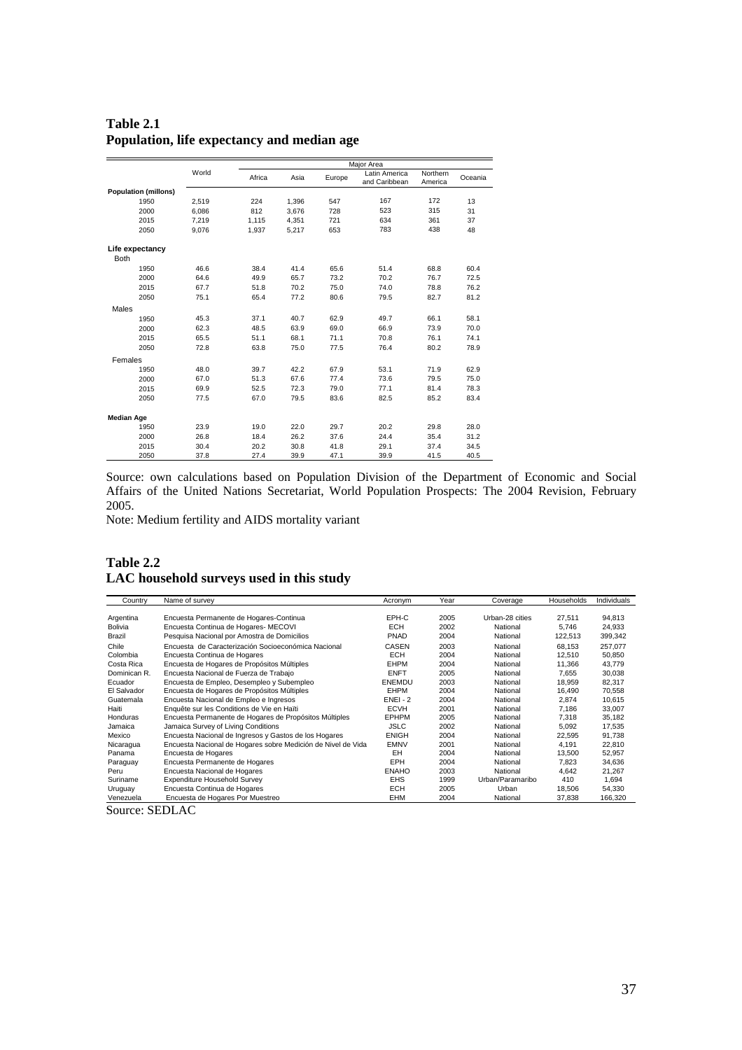**Table 2.1**
**Population, life expectancy and median age**

| | World | Major Area | | | | | |
|---|---|---|---|---|---|---|---|
| | | Africa | Asia | Europe | Latin America and Caribbean | Northern America | Oceania |
| **Population (millons)** | | | | | | | |
| 1950 | 2,519 | 224 | 1,396 | 547 | 167 | 172 | 13 |
| 2000 | 6,086 | 812 | 3,676 | 728 | 523 | 315 | 31 |
| 2015 | 7,219 | 1,115 | 4,351 | 721 | 634 | 361 | 37 |
| 2050 | 9,076 | 1,937 | 5,217 | 653 | 783 | 438 | 48 |
| **Life expectancy** | | | | | | | |
| Both | | | | | | | |
| 1950 | 46.6 | 38.4 | 41.4 | 65.6 | 51.4 | 68.8 | 60.4 |
| 2000 | 64.6 | 49.9 | 65.7 | 73.2 | 70.2 | 76.7 | 72.5 |
| 2015 | 67.7 | 51.8 | 70.2 | 75.0 | 74.0 | 78.8 | 76.2 |
| 2050 | 75.1 | 65.4 | 77.2 | 80.6 | 79.5 | 82.7 | 81.2 |
| Males | | | | | | | |
| 1950 | 45.3 | 37.1 | 40.7 | 62.9 | 49.7 | 66.1 | 58.1 |
| 2000 | 62.3 | 48.5 | 63.9 | 69.0 | 66.9 | 73.9 | 70.0 |
| 2015 | 65.5 | 51.1 | 68.1 | 71.1 | 70.8 | 76.1 | 74.1 |
| 2050 | 72.8 | 63.8 | 75.0 | 77.5 | 76.4 | 80.2 | 78.9 |
| Females | | | | | | | |
| 1950 | 48.0 | 39.7 | 42.2 | 67.9 | 53.1 | 71.9 | 62.9 |
| 2000 | 67.0 | 51.3 | 67.6 | 77.4 | 73.6 | 79.5 | 75.0 |
| 2015 | 69.9 | 52.5 | 72.3 | 79.0 | 77.1 | 81.4 | 78.3 |
| 2050 | 77.5 | 67.0 | 79.5 | 83.6 | 82.5 | 85.2 | 83.4 |
| **Median Age** | | | | | | | |
| 1950 | 23.9 | 19.0 | 22.0 | 29.7 | 20.2 | 29.8 | 28.0 |
| 2000 | 26.8 | 18.4 | 26.2 | 37.6 | 24.4 | 35.4 | 31.2 |
| 2015 | 30.4 | 20.2 | 30.8 | 41.8 | 29.1 | 37.4 | 34.5 |
| 2050 | 37.8 | 27.4 | 39.9 | 47.1 | 39.9 | 41.5 | 40.5 |

Source: own calculations based on Population Division of the Department of Economic and Social Affairs of the United Nations Secretariat, World Population Prospects: The 2004 Revision, February 2005.

Note: Medium fertility and AIDS mortality variant

**Table 2.2**
**LAC household surveys used in this study**

| Country | Name of survey | Acronym | Year | Coverage | Households | Individuals |
|---|---|---|---|---|---|---|
| Argentina | Encuesta Permanente de Hogares-Continua | EPH-C | 2005 | Urban-28 cities | 27,511 | 94,813 |
| Bolivia | Encuesta Continua de Hogares- MECOVI | ECH | 2002 | National | 5,746 | 24,933 |
| Brazil | Pesquisa Nacional por Amostra de Domicilios | PNAD | 2004 | National | 122,513 | 399,342 |
| Chile | Encuesta de Caracterización Socioeconómica Nacional | CASEN | 2003 | National | 68,153 | 257,077 |
| Colombia | Encuesta Continua de Hogares | ECH | 2004 | National | 12,510 | 50,850 |
| Costa Rica | Encuesta de Hogares de Propósitos Múltiples | EHPM | 2004 | National | 11,366 | 43,779 |
| Dominican R. | Encuesta Nacional de Fuerza de Trabajo | ENFT | 2005 | National | 7,655 | 30,038 |
| Ecuador | Encuesta de Empleo, Desempleo y Subempleo | ENEMDU | 2003 | National | 18,959 | 82,317 |
| El Salvador | Encuesta de Hogares de Propósitos Múltiples | EHPM | 2004 | National | 16,490 | 70,558 |
| Guatemala | Encuesta Nacional de Empleo e Ingresos | ENEI - 2 | 2004 | National | 2,874 | 10,615 |
| Haiti | Enquête sur les Conditions de Vie en Haïti | ECVH | 2001 | National | 7,186 | 33,007 |
| Honduras | Encuesta Permanente de Hogares de Propósitos Múltiples | EPHPM | 2005 | National | 7,318 | 35,182 |
| Jamaica | Jamaica Survey of Living Conditions | JSLC | 2002 | National | 5,092 | 17,535 |
| Mexico | Encuesta Nacional de Ingresos y Gastos de los Hogares | ENIGH | 2004 | National | 22,595 | 91,738 |
| Nicaragua | Encuesta Nacional de Hogares sobre Medición de Nivel de Vida | EMNV | 2001 | National | 4,191 | 22,810 |
| Panama | Encuesta de Hogares | EH | 2004 | National | 13,500 | 52,957 |
| Paraguay | Encuesta Permanente de Hogares | EPH | 2004 | National | 7,823 | 34,636 |
| Peru | Encuesta Nacional de Hogares | ENAHO | 2003 | National | 4,642 | 21,267 |
| Suriname | Expenditure Household Survey | EHS | 1999 | Urban/Paramaribo | 410 | 1,694 |
| Uruguay | Encuesta Continua de Hogares | ECH | 2005 | Urban | 18,506 | 54,330 |
| Venezuela | Encuesta de Hogares Por Muestreo | EHM | 2004 | National | 37,838 | 166,320 |

Source: SEDLAC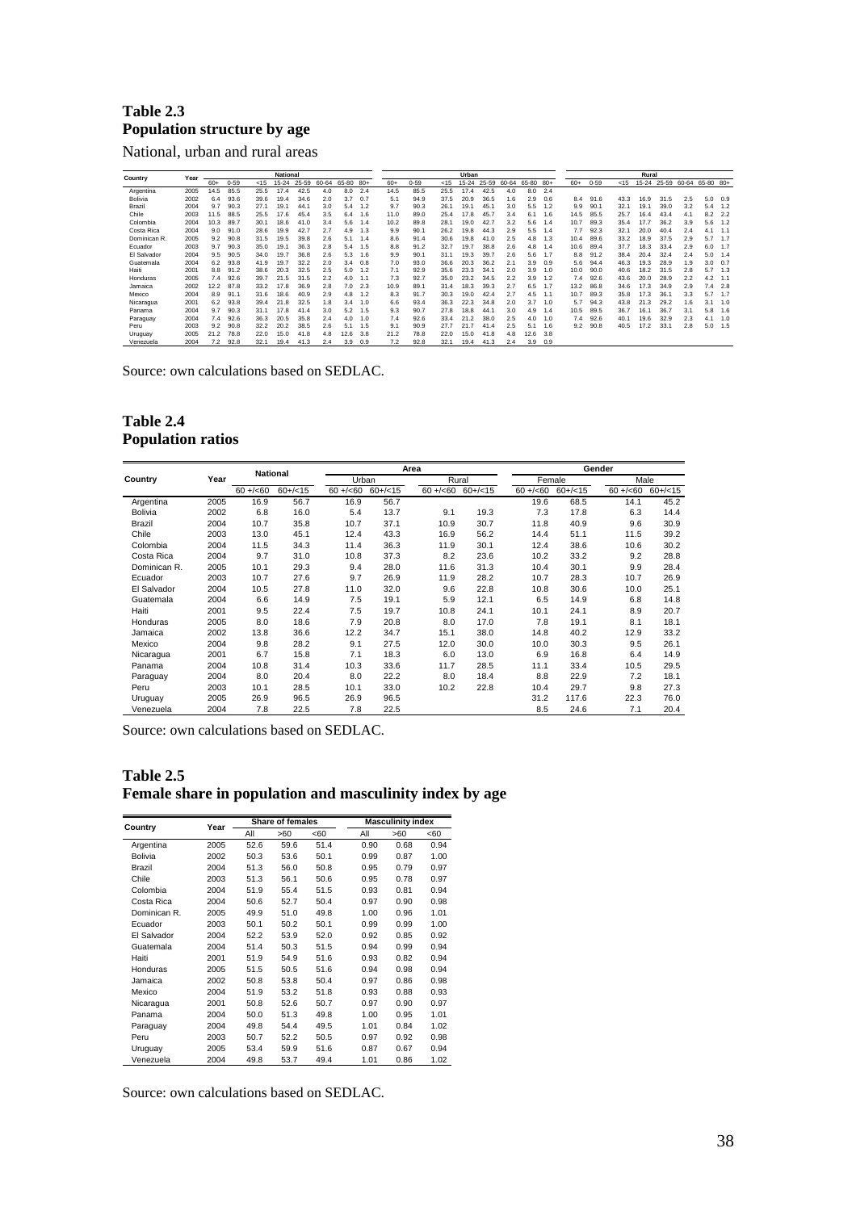# Table 2.3
# Population structure by age

National, urban and rural areas

| Country | Year | National | | | | | | | | | Urban | | | | | | | | | Rural | | | | | | | | |
|---|---|---|---|---|---|---|---|---|---|---|---|---|---|---|---|---|---|---|---|---|---|---|---|---|---|---|---|---|
| | | 60+ | 0-59 | <15 | 15-24 | 25-59 | 60-64 | 65-80 | 80+ | | 60+ | 0-59 | <15 | 15-24 | 25-59 | 60-64 | 65-80 | 80+ | | 60+ | 0-59 | <15 | 15-24 | 25-59 | 60-64 | 65-80 | 80+ |
| Argentina | 2005 | 14.5 | 85.5 | 25.5 | 17.4 | 42.5 | 4.0 | 8.0 | 2.4 | | 14.5 | 85.5 | 25.5 | 17.4 | 42.5 | 4.0 | 8.0 | 2.4 | | | | | | | | | |
| Bolivia | 2002 | 6.4 | 93.6 | 39.6 | 19.4 | 34.6 | 2.0 | 3.7 | 0.7 | | 5.1 | 94.9 | 37.5 | 20.9 | 36.5 | 1.6 | 2.9 | 0.6 | | 8.4 | 91.6 | 43.3 | 16.9 | 31.5 | 2.5 | 5.0 | 0.9 |
| Brazil | 2004 | 9.7 | 90.3 | 27.1 | 19.1 | 44.1 | 3.0 | 5.4 | 1.2 | | 9.7 | 90.3 | 26.1 | 19.1 | 45.1 | 3.0 | 5.5 | 1.2 | | 9.9 | 90.1 | 32.1 | 19.1 | 39.0 | 3.2 | 5.4 | 1.2 |
| Chile | 2003 | 11.5 | 88.5 | 25.5 | 17.6 | 45.4 | 3.5 | 6.4 | 1.6 | | 11.0 | 89.0 | 25.4 | 17.8 | 45.7 | 3.4 | 6.1 | 1.6 | | 14.5 | 85.5 | 25.7 | 16.4 | 43.4 | 4.1 | 8.2 | 2.2 |
| Colombia | 2004 | 10.3 | 89.7 | 30.1 | 18.6 | 41.0 | 3.4 | 5.6 | 1.4 | | 10.2 | 89.8 | 28.1 | 19.0 | 42.7 | 3.2 | 5.6 | 1.4 | | 10.7 | 89.3 | 35.4 | 17.7 | 36.2 | 3.9 | 5.6 | 1.2 |
| Costa Rica | 2004 | 9.0 | 91.0 | 28.6 | 19.9 | 42.7 | 2.7 | 4.9 | 1.3 | | 9.9 | 90.1 | 26.2 | 19.8 | 44.3 | 2.9 | 5.5 | 1.4 | | 7.7 | 92.3 | 32.1 | 20.0 | 40.4 | 2.4 | 4.1 | 1.1 |
| Dominican R. | 2005 | 9.2 | 90.8 | 31.5 | 19.5 | 39.8 | 2.6 | 5.1 | 1.4 | | 8.6 | 91.4 | 30.6 | 19.8 | 41.0 | 2.5 | 4.8 | 1.3 | | 10.4 | 89.6 | 33.2 | 18.9 | 37.5 | 2.9 | 5.7 | 1.7 |
| Ecuador | 2003 | 9.7 | 90.3 | 35.0 | 19.1 | 36.3 | 2.8 | 5.4 | 1.5 | | 8.8 | 91.2 | 32.7 | 19.7 | 38.8 | 2.6 | 4.8 | 1.4 | | 10.6 | 89.4 | 37.7 | 18.3 | 33.4 | 2.9 | 6.0 | 1.7 |
| El Salvador | 2004 | 9.5 | 90.5 | 34.0 | 19.7 | 36.8 | 2.6 | 5.3 | 1.6 | | 9.9 | 90.1 | 31.1 | 19.3 | 39.7 | 2.6 | 5.6 | 1.7 | | 8.8 | 91.2 | 38.4 | 20.4 | 32.4 | 2.4 | 5.0 | 1.4 |
| Guatemala | 2004 | 6.2 | 93.8 | 41.9 | 19.7 | 32.2 | 2.0 | 3.4 | 0.8 | | 7.0 | 93.0 | 36.6 | 20.3 | 36.2 | 2.1 | 3.9 | 0.9 | | 5.6 | 94.4 | 46.3 | 19.3 | 28.9 | 1.9 | 3.0 | 0.7 |
| Haiti | 2001 | 8.8 | 91.2 | 38.6 | 20.3 | 32.5 | 2.5 | 5.0 | 1.2 | | 7.1 | 92.9 | 35.6 | 23.3 | 34.1 | 2.0 | 3.9 | 1.0 | | 10.0 | 90.0 | 40.6 | 18.2 | 31.5 | 2.8 | 5.7 | 1.3 |
| Honduras | 2005 | 7.4 | 92.6 | 39.7 | 21.5 | 31.5 | 2.2 | 4.0 | 1.1 | | 7.3 | 92.7 | 35.0 | 23.2 | 34.5 | 2.2 | 3.9 | 1.2 | | 7.4 | 92.6 | 43.6 | 20.0 | 28.9 | 2.2 | 4.2 | 1.1 |
| Jamaica | 2002 | 12.2 | 87.8 | 33.2 | 17.8 | 36.9 | 2.8 | 7.0 | 2.3 | | 10.9 | 89.1 | 31.4 | 18.3 | 39.3 | 2.7 | 6.5 | 1.7 | | 13.2 | 86.8 | 34.6 | 17.3 | 34.9 | 2.9 | 7.4 | 2.8 |
| Mexico | 2004 | 8.9 | 91.1 | 31.6 | 18.6 | 40.9 | 2.9 | 4.8 | 1.2 | | 8.3 | 91.7 | 30.3 | 19.0 | 42.4 | 2.7 | 4.5 | 1.1 | | 10.7 | 89.3 | 35.8 | 17.3 | 36.1 | 3.3 | 5.7 | 1.7 |
| Nicaragua | 2001 | 6.2 | 93.8 | 39.4 | 21.8 | 32.5 | 1.8 | 3.4 | 1.0 | | 6.6 | 93.4 | 36.3 | 22.3 | 34.8 | 2.0 | 3.7 | 1.0 | | 5.7 | 94.3 | 43.8 | 21.3 | 29.2 | 1.6 | 3.1 | 1.0 |
| Panama | 2004 | 9.7 | 90.3 | 31.1 | 17.8 | 41.4 | 3.0 | 5.2 | 1.5 | | 9.3 | 90.7 | 27.8 | 18.8 | 44.1 | 3.0 | 4.9 | 1.4 | | 10.5 | 89.5 | 36.7 | 16.1 | 36.7 | 3.1 | 5.8 | 1.6 |
| Paraguay | 2004 | 7.4 | 92.6 | 36.3 | 20.5 | 35.8 | 2.4 | 4.0 | 1.0 | | 7.4 | 92.6 | 33.4 | 21.2 | 38.0 | 2.5 | 4.0 | 1.0 | | 7.4 | 92.6 | 40.1 | 19.6 | 32.9 | 2.3 | 4.1 | 1.0 |
| Peru | 2003 | 9.2 | 90.8 | 32.2 | 20.2 | 38.5 | 2.6 | 5.1 | 1.5 | | 9.1 | 90.9 | 27.7 | 21.7 | 41.4 | 2.5 | 5.1 | 1.6 | | 9.2 | 90.8 | 40.5 | 17.2 | 33.1 | 2.8 | 5.0 | 1.5 |
| Uruguay | 2005 | 21.2 | 78.8 | 22.0 | 15.0 | 41.8 | 4.8 | 12.6 | 3.8 | | 21.2 | 78.8 | 22.0 | 15.0 | 41.8 | 4.8 | 12.6 | 3.8 | | | | | | | | | |
| Venezuela | 2004 | 7.2 | 92.8 | 32.1 | 19.4 | 41.3 | 2.4 | 3.9 | 0.9 | | 7.2 | 92.8 | 32.1 | 19.4 | 41.3 | 2.4 | 3.9 | 0.9 | | | | | | | | | |

Source: own calculations based on SEDLAC.

# Table 2.4
# Population ratios

| Country | Year | National | | Area | | | | Gender | | | |
|---|---|---|---|---|---|---|---|---|---|---|---|
| | | | | Urban | | Rural | | Female | | Male | |
| | | 60 +/<60 | 60+/<15 | 60 +/<60 | 60+/<15 | 60 +/<60 | 60+/<15 | 60 +/<60 | 60+/<15 | 60 +/<60 | 60+/<15 |
| Argentina | 2005 | 16.9 | 56.7 | 16.9 | 56.7 | | | 19.6 | 68.5 | 14.1 | 45.2 |
| Bolivia | 2002 | 6.8 | 16.0 | 5.4 | 13.7 | 9.1 | 19.3 | 7.3 | 17.8 | 6.3 | 14.4 |
| Brazil | 2004 | 10.7 | 35.8 | 10.7 | 37.1 | 10.9 | 30.7 | 11.8 | 40.9 | 9.6 | 30.9 |
| Chile | 2003 | 13.0 | 45.1 | 12.4 | 43.3 | 16.9 | 56.2 | 14.4 | 51.1 | 11.5 | 39.2 |
| Colombia | 2004 | 11.5 | 34.3 | 11.4 | 36.3 | 11.9 | 30.1 | 12.4 | 38.6 | 10.6 | 30.2 |
| Costa Rica | 2004 | 9.7 | 31.0 | 10.8 | 37.3 | 8.2 | 23.6 | 10.2 | 33.2 | 9.2 | 28.8 |
| Dominican R. | 2005 | 10.1 | 29.3 | 9.4 | 28.0 | 11.6 | 31.3 | 10.4 | 30.1 | 9.9 | 28.4 |
| Ecuador | 2003 | 10.7 | 27.6 | 9.7 | 26.9 | 11.9 | 28.2 | 10.7 | 28.3 | 10.7 | 26.9 |
| El Salvador | 2004 | 10.5 | 27.8 | 11.0 | 32.0 | 9.6 | 22.8 | 10.8 | 30.6 | 10.0 | 25.1 |
| Guatemala | 2004 | 6.6 | 14.9 | 7.5 | 19.1 | 5.9 | 12.1 | 6.5 | 14.9 | 6.8 | 14.8 |
| Haiti | 2001 | 9.5 | 22.4 | 7.5 | 19.7 | 10.8 | 24.1 | 10.1 | 24.1 | 8.9 | 20.7 |
| Honduras | 2005 | 8.0 | 18.6 | 7.9 | 20.8 | 8.0 | 17.0 | 7.8 | 19.1 | 8.1 | 18.1 |
| Jamaica | 2002 | 13.8 | 36.6 | 12.2 | 34.7 | 15.1 | 38.0 | 14.8 | 40.2 | 12.9 | 33.2 |
| Mexico | 2004 | 9.8 | 28.2 | 9.1 | 27.5 | 12.0 | 30.0 | 10.0 | 30.3 | 9.5 | 26.1 |
| Nicaragua | 2001 | 6.7 | 15.8 | 7.1 | 18.3 | 6.0 | 13.0 | 6.9 | 16.8 | 6.4 | 14.9 |
| Panama | 2004 | 10.8 | 31.4 | 10.3 | 33.6 | 11.7 | 28.5 | 11.1 | 33.4 | 10.5 | 29.5 |
| Paraguay | 2004 | 8.0 | 20.4 | 8.0 | 22.2 | 8.0 | 18.4 | 8.8 | 22.9 | 7.2 | 18.1 |
| Peru | 2003 | 10.1 | 28.5 | 10.1 | 33.0 | 10.2 | 22.8 | 10.4 | 29.7 | 9.8 | 27.3 |
| Uruguay | 2005 | 26.9 | 96.5 | 26.9 | 96.5 | | | 31.2 | 117.6 | 22.3 | 76.0 |
| Venezuela | 2004 | 7.8 | 22.5 | 7.8 | 22.5 | | | 8.5 | 24.6 | 7.1 | 20.4 |

Source: own calculations based on SEDLAC.

# Table 2.5
# Female share in population and masculinity index by age

| Country | Year | Share of females | | | Masculinity index | | |
|---|---|---|---|---|---|---|---|
| | | All | >60 | <60 | All | >60 | <60 |
| Argentina | 2005 | 52.6 | 59.6 | 51.4 | 0.90 | 0.68 | 0.94 |
| Bolivia | 2002 | 50.3 | 53.6 | 50.1 | 0.99 | 0.87 | 1.00 |
| Brazil | 2004 | 51.3 | 56.0 | 50.8 | 0.95 | 0.79 | 0.97 |
| Chile | 2003 | 51.3 | 56.1 | 50.6 | 0.95 | 0.78 | 0.97 |
| Colombia | 2004 | 51.9 | 55.4 | 51.5 | 0.93 | 0.81 | 0.94 |
| Costa Rica | 2004 | 50.6 | 52.7 | 50.4 | 0.97 | 0.90 | 0.98 |
| Dominican R. | 2005 | 49.9 | 51.0 | 49.8 | 1.00 | 0.96 | 1.01 |
| Ecuador | 2003 | 50.1 | 50.2 | 50.1 | 0.99 | 0.99 | 1.00 |
| El Salvador | 2004 | 52.2 | 53.9 | 52.0 | 0.92 | 0.85 | 0.92 |
| Guatemala | 2004 | 51.4 | 50.3 | 51.5 | 0.94 | 0.99 | 0.94 |
| Haiti | 2001 | 51.9 | 54.9 | 51.6 | 0.93 | 0.82 | 0.94 |
| Honduras | 2005 | 51.5 | 50.5 | 51.6 | 0.94 | 0.98 | 0.94 |
| Jamaica | 2002 | 50.8 | 53.8 | 50.4 | 0.97 | 0.86 | 0.98 |
| Mexico | 2004 | 51.9 | 53.2 | 51.8 | 0.93 | 0.88 | 0.93 |
| Nicaragua | 2001 | 50.8 | 52.6 | 50.7 | 0.97 | 0.90 | 0.97 |
| Panama | 2004 | 50.0 | 51.3 | 49.8 | 1.00 | 0.95 | 1.01 |
| Paraguay | 2004 | 49.8 | 54.4 | 49.5 | 1.01 | 0.84 | 1.02 |
| Peru | 2003 | 50.7 | 52.2 | 50.5 | 0.97 | 0.92 | 0.98 |
| Uruguay | 2005 | 53.4 | 59.9 | 51.6 | 0.87 | 0.67 | 0.94 |
| Venezuela | 2004 | 49.8 | 53.7 | 49.4 | 1.01 | 0.86 | 1.02 |

Source: own calculations based on SEDLAC.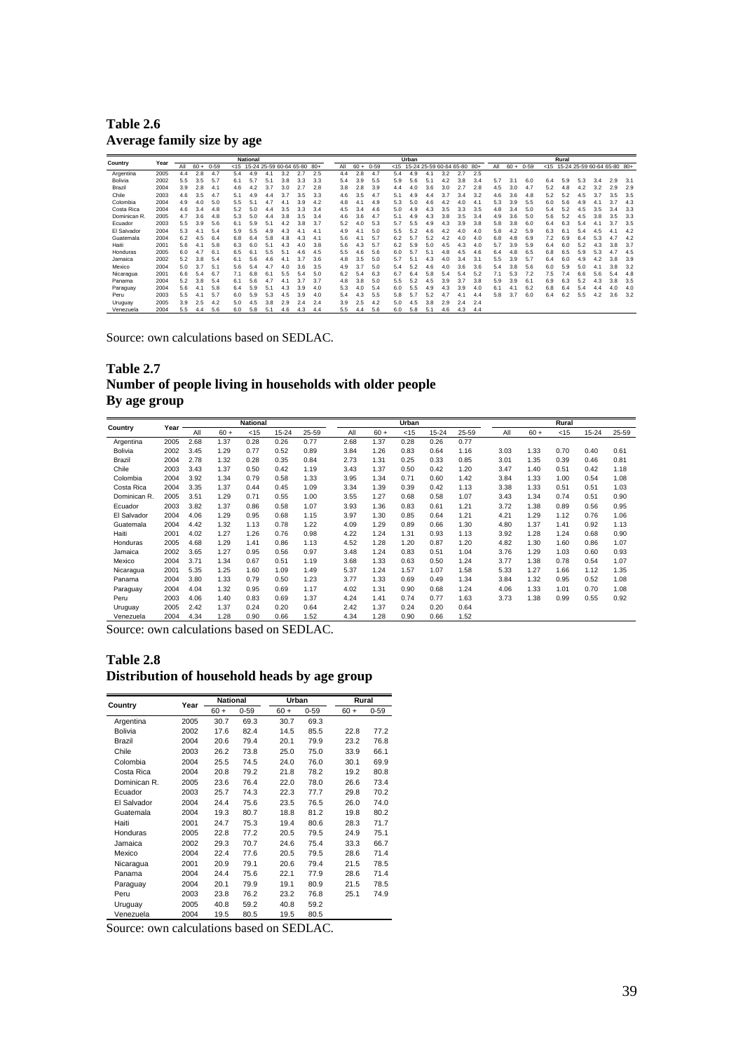## Table 2.6
## Average family size by age

| Country | Year | National | | | | | | | | | | Urban | | | | | | | | | | Rural | | | | | | | | | |
|---|---|---|---|---|---|---|---|---|---|---|---|---|---|---|---|---|---|---|---|---|---|---|---|---|---|---|---|---|---|---|---|
| | | All | 60 + | 0-59 | <15 | 15-24 | 25-59 | 60-64 | 65-80 | 80+ | All | 60 + | 0-59 | <15 | 15-24 | 25-59 | 60-64 | 65-80 | 80+ | All | 60 + | 0-59 | <15 | 15-24 | 25-59 | 60-64 | 65-80 | 80+ |
| Argentina | 2005 | 4.4 | 2.8 | 4.7 | 5.4 | 4.9 | 4.1 | 3.2 | 2.7 | 2.5 | 4.4 | 2.8 | 4.7 | 5.4 | 4.9 | 4.1 | 3.2 | 2.7 | 2.5 | | | | | | | | | |
| Bolivia | 2002 | 5.5 | 3.5 | 5.7 | 6.1 | 5.7 | 5.1 | 3.8 | 3.3 | 3.3 | 5.4 | 3.9 | 5.5 | 5.9 | 5.6 | 5.1 | 4.2 | 3.8 | 3.4 | 5.7 | 3.1 | 6.0 | 6.4 | 5.9 | 5.3 | 3.4 | 2.9 | 3.1 |
| Brazil | 2004 | 3.9 | 2.8 | 4.1 | 4.6 | 4.2 | 3.7 | 3.0 | 2.7 | 2.8 | 3.8 | 2.8 | 3.9 | 4.4 | 4.0 | 3.6 | 3.0 | 2.7 | 2.8 | 4.5 | 3.0 | 4.7 | 5.2 | 4.8 | 4.2 | 3.2 | 2.9 | 2.9 |
| Chile | 2003 | 4.6 | 3.5 | 4.7 | 5.1 | 4.9 | 4.4 | 3.7 | 3.5 | 3.3 | 4.6 | 3.5 | 4.7 | 5.1 | 4.9 | 4.4 | 3.7 | 3.4 | 3.2 | 4.6 | 3.6 | 4.8 | 5.2 | 5.2 | 4.5 | 3.7 | 3.5 | 3.5 |
| Colombia | 2004 | 4.9 | 4.0 | 5.0 | 5.5 | 5.1 | 4.7 | 4.1 | 3.9 | 4.2 | 4.8 | 4.1 | 4.9 | 5.3 | 5.0 | 4.6 | 4.2 | 4.0 | 4.1 | 5.3 | 3.9 | 5.5 | 6.0 | 5.6 | 4.9 | 4.1 | 3.7 | 4.3 |
| Costa Rica | 2004 | 4.6 | 3.4 | 4.8 | 5.2 | 5.0 | 4.4 | 3.5 | 3.3 | 3.4 | 4.5 | 3.4 | 4.6 | 5.0 | 4.9 | 4.3 | 3.5 | 3.3 | 3.5 | 4.8 | 3.4 | 5.0 | 5.4 | 5.2 | 4.5 | 3.5 | 3.4 | 3.3 |
| Dominican R. | 2005 | 4.7 | 3.6 | 4.8 | 5.3 | 5.0 | 4.4 | 3.8 | 3.5 | 3.4 | 4.6 | 3.6 | 4.7 | 5.1 | 4.9 | 4.3 | 3.8 | 3.5 | 3.4 | 4.9 | 3.6 | 5.0 | 5.6 | 5.2 | 4.5 | 3.8 | 3.5 | 3.3 |
| Ecuador | 2003 | 5.5 | 3.9 | 5.6 | 6.1 | 5.9 | 5.1 | 4.2 | 3.8 | 3.7 | 5.2 | 4.0 | 5.3 | 5.7 | 5.5 | 4.9 | 4.3 | 3.9 | 3.8 | 5.8 | 3.8 | 6.0 | 6.4 | 6.3 | 5.4 | 4.1 | 3.7 | 3.5 |
| El Salvador | 2004 | 5.3 | 4.1 | 5.4 | 5.9 | 5.5 | 4.9 | 4.3 | 4.1 | 4.1 | 4.9 | 4.1 | 5.0 | 5.5 | 5.2 | 4.6 | 4.2 | 4.0 | 4.0 | 5.8 | 4.2 | 5.9 | 6.3 | 6.1 | 5.4 | 4.5 | 4.1 | 4.2 |
| Guatemala | 2004 | 6.2 | 4.5 | 6.4 | 6.8 | 6.4 | 5.8 | 4.8 | 4.3 | 4.1 | 5.6 | 4.1 | 5.7 | 6.2 | 5.7 | 5.2 | 4.2 | 4.0 | 4.0 | 6.8 | 4.8 | 6.9 | 7.2 | 6.9 | 6.4 | 5.3 | 4.7 | 4.2 |
| Haiti | 2001 | 5.6 | 4.1 | 5.8 | 6.3 | 6.0 | 5.1 | 4.3 | 4.0 | 3.8 | 5.6 | 4.3 | 5.7 | 6.2 | 5.9 | 5.0 | 4.5 | 4.3 | 4.0 | 5.7 | 3.9 | 5.9 | 6.4 | 6.0 | 5.2 | 4.3 | 3.8 | 3.7 |
| Honduras | 2005 | 6.0 | 4.7 | 6.1 | 6.5 | 6.1 | 5.5 | 5.1 | 4.6 | 4.5 | 5.5 | 4.6 | 5.6 | 6.0 | 5.7 | 5.1 | 4.8 | 4.5 | 4.6 | 6.4 | 4.8 | 6.5 | 6.8 | 6.5 | 5.9 | 5.3 | 4.7 | 4.5 |
| Jamaica | 2002 | 5.2 | 3.8 | 5.4 | 6.1 | 5.6 | 4.6 | 4.1 | 3.7 | 3.6 | 4.8 | 3.5 | 5.0 | 5.7 | 5.1 | 4.3 | 4.0 | 3.4 | 3.1 | 5.5 | 3.9 | 5.7 | 6.4 | 6.0 | 4.9 | 4.2 | 3.8 | 3.9 |
| Mexico | 2004 | 5.0 | 3.7 | 5.1 | 5.6 | 5.4 | 4.7 | 4.0 | 3.6 | 3.5 | 4.9 | 3.7 | 5.0 | 5.4 | 5.2 | 4.6 | 4.0 | 3.6 | 3.6 | 5.4 | 3.8 | 5.6 | 6.0 | 5.9 | 5.0 | 4.1 | 3.8 | 3.2 |
| Nicaragua | 2001 | 6.6 | 5.4 | 6.7 | 7.1 | 6.8 | 6.1 | 5.5 | 5.4 | 5.0 | 6.2 | 5.4 | 6.3 | 6.7 | 6.4 | 5.8 | 5.4 | 5.4 | 5.2 | 7.1 | 5.3 | 7.2 | 7.5 | 7.4 | 6.6 | 5.6 | 5.4 | 4.8 |
| Panama | 2004 | 5.2 | 3.8 | 5.4 | 6.1 | 5.6 | 4.7 | 4.1 | 3.7 | 3.7 | 4.8 | 3.8 | 5.0 | 5.5 | 5.2 | 4.5 | 3.9 | 3.7 | 3.8 | 5.9 | 3.9 | 6.1 | 6.9 | 6.3 | 5.2 | 4.3 | 3.8 | 3.5 |
| Paraguay | 2004 | 5.6 | 4.1 | 5.8 | 6.4 | 5.9 | 5.1 | 4.3 | 3.9 | 4.0 | 5.3 | 4.0 | 5.4 | 6.0 | 5.5 | 4.9 | 4.3 | 3.9 | 4.0 | 6.1 | 4.1 | 6.2 | 6.8 | 6.4 | 5.4 | 4.4 | 4.0 | 4.0 |
| Peru | 2003 | 5.5 | 4.1 | 5.7 | 6.0 | 5.9 | 5.3 | 4.5 | 3.9 | 4.0 | 5.4 | 4.3 | 5.5 | 5.8 | 5.7 | 5.2 | 4.7 | 4.1 | 4.4 | 5.8 | 3.7 | 6.0 | 6.4 | 6.2 | 5.5 | 4.2 | 3.6 | 3.2 |
| Uruguay | 2005 | 3.9 | 2.5 | 4.2 | 5.0 | 4.5 | 3.8 | 2.9 | 2.4 | 2.4 | 3.9 | 2.5 | 4.2 | 5.0 | 4.5 | 3.8 | 2.9 | 2.4 | 2.4 | | | | | | | | | |
| Venezuela | 2004 | 5.5 | 4.4 | 5.6 | 6.0 | 5.8 | 5.1 | 4.6 | 4.3 | 4.4 | 5.5 | 4.4 | 5.6 | 6.0 | 5.8 | 5.1 | 4.6 | 4.3 | 4.4 | | | | | | | | | |

Source: own calculations based on SEDLAC.

## Table 2.7
## Number of people living in households with older people
## By age group

| Country | Year | National | | | | | Urban | | | | | Rural | | | | |
|---|---|---|---|---|---|---|---|---|---|---|---|---|---|---|---|---|
| | | All | 60 + | <15 | 15-24 | 25-59 | All | 60 + | <15 | 15-24 | 25-59 | All | 60 + | <15 | 15-24 | 25-59 |
| Argentina | 2005 | 2.68 | 1.37 | 0.28 | 0.26 | 0.77 | 2.68 | 1.37 | 0.28 | 0.26 | 0.77 | | | | | |
| Bolivia | 2002 | 3.45 | 1.29 | 0.77 | 0.52 | 0.89 | 3.84 | 1.26 | 0.83 | 0.64 | 1.16 | 3.03 | 1.33 | 0.70 | 0.40 | 0.61 |
| Brazil | 2004 | 2.78 | 1.32 | 0.28 | 0.35 | 0.84 | 2.73 | 1.31 | 0.25 | 0.33 | 0.85 | 3.01 | 1.35 | 0.39 | 0.46 | 0.81 |
| Chile | 2003 | 3.43 | 1.37 | 0.50 | 0.42 | 1.19 | 3.43 | 1.37 | 0.50 | 0.42 | 1.20 | 3.47 | 1.40 | 0.51 | 0.42 | 1.18 |
| Colombia | 2004 | 3.92 | 1.34 | 0.79 | 0.58 | 1.33 | 3.95 | 1.34 | 0.71 | 0.60 | 1.42 | 3.84 | 1.33 | 1.00 | 0.54 | 1.08 |
| Costa Rica | 2004 | 3.35 | 1.37 | 0.44 | 0.45 | 1.09 | 3.34 | 1.39 | 0.39 | 0.42 | 1.13 | 3.38 | 1.33 | 0.51 | 0.51 | 1.03 |
| Dominican R. | 2005 | 3.51 | 1.29 | 0.71 | 0.55 | 1.00 | 3.55 | 1.27 | 0.68 | 0.58 | 1.07 | 3.43 | 1.34 | 0.74 | 0.51 | 0.90 |
| Ecuador | 2003 | 3.82 | 1.37 | 0.86 | 0.58 | 1.07 | 3.93 | 1.36 | 0.83 | 0.61 | 1.21 | 3.72 | 1.38 | 0.89 | 0.56 | 0.95 |
| El Salvador | 2004 | 4.06 | 1.29 | 0.95 | 0.68 | 1.15 | 3.97 | 1.30 | 0.85 | 0.64 | 1.21 | 4.21 | 1.29 | 1.12 | 0.76 | 1.06 |
| Guatemala | 2004 | 4.42 | 1.32 | 1.13 | 0.78 | 1.22 | 4.09 | 1.29 | 0.89 | 0.66 | 1.30 | 4.80 | 1.37 | 1.41 | 0.92 | 1.13 |
| Haiti | 2001 | 4.02 | 1.27 | 1.26 | 0.76 | 0.98 | 4.22 | 1.24 | 1.31 | 0.93 | 1.13 | 3.92 | 1.28 | 1.24 | 0.68 | 0.90 |
| Honduras | 2005 | 4.68 | 1.29 | 1.41 | 0.86 | 1.13 | 4.52 | 1.28 | 1.20 | 0.87 | 1.20 | 4.82 | 1.30 | 1.60 | 0.86 | 1.07 |
| Jamaica | 2002 | 3.65 | 1.27 | 0.95 | 0.56 | 0.97 | 3.48 | 1.24 | 0.83 | 0.51 | 1.04 | 3.76 | 1.29 | 1.03 | 0.60 | 0.93 |
| Mexico | 2004 | 3.71 | 1.34 | 0.67 | 0.51 | 1.19 | 3.68 | 1.33 | 0.63 | 0.50 | 1.24 | 3.77 | 1.38 | 0.78 | 0.54 | 1.07 |
| Nicaragua | 2001 | 5.35 | 1.25 | 1.60 | 1.09 | 1.49 | 5.37 | 1.24 | 1.57 | 1.07 | 1.58 | 5.33 | 1.27 | 1.66 | 1.12 | 1.35 |
| Panama | 2004 | 3.80 | 1.33 | 0.79 | 0.50 | 1.23 | 3.77 | 1.33 | 0.69 | 0.49 | 1.34 | 3.84 | 1.32 | 0.95 | 0.52 | 1.08 |
| Paraguay | 2004 | 4.04 | 1.32 | 0.95 | 0.69 | 1.17 | 4.02 | 1.31 | 0.90 | 0.68 | 1.24 | 4.06 | 1.33 | 1.01 | 0.70 | 1.08 |
| Peru | 2003 | 4.06 | 1.40 | 0.83 | 0.69 | 1.37 | 4.24 | 1.41 | 0.74 | 0.77 | 1.63 | 3.73 | 1.38 | 0.99 | 0.55 | 0.92 |
| Uruguay | 2005 | 2.42 | 1.37 | 0.24 | 0.20 | 0.64 | 2.42 | 1.37 | 0.24 | 0.20 | 0.64 | | | | | |
| Venezuela | 2004 | 4.34 | 1.28 | 0.90 | 0.66 | 1.52 | 4.34 | 1.28 | 0.90 | 0.66 | 1.52 | | | | | |

Source: own calculations based on SEDLAC.

## Table 2.8
## Distribution of household heads by age group

| Country | Year | National | | Urban | | Rural | |
|---|---|---|---|---|---|---|---|
| | | 60 + | 0-59 | 60 + | 0-59 | 60 + | 0-59 |
| Argentina | 2005 | 30.7 | 69.3 | 30.7 | 69.3 | | |
| Bolivia | 2002 | 17.6 | 82.4 | 14.5 | 85.5 | 22.8 | 77.2 |
| Brazil | 2004 | 20.6 | 79.4 | 20.1 | 79.9 | 23.2 | 76.8 |
| Chile | 2003 | 26.2 | 73.8 | 25.0 | 75.0 | 33.9 | 66.1 |
| Colombia | 2004 | 25.5 | 74.5 | 24.0 | 76.0 | 30.1 | 69.9 |
| Costa Rica | 2004 | 20.8 | 79.2 | 21.8 | 78.2 | 19.2 | 80.8 |
| Dominican R. | 2005 | 23.6 | 76.4 | 22.0 | 78.0 | 26.6 | 73.4 |
| Ecuador | 2003 | 25.7 | 74.3 | 22.3 | 77.7 | 29.8 | 70.2 |
| El Salvador | 2004 | 24.4 | 75.6 | 23.5 | 76.5 | 26.0 | 74.0 |
| Guatemala | 2004 | 19.3 | 80.7 | 18.8 | 81.2 | 19.8 | 80.2 |
| Haiti | 2001 | 24.7 | 75.3 | 19.4 | 80.6 | 28.3 | 71.7 |
| Honduras | 2005 | 22.8 | 77.2 | 20.5 | 79.5 | 24.9 | 75.1 |
| Jamaica | 2002 | 29.3 | 70.7 | 24.6 | 75.4 | 33.3 | 66.7 |
| Mexico | 2004 | 22.4 | 77.6 | 20.5 | 79.5 | 28.6 | 71.4 |
| Nicaragua | 2001 | 20.9 | 79.1 | 20.6 | 79.4 | 21.5 | 78.5 |
| Panama | 2004 | 24.4 | 75.6 | 22.1 | 77.9 | 28.6 | 71.4 |
| Paraguay | 2004 | 20.1 | 79.9 | 19.1 | 80.9 | 21.5 | 78.5 |
| Peru | 2003 | 23.8 | 76.2 | 23.2 | 76.8 | 25.1 | 74.9 |
| Uruguay | 2005 | 40.8 | 59.2 | 40.8 | 59.2 | | |
| Venezuela | 2004 | 19.5 | 80.5 | 19.5 | 80.5 | | |

Source: own calculations based on SEDLAC.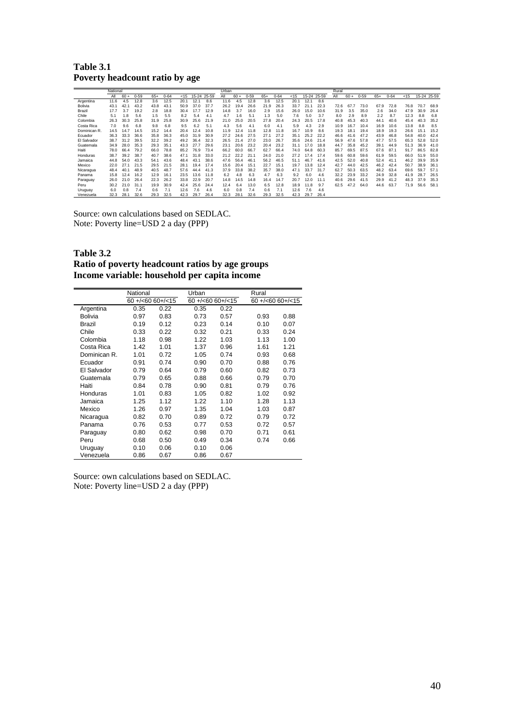**Table 3.1**
**Poverty headcount ratio by age**

| | National | | | | | | | | Urban | | | | | | | | Rural | | | | | | | |
|---|---|---|---|---|---|---|---|---|---|---|---|---|---|---|---|---|---|---|---|---|---|---|---|---|
| | All | 60 + | 0-59 | 65+ | 0-64 | <15 | 15-24 | 25-59 | All | 60 + | 0-59 | 65+ | 0-64 | <15 | 15-24 | 25-59 | All | 60 + | 0-59 | 65+ | 0-64 | <15 | 15-24 | 25-59 |
| Argentina | 11.6 | 4.5 | 12.8 | 3.6 | 12.5 | 20.1 | 12.1 | 8.6 | 11.6 | 4.5 | 12.8 | 3.6 | 12.5 | 20.1 | 12.1 | 8.6 | | | | | | | | |
| Bolivia | 43.1 | 42.1 | 43.2 | 43.8 | 43.1 | 50.9 | 37.0 | 37.7 | 26.2 | 19.4 | 26.6 | 21.9 | 26.3 | 33.7 | 21.1 | 22.3 | 72.6 | 67.7 | 73.0 | 67.9 | 72.8 | 76.8 | 70.7 | 68.9 |
| Brazil | 17.7 | 3.7 | 19.2 | 2.8 | 18.8 | 30.4 | 17.7 | 12.9 | 14.8 | 3.7 | 16.0 | 2.9 | 15.6 | 26.0 | 15.0 | 10.6 | 31.9 | 3.5 | 35.0 | 2.6 | 34.0 | 47.9 | 30.9 | 26.4 |
| Chile | 5.1 | 1.8 | 5.6 | 1.5 | 5.5 | 8.2 | 5.4 | 4.1 | 4.7 | 1.6 | 5.1 | 1.3 | 5.0 | 7.6 | 5.0 | 3.7 | 8.0 | 2.9 | 8.9 | 2.2 | 8.7 | 12.3 | 8.8 | 6.8 |
| Colombia | 26.3 | 30.3 | 25.8 | 31.9 | 25.8 | 30.9 | 25.6 | 21.9 | 21.0 | 25.0 | 20.5 | 27.8 | 20.4 | 24.3 | 20.5 | 17.8 | 40.8 | 45.3 | 40.3 | 44.1 | 40.6 | 45.4 | 40.3 | 35.2 |
| Costa Rica | 7.0 | 9.6 | 6.8 | 9.8 | 6.8 | 9.5 | 6.2 | 5.1 | 4.3 | 5.6 | 4.1 | 6.0 | 4.1 | 5.9 | 4.3 | 2.9 | 10.9 | 16.7 | 10.4 | 16.9 | 10.6 | 13.8 | 8.8 | 8.5 |
| Dominican R. | 14.5 | 14.7 | 14.5 | 15.2 | 14.4 | 20.4 | 12.4 | 10.8 | 11.9 | 12.4 | 11.8 | 12.8 | 11.8 | 16.7 | 10.9 | 8.6 | 19.3 | 18.1 | 19.4 | 18.9 | 19.3 | 26.6 | 15.1 | 15.2 |
| Ecuador | 36.3 | 33.3 | 36.6 | 35.8 | 36.3 | 45.0 | 31.9 | 30.9 | 27.2 | 24.6 | 27.5 | 27.1 | 27.2 | 35.1 | 25.2 | 22.2 | 46.6 | 41.6 | 47.2 | 43.9 | 46.8 | 54.8 | 40.0 | 42.4 |
| El Salvador | 38.7 | 31.2 | 39.5 | 32.2 | 39.2 | 49.2 | 36.4 | 32.3 | 26.5 | 21.4 | 27.0 | 23.0 | 26.7 | 35.6 | 24.6 | 21.4 | 56.9 | 47.6 | 57.8 | 47.7 | 57.5 | 65.3 | 52.8 | 52.0 |
| Guatemala | 34.9 | 28.0 | 35.3 | 29.3 | 35.1 | 43.3 | 27.7 | 29.6 | 23.1 | 20.6 | 23.2 | 20.4 | 23.2 | 31.1 | 17.0 | 18.8 | 44.7 | 35.8 | 45.2 | 39.1 | 44.9 | 51.3 | 36.9 | 41.0 |
| Haiti | 78.0 | 66.4 | 79.2 | 66.0 | 78.8 | 85.2 | 76.9 | 73.4 | 66.2 | 60.0 | 66.7 | 62.7 | 66.4 | 74.0 | 64.8 | 60.3 | 85.7 | 69.5 | 87.5 | 67.6 | 87.1 | 91.7 | 86.5 | 82.8 |
| Honduras | 38.7 | 39.2 | 38.7 | 40.7 | 38.6 | 47.1 | 31.8 | 33.0 | 21.2 | 22.2 | 21.1 | 24.0 | 21.0 | 27.2 | 17.4 | 17.4 | 59.6 | 60.8 | 59.6 | 61.9 | 59.5 | 66.0 | 51.9 | 55.0 |
| Jamaica | 44.8 | 54.0 | 43.3 | 54.1 | 43.6 | 48.4 | 43.1 | 38.6 | 47.6 | 56.4 | 46.1 | 56.2 | 46.5 | 51.1 | 46.7 | 41.6 | 42.5 | 52.0 | 40.8 | 52.4 | 41.1 | 46.2 | 39.9 | 35.9 |
| Mexico | 22.0 | 27.1 | 21.5 | 29.5 | 21.5 | 28.1 | 19.4 | 17.4 | 15.6 | 20.4 | 15.1 | 22.7 | 15.1 | 19.7 | 13.8 | 12.4 | 42.7 | 44.0 | 42.5 | 46.2 | 42.4 | 50.7 | 38.9 | 36.1 |
| Nicaragua | 48.4 | 40.1 | 48.9 | 40.5 | 48.7 | 57.6 | 44.4 | 41.3 | 37.9 | 33.8 | 38.2 | 35.7 | 38.0 | 47.1 | 33.7 | 31.7 | 62.7 | 50.3 | 63.5 | 48.2 | 63.4 | 69.6 | 59.7 | 57.1 |
| Panama | 15.8 | 12.4 | 16.2 | 12.9 | 16.1 | 23.5 | 13.6 | 11.8 | 6.2 | 4.8 | 6.3 | 4.7 | 6.3 | 9.2 | 6.0 | 4.6 | 32.2 | 23.9 | 33.2 | 24.9 | 32.8 | 41.9 | 28.7 | 26.5 |
| Paraguay | 26.0 | 21.0 | 26.4 | 22.3 | 26.2 | 33.8 | 22.9 | 20.7 | 14.8 | 14.5 | 14.8 | 16.4 | 14.7 | 20.7 | 12.0 | 11.1 | 40.6 | 29.6 | 41.5 | 29.9 | 41.2 | 48.3 | 37.9 | 35.3 |
| Peru | 30.2 | 21.0 | 31.1 | 19.9 | 30.9 | 42.4 | 25.6 | 24.4 | 12.4 | 6.4 | 13.0 | 6.5 | 12.8 | 18.9 | 11.8 | 9.7 | 62.5 | 47.2 | 64.0 | 44.6 | 63.7 | 71.9 | 56.6 | 58.1 |
| Uruguay | 6.0 | 0.8 | 7.4 | 0.6 | 7.1 | 12.6 | 7.6 | 4.6 | 6.0 | 0.8 | 7.4 | 0.6 | 7.1 | 12.6 | 7.6 | 4.6 | | | | | | | | |
| Venezuela | 32.3 | 28.1 | 32.6 | 29.3 | 32.5 | 42.3 | 29.7 | 26.4 | 32.3 | 28.1 | 32.6 | 29.3 | 32.5 | 42.3 | 29.7 | 26.4 | | | | | | | | |

Source: own calculations based on SEDLAC.
Note: Poverty line=USD 2 a day (PPP)

**Table 3.2**
**Ratio of poverty headcount ratios by age groups**
**Income variable: household per capita income**

| | National | | Urban | | Rural | |
|---|---|---|---|---|---|---|
| | 60 +/<60 | 60+/<15 | 60 +/<60 | 60+/<15 | 60 +/<60 | 60+/<15 |
| Argentina | 0.35 | 0.22 | 0.35 | 0.22 | | |
| Bolivia | 0.97 | 0.83 | 0.73 | 0.57 | 0.93 | 0.88 |
| Brazil | 0.19 | 0.12 | 0.23 | 0.14 | 0.10 | 0.07 |
| Chile | 0.33 | 0.22 | 0.32 | 0.21 | 0.33 | 0.24 |
| Colombia | 1.18 | 0.98 | 1.22 | 1.03 | 1.13 | 1.00 |
| Costa Rica | 1.42 | 1.01 | 1.37 | 0.96 | 1.61 | 1.21 |
| Dominican R. | 1.01 | 0.72 | 1.05 | 0.74 | 0.93 | 0.68 |
| Ecuador | 0.91 | 0.74 | 0.90 | 0.70 | 0.88 | 0.76 |
| El Salvador | 0.79 | 0.64 | 0.79 | 0.60 | 0.82 | 0.73 |
| Guatemala | 0.79 | 0.65 | 0.88 | 0.66 | 0.79 | 0.70 |
| Haiti | 0.84 | 0.78 | 0.90 | 0.81 | 0.79 | 0.76 |
| Honduras | 1.01 | 0.83 | 1.05 | 0.82 | 1.02 | 0.92 |
| Jamaica | 1.25 | 1.12 | 1.22 | 1.10 | 1.28 | 1.13 |
| Mexico | 1.26 | 0.97 | 1.35 | 1.04 | 1.03 | 0.87 |
| Nicaragua | 0.82 | 0.70 | 0.89 | 0.72 | 0.79 | 0.72 |
| Panama | 0.76 | 0.53 | 0.77 | 0.53 | 0.72 | 0.57 |
| Paraguay | 0.80 | 0.62 | 0.98 | 0.70 | 0.71 | 0.61 |
| Peru | 0.68 | 0.50 | 0.49 | 0.34 | 0.74 | 0.66 |
| Uruguay | 0.10 | 0.06 | 0.10 | 0.06 | | |
| Venezuela | 0.86 | 0.67 | 0.86 | 0.67 | | |

Source: own calculations based on SEDLAC.
Note: Poverty line=USD 2 a day (PPP)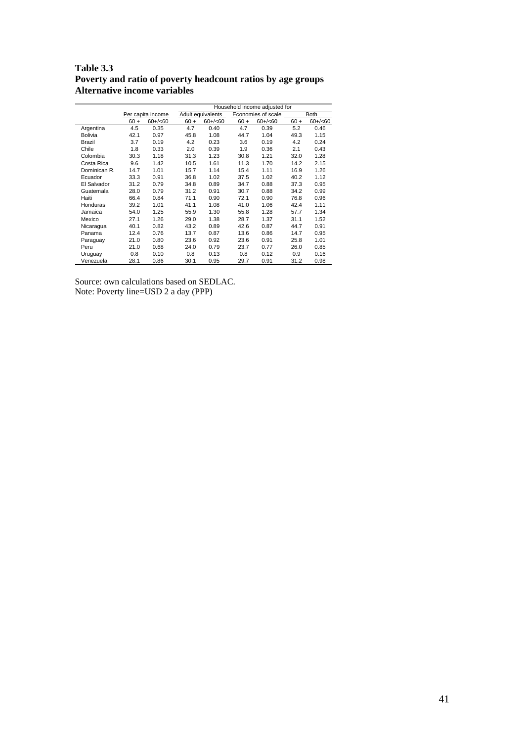**Table 3.3**
**Poverty and ratio of poverty headcount ratios by age groups**
**Alternative income variables**

| | Per capita income | | Household income adjusted for | | | | | |
|---|---|---|---|---|---|---|---|---|
| | | | Adult equivalents | | Economies of scale | | Both | |
| | 60 + | 60+/<60 | 60 + | 60+/<60 | 60 + | 60+/<60 | 60 + | 60+/<60 |
| Argentina | 4.5 | 0.35 | 4.7 | 0.40 | 4.7 | 0.39 | 5.2 | 0.46 |
| Bolivia | 42.1 | 0.97 | 45.8 | 1.08 | 44.7 | 1.04 | 49.3 | 1.15 |
| Brazil | 3.7 | 0.19 | 4.2 | 0.23 | 3.6 | 0.19 | 4.2 | 0.24 |
| Chile | 1.8 | 0.33 | 2.0 | 0.39 | 1.9 | 0.36 | 2.1 | 0.43 |
| Colombia | 30.3 | 1.18 | 31.3 | 1.23 | 30.8 | 1.21 | 32.0 | 1.28 |
| Costa Rica | 9.6 | 1.42 | 10.5 | 1.61 | 11.3 | 1.70 | 14.2 | 2.15 |
| Dominican R. | 14.7 | 1.01 | 15.7 | 1.14 | 15.4 | 1.11 | 16.9 | 1.26 |
| Ecuador | 33.3 | 0.91 | 36.8 | 1.02 | 37.5 | 1.02 | 40.2 | 1.12 |
| El Salvador | 31.2 | 0.79 | 34.8 | 0.89 | 34.7 | 0.88 | 37.3 | 0.95 |
| Guatemala | 28.0 | 0.79 | 31.2 | 0.91 | 30.7 | 0.88 | 34.2 | 0.99 |
| Haiti | 66.4 | 0.84 | 71.1 | 0.90 | 72.1 | 0.90 | 76.8 | 0.96 |
| Honduras | 39.2 | 1.01 | 41.1 | 1.08 | 41.0 | 1.06 | 42.4 | 1.11 |
| Jamaica | 54.0 | 1.25 | 55.9 | 1.30 | 55.8 | 1.28 | 57.7 | 1.34 |
| Mexico | 27.1 | 1.26 | 29.0 | 1.38 | 28.7 | 1.37 | 31.1 | 1.52 |
| Nicaragua | 40.1 | 0.82 | 43.2 | 0.89 | 42.6 | 0.87 | 44.7 | 0.91 |
| Panama | 12.4 | 0.76 | 13.7 | 0.87 | 13.6 | 0.86 | 14.7 | 0.95 |
| Paraguay | 21.0 | 0.80 | 23.6 | 0.92 | 23.6 | 0.91 | 25.8 | 1.01 |
| Peru | 21.0 | 0.68 | 24.0 | 0.79 | 23.7 | 0.77 | 26.0 | 0.85 |
| Uruguay | 0.8 | 0.10 | 0.8 | 0.13 | 0.8 | 0.12 | 0.9 | 0.16 |
| Venezuela | 28.1 | 0.86 | 30.1 | 0.95 | 29.7 | 0.91 | 31.2 | 0.98 |

Source: own calculations based on SEDLAC.
Note: Poverty line=USD 2 a day (PPP)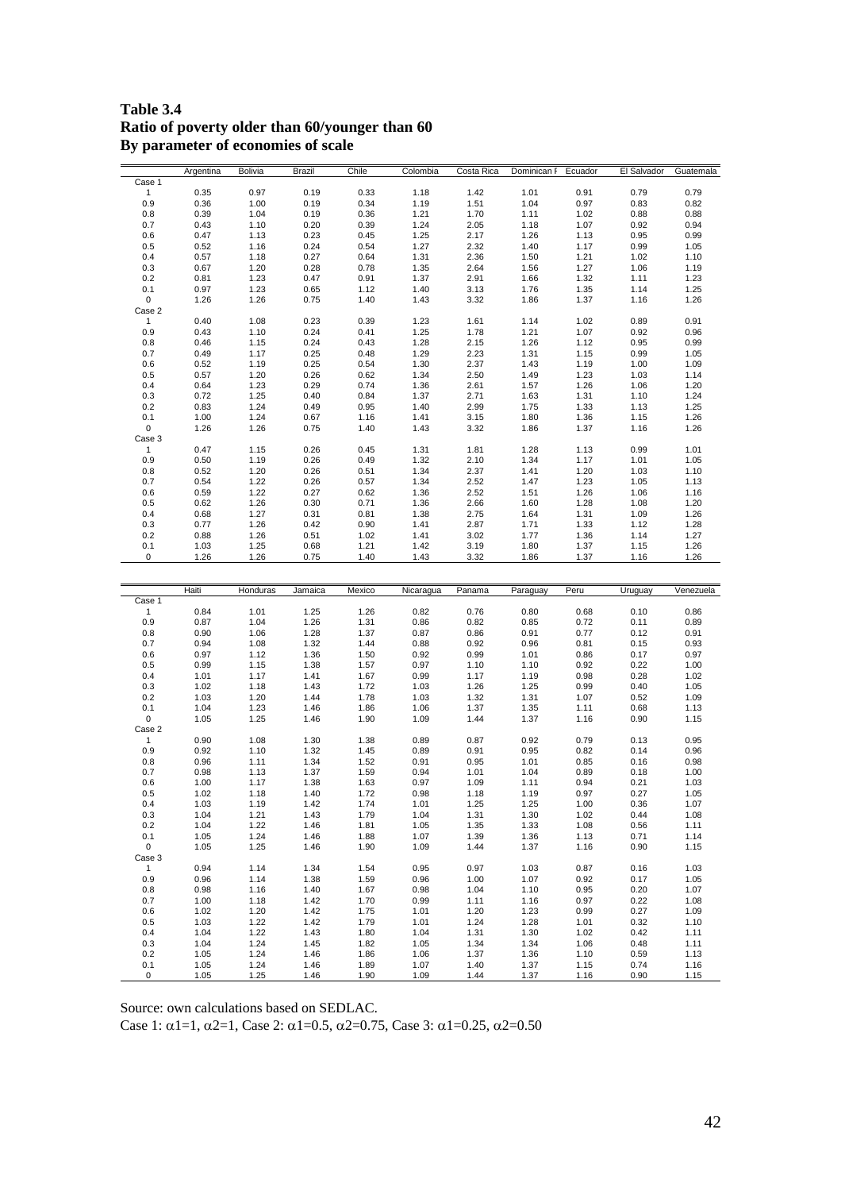**Table 3.4**
**Ratio of poverty older than 60/younger than 60**
**By parameter of economies of scale**

| | Argentina | Bolivia | Brazil | Chile | Colombia | Costa Rica | Dominican R | Ecuador | El Salvador | Guatemala |
|---|---|---|---|---|---|---|---|---|---|---|
| Case 1 | | | | | | | | | | |
| 1 | 0.35 | 0.97 | 0.19 | 0.33 | 1.18 | 1.42 | 1.01 | 0.91 | 0.79 | 0.79 |
| 0.9 | 0.36 | 1.00 | 0.19 | 0.34 | 1.19 | 1.51 | 1.04 | 0.97 | 0.83 | 0.82 |
| 0.8 | 0.39 | 1.04 | 0.19 | 0.36 | 1.21 | 1.70 | 1.11 | 1.02 | 0.88 | 0.88 |
| 0.7 | 0.43 | 1.10 | 0.20 | 0.39 | 1.24 | 2.05 | 1.18 | 1.07 | 0.92 | 0.94 |
| 0.6 | 0.47 | 1.13 | 0.23 | 0.45 | 1.25 | 2.17 | 1.26 | 1.13 | 0.95 | 0.99 |
| 0.5 | 0.52 | 1.16 | 0.24 | 0.54 | 1.27 | 2.32 | 1.40 | 1.17 | 0.99 | 1.05 |
| 0.4 | 0.57 | 1.18 | 0.27 | 0.64 | 1.31 | 2.36 | 1.50 | 1.21 | 1.02 | 1.10 |
| 0.3 | 0.67 | 1.20 | 0.28 | 0.78 | 1.35 | 2.64 | 1.56 | 1.27 | 1.06 | 1.19 |
| 0.2 | 0.81 | 1.23 | 0.47 | 0.91 | 1.37 | 2.91 | 1.66 | 1.32 | 1.11 | 1.23 |
| 0.1 | 0.97 | 1.23 | 0.65 | 1.12 | 1.40 | 3.13 | 1.76 | 1.35 | 1.14 | 1.25 |
| 0 | 1.26 | 1.26 | 0.75 | 1.40 | 1.43 | 3.32 | 1.86 | 1.37 | 1.16 | 1.26 |
| Case 2 | | | | | | | | | | |
| 1 | 0.40 | 1.08 | 0.23 | 0.39 | 1.23 | 1.61 | 1.14 | 1.02 | 0.89 | 0.91 |
| 0.9 | 0.43 | 1.10 | 0.24 | 0.41 | 1.25 | 1.78 | 1.21 | 1.07 | 0.92 | 0.96 |
| 0.8 | 0.46 | 1.15 | 0.24 | 0.43 | 1.28 | 2.15 | 1.26 | 1.12 | 0.95 | 0.99 |
| 0.7 | 0.49 | 1.17 | 0.25 | 0.48 | 1.29 | 2.23 | 1.31 | 1.15 | 0.99 | 1.05 |
| 0.6 | 0.52 | 1.19 | 0.25 | 0.54 | 1.30 | 2.37 | 1.43 | 1.19 | 1.00 | 1.09 |
| 0.5 | 0.57 | 1.20 | 0.26 | 0.62 | 1.34 | 2.50 | 1.49 | 1.23 | 1.03 | 1.14 |
| 0.4 | 0.64 | 1.23 | 0.29 | 0.74 | 1.36 | 2.61 | 1.57 | 1.26 | 1.06 | 1.20 |
| 0.3 | 0.72 | 1.25 | 0.40 | 0.84 | 1.37 | 2.71 | 1.63 | 1.31 | 1.10 | 1.24 |
| 0.2 | 0.83 | 1.24 | 0.49 | 0.95 | 1.40 | 2.99 | 1.75 | 1.33 | 1.13 | 1.25 |
| 0.1 | 1.00 | 1.24 | 0.67 | 1.16 | 1.41 | 3.15 | 1.80 | 1.36 | 1.15 | 1.26 |
| 0 | 1.26 | 1.26 | 0.75 | 1.40 | 1.43 | 3.32 | 1.86 | 1.37 | 1.16 | 1.26 |
| Case 3 | | | | | | | | | | |
| 1 | 0.47 | 1.15 | 0.26 | 0.45 | 1.31 | 1.81 | 1.28 | 1.13 | 0.99 | 1.01 |
| 0.9 | 0.50 | 1.19 | 0.26 | 0.49 | 1.32 | 2.10 | 1.34 | 1.17 | 1.01 | 1.05 |
| 0.8 | 0.52 | 1.20 | 0.26 | 0.51 | 1.34 | 2.37 | 1.41 | 1.20 | 1.03 | 1.10 |
| 0.7 | 0.54 | 1.22 | 0.26 | 0.57 | 1.34 | 2.52 | 1.47 | 1.23 | 1.05 | 1.13 |
| 0.6 | 0.59 | 1.22 | 0.27 | 0.62 | 1.36 | 2.52 | 1.51 | 1.26 | 1.06 | 1.16 |
| 0.5 | 0.62 | 1.26 | 0.30 | 0.71 | 1.36 | 2.66 | 1.60 | 1.28 | 1.08 | 1.20 |
| 0.4 | 0.68 | 1.27 | 0.31 | 0.81 | 1.38 | 2.75 | 1.64 | 1.31 | 1.09 | 1.26 |
| 0.3 | 0.77 | 1.26 | 0.42 | 0.90 | 1.41 | 2.87 | 1.71 | 1.33 | 1.12 | 1.28 |
| 0.2 | 0.88 | 1.26 | 0.51 | 1.02 | 1.41 | 3.02 | 1.77 | 1.36 | 1.14 | 1.27 |
| 0.1 | 1.03 | 1.25 | 0.68 | 1.21 | 1.42 | 3.19 | 1.80 | 1.37 | 1.15 | 1.26 |
| 0 | 1.26 | 1.26 | 0.75 | 1.40 | 1.43 | 3.32 | 1.86 | 1.37 | 1.16 | 1.26 |

| | Haiti | Honduras | Jamaica | Mexico | Nicaragua | Panama | Paraguay | Peru | Uruguay | Venezuela |
|---|---|---|---|---|---|---|---|---|---|---|
| Case 1 | | | | | | | | | | |
| 1 | 0.84 | 1.01 | 1.25 | 1.26 | 0.82 | 0.76 | 0.80 | 0.68 | 0.10 | 0.86 |
| 0.9 | 0.87 | 1.04 | 1.26 | 1.31 | 0.86 | 0.82 | 0.85 | 0.72 | 0.11 | 0.89 |
| 0.8 | 0.90 | 1.06 | 1.28 | 1.37 | 0.87 | 0.86 | 0.91 | 0.77 | 0.12 | 0.91 |
| 0.7 | 0.94 | 1.08 | 1.32 | 1.44 | 0.88 | 0.92 | 0.96 | 0.81 | 0.15 | 0.93 |
| 0.6 | 0.97 | 1.12 | 1.36 | 1.50 | 0.92 | 0.99 | 1.01 | 0.86 | 0.17 | 0.97 |
| 0.5 | 0.99 | 1.15 | 1.38 | 1.57 | 0.97 | 1.10 | 1.10 | 0.92 | 0.22 | 1.00 |
| 0.4 | 1.01 | 1.17 | 1.41 | 1.67 | 0.99 | 1.17 | 1.19 | 0.98 | 0.28 | 1.02 |
| 0.3 | 1.02 | 1.18 | 1.43 | 1.72 | 1.03 | 1.26 | 1.25 | 0.99 | 0.40 | 1.05 |
| 0.2 | 1.03 | 1.20 | 1.44 | 1.78 | 1.03 | 1.32 | 1.31 | 1.07 | 0.52 | 1.09 |
| 0.1 | 1.04 | 1.23 | 1.46 | 1.86 | 1.06 | 1.37 | 1.35 | 1.11 | 0.68 | 1.13 |
| 0 | 1.05 | 1.25 | 1.46 | 1.90 | 1.09 | 1.44 | 1.37 | 1.16 | 0.90 | 1.15 |
| Case 2 | | | | | | | | | | |
| 1 | 0.90 | 1.08 | 1.30 | 1.38 | 0.89 | 0.87 | 0.92 | 0.79 | 0.13 | 0.95 |
| 0.9 | 0.92 | 1.10 | 1.32 | 1.45 | 0.89 | 0.91 | 0.95 | 0.82 | 0.14 | 0.96 |
| 0.8 | 0.96 | 1.11 | 1.34 | 1.52 | 0.91 | 0.95 | 1.01 | 0.85 | 0.16 | 0.98 |
| 0.7 | 0.98 | 1.13 | 1.37 | 1.59 | 0.94 | 1.01 | 1.04 | 0.89 | 0.18 | 1.00 |
| 0.6 | 1.00 | 1.17 | 1.38 | 1.63 | 0.97 | 1.09 | 1.11 | 0.94 | 0.21 | 1.03 |
| 0.5 | 1.02 | 1.18 | 1.40 | 1.72 | 0.98 | 1.18 | 1.19 | 0.97 | 0.27 | 1.05 |
| 0.4 | 1.03 | 1.19 | 1.42 | 1.74 | 1.01 | 1.25 | 1.25 | 1.00 | 0.36 | 1.07 |
| 0.3 | 1.04 | 1.21 | 1.43 | 1.79 | 1.04 | 1.31 | 1.30 | 1.02 | 0.44 | 1.08 |
| 0.2 | 1.04 | 1.22 | 1.46 | 1.81 | 1.05 | 1.35 | 1.33 | 1.08 | 0.56 | 1.11 |
| 0.1 | 1.05 | 1.24 | 1.46 | 1.88 | 1.07 | 1.39 | 1.36 | 1.13 | 0.71 | 1.14 |
| 0 | 1.05 | 1.25 | 1.46 | 1.90 | 1.09 | 1.44 | 1.37 | 1.16 | 0.90 | 1.15 |
| Case 3 | | | | | | | | | | |
| 1 | 0.94 | 1.14 | 1.34 | 1.54 | 0.95 | 0.97 | 1.03 | 0.87 | 0.16 | 1.03 |
| 0.9 | 0.96 | 1.14 | 1.38 | 1.59 | 0.96 | 1.00 | 1.07 | 0.92 | 0.17 | 1.05 |
| 0.8 | 0.98 | 1.16 | 1.40 | 1.67 | 0.98 | 1.04 | 1.10 | 0.95 | 0.20 | 1.07 |
| 0.7 | 1.00 | 1.18 | 1.42 | 1.70 | 0.99 | 1.11 | 1.16 | 0.97 | 0.22 | 1.08 |
| 0.6 | 1.02 | 1.20 | 1.42 | 1.75 | 1.01 | 1.20 | 1.23 | 0.99 | 0.27 | 1.09 |
| 0.5 | 1.03 | 1.22 | 1.42 | 1.79 | 1.01 | 1.24 | 1.28 | 1.01 | 0.32 | 1.10 |
| 0.4 | 1.04 | 1.22 | 1.43 | 1.80 | 1.04 | 1.31 | 1.30 | 1.02 | 0.42 | 1.11 |
| 0.3 | 1.04 | 1.24 | 1.45 | 1.82 | 1.05 | 1.34 | 1.34 | 1.06 | 0.48 | 1.11 |
| 0.2 | 1.05 | 1.24 | 1.46 | 1.86 | 1.06 | 1.37 | 1.36 | 1.10 | 0.59 | 1.13 |
| 0.1 | 1.05 | 1.24 | 1.46 | 1.89 | 1.07 | 1.40 | 1.37 | 1.15 | 0.74 | 1.16 |
| 0 | 1.05 | 1.25 | 1.46 | 1.90 | 1.09 | 1.44 | 1.37 | 1.16 | 0.90 | 1.15 |

Source: own calculations based on SEDLAC.

Case 1: $\alpha1=1$, $\alpha2=1$, Case 2: $\alpha1=0.5$, $\alpha2=0.75$, Case 3: $\alpha1=0.25$, $\alpha2=0.50$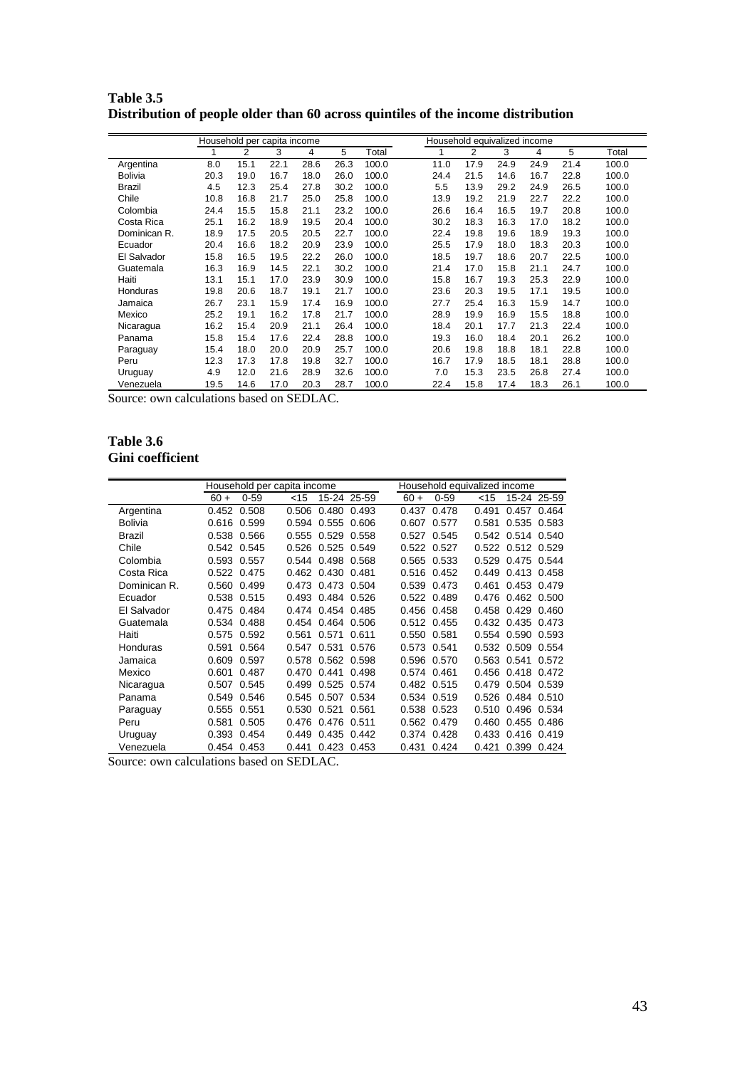**Table 3.5**
**Distribution of people older than 60 across quintiles of the income distribution**

| | Household per capita income | | | | | | Household equivalized income | | | | | |
|---|---|---|---|---|---|---|---|---|---|---|---|---|
| | 1 | 2 | 3 | 4 | 5 | Total | 1 | 2 | 3 | 4 | 5 | Total |
| Argentina | 8.0 | 15.1 | 22.1 | 28.6 | 26.3 | 100.0 | 11.0 | 17.9 | 24.9 | 24.9 | 21.4 | 100.0 |
| Bolivia | 20.3 | 19.0 | 16.7 | 18.0 | 26.0 | 100.0 | 24.4 | 21.5 | 14.6 | 16.7 | 22.8 | 100.0 |
| Brazil | 4.5 | 12.3 | 25.4 | 27.8 | 30.2 | 100.0 | 5.5 | 13.9 | 29.2 | 24.9 | 26.5 | 100.0 |
| Chile | 10.8 | 16.8 | 21.7 | 25.0 | 25.8 | 100.0 | 13.9 | 19.2 | 21.9 | 22.7 | 22.2 | 100.0 |
| Colombia | 24.4 | 15.5 | 15.8 | 21.1 | 23.2 | 100.0 | 26.6 | 16.4 | 16.5 | 19.7 | 20.8 | 100.0 |
| Costa Rica | 25.1 | 16.2 | 18.9 | 19.5 | 20.4 | 100.0 | 30.2 | 18.3 | 16.3 | 17.0 | 18.2 | 100.0 |
| Dominican R. | 18.9 | 17.5 | 20.5 | 20.5 | 22.7 | 100.0 | 22.4 | 19.8 | 19.6 | 18.9 | 19.3 | 100.0 |
| Ecuador | 20.4 | 16.6 | 18.2 | 20.9 | 23.9 | 100.0 | 25.5 | 17.9 | 18.0 | 18.3 | 20.3 | 100.0 |
| El Salvador | 15.8 | 16.5 | 19.5 | 22.2 | 26.0 | 100.0 | 18.5 | 19.7 | 18.6 | 20.7 | 22.5 | 100.0 |
| Guatemala | 16.3 | 16.9 | 14.5 | 22.1 | 30.2 | 100.0 | 21.4 | 17.0 | 15.8 | 21.1 | 24.7 | 100.0 |
| Haiti | 13.1 | 15.1 | 17.0 | 23.9 | 30.9 | 100.0 | 15.8 | 16.7 | 19.3 | 25.3 | 22.9 | 100.0 |
| Honduras | 19.8 | 20.6 | 18.7 | 19.1 | 21.7 | 100.0 | 23.6 | 20.3 | 19.5 | 17.1 | 19.5 | 100.0 |
| Jamaica | 26.7 | 23.1 | 15.9 | 17.4 | 16.9 | 100.0 | 27.7 | 25.4 | 16.3 | 15.9 | 14.7 | 100.0 |
| Mexico | 25.2 | 19.1 | 16.2 | 17.8 | 21.7 | 100.0 | 28.9 | 19.9 | 16.9 | 15.5 | 18.8 | 100.0 |
| Nicaragua | 16.2 | 15.4 | 20.9 | 21.1 | 26.4 | 100.0 | 18.4 | 20.1 | 17.7 | 21.3 | 22.4 | 100.0 |
| Panama | 15.8 | 15.4 | 17.6 | 22.4 | 28.8 | 100.0 | 19.3 | 16.0 | 18.4 | 20.1 | 26.2 | 100.0 |
| Paraguay | 15.4 | 18.0 | 20.0 | 20.9 | 25.7 | 100.0 | 20.6 | 19.8 | 18.8 | 18.1 | 22.8 | 100.0 |
| Peru | 12.3 | 17.3 | 17.8 | 19.8 | 32.7 | 100.0 | 16.7 | 17.9 | 18.5 | 18.1 | 28.8 | 100.0 |
| Uruguay | 4.9 | 12.0 | 21.6 | 28.9 | 32.6 | 100.0 | 7.0 | 15.3 | 23.5 | 26.8 | 27.4 | 100.0 |
| Venezuela | 19.5 | 14.6 | 17.0 | 20.3 | 28.7 | 100.0 | 22.4 | 15.8 | 17.4 | 18.3 | 26.1 | 100.0 |

Source: own calculations based on SEDLAC.

**Table 3.6**
**Gini coefficient**

| | Household per capita income | | | | | Household equivalized income | | | | |
|---|---|---|---|---|---|---|---|---|---|---|
| | 60 + | 0-59 | <15 | 15-24 | 25-59 | 60 + | 0-59 | <15 | 15-24 | 25-59 |
| Argentina | 0.452 | 0.508 | 0.506 | 0.480 | 0.493 | 0.437 | 0.478 | 0.491 | 0.457 | 0.464 |
| Bolivia | 0.616 | 0.599 | 0.594 | 0.555 | 0.606 | 0.607 | 0.577 | 0.581 | 0.535 | 0.583 |
| Brazil | 0.538 | 0.566 | 0.555 | 0.529 | 0.558 | 0.527 | 0.545 | 0.542 | 0.514 | 0.540 |
| Chile | 0.542 | 0.545 | 0.526 | 0.525 | 0.549 | 0.522 | 0.527 | 0.522 | 0.512 | 0.529 |
| Colombia | 0.593 | 0.557 | 0.544 | 0.498 | 0.568 | 0.565 | 0.533 | 0.529 | 0.475 | 0.544 |
| Costa Rica | 0.522 | 0.475 | 0.462 | 0.430 | 0.481 | 0.516 | 0.452 | 0.449 | 0.413 | 0.458 |
| Dominican R. | 0.560 | 0.499 | 0.473 | 0.473 | 0.504 | 0.539 | 0.473 | 0.461 | 0.453 | 0.479 |
| Ecuador | 0.538 | 0.515 | 0.493 | 0.484 | 0.526 | 0.522 | 0.489 | 0.476 | 0.462 | 0.500 |
| El Salvador | 0.475 | 0.484 | 0.474 | 0.454 | 0.485 | 0.456 | 0.458 | 0.458 | 0.429 | 0.460 |
| Guatemala | 0.534 | 0.488 | 0.454 | 0.464 | 0.506 | 0.512 | 0.455 | 0.432 | 0.435 | 0.473 |
| Haiti | 0.575 | 0.592 | 0.561 | 0.571 | 0.611 | 0.550 | 0.581 | 0.554 | 0.590 | 0.593 |
| Honduras | 0.591 | 0.564 | 0.547 | 0.531 | 0.576 | 0.573 | 0.541 | 0.532 | 0.509 | 0.554 |
| Jamaica | 0.609 | 0.597 | 0.578 | 0.562 | 0.598 | 0.596 | 0.570 | 0.563 | 0.541 | 0.572 |
| Mexico | 0.601 | 0.487 | 0.470 | 0.441 | 0.498 | 0.574 | 0.461 | 0.456 | 0.418 | 0.472 |
| Nicaragua | 0.507 | 0.545 | 0.499 | 0.525 | 0.574 | 0.482 | 0.515 | 0.479 | 0.504 | 0.539 |
| Panama | 0.549 | 0.546 | 0.545 | 0.507 | 0.534 | 0.534 | 0.519 | 0.526 | 0.484 | 0.510 |
| Paraguay | 0.555 | 0.551 | 0.530 | 0.521 | 0.561 | 0.538 | 0.523 | 0.510 | 0.496 | 0.534 |
| Peru | 0.581 | 0.505 | 0.476 | 0.476 | 0.511 | 0.562 | 0.479 | 0.460 | 0.455 | 0.486 |
| Uruguay | 0.393 | 0.454 | 0.449 | 0.435 | 0.442 | 0.374 | 0.428 | 0.433 | 0.416 | 0.419 |
| Venezuela | 0.454 | 0.453 | 0.441 | 0.423 | 0.453 | 0.431 | 0.424 | 0.421 | 0.399 | 0.424 |

Source: own calculations based on SEDLAC.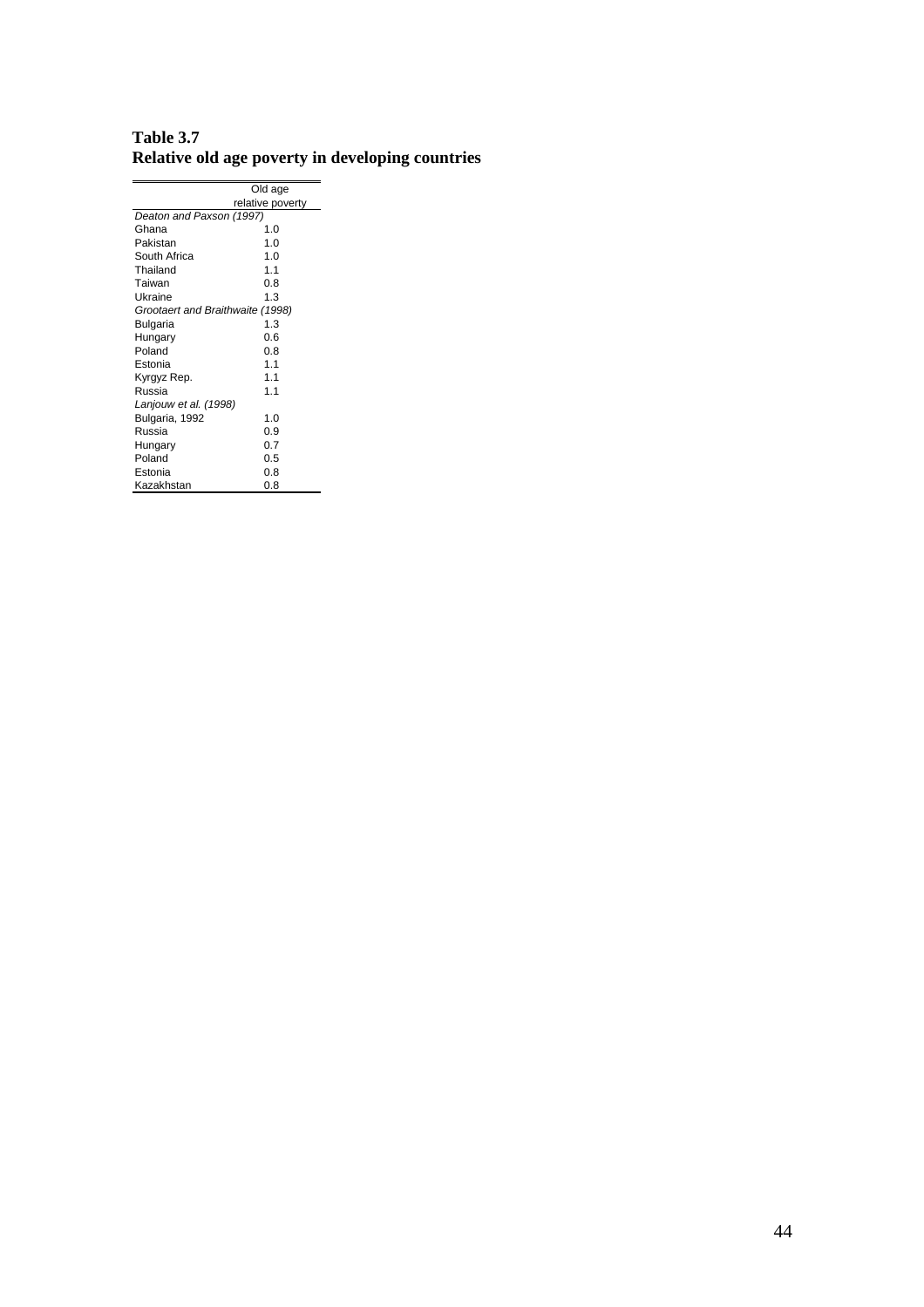**Table 3.7**
**Relative old age poverty in developing countries**

| | Old age relative poverty |
|---|---|
| *Deaton and Paxson (1997)* | |
| Ghana | 1.0 |
| Pakistan | 1.0 |
| South Africa | 1.0 |
| Thailand | 1.1 |
| Taiwan | 0.8 |
| Ukraine | 1.3 |
| *Grootaert and Braithwaite (1998)* | |
| Bulgaria | 1.3 |
| Hungary | 0.6 |
| Poland | 0.8 |
| Estonia | 1.1 |
| Kyrgyz Rep. | 1.1 |
| Russia | 1.1 |
| *Lanjouw et al. (1998)* | |
| Bulgaria, 1992 | 1.0 |
| Russia | 0.9 |
| Hungary | 0.7 |
| Poland | 0.5 |
| Estonia | 0.8 |
| Kazakhstan | 0.8 |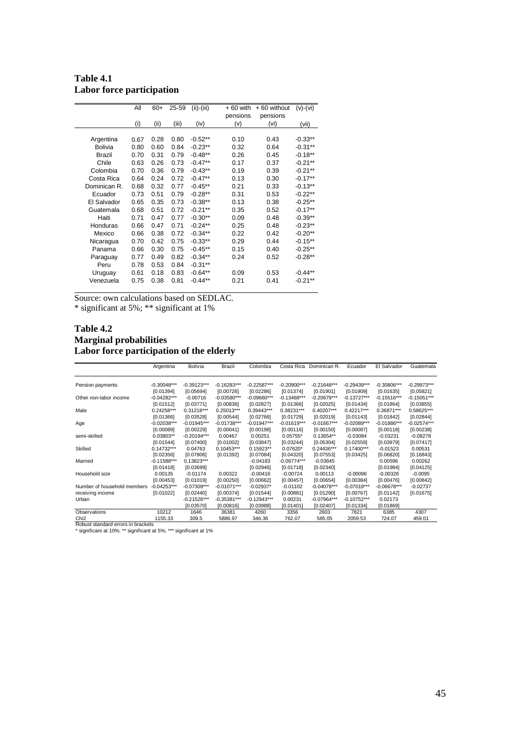**Table 4.1**
**Labor force participation**

| | All | 60+ | 25-59 | (ii)-(iii) | + 60 with pensions | + 60 without pensions | (v)-(vi) |
|---|---|---|---|---|---|---|---|
| | (i) | (ii) | (iii) | (iv) | (v) | (vi) | (vii) |
| Argentina | 0.67 | 0.28 | 0.80 | -0.52** | 0.10 | 0.43 | -0.33** |
| Bolivia | 0.80 | 0.60 | 0.84 | -0.23** | 0.32 | 0.64 | -0.31** |
| Brazil | 0.70 | 0.31 | 0.79 | -0.48** | 0.26 | 0.45 | -0.18** |
| Chile | 0.63 | 0.26 | 0.73 | -0.47** | 0.17 | 0.37 | -0.21** |
| Colombia | 0.70 | 0.36 | 0.79 | -0.43** | 0.19 | 0.39 | -0.21** |
| Costa Rica | 0.64 | 0.24 | 0.72 | -0.47** | 0.13 | 0.30 | -0.17** |
| Dominican R. | 0.68 | 0.32 | 0.77 | -0.45** | 0.21 | 0.33 | -0.13** |
| Ecuador | 0.73 | 0.51 | 0.79 | -0.28** | 0.31 | 0.53 | -0.22** |
| El Salvador | 0.65 | 0.35 | 0.73 | -0.38** | 0.13 | 0.38 | -0.25** |
| Guatemala | 0.68 | 0.51 | 0.72 | -0.21** | 0.35 | 0.52 | -0.17** |
| Haiti | 0.71 | 0.47 | 0.77 | -0.30** | 0.09 | 0.48 | -0.39** |
| Honduras | 0.66 | 0.47 | 0.71 | -0.24** | 0.25 | 0.48 | -0.23** |
| Mexico | 0.66 | 0.38 | 0.72 | -0.34** | 0.22 | 0.42 | -0.20** |
| Nicaragua | 0.70 | 0.42 | 0.75 | -0.33** | 0.29 | 0.44 | -0.15** |
| Panama | 0.66 | 0.30 | 0.75 | -0.45** | 0.15 | 0.40 | -0.25** |
| Paraguay | 0.77 | 0.49 | 0.82 | -0.34** | 0.24 | 0.52 | -0.28** |
| Peru | 0.78 | 0.53 | 0.84 | -0.31** | | | |
| Uruguay | 0.61 | 0.18 | 0.83 | -0.64** | 0.09 | 0.53 | -0.44** |
| Venezuela | 0.75 | 0.38 | 0.81 | -0.44** | 0.21 | 0.41 | -0.21** |

Source: own calculations based on SEDLAC.
* significant at 5%; ** significant at 1%

**Table 4.2**
**Marginal probabilities**
**Labor force participation of the elderly**

| | Argentina | Bolivia | Brazil | Colombia | Costa Rica | Dominican R. | Ecuador | El Salvador | Guatemala |
|---|---|---|---|---|---|---|---|---|---|
| Pension payments | -0.30048*** | -0.39123*** | -0.16283*** | -0.22587*** | -0.20900*** | -0.21648*** | -0.29439*** | -0.30806*** | -0.29973*** |
| | [0.01394] | [0.05694] | [0.00726] | [0.02286] | [0.01374] | [0.01901] | [0.01909] | [0.01635] | [0.05821] |
| Other non-labor income | -0.04282*** | -0.00716 | -0.03580*** | -0.09660*** | -0.13469*** | -0.20679*** | -0.13727*** | -0.15516*** | -0.15051*** |
| | [0.01512] | [0.03771] | [0.00836] | [0.02827] | [0.01366] | [0.02025] | [0.01434] | [0.01864] | [0.03855] |
| Male | 0.24258*** | 0.31218*** | 0.25013*** | 0.39443*** | 0.38231*** | 0.40207*** | 0.42217*** | 0.36871*** | 0.58625*** |
| | [0.01366] | [0.03528] | [0.00544] | [0.02766] | [0.01729] | [0.02019] | [0.01143] | [0.01842] | [0.02844] |
| Age | -0.02038*** | -0.01945*** | -0.01738*** | -0.01947*** | -0.01619*** | -0.01667*** | -0.02089*** | -0.01886*** | -0.02574*** |
| | [0.00089] | [0.00229] | [0.00041] | [0.00198] | [0.00116] | [0.00150] | [0.00087] | [0.00118] | [0.00238] |
| semi-skilled | 0.03803** | -0.20194*** | 0.00467 | 0.00251 | 0.05755* | 0.13654** | -0.03084 | -0.03231 | -0.08278 |
| | [0.01544] | [0.07400] | [0.01002] | [0.03847] | [0.03244] | [0.05304] | [0.02559] | [0.03979] | [0.07417] |
| Skilled | 0.14732*** | 0.04763 | 0.10453*** | 0.15923** | 0.07620* | 0.24436*** | 0.17400*** | -0.01523 | 0.00531 |
| | [0.02356] | [0.07806] | [0.01392] | [0.07084] | [0.04320] | [0.07553] | [0.03425] | [0.06820] | [0.16843] |
| Married | -0.11588*** | 0.13823*** | | -0.04183 | -0.06774*** | -0.03845 | | 0.00596 | 0.00262 |
| | [0.01418] | [0.03699] | | [0.02946] | [0.01718] | [0.02340] | | [0.01984] | [0.04125] |
| Household size | 0.00135 | -0.01174 | 0.00322 | -0.00416 | -0.00724 | 0.00113 | -0.00096 | -0.00328 | -0.0095 |
| | [0.00453] | [0.01019] | [0.00250] | [0.00662] | [0.00457] | [0.00654] | [0.00384] | [0.00476] | [0.00842] |
| Number of household members | -0.04253*** | -0.07309*** | -0.01071*** | -0.02937* | -0.01102 | -0.04078*** | -0.07019*** | -0.06678*** | -0.02737 |
| receiving income | [0.01022] | [0.02440] | [0.00374] | [0.01544] | [0.00881] | [0.01290] | [0.00767] | [0.01142] | [0.01675] |
| Urban | | -0.21526*** | -0.35381*** | -0.12943*** | 0.00231 | -0.07964*** | -0.10752*** | 0.02173 | |
| | | [0.03570] | [0.00816] | [0.03988] | [0.01401] | [0.02407] | [0.01334] | [0.01869] | |
| Observations | 10212 | 1646 | 36381 | 4260 | 3356 | 2603 | 7821 | 6385 | 4307 |
| Chi2 | 1155.33 | 309.5 | 5886.97 | 346.36 | 762.07 | 585.05 | 2059.53 | 724.07 | 459.01 |

Robust standard errors in brackets
* significant at 10%; ** significant at 5%; *** significant at 1%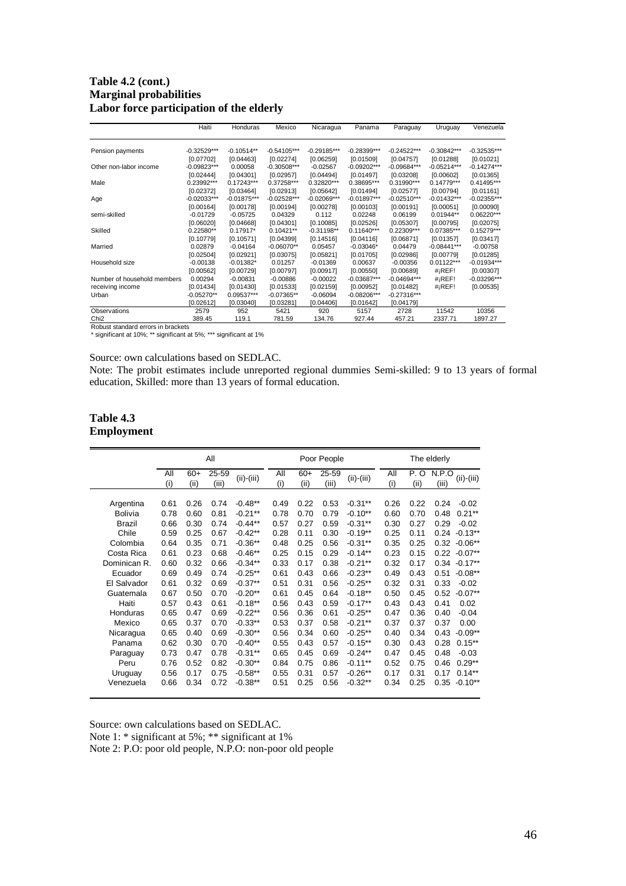**Table 4.2 (cont.)**
**Marginal probabilities**
**Labor force participation of the elderly**

| | Haiti | Honduras | Mexico | Nicaragua | Panama | Paraguay | Uruguay | Venezuela |
|---|---|---|---|---|---|---|---|---|
| Pension payments | -0.32529*** | -0.10514** | -0.54105*** | -0.29185*** | -0.28399*** | -0.24522*** | -0.30842*** | -0.32535*** |
| | [0.07702] | [0.04463] | [0.02274] | [0.06259] | [0.01509] | [0.04757] | [0.01288] | [0.01021] |
| Other non-labor income | -0.09823*** | 0.00058 | -0.30508*** | -0.02567 | -0.09202*** | -0.09684*** | -0.05214*** | -0.14274*** |
| | [0.02444] | [0.04301] | [0.02957] | [0.04494] | [0.01497] | [0.03208] | [0.00602] | [0.01365] |
| Male | 0.23992*** | 0.17243*** | 0.37258*** | 0.32820*** | 0.38695*** | 0.31990*** | 0.14779*** | 0.41495*** |
| | [0.02372] | [0.03464] | [0.02913] | [0.05642] | [0.01494] | [0.02577] | [0.00794] | [0.01161] |
| Age | -0.02033*** | -0.01875*** | -0.02528*** | -0.02069*** | -0.01897*** | -0.02510*** | -0.01432*** | -0.02355*** |
| | [0.00164] | [0.00178] | [0.00194] | [0.00278] | [0.00103] | [0.00191] | [0.00051] | [0.00090] |
| semi-skilled | -0.01729 | -0.05725 | 0.04329 | 0.112 | 0.02248 | 0.06199 | 0.01944** | 0.06220*** |
| | [0.06020] | [0.04668] | [0.04301] | [0.10085] | [0.02526] | [0.05307] | [0.00795] | [0.02075] |
| Skilled | 0.22580** | 0.17917* | 0.10421** | -0.31198** | 0.11640*** | 0.22309*** | 0.07385*** | 0.15279*** |
| | [0.10779] | [0.10571] | [0.04399] | [0.14516] | [0.04116] | [0.06871] | [0.01357] | [0.03417] |
| Married | 0.02879 | -0.04164 | -0.06070** | 0.05457 | -0.03046* | 0.04479 | -0.08441*** | -0.00758 |
| | [0.02504] | [0.02921] | [0.03075] | [0.05821] | [0.01705] | [0.02986] | [0.00779] | [0.01285] |
| Household size | -0.00138 | -0.01382* | 0.01257 | -0.01369 | 0.00637 | -0.00356 | 0.01122*** | -0.01934*** |
| | [0.00562] | [0.00729] | [0.00797] | [0.00917] | [0.00550] | [0.00689] | #¡REF! | [0.00307] |
| Number of household members receiving income | 0.00294 | -0.00831 | -0.00886 | -0.00022 | -0.03687*** | -0.04694*** | #¡REF! | -0.03296*** |
| | [0.01434] | [0.01430] | [0.01533] | [0.02159] | [0.00952] | [0.01482] | #¡REF! | [0.00535] |
| Urban | -0.05270** | 0.09537*** | -0.07365** | -0.06094 | -0.08206*** | -0.27316*** | | |
| | [0.02612] | [0.03040] | [0.03281] | [0.04406] | [0.01642] | [0.04179] | | |
| Observations | 2579 | 952 | 5421 | 920 | 5157 | 2728 | 11542 | 10356 |
| Chi2 | 389.45 | 119.1 | 781.59 | 134.76 | 927.44 | 457.21 | 2337.71 | 1897.27 |

Robust standard errors in brackets
* significant at 10%; ** significant at 5%; *** significant at 1%

Source: own calculations based on SEDLAC.
Note: The probit estimates include unreported regional dummies Semi-skilled: 9 to 13 years of formal education, Skilled: more than 13 years of formal education.

**Table 4.3**
**Employment**

| | All | | | | Poor People | | | | The elderly | | | |
|---|---|---|---|---|---|---|---|---|---|---|---|---|
| | All (i) | 60+ (ii) | 25-59 (iii) | (ii)-(iii) | All (i) | 60+ (ii) | 25-59 (iii) | (ii)-(iii) | All (i) | P. O (ii) | N.P.O (iii) | (ii)-(iii) |
| Argentina | 0.61 | 0.26 | 0.74 | -0.48** | 0.49 | 0.22 | 0.53 | -0.31** | 0.26 | 0.22 | 0.24 | -0.02 |
| Bolivia | 0.78 | 0.60 | 0.81 | -0.21** | 0.78 | 0.70 | 0.79 | -0.10** | 0.60 | 0.70 | 0.48 | 0.21** |
| Brazil | 0.66 | 0.30 | 0.74 | -0.44** | 0.57 | 0.27 | 0.59 | -0.31** | 0.30 | 0.27 | 0.29 | -0.02 |
| Chile | 0.59 | 0.25 | 0.67 | -0.42** | 0.28 | 0.11 | 0.30 | -0.19** | 0.25 | 0.11 | 0.24 | -0.13** |
| Colombia | 0.64 | 0.35 | 0.71 | -0.36** | 0.48 | 0.25 | 0.56 | -0.31** | 0.35 | 0.25 | 0.32 | -0.06** |
| Costa Rica | 0.61 | 0.23 | 0.68 | -0.46** | 0.25 | 0.15 | 0.29 | -0.14** | 0.23 | 0.15 | 0.22 | -0.07** |
| Dominican R. | 0.60 | 0.32 | 0.66 | -0.34** | 0.33 | 0.17 | 0.38 | -0.21** | 0.32 | 0.17 | 0.34 | -0.17** |
| Ecuador | 0.69 | 0.49 | 0.74 | -0.25** | 0.61 | 0.43 | 0.66 | -0.23** | 0.49 | 0.43 | 0.51 | -0.08** |
| El Salvador | 0.61 | 0.32 | 0.69 | -0.37** | 0.51 | 0.31 | 0.56 | -0.25** | 0.32 | 0.31 | 0.33 | -0.02 |
| Guatemala | 0.67 | 0.50 | 0.70 | -0.20** | 0.61 | 0.45 | 0.64 | -0.18** | 0.50 | 0.45 | 0.52 | -0.07** |
| Haiti | 0.57 | 0.43 | 0.61 | -0.18** | 0.56 | 0.43 | 0.59 | -0.17** | 0.43 | 0.43 | 0.41 | 0.02 |
| Honduras | 0.65 | 0.47 | 0.69 | -0.22** | 0.56 | 0.36 | 0.61 | -0.25** | 0.47 | 0.36 | 0.40 | -0.04 |
| Mexico | 0.65 | 0.37 | 0.70 | -0.33** | 0.53 | 0.37 | 0.58 | -0.21** | 0.37 | 0.37 | 0.37 | 0.00 |
| Nicaragua | 0.65 | 0.40 | 0.69 | -0.30** | 0.56 | 0.34 | 0.60 | -0.25** | 0.40 | 0.34 | 0.43 | -0.09** |
| Panama | 0.62 | 0.30 | 0.70 | -0.40** | 0.55 | 0.43 | 0.57 | -0.15** | 0.30 | 0.43 | 0.28 | 0.15** |
| Paraguay | 0.73 | 0.47 | 0.78 | -0.31** | 0.65 | 0.45 | 0.69 | -0.24** | 0.47 | 0.45 | 0.48 | -0.03 |
| Peru | 0.76 | 0.52 | 0.82 | -0.30** | 0.84 | 0.75 | 0.86 | -0.11** | 0.52 | 0.75 | 0.46 | 0.29** |
| Uruguay | 0.56 | 0.17 | 0.75 | -0.58** | 0.55 | 0.31 | 0.57 | -0.26** | 0.17 | 0.31 | 0.17 | 0.14** |
| Venezuela | 0.66 | 0.34 | 0.72 | -0.38** | 0.51 | 0.25 | 0.56 | -0.32** | 0.34 | 0.25 | 0.35 | -0.10** |

Source: own calculations based on SEDLAC.
Note 1: * significant at 5%; ** significant at 1%
Note 2: P.O: poor old people, N.P.O: non-poor old people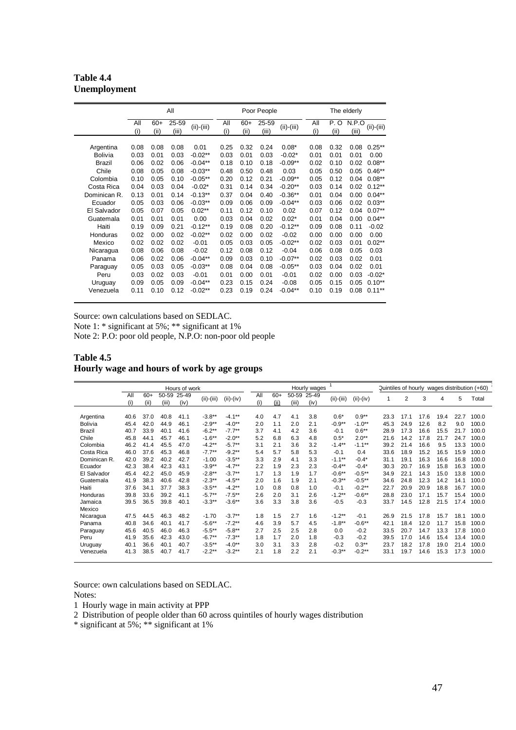**Table 4.4**
**Unemployment**

| | All | | | | Poor People | | | | The elderly | | | |
|---|---|---|---|---|---|---|---|---|---|---|---|---|
| | All (i) | 60+ (ii) | 25-59 (iii) | (ii)-(iii) | All (i) | 60+ (ii) | 25-59 (iii) | (ii)-(iii) | All (i) | P. O (ii) | N.P.O (iii) | (ii)-(iii) |
| Argentina | 0.08 | 0.08 | 0.08 | 0.01 | 0.25 | 0.32 | 0.24 | 0.08* | 0.08 | 0.32 | 0.08 | 0.25** |
| Bolivia | 0.03 | 0.01 | 0.03 | -0.02** | 0.03 | 0.01 | 0.03 | -0.02* | 0.01 | 0.01 | 0.01 | 0.00 |
| Brazil | 0.06 | 0.02 | 0.06 | -0.04** | 0.18 | 0.10 | 0.18 | -0.09** | 0.02 | 0.10 | 0.02 | 0.08** |
| Chile | 0.08 | 0.05 | 0.08 | -0.03** | 0.48 | 0.50 | 0.48 | 0.03 | 0.05 | 0.50 | 0.05 | 0.46** |
| Colombia | 0.10 | 0.05 | 0.10 | -0.05** | 0.20 | 0.12 | 0.21 | -0.09** | 0.05 | 0.12 | 0.04 | 0.08** |
| Costa Rica | 0.04 | 0.03 | 0.04 | -0.02* | 0.31 | 0.14 | 0.34 | -0.20** | 0.03 | 0.14 | 0.02 | 0.12** |
| Dominican R. | 0.13 | 0.01 | 0.14 | -0.13** | 0.37 | 0.04 | 0.40 | -0.36** | 0.01 | 0.04 | 0.00 | 0.04** |
| Ecuador | 0.05 | 0.03 | 0.06 | -0.03** | 0.09 | 0.06 | 0.09 | -0.04** | 0.03 | 0.06 | 0.02 | 0.03** |
| El Salvador | 0.05 | 0.07 | 0.05 | 0.02** | 0.11 | 0.12 | 0.10 | 0.02 | 0.07 | 0.12 | 0.04 | 0.07** |
| Guatemala | 0.01 | 0.01 | 0.01 | 0.00 | 0.03 | 0.04 | 0.02 | 0.02* | 0.01 | 0.04 | 0.00 | 0.04** |
| Haiti | 0.19 | 0.09 | 0.21 | -0.12** | 0.19 | 0.08 | 0.20 | -0.12** | 0.09 | 0.08 | 0.11 | -0.02 |
| Honduras | 0.02 | 0.00 | 0.02 | -0.02** | 0.02 | 0.00 | 0.02 | -0.02 | 0.00 | 0.00 | 0.00 | 0.00 |
| Mexico | 0.02 | 0.02 | 0.02 | -0.01 | 0.05 | 0.03 | 0.05 | -0.02** | 0.02 | 0.03 | 0.01 | 0.02** |
| Nicaragua | 0.08 | 0.06 | 0.08 | -0.02 | 0.12 | 0.08 | 0.12 | -0.04 | 0.06 | 0.08 | 0.05 | 0.03 |
| Panama | 0.06 | 0.02 | 0.06 | -0.04** | 0.09 | 0.03 | 0.10 | -0.07** | 0.02 | 0.03 | 0.02 | 0.01 |
| Paraguay | 0.05 | 0.03 | 0.05 | -0.03** | 0.08 | 0.04 | 0.08 | -0.05** | 0.03 | 0.04 | 0.02 | 0.01 |
| Peru | 0.03 | 0.02 | 0.03 | -0.01 | 0.01 | 0.00 | 0.01 | -0.01 | 0.02 | 0.00 | 0.03 | -0.02* |
| Uruguay | 0.09 | 0.05 | 0.09 | -0.04** | 0.23 | 0.15 | 0.24 | -0.08 | 0.05 | 0.15 | 0.05 | 0.10** |
| Venezuela | 0.11 | 0.10 | 0.12 | -0.02** | 0.23 | 0.19 | 0.24 | -0.04** | 0.10 | 0.19 | 0.08 | 0.11** |

Source: own calculations based on SEDLAC.
Note 1: * significant at 5%; ** significant at 1%
Note 2: P.O: poor old people, N.P.O: non-poor old people

**Table 4.5**
**Hourly wage and hours of work by age groups**

| | Hours of work | | | | | | Hourly wages [1] | | | | | | Quintiles of hourly wages distribution (+60) [2] | | | | | |
|---|---|---|---|---|---|---|---|---|---|---|---|---|---|---|---|---|---|---|
| | All (i) | 60+ (ii) | 50-59 (iii) | 25-49 (iv) | (ii)-(iii) | (ii)-(iv) | All (i) | 60+ (ii) | 50-59 (iii) | 25-49 (iv) | (ii)-(iii) | (ii)-(iv) | 1 | 2 | 3 | 4 | 5 | Total |
| Argentina | 40.6 | 37.0 | 40.8 | 41.1 | -3.8** | -4.1** | 4.0 | 4.7 | 4.1 | 3.8 | 0.6* | 0.9** | 23.3 | 17.1 | 17.6 | 19.4 | 22.7 | 100.0 |
| Bolivia | 45.4 | 42.0 | 44.9 | 46.1 | -2.9** | -4.0** | 2.0 | 1.1 | 2.0 | 2.1 | -0.9** | -1.0** | 45.3 | 24.9 | 12.6 | 8.2 | 9.0 | 100.0 |
| Brazil | 40.7 | 33.9 | 40.1 | 41.6 | -6.2** | -7.7** | 3.7 | 4.1 | 4.2 | 3.6 | -0.1 | 0.6** | 28.9 | 17.3 | 16.6 | 15.5 | 21.7 | 100.0 |
| Chile | 45.8 | 44.1 | 45.7 | 46.1 | -1.6** | -2.0** | 5.2 | 6.8 | 6.3 | 4.8 | 0.5* | 2.0** | 21.6 | 14.2 | 17.8 | 21.7 | 24.7 | 100.0 |
| Colombia | 46.2 | 41.4 | 45.5 | 47.0 | -4.2** | -5.7** | 3.1 | 2.1 | 3.6 | 3.2 | -1.4** | -1.1** | 39.2 | 21.4 | 16.6 | 9.5 | 13.3 | 100.0 |
| Costa Rica | 46.0 | 37.6 | 45.3 | 46.8 | -7.7** | -9.2** | 5.4 | 5.7 | 5.8 | 5.3 | -0.1 | 0.4 | 33.6 | 18.9 | 15.2 | 16.5 | 15.9 | 100.0 |
| Dominican R. | 42.0 | 39.2 | 40.2 | 42.7 | -1.00 | -3.5** | 3.3 | 2.9 | 4.1 | 3.3 | -1.1** | -0.4* | 31.1 | 19.1 | 16.3 | 16.6 | 16.8 | 100.0 |
| Ecuador | 42.3 | 38.4 | 42.3 | 43.1 | -3.9** | -4.7** | 2.2 | 1.9 | 2.3 | 2.3 | -0.4** | -0.4* | 30.3 | 20.7 | 16.9 | 15.8 | 16.3 | 100.0 |
| El Salvador | 45.4 | 42.2 | 45.0 | 45.9 | -2.8** | -3.7** | 1.7 | 1.3 | 1.9 | 1.7 | -0.6** | -0.5** | 34.9 | 22.1 | 14.3 | 15.0 | 13.8 | 100.0 |
| Guatemala | 41.9 | 38.3 | 40.6 | 42.8 | -2.3** | -4.5** | 2.0 | 1.6 | 1.9 | 2.1 | -0.3** | -0.5** | 34.6 | 24.8 | 12.3 | 14.2 | 14.1 | 100.0 |
| Haiti | 37.6 | 34.1 | 37.7 | 38.3 | -3.5** | -4.2** | 1.0 | 0.8 | 0.8 | 1.0 | -0.1 | -0.2** | 22.7 | 20.9 | 20.9 | 18.8 | 16.7 | 100.0 |
| Honduras | 39.8 | 33.6 | 39.2 | 41.1 | -5.7** | -7.5** | 2.6 | 2.0 | 3.1 | 2.6 | -1.2** | -0.6** | 28.8 | 23.0 | 17.1 | 15.7 | 15.4 | 100.0 |
| Jamaica | 39.5 | 36.5 | 39.8 | 40.1 | -3.3** | -3.6** | 3.6 | 3.3 | 3.8 | 3.6 | -0.5 | -0.3 | 33.7 | 14.5 | 12.8 | 21.5 | 17.4 | 100.0 |
| Mexico | | | | | | | | | | | | | | | | | | |
| Nicaragua | 47.5 | 44.5 | 46.3 | 48.2 | -1.70 | -3.7** | 1.8 | 1.5 | 2.7 | 1.6 | -1.2** | -0.1 | 26.9 | 21.5 | 17.8 | 15.7 | 18.1 | 100.0 |
| Panama | 40.8 | 34.6 | 40.1 | 41.7 | -5.6** | -7.2** | 4.6 | 3.9 | 5.7 | 4.5 | -1.8** | -0.6** | 42.1 | 18.4 | 12.0 | 11.7 | 15.8 | 100.0 |
| Paraguay | 45.6 | 40.5 | 46.0 | 46.3 | -5.5** | -5.8** | 2.7 | 2.5 | 2.5 | 2.8 | 0.0 | -0.2 | 33.5 | 20.7 | 14.7 | 13.3 | 17.8 | 100.0 |
| Peru | 41.9 | 35.6 | 42.3 | 43.0 | -6.7** | -7.3** | 1.8 | 1.7 | 2.0 | 1.8 | -0.3 | -0.2 | 39.5 | 17.0 | 14.6 | 15.4 | 13.4 | 100.0 |
| Uruguay | 40.1 | 36.6 | 40.1 | 40.7 | -3.5** | -4.0** | 3.0 | 3.1 | 3.3 | 2.8 | -0.2 | 0.3** | 23.7 | 18.2 | 17.8 | 19.0 | 21.4 | 100.0 |
| Venezuela | 41.3 | 38.5 | 40.7 | 41.7 | -2.2** | -3.2** | 2.1 | 1.8 | 2.2 | 2.1 | -0.3** | -0.2** | 33.1 | 19.7 | 14.6 | 15.3 | 17.3 | 100.0 |

Source: own calculations based on SEDLAC.
Notes:
1 Hourly wage in main activity at PPP
2 Distribution of people older than 60 across quintiles of hourly wages distribution
* significant at 5%; ** significant at 1%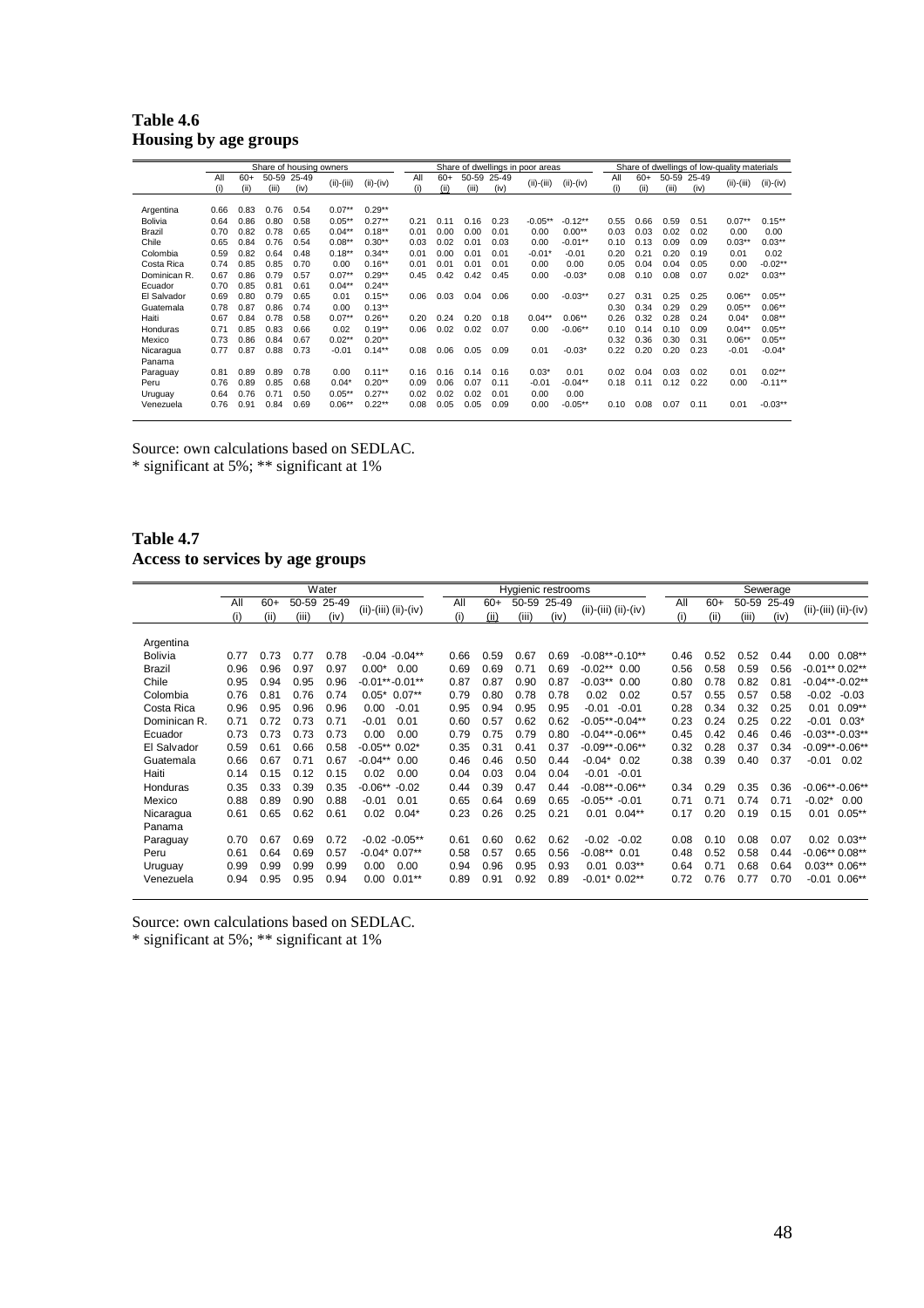**Table 4.6**
**Housing by age groups**

| | Share of housing owners | | | | | | Share of dwellings in poor areas | | | | | | Share of dwellings of low-quality materials | | | | | |
|---|---|---|---|---|---|---|---|---|---|---|---|---|---|---|---|---|---|---|
| | All (i) | 60+ (ii) | 50-59 (iii) | 25-49 (iv) | (ii)-(iii) | (ii)-(iv) | All (i) | 60+ (ii) | 50-59 (iii) | 25-49 (iv) | (ii)-(iii) | (ii)-(iv) | All (i) | 60+ (ii) | 50-59 (iii) | 25-49 (iv) | (ii)-(iii) | (ii)-(iv) |
| Argentina | 0.66 | 0.83 | 0.76 | 0.54 | 0.07** | 0.29** | | | | | | | | | | | | |
| Bolivia | 0.64 | 0.86 | 0.80 | 0.58 | 0.05** | 0.27** | 0.21 | 0.11 | 0.16 | 0.23 | -0.05** | -0.12** | 0.55 | 0.66 | 0.59 | 0.51 | 0.07** | 0.15** |
| Brazil | 0.70 | 0.82 | 0.78 | 0.65 | 0.04** | 0.18** | 0.01 | 0.00 | 0.00 | 0.01 | 0.00 | 0.00** | 0.03 | 0.03 | 0.02 | 0.02 | 0.00 | 0.00 |
| Chile | 0.65 | 0.84 | 0.76 | 0.54 | 0.08** | 0.30** | 0.03 | 0.02 | 0.01 | 0.03 | 0.00 | -0.01** | 0.10 | 0.13 | 0.09 | 0.09 | 0.03** | 0.03** |
| Colombia | 0.59 | 0.82 | 0.64 | 0.48 | 0.18** | 0.34** | 0.01 | 0.00 | 0.01 | 0.01 | -0.01* | -0.01 | 0.20 | 0.21 | 0.20 | 0.19 | 0.01 | 0.02 |
| Costa Rica | 0.74 | 0.85 | 0.85 | 0.70 | 0.00 | 0.16** | 0.01 | 0.01 | 0.01 | 0.01 | 0.00 | 0.00 | 0.05 | 0.04 | 0.04 | 0.05 | 0.00 | -0.02** |
| Dominican R. | 0.67 | 0.86 | 0.79 | 0.57 | 0.07** | 0.29** | 0.45 | 0.42 | 0.42 | 0.45 | 0.00 | -0.03* | 0.08 | 0.10 | 0.08 | 0.07 | 0.02* | 0.03** |
| Ecuador | 0.70 | 0.85 | 0.81 | 0.61 | 0.04** | 0.24** | | | | | | | | | | | | |
| El Salvador | 0.69 | 0.80 | 0.79 | 0.65 | 0.01 | 0.15** | 0.06 | 0.03 | 0.04 | 0.06 | 0.00 | -0.03** | 0.27 | 0.31 | 0.25 | 0.25 | 0.06** | 0.05** |
| Guatemala | 0.78 | 0.87 | 0.86 | 0.74 | 0.00 | 0.13** | | | | | | | 0.30 | 0.34 | 0.29 | 0.29 | 0.05** | 0.06** |
| Haiti | 0.67 | 0.84 | 0.78 | 0.58 | 0.07** | 0.26** | 0.20 | 0.24 | 0.20 | 0.18 | 0.04** | 0.06** | 0.26 | 0.32 | 0.28 | 0.24 | 0.04* | 0.08** |
| Honduras | 0.71 | 0.85 | 0.83 | 0.66 | 0.02 | 0.19** | 0.06 | 0.02 | 0.02 | 0.07 | 0.00 | -0.06** | 0.10 | 0.14 | 0.10 | 0.09 | 0.04** | 0.05** |
| Mexico | 0.73 | 0.86 | 0.84 | 0.67 | 0.02** | 0.20** | | | | | | | 0.32 | 0.36 | 0.30 | 0.31 | 0.06** | 0.05** |
| Nicaragua | 0.77 | 0.87 | 0.88 | 0.73 | -0.01 | 0.14** | 0.08 | 0.06 | 0.05 | 0.09 | 0.01 | -0.03* | 0.22 | 0.20 | 0.20 | 0.23 | -0.01 | -0.04* |
| Panama | | | | | | | | | | | | | | | | | | |
| Paraguay | 0.81 | 0.89 | 0.89 | 0.78 | 0.00 | 0.11** | 0.16 | 0.16 | 0.14 | 0.16 | 0.03* | 0.01 | 0.02 | 0.04 | 0.03 | 0.02 | 0.01 | 0.02** |
| Peru | 0.76 | 0.89 | 0.85 | 0.68 | 0.04* | 0.20** | 0.09 | 0.06 | 0.07 | 0.11 | -0.01 | -0.04** | 0.18 | 0.11 | 0.12 | 0.22 | 0.00 | -0.11** |
| Uruguay | 0.64 | 0.76 | 0.71 | 0.50 | 0.05** | 0.27** | 0.02 | 0.02 | 0.02 | 0.01 | 0.00 | 0.00 | | | | | | |
| Venezuela | 0.76 | 0.91 | 0.84 | 0.69 | 0.06** | 0.22** | 0.08 | 0.05 | 0.05 | 0.09 | 0.00 | -0.05** | 0.10 | 0.08 | 0.07 | 0.11 | 0.01 | -0.03** |

Source: own calculations based on SEDLAC.
\* significant at 5%; ** significant at 1%

**Table 4.7**
**Access to services by age groups**

| | Water | | | | | | Hygienic restrooms | | | | | | Sewerage | | | | | |
|---|---|---|---|---|---|---|---|---|---|---|---|---|---|---|---|---|---|---|
| | All (i) | 60+ (ii) | 50-59 (iii) | 25-49 (iv) | (ii)-(iii) | (ii)-(iv) | All (i) | 60+ (ii) | 50-59 (iii) | 25-49 (iv) | (ii)-(iii) | (ii)-(iv) | All (i) | 60+ (ii) | 50-59 (iii) | 25-49 (iv) | (ii)-(iii) | (ii)-(iv) |
| Argentina | | | | | | | | | | | | | | | | | | |
| Bolivia | 0.77 | 0.73 | 0.77 | 0.78 | -0.04 | -0.04** | 0.66 | 0.59 | 0.67 | 0.69 | -0.08** | -0.10** | 0.46 | 0.52 | 0.52 | 0.44 | 0.00 | 0.08** |
| Brazil | 0.96 | 0.96 | 0.97 | 0.97 | 0.00* | 0.00 | 0.69 | 0.69 | 0.71 | 0.69 | -0.02** | 0.00 | 0.56 | 0.58 | 0.59 | 0.56 | -0.01** | 0.02** |
| Chile | 0.95 | 0.94 | 0.95 | 0.96 | -0.01** | -0.01** | 0.87 | 0.87 | 0.90 | 0.87 | -0.03** | 0.00 | 0.80 | 0.78 | 0.82 | 0.81 | -0.04** | -0.02** |
| Colombia | 0.76 | 0.81 | 0.76 | 0.74 | 0.05* | 0.07** | 0.79 | 0.80 | 0.78 | 0.78 | 0.02 | 0.02 | 0.57 | 0.55 | 0.57 | 0.58 | -0.02 | -0.03 |
| Costa Rica | 0.96 | 0.95 | 0.96 | 0.96 | 0.00 | -0.01 | 0.95 | 0.94 | 0.95 | 0.95 | -0.01 | -0.01 | 0.28 | 0.34 | 0.32 | 0.25 | 0.01 | 0.09** |
| Dominican R. | 0.71 | 0.72 | 0.73 | 0.71 | -0.01 | 0.01 | 0.60 | 0.57 | 0.62 | 0.62 | -0.05** | -0.04** | 0.23 | 0.24 | 0.25 | 0.22 | -0.01 | 0.03* |
| Ecuador | 0.73 | 0.73 | 0.73 | 0.73 | 0.00 | 0.00 | 0.79 | 0.75 | 0.79 | 0.80 | -0.04** | -0.06** | 0.45 | 0.42 | 0.46 | 0.46 | -0.03** | -0.03** |
| El Salvador | 0.59 | 0.61 | 0.66 | 0.58 | -0.05** | 0.02* | 0.35 | 0.31 | 0.41 | 0.37 | -0.09** | -0.06** | 0.32 | 0.28 | 0.37 | 0.34 | -0.09** | -0.06** |
| Guatemala | 0.66 | 0.67 | 0.71 | 0.67 | -0.04** | 0.00 | 0.46 | 0.46 | 0.50 | 0.44 | -0.04* | 0.02 | 0.38 | 0.39 | 0.40 | 0.37 | -0.01 | 0.02 |
| Haiti | 0.14 | 0.15 | 0.12 | 0.15 | 0.02 | 0.00 | 0.04 | 0.03 | 0.04 | 0.04 | -0.01 | -0.01 | | | | | | |
| Honduras | 0.35 | 0.33 | 0.39 | 0.35 | -0.06** | -0.02 | 0.44 | 0.39 | 0.47 | 0.44 | -0.08** | -0.06** | 0.34 | 0.29 | 0.35 | 0.36 | -0.06** | -0.06** |
| Mexico | 0.88 | 0.89 | 0.90 | 0.88 | -0.01 | 0.01 | 0.65 | 0.64 | 0.69 | 0.65 | -0.05** | -0.01 | 0.71 | 0.71 | 0.74 | 0.71 | -0.02* | 0.00 |
| Nicaragua | 0.61 | 0.65 | 0.62 | 0.61 | 0.02 | 0.04* | 0.23 | 0.26 | 0.25 | 0.21 | 0.01 | 0.04** | 0.17 | 0.20 | 0.19 | 0.15 | 0.01 | 0.05** |
| Panama | | | | | | | | | | | | | | | | | | |
| Paraguay | 0.70 | 0.67 | 0.69 | 0.72 | -0.02 | -0.05** | 0.61 | 0.60 | 0.62 | 0.62 | -0.02 | -0.02 | 0.08 | 0.10 | 0.08 | 0.07 | 0.02 | 0.03** |
| Peru | 0.61 | 0.64 | 0.69 | 0.57 | -0.04* | 0.07** | 0.58 | 0.57 | 0.65 | 0.56 | -0.08** | 0.01 | 0.48 | 0.52 | 0.58 | 0.44 | -0.06** | 0.08** |
| Uruguay | 0.99 | 0.99 | 0.99 | 0.99 | 0.00 | 0.00 | 0.94 | 0.96 | 0.95 | 0.93 | 0.01 | 0.03** | 0.64 | 0.71 | 0.68 | 0.64 | 0.03** | 0.06** |
| Venezuela | 0.94 | 0.95 | 0.95 | 0.94 | 0.00 | 0.01** | 0.89 | 0.91 | 0.92 | 0.89 | -0.01* | 0.02** | 0.72 | 0.76 | 0.77 | 0.70 | -0.01 | 0.06** |

Source: own calculations based on SEDLAC.
\* significant at 5%; ** significant at 1%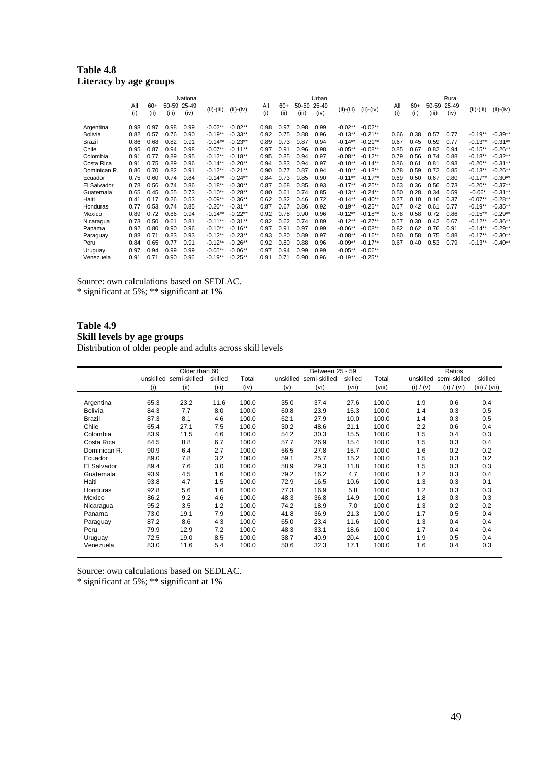**Table 4.8**
**Literacy by age groups**

| | National | | | | | | Urban | | | | | | Rural | | | | | |
|---|---|---|---|---|---|---|---|---|---|---|---|---|---|---|---|---|---|---|
| | All (i) | 60+ (ii) | 50-59 (iii) | 25-49 (iv) | (ii)-(iii) | (ii)-(iv) | All (i) | 60+ (ii) | 50-59 (iii) | 25-49 (iv) | (ii)-(iii) | (ii)-(iv) | All (i) | 60+ (ii) | 50-59 (iii) | 25-49 (iv) | (ii)-(iii) | (ii)-(iv) |
| Argentina | 0.98 | 0.97 | 0.98 | 0.99 | -0.02** | -0.02** | 0.98 | 0.97 | 0.98 | 0.99 | -0.02** | -0.02** | | | | | | |
| Bolivia | 0.82 | 0.57 | 0.76 | 0.90 | -0.19** | -0.33** | 0.92 | 0.75 | 0.88 | 0.96 | -0.13** | -0.21** | 0.66 | 0.38 | 0.57 | 0.77 | -0.19** | -0.39** |
| Brazil | 0.86 | 0.68 | 0.82 | 0.91 | -0.14** | -0.23** | 0.89 | 0.73 | 0.87 | 0.94 | -0.14** | -0.21** | 0.67 | 0.45 | 0.59 | 0.77 | -0.13** | -0.31** |
| Chile | 0.95 | 0.87 | 0.94 | 0.98 | -0.07** | -0.11** | 0.97 | 0.91 | 0.96 | 0.98 | -0.05** | -0.08** | 0.85 | 0.67 | 0.82 | 0.94 | -0.15** | -0.26** |
| Colombia | 0.91 | 0.77 | 0.89 | 0.95 | -0.12** | -0.18** | 0.95 | 0.85 | 0.94 | 0.97 | -0.08** | -0.12** | 0.79 | 0.56 | 0.74 | 0.88 | -0.18** | -0.32** |
| Costa Rica | 0.91 | 0.75 | 0.89 | 0.96 | -0.14** | -0.20** | 0.94 | 0.83 | 0.94 | 0.97 | -0.10** | -0.14** | 0.86 | 0.61 | 0.81 | 0.93 | -0.20** | -0.31** |
| Dominican R. | 0.86 | 0.70 | 0.82 | 0.91 | -0.12** | -0.21** | 0.90 | 0.77 | 0.87 | 0.94 | -0.10** | -0.18** | 0.78 | 0.59 | 0.72 | 0.85 | -0.13** | -0.26** |
| Ecuador | 0.75 | 0.60 | 0.74 | 0.84 | -0.14** | -0.24** | 0.84 | 0.73 | 0.85 | 0.90 | -0.11** | -0.17** | 0.69 | 0.50 | 0.67 | 0.80 | -0.17** | -0.30** |
| El Salvador | 0.78 | 0.56 | 0.74 | 0.86 | -0.18** | -0.30** | 0.87 | 0.68 | 0.85 | 0.93 | -0.17** | -0.25** | 0.63 | 0.36 | 0.56 | 0.73 | -0.20** | -0.37** |
| Guatemala | 0.65 | 0.45 | 0.55 | 0.73 | -0.10** | -0.28** | 0.80 | 0.61 | 0.74 | 0.85 | -0.13** | -0.24** | 0.50 | 0.28 | 0.34 | 0.59 | -0.06* | -0.31** |
| Haiti | 0.41 | 0.17 | 0.26 | 0.53 | -0.09** | -0.36** | 0.62 | 0.32 | 0.46 | 0.72 | -0.14** | -0.40** | 0.27 | 0.10 | 0.16 | 0.37 | -0.07** | -0.28** |
| Honduras | 0.77 | 0.53 | 0.74 | 0.85 | -0.20** | -0.31** | 0.87 | 0.67 | 0.86 | 0.92 | -0.19** | -0.25** | 0.67 | 0.42 | 0.61 | 0.77 | -0.19** | -0.35** |
| Mexico | 0.89 | 0.72 | 0.86 | 0.94 | -0.14** | -0.22** | 0.92 | 0.78 | 0.90 | 0.96 | -0.12** | -0.18** | 0.78 | 0.58 | 0.72 | 0.86 | -0.15** | -0.29** |
| Nicaragua | 0.73 | 0.50 | 0.61 | 0.81 | -0.11** | -0.31** | 0.82 | 0.62 | 0.74 | 0.89 | -0.12** | -0.27** | 0.57 | 0.30 | 0.42 | 0.67 | -0.12** | -0.36** |
| Panama | 0.92 | 0.80 | 0.90 | 0.96 | -0.10** | -0.16** | 0.97 | 0.91 | 0.97 | 0.99 | -0.06** | -0.08** | 0.82 | 0.62 | 0.76 | 0.91 | -0.14** | -0.29** |
| Paraguay | 0.88 | 0.71 | 0.83 | 0.93 | -0.12** | -0.23** | 0.93 | 0.80 | 0.89 | 0.97 | -0.08** | -0.16** | 0.80 | 0.58 | 0.75 | 0.88 | -0.17** | -0.30** |
| Peru | 0.84 | 0.65 | 0.77 | 0.91 | -0.12** | -0.26** | 0.92 | 0.80 | 0.88 | 0.96 | -0.09** | -0.17** | 0.67 | 0.40 | 0.53 | 0.79 | -0.13** | -0.40** |
| Uruguay | 0.97 | 0.94 | 0.99 | 0.99 | -0.05** | -0.06** | 0.97 | 0.94 | 0.99 | 0.99 | -0.05** | -0.06** | | | | | | |
| Venezuela | 0.91 | 0.71 | 0.90 | 0.96 | -0.19** | -0.25** | 0.91 | 0.71 | 0.90 | 0.96 | -0.19** | -0.25** | | | | | | |

Source: own calculations based on SEDLAC.
* significant at 5%; ** significant at 1%

**Table 4.9**
**Skill levels by age groups**
Distribution of older people and adults across skill levels

| | Older than 60 | | | | Between 25 - 59 | | | | Ratios | | |
|---|---|---|---|---|---|---|---|---|---|---|---|
| | unskilled (i) | semi-skilled (ii) | skilled (iii) | Total (iv) | unskilled (v) | semi-skilled (vi) | skilled (vii) | Total (viii) | unskilled (i) / (v) | semi-skilled (ii) / (vi) | skilled (iii) / (vii) |
| Argentina | 65.3 | 23.2 | 11.6 | 100.0 | 35.0 | 37.4 | 27.6 | 100.0 | 1.9 | 0.6 | 0.4 |
| Bolivia | 84.3 | 7.7 | 8.0 | 100.0 | 60.8 | 23.9 | 15.3 | 100.0 | 1.4 | 0.3 | 0.5 |
| Brazil | 87.3 | 8.1 | 4.6 | 100.0 | 62.1 | 27.9 | 10.0 | 100.0 | 1.4 | 0.3 | 0.5 |
| Chile | 65.4 | 27.1 | 7.5 | 100.0 | 30.2 | 48.6 | 21.1 | 100.0 | 2.2 | 0.6 | 0.4 |
| Colombia | 83.9 | 11.5 | 4.6 | 100.0 | 54.2 | 30.3 | 15.5 | 100.0 | 1.5 | 0.4 | 0.3 |
| Costa Rica | 84.5 | 8.8 | 6.7 | 100.0 | 57.7 | 26.9 | 15.4 | 100.0 | 1.5 | 0.3 | 0.4 |
| Dominican R. | 90.9 | 6.4 | 2.7 | 100.0 | 56.5 | 27.8 | 15.7 | 100.0 | 1.6 | 0.2 | 0.2 |
| Ecuador | 89.0 | 7.8 | 3.2 | 100.0 | 59.1 | 25.7 | 15.2 | 100.0 | 1.5 | 0.3 | 0.2 |
| El Salvador | 89.4 | 7.6 | 3.0 | 100.0 | 58.9 | 29.3 | 11.8 | 100.0 | 1.5 | 0.3 | 0.3 |
| Guatemala | 93.9 | 4.5 | 1.6 | 100.0 | 79.2 | 16.2 | 4.7 | 100.0 | 1.2 | 0.3 | 0.4 |
| Haiti | 93.8 | 4.7 | 1.5 | 100.0 | 72.9 | 16.5 | 10.6 | 100.0 | 1.3 | 0.3 | 0.1 |
| Honduras | 92.8 | 5.6 | 1.6 | 100.0 | 77.3 | 16.9 | 5.8 | 100.0 | 1.2 | 0.3 | 0.3 |
| Mexico | 86.2 | 9.2 | 4.6 | 100.0 | 48.3 | 36.8 | 14.9 | 100.0 | 1.8 | 0.3 | 0.3 |
| Nicaragua | 95.2 | 3.5 | 1.2 | 100.0 | 74.2 | 18.9 | 7.0 | 100.0 | 1.3 | 0.2 | 0.2 |
| Panama | 73.0 | 19.1 | 7.9 | 100.0 | 41.8 | 36.9 | 21.3 | 100.0 | 1.7 | 0.5 | 0.4 |
| Paraguay | 87.2 | 8.6 | 4.3 | 100.0 | 65.0 | 23.4 | 11.6 | 100.0 | 1.3 | 0.4 | 0.4 |
| Peru | 79.9 | 12.9 | 7.2 | 100.0 | 48.3 | 33.1 | 18.6 | 100.0 | 1.7 | 0.4 | 0.4 |
| Uruguay | 72.5 | 19.0 | 8.5 | 100.0 | 38.7 | 40.9 | 20.4 | 100.0 | 1.9 | 0.5 | 0.4 |
| Venezuela | 83.0 | 11.6 | 5.4 | 100.0 | 50.6 | 32.3 | 17.1 | 100.0 | 1.6 | 0.4 | 0.3 |

Source: own calculations based on SEDLAC.
* significant at 5%; ** significant at 1%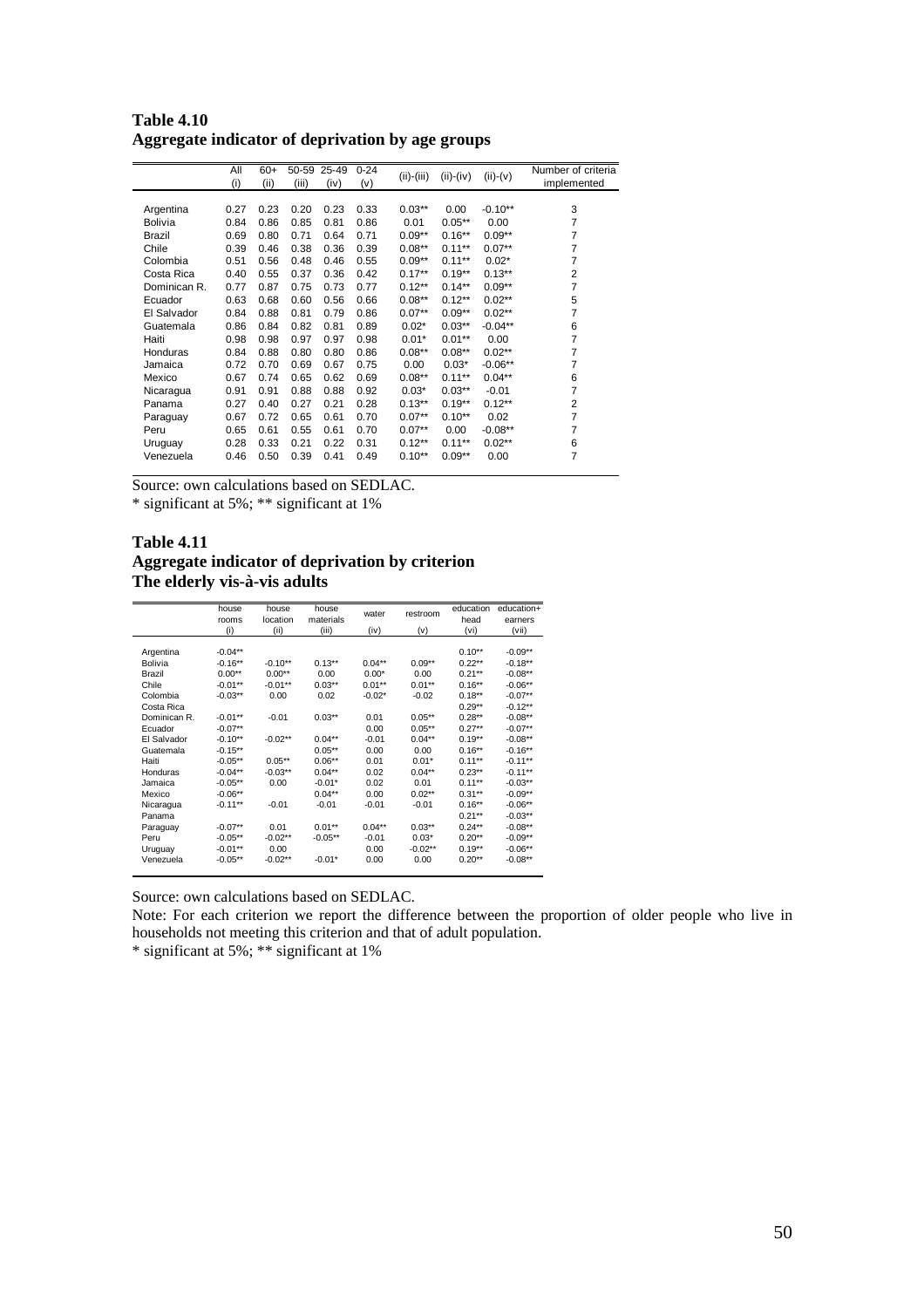**Table 4.10**
**Aggregate indicator of deprivation by age groups**

| | All (i) | 60+ (ii) | 50-59 (iii) | 25-49 (iv) | 0-24 (v) | (ii)-(iii) | (ii)-(iv) | (ii)-(v) | Number of criteria implemented |
|---|---|---|---|---|---|---|---|---|---|
| Argentina | 0.27 | 0.23 | 0.20 | 0.23 | 0.33 | 0.03** | 0.00 | -0.10** | 3 |
| Bolivia | 0.84 | 0.86 | 0.85 | 0.81 | 0.86 | 0.01 | 0.05** | 0.00 | 7 |
| Brazil | 0.69 | 0.80 | 0.71 | 0.64 | 0.71 | 0.09** | 0.16** | 0.09** | 7 |
| Chile | 0.39 | 0.46 | 0.38 | 0.36 | 0.39 | 0.08** | 0.11** | 0.07** | 7 |
| Colombia | 0.51 | 0.56 | 0.48 | 0.46 | 0.55 | 0.09** | 0.11** | 0.02* | 7 |
| Costa Rica | 0.40 | 0.55 | 0.37 | 0.36 | 0.42 | 0.17** | 0.19** | 0.13** | 2 |
| Dominican R. | 0.77 | 0.87 | 0.75 | 0.73 | 0.77 | 0.12** | 0.14** | 0.09** | 7 |
| Ecuador | 0.63 | 0.68 | 0.60 | 0.56 | 0.66 | 0.08** | 0.12** | 0.02** | 5 |
| El Salvador | 0.84 | 0.88 | 0.81 | 0.79 | 0.86 | 0.07** | 0.09** | 0.02** | 7 |
| Guatemala | 0.86 | 0.84 | 0.82 | 0.81 | 0.89 | 0.02* | 0.03** | -0.04** | 6 |
| Haiti | 0.98 | 0.98 | 0.97 | 0.97 | 0.98 | 0.01* | 0.01** | 0.00 | 7 |
| Honduras | 0.84 | 0.88 | 0.80 | 0.80 | 0.86 | 0.08** | 0.08** | 0.02** | 7 |
| Jamaica | 0.72 | 0.70 | 0.69 | 0.67 | 0.75 | 0.00 | 0.03* | -0.06** | 7 |
| Mexico | 0.67 | 0.74 | 0.65 | 0.62 | 0.69 | 0.08** | 0.11** | 0.04** | 6 |
| Nicaragua | 0.91 | 0.91 | 0.88 | 0.88 | 0.92 | 0.03* | 0.03** | -0.01 | 7 |
| Panama | 0.27 | 0.40 | 0.27 | 0.21 | 0.28 | 0.13** | 0.19** | 0.12** | 2 |
| Paraguay | 0.67 | 0.72 | 0.65 | 0.61 | 0.70 | 0.07** | 0.10** | 0.02 | 7 |
| Peru | 0.65 | 0.61 | 0.55 | 0.61 | 0.70 | 0.07** | 0.00 | -0.08** | 7 |
| Uruguay | 0.28 | 0.33 | 0.21 | 0.22 | 0.31 | 0.12** | 0.11** | 0.02** | 6 |
| Venezuela | 0.46 | 0.50 | 0.39 | 0.41 | 0.49 | 0.10** | 0.09** | 0.00 | 7 |

Source: own calculations based on SEDLAC.
* significant at 5%; ** significant at 1%

**Table 4.11**
**Aggregate indicator of deprivation by criterion**
**The elderly vis-à-vis adults**

| | house rooms (i) | house location (ii) | house materials (iii) | water (iv) | restroom (v) | education head (vi) | education+ earners (vii) |
|---|---|---|---|---|---|---|---|
| Argentina | -0.04** | | | | | 0.10** | -0.09** |
| Bolivia | -0.16** | -0.10** | 0.13** | 0.04** | 0.09** | 0.22** | -0.18** |
| Brazil | 0.00** | 0.00** | 0.00 | 0.00* | 0.00 | 0.21** | -0.08** |
| Chile | -0.01** | -0.01** | 0.03** | 0.01** | 0.01** | 0.16** | -0.06** |
| Colombia | -0.03** | 0.00 | 0.02 | -0.02* | -0.02 | 0.18** | -0.07** |
| Costa Rica | | | | | | 0.29** | -0.12** |
| Dominican R. | -0.01** | -0.01 | 0.03** | 0.01 | 0.05** | 0.28** | -0.08** |
| Ecuador | -0.07** | | | 0.00 | 0.05** | 0.27** | -0.07** |
| El Salvador | -0.10** | -0.02** | 0.04** | -0.01 | 0.04** | 0.19** | -0.08** |
| Guatemala | -0.15** | | 0.05** | 0.00 | 0.00 | 0.16** | -0.16** |
| Haiti | -0.05** | 0.05** | 0.06** | 0.01 | 0.01* | 0.11** | -0.11** |
| Honduras | -0.04** | -0.03** | 0.04** | 0.02 | 0.04** | 0.23** | -0.11** |
| Jamaica | -0.05** | 0.00 | -0.01* | 0.02 | 0.01 | 0.11** | -0.03** |
| Mexico | -0.06** | | 0.04** | 0.00 | 0.02** | 0.31** | -0.09** |
| Nicaragua | -0.11** | -0.01 | -0.01 | -0.01 | -0.01 | 0.16** | -0.06** |
| Panama | | | | | | 0.21** | -0.03** |
| Paraguay | -0.07** | 0.01 | 0.01** | 0.04** | 0.03** | 0.24** | -0.08** |
| Peru | -0.05** | -0.02** | -0.05** | -0.01 | 0.03* | 0.20** | -0.09** |
| Uruguay | -0.01** | 0.00 | | 0.00 | -0.02** | 0.19** | -0.06** |
| Venezuela | -0.05** | -0.02** | -0.01* | 0.00 | 0.00 | 0.20** | -0.08** |

Source: own calculations based on SEDLAC.
Note: For each criterion we report the difference between the proportion of older people who live in households not meeting this criterion and that of adult population.
* significant at 5%; ** significant at 1%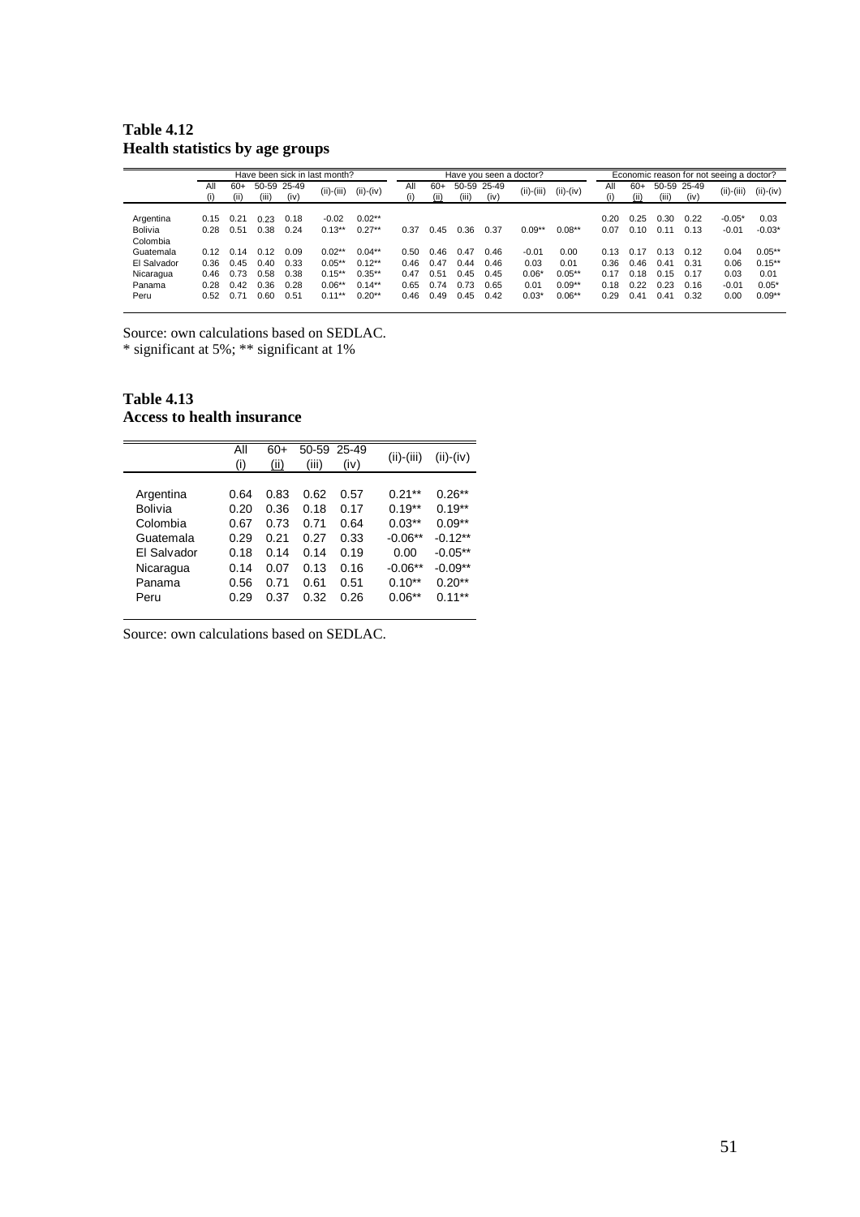**Table 4.12**
**Health statistics by age groups**

| | Have been sick in last month? | | | | | | Have you seen a doctor? | | | | | | Economic reason for not seeing a doctor? | | | | | |
|---|---|---|---|---|---|---|---|---|---|---|---|---|---|---|---|---|---|---|
| | All (i) | 60+ (ii) | 50-59 (iii) | 25-49 (iv) | (ii)-(iii) | (ii)-(iv) | All (i) | 60+ (ii) | 50-59 (iii) | 25-49 (iv) | (ii)-(iii) | (ii)-(iv) | All (i) | 60+ (ii) | 50-59 (iii) | 25-49 (iv) | (ii)-(iii) | (ii)-(iv) |
| Argentina | 0.15 | 0.21 | 0.23 | 0.18 | -0.02 | 0.02** | | | | | | | 0.20 | 0.25 | 0.30 | 0.22 | -0.05* | 0.03 |
| Bolivia | 0.28 | 0.51 | 0.38 | 0.24 | 0.13** | 0.27** | 0.37 | 0.45 | 0.36 | 0.37 | 0.09** | 0.08** | 0.07 | 0.10 | 0.11 | 0.13 | -0.01 | -0.03* |
| Colombia | | | | | | | | | | | | | | | | | | |
| Guatemala | 0.12 | 0.14 | 0.12 | 0.09 | 0.02** | 0.04** | 0.50 | 0.46 | 0.47 | 0.46 | -0.01 | 0.00 | 0.13 | 0.17 | 0.13 | 0.12 | 0.04 | 0.05** |
| El Salvador | 0.36 | 0.45 | 0.40 | 0.33 | 0.05** | 0.12** | 0.46 | 0.47 | 0.44 | 0.46 | 0.03 | 0.01 | 0.36 | 0.46 | 0.41 | 0.31 | 0.06 | 0.15** |
| Nicaragua | 0.46 | 0.73 | 0.58 | 0.38 | 0.15** | 0.35** | 0.47 | 0.51 | 0.45 | 0.45 | 0.06* | 0.05** | 0.17 | 0.18 | 0.15 | 0.17 | 0.03 | 0.01 |
| Panama | 0.28 | 0.42 | 0.36 | 0.28 | 0.06** | 0.14** | 0.65 | 0.74 | 0.73 | 0.65 | 0.01 | 0.09** | 0.18 | 0.22 | 0.23 | 0.16 | -0.01 | 0.05* |
| Peru | 0.52 | 0.71 | 0.60 | 0.51 | 0.11** | 0.20** | 0.46 | 0.49 | 0.45 | 0.42 | 0.03* | 0.06** | 0.29 | 0.41 | 0.41 | 0.32 | 0.00 | 0.09** |

Source: own calculations based on SEDLAC.
* significant at 5%; ** significant at 1%

**Table 4.13**
**Access to health insurance**

| | All (i) | 60+ (ii) | 50-59 (iii) | 25-49 (iv) | (ii)-(iii) | (ii)-(iv) |
|---|---|---|---|---|---|---|
| Argentina | 0.64 | 0.83 | 0.62 | 0.57 | 0.21** | 0.26** |
| Bolivia | 0.20 | 0.36 | 0.18 | 0.17 | 0.19** | 0.19** |
| Colombia | 0.67 | 0.73 | 0.71 | 0.64 | 0.03** | 0.09** |
| Guatemala | 0.29 | 0.21 | 0.27 | 0.33 | -0.06** | -0.12** |
| El Salvador | 0.18 | 0.14 | 0.14 | 0.19 | 0.00 | -0.05** |
| Nicaragua | 0.14 | 0.07 | 0.13 | 0.16 | -0.06** | -0.09** |
| Panama | 0.56 | 0.71 | 0.61 | 0.51 | 0.10** | 0.20** |
| Peru | 0.29 | 0.37 | 0.32 | 0.26 | 0.06** | 0.11** |

Source: own calculations based on SEDLAC.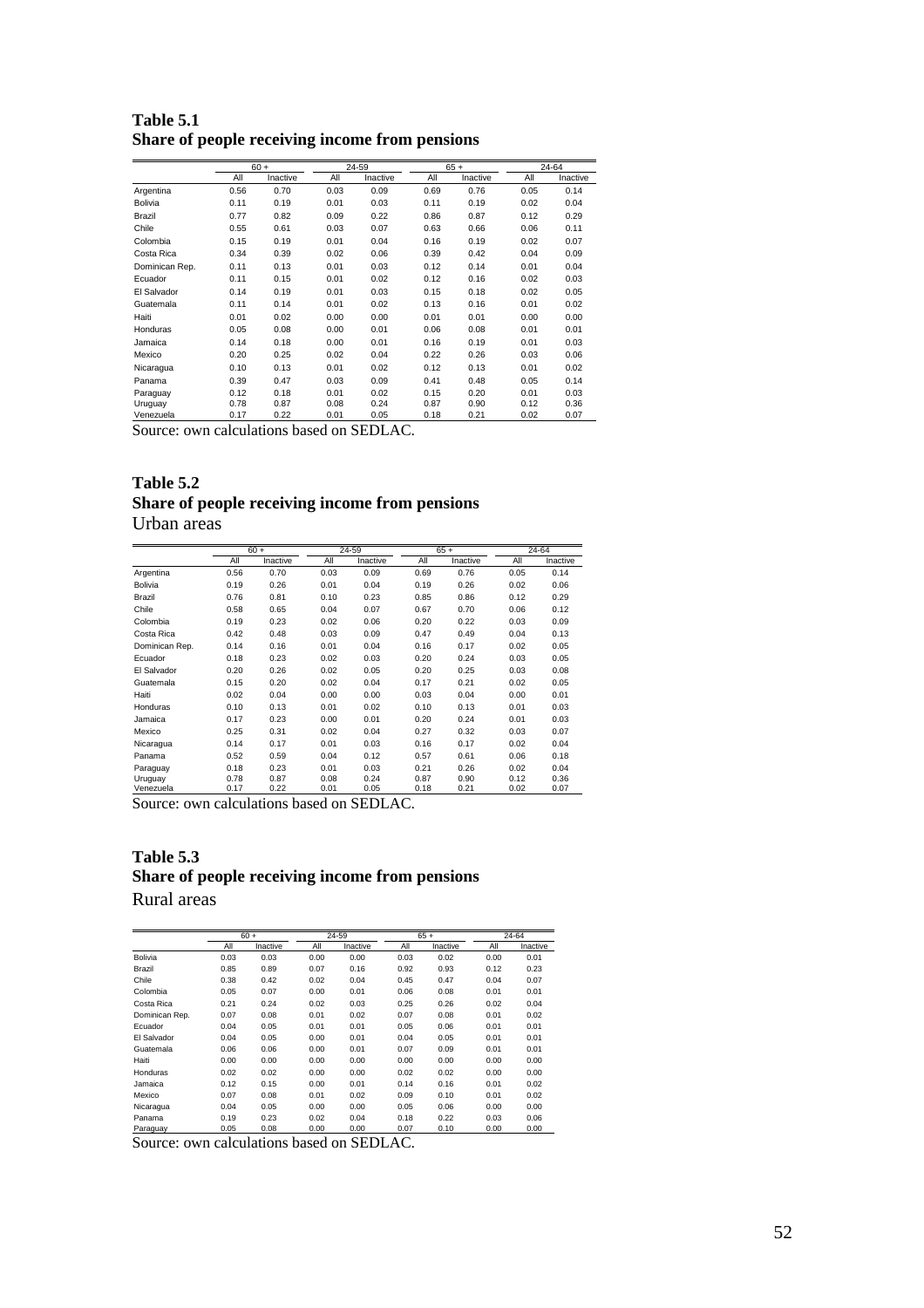**Table 5.1**
**Share of people receiving income from pensions**

| | 60 + | | 24-59 | | 65 + | | 24-64 | |
|---|---|---|---|---|---|---|---|---|
| | All | Inactive | All | Inactive | All | Inactive | All | Inactive |
| Argentina | 0.56 | 0.70 | 0.03 | 0.09 | 0.69 | 0.76 | 0.05 | 0.14 |
| Bolivia | 0.11 | 0.19 | 0.01 | 0.03 | 0.11 | 0.19 | 0.02 | 0.04 |
| Brazil | 0.77 | 0.82 | 0.09 | 0.22 | 0.86 | 0.87 | 0.12 | 0.29 |
| Chile | 0.55 | 0.61 | 0.03 | 0.07 | 0.63 | 0.66 | 0.06 | 0.11 |
| Colombia | 0.15 | 0.19 | 0.01 | 0.04 | 0.16 | 0.19 | 0.02 | 0.07 |
| Costa Rica | 0.34 | 0.39 | 0.02 | 0.06 | 0.39 | 0.42 | 0.04 | 0.09 |
| Dominican Rep. | 0.11 | 0.13 | 0.01 | 0.03 | 0.12 | 0.14 | 0.01 | 0.04 |
| Ecuador | 0.11 | 0.15 | 0.01 | 0.02 | 0.12 | 0.16 | 0.02 | 0.03 |
| El Salvador | 0.14 | 0.19 | 0.01 | 0.03 | 0.15 | 0.18 | 0.02 | 0.05 |
| Guatemala | 0.11 | 0.14 | 0.01 | 0.02 | 0.13 | 0.16 | 0.01 | 0.02 |
| Haiti | 0.01 | 0.02 | 0.00 | 0.00 | 0.01 | 0.01 | 0.00 | 0.00 |
| Honduras | 0.05 | 0.08 | 0.00 | 0.01 | 0.06 | 0.08 | 0.01 | 0.01 |
| Jamaica | 0.14 | 0.18 | 0.00 | 0.01 | 0.16 | 0.19 | 0.01 | 0.03 |
| Mexico | 0.20 | 0.25 | 0.02 | 0.04 | 0.22 | 0.26 | 0.03 | 0.06 |
| Nicaragua | 0.10 | 0.13 | 0.01 | 0.02 | 0.12 | 0.13 | 0.01 | 0.02 |
| Panama | 0.39 | 0.47 | 0.03 | 0.09 | 0.41 | 0.48 | 0.05 | 0.14 |
| Paraguay | 0.12 | 0.18 | 0.01 | 0.02 | 0.15 | 0.20 | 0.01 | 0.03 |
| Uruguay | 0.78 | 0.87 | 0.08 | 0.24 | 0.87 | 0.90 | 0.12 | 0.36 |
| Venezuela | 0.17 | 0.22 | 0.01 | 0.05 | 0.18 | 0.21 | 0.02 | 0.07 |

Source: own calculations based on SEDLAC.

**Table 5.2**
**Share of people receiving income from pensions**
Urban areas

| | 60 + | | 24-59 | | 65 + | | 24-64 | |
|---|---|---|---|---|---|---|---|---|
| | All | Inactive | All | Inactive | All | Inactive | All | Inactive |
| Argentina | 0.56 | 0.70 | 0.03 | 0.09 | 0.69 | 0.76 | 0.05 | 0.14 |
| Bolivia | 0.19 | 0.26 | 0.01 | 0.04 | 0.19 | 0.26 | 0.02 | 0.06 |
| Brazil | 0.76 | 0.81 | 0.10 | 0.23 | 0.85 | 0.86 | 0.12 | 0.29 |
| Chile | 0.58 | 0.65 | 0.04 | 0.07 | 0.67 | 0.70 | 0.06 | 0.12 |
| Colombia | 0.19 | 0.23 | 0.02 | 0.06 | 0.20 | 0.22 | 0.03 | 0.09 |
| Costa Rica | 0.42 | 0.48 | 0.03 | 0.09 | 0.47 | 0.49 | 0.04 | 0.13 |
| Dominican Rep. | 0.14 | 0.16 | 0.01 | 0.04 | 0.16 | 0.17 | 0.02 | 0.05 |
| Ecuador | 0.18 | 0.23 | 0.02 | 0.03 | 0.20 | 0.24 | 0.03 | 0.05 |
| El Salvador | 0.20 | 0.26 | 0.02 | 0.05 | 0.20 | 0.25 | 0.03 | 0.08 |
| Guatemala | 0.15 | 0.20 | 0.02 | 0.04 | 0.17 | 0.21 | 0.02 | 0.05 |
| Haiti | 0.02 | 0.04 | 0.00 | 0.00 | 0.03 | 0.04 | 0.00 | 0.01 |
| Honduras | 0.10 | 0.13 | 0.01 | 0.02 | 0.10 | 0.13 | 0.01 | 0.03 |
| Jamaica | 0.17 | 0.23 | 0.00 | 0.01 | 0.20 | 0.24 | 0.01 | 0.03 |
| Mexico | 0.25 | 0.31 | 0.02 | 0.04 | 0.27 | 0.32 | 0.03 | 0.07 |
| Nicaragua | 0.14 | 0.17 | 0.01 | 0.03 | 0.16 | 0.17 | 0.02 | 0.04 |
| Panama | 0.52 | 0.59 | 0.04 | 0.12 | 0.57 | 0.61 | 0.06 | 0.18 |
| Paraguay | 0.18 | 0.23 | 0.01 | 0.03 | 0.21 | 0.26 | 0.02 | 0.04 |
| Uruguay | 0.78 | 0.87 | 0.08 | 0.24 | 0.87 | 0.90 | 0.12 | 0.36 |
| Venezuela | 0.17 | 0.22 | 0.01 | 0.05 | 0.18 | 0.21 | 0.02 | 0.07 |

Source: own calculations based on SEDLAC.

**Table 5.3**
**Share of people receiving income from pensions**
Rural areas

| | 60 + | | 24-59 | | 65 + | | 24-64 | |
|---|---|---|---|---|---|---|---|---|
| | All | Inactive | All | Inactive | All | Inactive | All | Inactive |
| Bolivia | 0.03 | 0.03 | 0.00 | 0.00 | 0.03 | 0.02 | 0.00 | 0.01 |
| Brazil | 0.85 | 0.89 | 0.07 | 0.16 | 0.92 | 0.93 | 0.12 | 0.23 |
| Chile | 0.38 | 0.42 | 0.02 | 0.04 | 0.45 | 0.47 | 0.04 | 0.07 |
| Colombia | 0.05 | 0.07 | 0.00 | 0.01 | 0.06 | 0.08 | 0.01 | 0.01 |
| Costa Rica | 0.21 | 0.24 | 0.02 | 0.03 | 0.25 | 0.26 | 0.02 | 0.04 |
| Dominican Rep. | 0.07 | 0.08 | 0.01 | 0.02 | 0.07 | 0.08 | 0.01 | 0.02 |
| Ecuador | 0.04 | 0.05 | 0.01 | 0.01 | 0.05 | 0.06 | 0.01 | 0.01 |
| El Salvador | 0.04 | 0.05 | 0.00 | 0.01 | 0.04 | 0.05 | 0.01 | 0.01 |
| Guatemala | 0.06 | 0.06 | 0.00 | 0.01 | 0.07 | 0.09 | 0.01 | 0.01 |
| Haiti | 0.00 | 0.00 | 0.00 | 0.00 | 0.00 | 0.00 | 0.00 | 0.00 |
| Honduras | 0.02 | 0.02 | 0.00 | 0.00 | 0.02 | 0.02 | 0.00 | 0.00 |
| Jamaica | 0.12 | 0.15 | 0.00 | 0.01 | 0.14 | 0.16 | 0.01 | 0.02 |
| Mexico | 0.07 | 0.08 | 0.01 | 0.02 | 0.09 | 0.10 | 0.01 | 0.02 |
| Nicaragua | 0.04 | 0.05 | 0.00 | 0.00 | 0.05 | 0.06 | 0.00 | 0.00 |
| Panama | 0.19 | 0.23 | 0.02 | 0.04 | 0.18 | 0.22 | 0.03 | 0.06 |
| Paraguay | 0.05 | 0.08 | 0.00 | 0.00 | 0.07 | 0.10 | 0.00 | 0.00 |

Source: own calculations based on SEDLAC.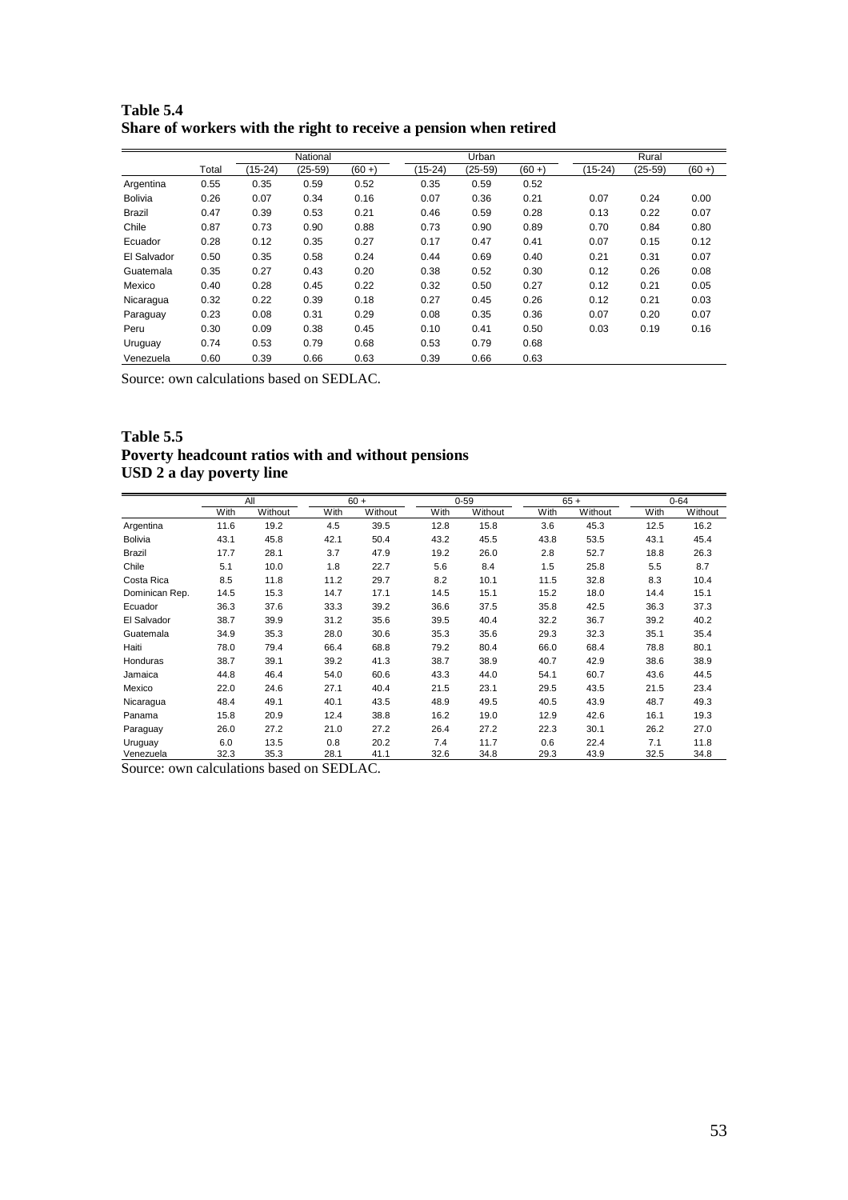**Table 5.4**
**Share of workers with the right to receive a pension when retired**

| | National | | | | Urban | | | Rural | | |
|---|---|---|---|---|---|---|---|---|---|---|
| | Total | (15-24) | (25-59) | (60 +) | (15-24) | (25-59) | (60 +) | (15-24) | (25-59) | (60 +) |
| Argentina | 0.55 | 0.35 | 0.59 | 0.52 | 0.35 | 0.59 | 0.52 | | | |
| Bolivia | 0.26 | 0.07 | 0.34 | 0.16 | 0.07 | 0.36 | 0.21 | 0.07 | 0.24 | 0.00 |
| Brazil | 0.47 | 0.39 | 0.53 | 0.21 | 0.46 | 0.59 | 0.28 | 0.13 | 0.22 | 0.07 |
| Chile | 0.87 | 0.73 | 0.90 | 0.88 | 0.73 | 0.90 | 0.89 | 0.70 | 0.84 | 0.80 |
| Ecuador | 0.28 | 0.12 | 0.35 | 0.27 | 0.17 | 0.47 | 0.41 | 0.07 | 0.15 | 0.12 |
| El Salvador | 0.50 | 0.35 | 0.58 | 0.24 | 0.44 | 0.69 | 0.40 | 0.21 | 0.31 | 0.07 |
| Guatemala | 0.35 | 0.27 | 0.43 | 0.20 | 0.38 | 0.52 | 0.30 | 0.12 | 0.26 | 0.08 |
| Mexico | 0.40 | 0.28 | 0.45 | 0.22 | 0.32 | 0.50 | 0.27 | 0.12 | 0.21 | 0.05 |
| Nicaragua | 0.32 | 0.22 | 0.39 | 0.18 | 0.27 | 0.45 | 0.26 | 0.12 | 0.21 | 0.03 |
| Paraguay | 0.23 | 0.08 | 0.31 | 0.29 | 0.08 | 0.35 | 0.36 | 0.07 | 0.20 | 0.07 |
| Peru | 0.30 | 0.09 | 0.38 | 0.45 | 0.10 | 0.41 | 0.50 | 0.03 | 0.19 | 0.16 |
| Uruguay | 0.74 | 0.53 | 0.79 | 0.68 | 0.53 | 0.79 | 0.68 | | | |
| Venezuela | 0.60 | 0.39 | 0.66 | 0.63 | 0.39 | 0.66 | 0.63 | | | |

Source: own calculations based on SEDLAC.

**Table 5.5**
**Poverty headcount ratios with and without pensions**
**USD 2 a day poverty line**

| | All | | 60 + | | 0-59 | | 65 + | | 0-64 | |
|---|---|---|---|---|---|---|---|---|---|---|
| | With | Without | With | Without | With | Without | With | Without | With | Without |
| Argentina | 11.6 | 19.2 | 4.5 | 39.5 | 12.8 | 15.8 | 3.6 | 45.3 | 12.5 | 16.2 |
| Bolivia | 43.1 | 45.8 | 42.1 | 50.4 | 43.2 | 45.5 | 43.8 | 53.5 | 43.1 | 45.4 |
| Brazil | 17.7 | 28.1 | 3.7 | 47.9 | 19.2 | 26.0 | 2.8 | 52.7 | 18.8 | 26.3 |
| Chile | 5.1 | 10.0 | 1.8 | 22.7 | 5.6 | 8.4 | 1.5 | 25.8 | 5.5 | 8.7 |
| Costa Rica | 8.5 | 11.8 | 11.2 | 29.7 | 8.2 | 10.1 | 11.5 | 32.8 | 8.3 | 10.4 |
| Dominican Rep. | 14.5 | 15.3 | 14.7 | 17.1 | 14.5 | 15.1 | 15.2 | 18.0 | 14.4 | 15.1 |
| Ecuador | 36.3 | 37.6 | 33.3 | 39.2 | 36.6 | 37.5 | 35.8 | 42.5 | 36.3 | 37.3 |
| El Salvador | 38.7 | 39.9 | 31.2 | 35.6 | 39.5 | 40.4 | 32.2 | 36.7 | 39.2 | 40.2 |
| Guatemala | 34.9 | 35.3 | 28.0 | 30.6 | 35.3 | 35.6 | 29.3 | 32.3 | 35.1 | 35.4 |
| Haiti | 78.0 | 79.4 | 66.4 | 68.8 | 79.2 | 80.4 | 66.0 | 68.4 | 78.8 | 80.1 |
| Honduras | 38.7 | 39.1 | 39.2 | 41.3 | 38.7 | 38.9 | 40.7 | 42.9 | 38.6 | 38.9 |
| Jamaica | 44.8 | 46.4 | 54.0 | 60.6 | 43.3 | 44.0 | 54.1 | 60.7 | 43.6 | 44.5 |
| Mexico | 22.0 | 24.6 | 27.1 | 40.4 | 21.5 | 23.1 | 29.5 | 43.5 | 21.5 | 23.4 |
| Nicaragua | 48.4 | 49.1 | 40.1 | 43.5 | 48.9 | 49.5 | 40.5 | 43.9 | 48.7 | 49.3 |
| Panama | 15.8 | 20.9 | 12.4 | 38.8 | 16.2 | 19.0 | 12.9 | 42.6 | 16.1 | 19.3 |
| Paraguay | 26.0 | 27.2 | 21.0 | 27.2 | 26.4 | 27.2 | 22.3 | 30.1 | 26.2 | 27.0 |
| Uruguay | 6.0 | 13.5 | 0.8 | 20.2 | 7.4 | 11.7 | 0.6 | 22.4 | 7.1 | 11.8 |
| Venezuela | 32.3 | 35.3 | 28.1 | 41.1 | 32.6 | 34.8 | 29.3 | 43.9 | 32.5 | 34.8 |

Source: own calculations based on SEDLAC.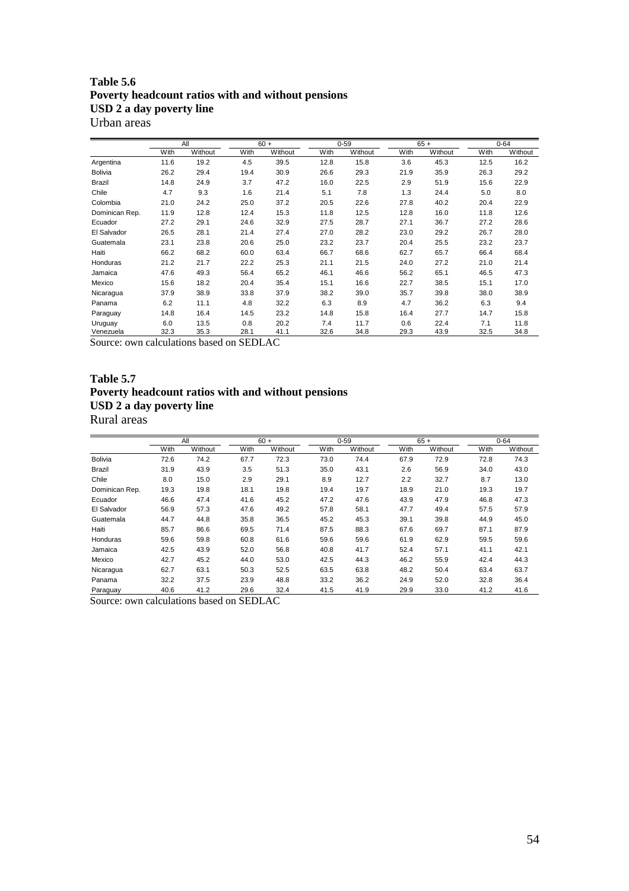**Table 5.6**
**Poverty headcount ratios with and without pensions**
**USD 2 a day poverty line**
Urban areas

| | All | | 60 + | | 0-59 | | 65 + | | 0-64 | |
|---|---|---|---|---|---|---|---|---|---|---|
| | With | Without | With | Without | With | Without | With | Without | With | Without |
| Argentina | 11.6 | 19.2 | 4.5 | 39.5 | 12.8 | 15.8 | 3.6 | 45.3 | 12.5 | 16.2 |
| Bolivia | 26.2 | 29.4 | 19.4 | 30.9 | 26.6 | 29.3 | 21.9 | 35.9 | 26.3 | 29.2 |
| Brazil | 14.8 | 24.9 | 3.7 | 47.2 | 16.0 | 22.5 | 2.9 | 51.9 | 15.6 | 22.9 |
| Chile | 4.7 | 9.3 | 1.6 | 21.4 | 5.1 | 7.8 | 1.3 | 24.4 | 5.0 | 8.0 |
| Colombia | 21.0 | 24.2 | 25.0 | 37.2 | 20.5 | 22.6 | 27.8 | 40.2 | 20.4 | 22.9 |
| Dominican Rep. | 11.9 | 12.8 | 12.4 | 15.3 | 11.8 | 12.5 | 12.8 | 16.0 | 11.8 | 12.6 |
| Ecuador | 27.2 | 29.1 | 24.6 | 32.9 | 27.5 | 28.7 | 27.1 | 36.7 | 27.2 | 28.6 |
| El Salvador | 26.5 | 28.1 | 21.4 | 27.4 | 27.0 | 28.2 | 23.0 | 29.2 | 26.7 | 28.0 |
| Guatemala | 23.1 | 23.8 | 20.6 | 25.0 | 23.2 | 23.7 | 20.4 | 25.5 | 23.2 | 23.7 |
| Haiti | 66.2 | 68.2 | 60.0 | 63.4 | 66.7 | 68.6 | 62.7 | 65.7 | 66.4 | 68.4 |
| Honduras | 21.2 | 21.7 | 22.2 | 25.3 | 21.1 | 21.5 | 24.0 | 27.2 | 21.0 | 21.4 |
| Jamaica | 47.6 | 49.3 | 56.4 | 65.2 | 46.1 | 46.6 | 56.2 | 65.1 | 46.5 | 47.3 |
| Mexico | 15.6 | 18.2 | 20.4 | 35.4 | 15.1 | 16.6 | 22.7 | 38.5 | 15.1 | 17.0 |
| Nicaragua | 37.9 | 38.9 | 33.8 | 37.9 | 38.2 | 39.0 | 35.7 | 39.8 | 38.0 | 38.9 |
| Panama | 6.2 | 11.1 | 4.8 | 32.2 | 6.3 | 8.9 | 4.7 | 36.2 | 6.3 | 9.4 |
| Paraguay | 14.8 | 16.4 | 14.5 | 23.2 | 14.8 | 15.8 | 16.4 | 27.7 | 14.7 | 15.8 |
| Uruguay | 6.0 | 13.5 | 0.8 | 20.2 | 7.4 | 11.7 | 0.6 | 22.4 | 7.1 | 11.8 |
| Venezuela | 32.3 | 35.3 | 28.1 | 41.1 | 32.6 | 34.8 | 29.3 | 43.9 | 32.5 | 34.8 |

Source: own calculations based on SEDLAC

**Table 5.7**
**Poverty headcount ratios with and without pensions**
**USD 2 a day poverty line**
Rural areas

| | All | | 60 + | | 0-59 | | 65 + | | 0-64 | |
|---|---|---|---|---|---|---|---|---|---|---|
| | With | Without | With | Without | With | Without | With | Without | With | Without |
| Bolivia | 72.6 | 74.2 | 67.7 | 72.3 | 73.0 | 74.4 | 67.9 | 72.9 | 72.8 | 74.3 |
| Brazil | 31.9 | 43.9 | 3.5 | 51.3 | 35.0 | 43.1 | 2.6 | 56.9 | 34.0 | 43.0 |
| Chile | 8.0 | 15.0 | 2.9 | 29.1 | 8.9 | 12.7 | 2.2 | 32.7 | 8.7 | 13.0 |
| Dominican Rep. | 19.3 | 19.8 | 18.1 | 19.8 | 19.4 | 19.7 | 18.9 | 21.0 | 19.3 | 19.7 |
| Ecuador | 46.6 | 47.4 | 41.6 | 45.2 | 47.2 | 47.6 | 43.9 | 47.9 | 46.8 | 47.3 |
| El Salvador | 56.9 | 57.3 | 47.6 | 49.2 | 57.8 | 58.1 | 47.7 | 49.4 | 57.5 | 57.9 |
| Guatemala | 44.7 | 44.8 | 35.8 | 36.5 | 45.2 | 45.3 | 39.1 | 39.8 | 44.9 | 45.0 |
| Haiti | 85.7 | 86.6 | 69.5 | 71.4 | 87.5 | 88.3 | 67.6 | 69.7 | 87.1 | 87.9 |
| Honduras | 59.6 | 59.8 | 60.8 | 61.6 | 59.6 | 59.6 | 61.9 | 62.9 | 59.5 | 59.6 |
| Jamaica | 42.5 | 43.9 | 52.0 | 56.8 | 40.8 | 41.7 | 52.4 | 57.1 | 41.1 | 42.1 |
| Mexico | 42.7 | 45.2 | 44.0 | 53.0 | 42.5 | 44.3 | 46.2 | 55.9 | 42.4 | 44.3 |
| Nicaragua | 62.7 | 63.1 | 50.3 | 52.5 | 63.5 | 63.8 | 48.2 | 50.4 | 63.4 | 63.7 |
| Panama | 32.2 | 37.5 | 23.9 | 48.8 | 33.2 | 36.2 | 24.9 | 52.0 | 32.8 | 36.4 |
| Paraguay | 40.6 | 41.2 | 29.6 | 32.4 | 41.5 | 41.9 | 29.9 | 33.0 | 41.2 | 41.6 |

Source: own calculations based on SEDLAC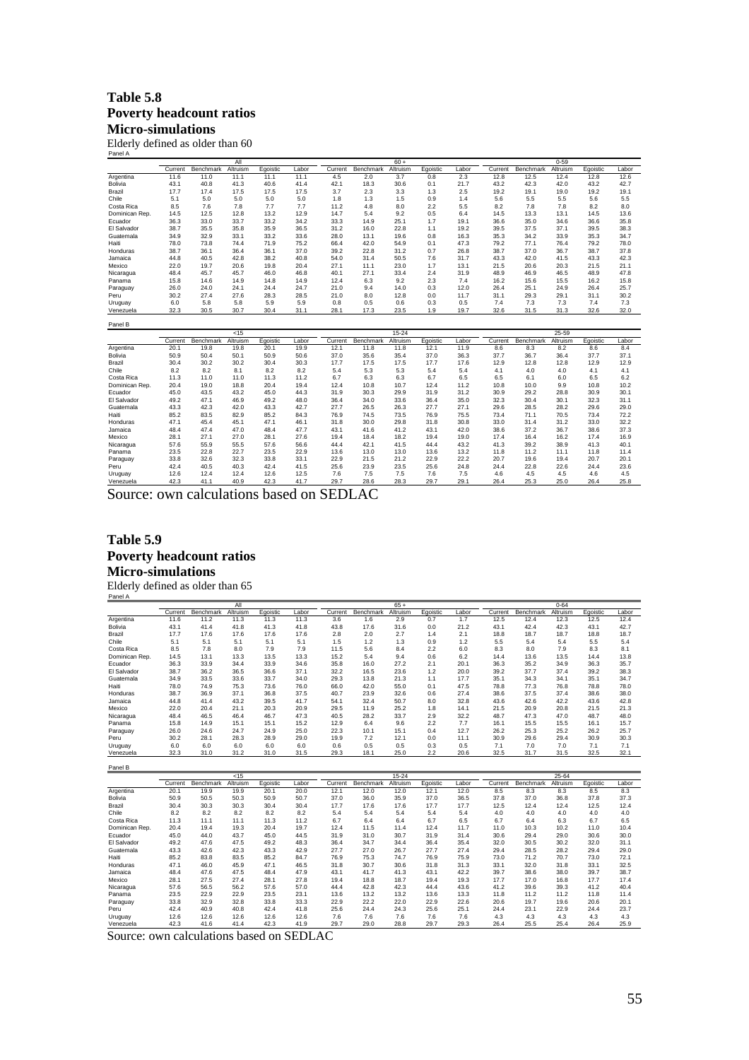## Table 5.8
## Poverty headcount ratios
## Micro-simulations

Elderly defined as older than 60

Panel A

| | All | | | | | 60+ | | | | | 0-59 | | | | |
|---|---|---|---|---|---|---|---|---|---|---|---|---|---|---|---|
| | Current | Benchmark | Altruism | Egoistic | Labor | Current | Benchmark | Altruism | Egoistic | Labor | Current | Benchmark | Altruism | Egoistic | Labor |
| Argentina | 11.6 | 11.0 | 11.1 | 11.1 | 11.1 | 4.5 | 2.0 | 3.7 | 0.8 | 2.3 | 12.8 | 12.5 | 12.4 | 12.8 | 12.6 |
| Bolivia | 43.1 | 40.8 | 41.3 | 40.6 | 41.4 | 42.1 | 18.3 | 30.6 | 0.1 | 21.7 | 43.2 | 42.3 | 42.0 | 43.2 | 42.7 |
| Brazil | 17.7 | 17.4 | 17.5 | 17.5 | 17.5 | 3.7 | 2.3 | 3.3 | 1.3 | 2.5 | 19.2 | 19.1 | 19.0 | 19.2 | 19.1 |
| Chile | 5.1 | 5.0 | 5.0 | 5.0 | 5.0 | 1.8 | 1.3 | 1.5 | 0.9 | 1.4 | 5.6 | 5.5 | 5.5 | 5.6 | 5.5 |
| Costa Rica | 8.5 | 7.6 | 7.8 | 7.7 | 7.7 | 11.2 | 4.8 | 8.0 | 2.2 | 5.5 | 8.2 | 7.8 | 7.8 | 8.2 | 8.0 |
| Dominican Rep. | 14.5 | 12.5 | 12.8 | 13.2 | 12.9 | 14.7 | 5.4 | 9.2 | 0.5 | 6.4 | 14.5 | 13.3 | 13.1 | 14.5 | 13.6 |
| Ecuador | 36.3 | 33.0 | 33.7 | 33.2 | 34.2 | 33.3 | 14.9 | 25.1 | 1.7 | 19.1 | 36.6 | 35.0 | 34.6 | 36.6 | 35.8 |
| El Salvador | 38.7 | 35.5 | 35.8 | 35.9 | 36.5 | 31.2 | 16.0 | 22.8 | 1.1 | 19.2 | 39.5 | 37.5 | 37.1 | 39.5 | 38.3 |
| Guatemala | 34.9 | 32.9 | 33.1 | 33.2 | 33.6 | 28.0 | 13.1 | 19.6 | 0.8 | 16.3 | 35.3 | 34.2 | 33.9 | 35.3 | 34.7 |
| Haiti | 78.0 | 73.8 | 74.4 | 71.9 | 75.2 | 66.4 | 42.0 | 54.9 | 0.1 | 47.3 | 79.2 | 77.1 | 76.4 | 79.2 | 78.0 |
| Honduras | 38.7 | 36.1 | 36.4 | 36.1 | 37.0 | 39.2 | 22.8 | 31.2 | 0.7 | 26.8 | 38.7 | 37.0 | 36.7 | 38.7 | 37.8 |
| Jamaica | 44.8 | 40.5 | 42.8 | 38.2 | 40.8 | 54.0 | 31.4 | 50.5 | 7.6 | 31.7 | 43.3 | 42.0 | 41.5 | 43.3 | 42.3 |
| Mexico | 22.0 | 19.7 | 20.6 | 19.8 | 20.4 | 27.1 | 11.1 | 23.0 | 1.7 | 13.1 | 21.5 | 20.6 | 20.3 | 21.5 | 21.1 |
| Nicaragua | 48.4 | 45.7 | 45.7 | 46.0 | 46.8 | 40.1 | 27.1 | 33.4 | 2.4 | 31.9 | 48.9 | 46.9 | 46.5 | 48.9 | 47.8 |
| Panama | 15.8 | 14.6 | 14.9 | 14.8 | 14.9 | 12.4 | 6.3 | 9.2 | 2.3 | 7.4 | 16.2 | 15.6 | 15.5 | 16.2 | 15.8 |
| Paraguay | 26.0 | 24.0 | 24.1 | 24.4 | 24.7 | 21.0 | 9.4 | 14.0 | 0.3 | 12.0 | 26.4 | 25.1 | 24.9 | 26.4 | 25.7 |
| Peru | 30.2 | 27.4 | 27.6 | 28.3 | 28.5 | 21.0 | 8.0 | 12.8 | 0.0 | 11.7 | 31.1 | 29.3 | 29.1 | 31.1 | 30.2 |
| Uruguay | 6.0 | 5.8 | 5.8 | 5.9 | 5.9 | 0.8 | 0.5 | 0.6 | 0.3 | 0.5 | 7.4 | 7.3 | 7.3 | 7.4 | 7.3 |
| Venezuela | 32.3 | 30.5 | 30.7 | 30.4 | 31.1 | 28.1 | 17.3 | 23.5 | 1.9 | 19.7 | 32.6 | 31.5 | 31.3 | 32.6 | 32.0 |

Panel B

| | <15 | | | | | 15-24 | | | | | 25-59 | | | | |
|---|---|---|---|---|---|---|---|---|---|---|---|---|---|---|---|
| | Current | Benchmark | Altruism | Egoistic | Labor | Current | Benchmark | Altruism | Egoistic | Labor | Current | Benchmark | Altruism | Egoistic | Labor |
| Argentina | 20.1 | 19.8 | 19.8 | 20.1 | 19.9 | 12.1 | 11.8 | 11.8 | 12.1 | 11.9 | 8.6 | 8.3 | 8.2 | 8.6 | 8.4 |
| Bolivia | 50.9 | 50.4 | 50.1 | 50.9 | 50.6 | 37.0 | 35.6 | 35.4 | 37.0 | 36.3 | 37.7 | 36.7 | 36.4 | 37.7 | 37.1 |
| Brazil | 30.4 | 30.2 | 30.2 | 30.4 | 30.3 | 17.7 | 17.5 | 17.5 | 17.7 | 17.6 | 12.9 | 12.8 | 12.8 | 12.9 | 12.9 |
| Chile | 8.2 | 8.2 | 8.1 | 8.2 | 8.2 | 5.4 | 5.3 | 5.3 | 5.4 | 5.4 | 4.1 | 4.0 | 4.0 | 4.1 | 4.1 |
| Costa Rica | 11.3 | 11.0 | 11.0 | 11.3 | 11.2 | 6.7 | 6.3 | 6.3 | 6.7 | 6.5 | 6.5 | 6.1 | 6.0 | 6.5 | 6.2 |
| Dominican Rep. | 20.4 | 19.0 | 18.8 | 20.4 | 19.4 | 12.4 | 10.8 | 10.7 | 12.4 | 11.2 | 10.8 | 10.0 | 9.9 | 10.8 | 10.2 |
| Ecuador | 45.0 | 43.5 | 43.2 | 45.0 | 44.3 | 31.9 | 30.3 | 29.9 | 31.9 | 31.2 | 30.9 | 29.2 | 28.8 | 30.9 | 30.1 |
| El Salvador | 49.2 | 47.1 | 46.9 | 49.2 | 48.0 | 36.4 | 34.0 | 33.6 | 36.4 | 35.0 | 32.3 | 30.4 | 30.1 | 32.3 | 31.1 |
| Guatemala | 43.3 | 42.3 | 42.0 | 43.3 | 42.7 | 27.7 | 26.5 | 26.3 | 27.7 | 27.1 | 29.6 | 28.5 | 28.2 | 29.6 | 29.0 |
| Haiti | 85.2 | 83.5 | 82.9 | 85.2 | 84.3 | 76.9 | 74.5 | 73.5 | 76.9 | 75.5 | 73.4 | 71.1 | 70.5 | 73.4 | 72.2 |
| Honduras | 47.1 | 45.4 | 45.1 | 47.1 | 46.1 | 31.8 | 30.0 | 29.8 | 31.8 | 30.8 | 33.0 | 31.4 | 31.2 | 33.0 | 32.2 |
| Jamaica | 48.4 | 47.4 | 47.0 | 48.4 | 47.7 | 43.1 | 41.6 | 41.2 | 43.1 | 42.0 | 38.6 | 37.2 | 36.7 | 38.6 | 37.3 |
| Mexico | 28.1 | 27.1 | 27.0 | 28.1 | 27.6 | 19.4 | 18.4 | 18.2 | 19.4 | 19.0 | 17.4 | 16.4 | 16.2 | 17.4 | 16.9 |
| Nicaragua | 57.6 | 55.9 | 55.5 | 57.6 | 56.6 | 44.4 | 42.1 | 41.5 | 44.4 | 43.2 | 41.3 | 39.2 | 38.9 | 41.3 | 40.1 |
| Panama | 23.5 | 22.8 | 22.7 | 23.5 | 22.9 | 13.6 | 13.0 | 13.0 | 13.6 | 13.2 | 11.8 | 11.2 | 11.1 | 11.8 | 11.4 |
| Paraguay | 33.8 | 32.6 | 32.3 | 33.8 | 33.1 | 22.9 | 21.5 | 21.2 | 22.9 | 22.2 | 20.7 | 19.6 | 19.4 | 20.7 | 20.1 |
| Peru | 42.4 | 40.5 | 40.3 | 42.4 | 41.5 | 25.6 | 23.9 | 23.5 | 25.6 | 24.8 | 24.4 | 22.8 | 22.6 | 24.4 | 23.6 |
| Uruguay | 12.6 | 12.4 | 12.4 | 12.6 | 12.5 | 7.6 | 7.5 | 7.5 | 7.6 | 7.5 | 4.6 | 4.5 | 4.5 | 4.6 | 4.5 |
| Venezuela | 42.3 | 41.1 | 40.9 | 42.3 | 41.7 | 29.7 | 28.6 | 28.3 | 29.7 | 29.1 | 26.4 | 25.3 | 25.0 | 26.4 | 25.8 |

Source: own calculations based on SEDLAC

## Table 5.9
## Poverty headcount ratios
## Micro-simulations

Elderly defined as older than 65

Panel A

| | All | | | | | 65+ | | | | | 0-64 | | | | |
|---|---|---|---|---|---|---|---|---|---|---|---|---|---|---|---|
| | Current | Benchmark | Altruism | Egoistic | Labor | Current | Benchmark | Altruism | Egoistic | Labor | Current | Benchmark | Altruism | Egoistic | Labor |
| Argentina | 11.6 | 11.2 | 11.3 | 11.3 | 11.3 | 3.6 | 1.6 | 2.9 | 0.7 | 1.7 | 12.5 | 12.4 | 12.3 | 12.5 | 12.4 |
| Bolivia | 43.1 | 41.4 | 41.8 | 41.3 | 41.8 | 43.8 | 17.6 | 31.6 | 0.0 | 21.2 | 43.1 | 42.4 | 42.3 | 43.1 | 42.7 |
| Brazil | 17.7 | 17.6 | 17.6 | 17.6 | 17.6 | 2.8 | 2.0 | 2.7 | 1.4 | 2.1 | 18.8 | 18.7 | 18.7 | 18.8 | 18.7 |
| Chile | 5.1 | 5.1 | 5.1 | 5.1 | 5.1 | 1.5 | 1.2 | 1.3 | 0.9 | 1.2 | 5.5 | 5.4 | 5.4 | 5.5 | 5.4 |
| Costa Rica | 8.5 | 7.8 | 8.0 | 7.9 | 7.9 | 11.5 | 5.6 | 8.4 | 2.2 | 6.0 | 8.3 | 8.0 | 7.9 | 8.3 | 8.1 |
| Dominican Rep. | 14.5 | 13.1 | 13.3 | 13.5 | 13.3 | 15.2 | 5.4 | 9.4 | 0.6 | 6.2 | 14.4 | 13.6 | 13.5 | 14.4 | 13.8 |
| Ecuador | 36.3 | 33.9 | 34.4 | 33.9 | 34.6 | 35.8 | 16.0 | 27.2 | 2.1 | 20.1 | 36.3 | 35.2 | 34.9 | 36.3 | 35.7 |
| El Salvador | 38.7 | 36.2 | 36.5 | 36.6 | 37.1 | 32.2 | 16.5 | 23.6 | 1.2 | 20.0 | 39.2 | 37.7 | 37.4 | 39.2 | 38.3 |
| Guatemala | 34.9 | 33.5 | 33.6 | 33.7 | 34.0 | 29.3 | 13.8 | 21.3 | 1.1 | 17.7 | 35.1 | 34.3 | 34.1 | 35.1 | 34.7 |
| Haiti | 78.0 | 74.9 | 75.3 | 73.6 | 76.0 | 66.0 | 42.0 | 55.0 | 0.1 | 47.5 | 78.8 | 77.3 | 76.8 | 78.8 | 78.0 |
| Honduras | 38.7 | 36.9 | 37.1 | 36.8 | 37.5 | 40.7 | 23.9 | 32.6 | 0.6 | 27.4 | 38.6 | 37.5 | 37.4 | 38.6 | 38.0 |
| Jamaica | 44.8 | 41.4 | 43.2 | 39.5 | 41.7 | 54.1 | 32.4 | 50.7 | 8.0 | 32.8 | 43.6 | 42.6 | 42.2 | 43.6 | 42.8 |
| Mexico | 22.0 | 20.4 | 21.1 | 20.3 | 20.9 | 29.5 | 11.9 | 25.2 | 1.8 | 14.1 | 21.5 | 20.9 | 20.8 | 21.5 | 21.3 |
| Nicaragua | 48.4 | 46.5 | 46.4 | 46.7 | 47.3 | 40.5 | 28.2 | 33.7 | 2.9 | 32.2 | 48.7 | 47.3 | 47.0 | 48.7 | 48.0 |
| Panama | 15.8 | 14.9 | 15.1 | 15.1 | 15.2 | 12.9 | 6.4 | 9.6 | 2.2 | 7.7 | 16.1 | 15.5 | 15.5 | 16.1 | 15.7 |
| Paraguay | 26.0 | 24.6 | 24.7 | 24.9 | 25.0 | 22.3 | 10.1 | 15.1 | 0.4 | 12.7 | 26.2 | 25.3 | 25.2 | 26.2 | 25.7 |
| Peru | 30.2 | 28.1 | 28.3 | 28.9 | 29.0 | 19.9 | 7.2 | 12.1 | 0.0 | 11.1 | 30.9 | 29.6 | 29.4 | 30.9 | 30.3 |
| Uruguay | 6.0 | 6.0 | 6.0 | 6.0 | 6.0 | 0.6 | 0.5 | 0.5 | 0.3 | 0.5 | 7.1 | 7.0 | 7.0 | 7.1 | 7.1 |
| Venezuela | 32.3 | 31.0 | 31.2 | 31.0 | 31.5 | 29.3 | 18.1 | 25.0 | 2.2 | 20.6 | 32.5 | 31.7 | 31.5 | 32.5 | 32.1 |

Panel B

| | <15 | | | | | 15-24 | | | | | 25-64 | | | | |
|---|---|---|---|---|---|---|---|---|---|---|---|---|---|---|---|
| | Current | Benchmark | Altruism | Egoistic | Labor | Current | Benchmark | Altruism | Egoistic | Labor | Current | Benchmark | Altruism | Egoistic | Labor |
| Argentina | 20.1 | 19.9 | 19.9 | 20.1 | 20.0 | 12.1 | 12.0 | 12.0 | 12.1 | 12.0 | 8.5 | 8.3 | 8.3 | 8.5 | 8.3 |
| Bolivia | 50.9 | 50.5 | 50.3 | 50.9 | 50.7 | 37.0 | 36.0 | 35.9 | 37.0 | 36.5 | 37.8 | 37.0 | 36.8 | 37.8 | 37.3 |
| Brazil | 30.4 | 30.3 | 30.3 | 30.4 | 30.4 | 17.7 | 17.6 | 17.6 | 17.7 | 17.7 | 12.5 | 12.4 | 12.4 | 12.5 | 12.4 |
| Chile | 8.2 | 8.2 | 8.2 | 8.2 | 8.2 | 5.4 | 5.4 | 5.4 | 5.4 | 5.4 | 4.0 | 4.0 | 4.0 | 4.0 | 4.0 |
| Costa Rica | 11.3 | 11.1 | 11.1 | 11.3 | 11.2 | 6.7 | 6.4 | 6.4 | 6.7 | 6.5 | 6.7 | 6.4 | 6.3 | 6.7 | 6.5 |
| Dominican Rep. | 20.4 | 19.4 | 19.3 | 20.4 | 19.7 | 12.4 | 11.5 | 11.4 | 12.4 | 11.7 | 11.0 | 10.3 | 10.2 | 11.0 | 10.4 |
| Ecuador | 45.0 | 44.0 | 43.7 | 45.0 | 44.5 | 31.9 | 31.0 | 30.7 | 31.9 | 31.4 | 30.6 | 29.4 | 29.0 | 30.6 | 30.0 |
| El Salvador | 49.2 | 47.6 | 47.5 | 49.2 | 48.3 | 36.4 | 34.7 | 34.4 | 36.4 | 35.4 | 32.0 | 30.5 | 30.2 | 32.0 | 31.1 |
| Guatemala | 43.3 | 42.6 | 42.3 | 43.3 | 42.9 | 27.7 | 27.0 | 26.7 | 27.7 | 27.4 | 29.4 | 28.5 | 28.2 | 29.4 | 29.0 |
| Haiti | 85.2 | 83.8 | 83.5 | 85.2 | 84.7 | 76.9 | 75.3 | 74.7 | 76.9 | 75.9 | 73.0 | 71.2 | 70.7 | 73.0 | 72.1 |
| Honduras | 47.1 | 46.0 | 45.9 | 47.1 | 46.5 | 31.8 | 30.7 | 30.6 | 31.8 | 31.3 | 33.1 | 32.0 | 31.8 | 33.1 | 32.5 |
| Jamaica | 48.4 | 47.6 | 47.5 | 48.4 | 47.9 | 43.1 | 41.7 | 41.3 | 43.1 | 42.2 | 39.7 | 38.6 | 38.0 | 39.7 | 38.7 |
| Mexico | 28.1 | 27.5 | 27.4 | 28.1 | 27.8 | 19.4 | 18.8 | 18.7 | 19.4 | 19.3 | 17.7 | 17.0 | 16.8 | 17.7 | 17.4 |
| Nicaragua | 57.6 | 56.5 | 56.2 | 57.6 | 57.0 | 44.4 | 42.8 | 42.3 | 44.4 | 43.6 | 41.2 | 39.6 | 39.3 | 41.2 | 40.4 |
| Panama | 23.5 | 22.9 | 22.9 | 23.5 | 23.1 | 13.6 | 13.2 | 13.2 | 13.6 | 13.3 | 11.8 | 11.2 | 11.2 | 11.8 | 11.4 |
| Paraguay | 33.8 | 32.9 | 32.8 | 33.8 | 33.3 | 22.9 | 22.2 | 22.0 | 22.9 | 22.6 | 20.6 | 19.7 | 19.6 | 20.6 | 20.1 |
| Peru | 42.4 | 40.9 | 40.8 | 42.4 | 41.8 | 25.6 | 24.4 | 24.3 | 25.6 | 25.1 | 24.4 | 23.1 | 22.9 | 24.4 | 23.7 |
| Uruguay | 12.6 | 12.6 | 12.6 | 12.6 | 12.6 | 7.6 | 7.6 | 7.6 | 7.6 | 7.6 | 4.3 | 4.3 | 4.3 | 4.3 | 4.3 |
| Venezuela | 42.3 | 41.6 | 41.4 | 42.3 | 41.9 | 29.7 | 29.0 | 28.8 | 29.7 | 29.3 | 26.4 | 25.5 | 25.4 | 26.4 | 25.9 |

Source: own calculations based on SEDLAC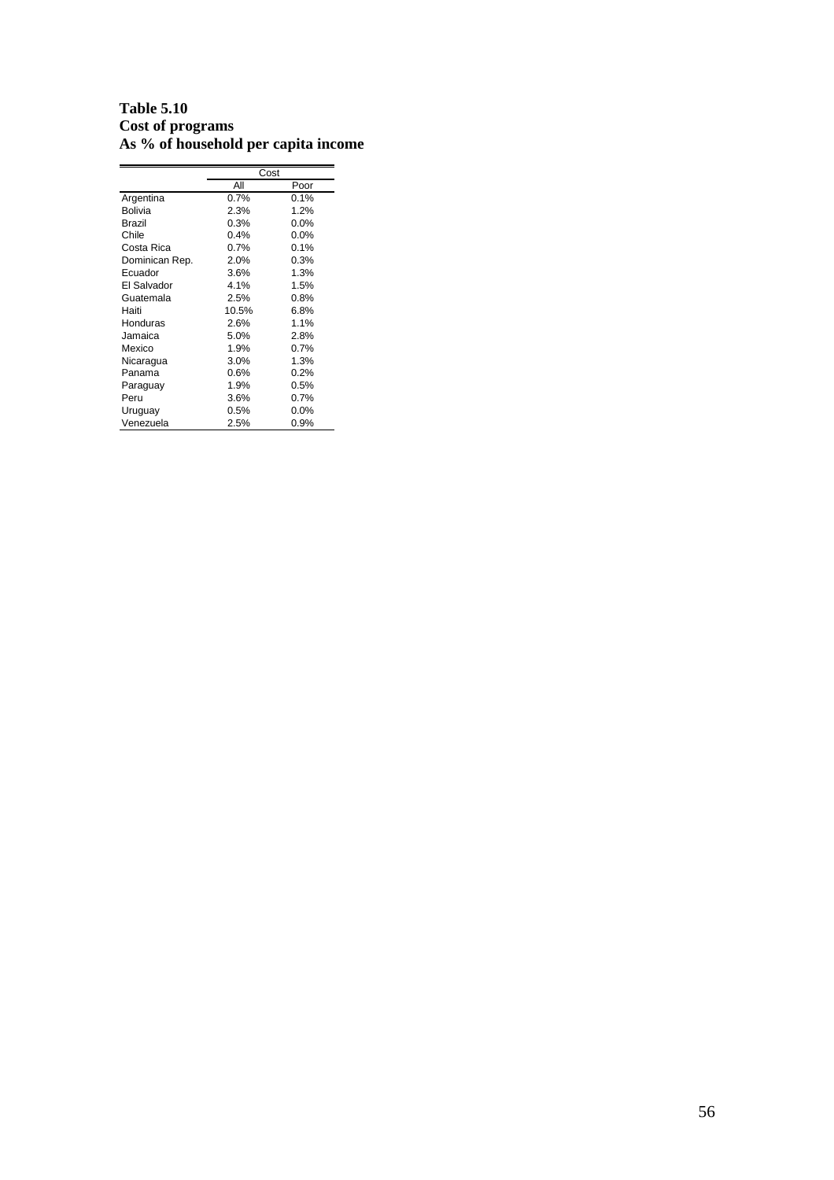**Table 5.10**
**Cost of programs**
**As % of household per capita income**

| | Cost | |
|---|---|---|
| | All | Poor |
| Argentina | 0.7% | 0.1% |
| Bolivia | 2.3% | 1.2% |
| Brazil | 0.3% | 0.0% |
| Chile | 0.4% | 0.0% |
| Costa Rica | 0.7% | 0.1% |
| Dominican Rep. | 2.0% | 0.3% |
| Ecuador | 3.6% | 1.3% |
| El Salvador | 4.1% | 1.5% |
| Guatemala | 2.5% | 0.8% |
| Haiti | 10.5% | 6.8% |
| Honduras | 2.6% | 1.1% |
| Jamaica | 5.0% | 2.8% |
| Mexico | 1.9% | 0.7% |
| Nicaragua | 3.0% | 1.3% |
| Panama | 0.6% | 0.2% |
| Paraguay | 1.9% | 0.5% |
| Peru | 3.6% | 0.7% |
| Uruguay | 0.5% | 0.0% |
| Venezuela | 2.5% | 0.9% |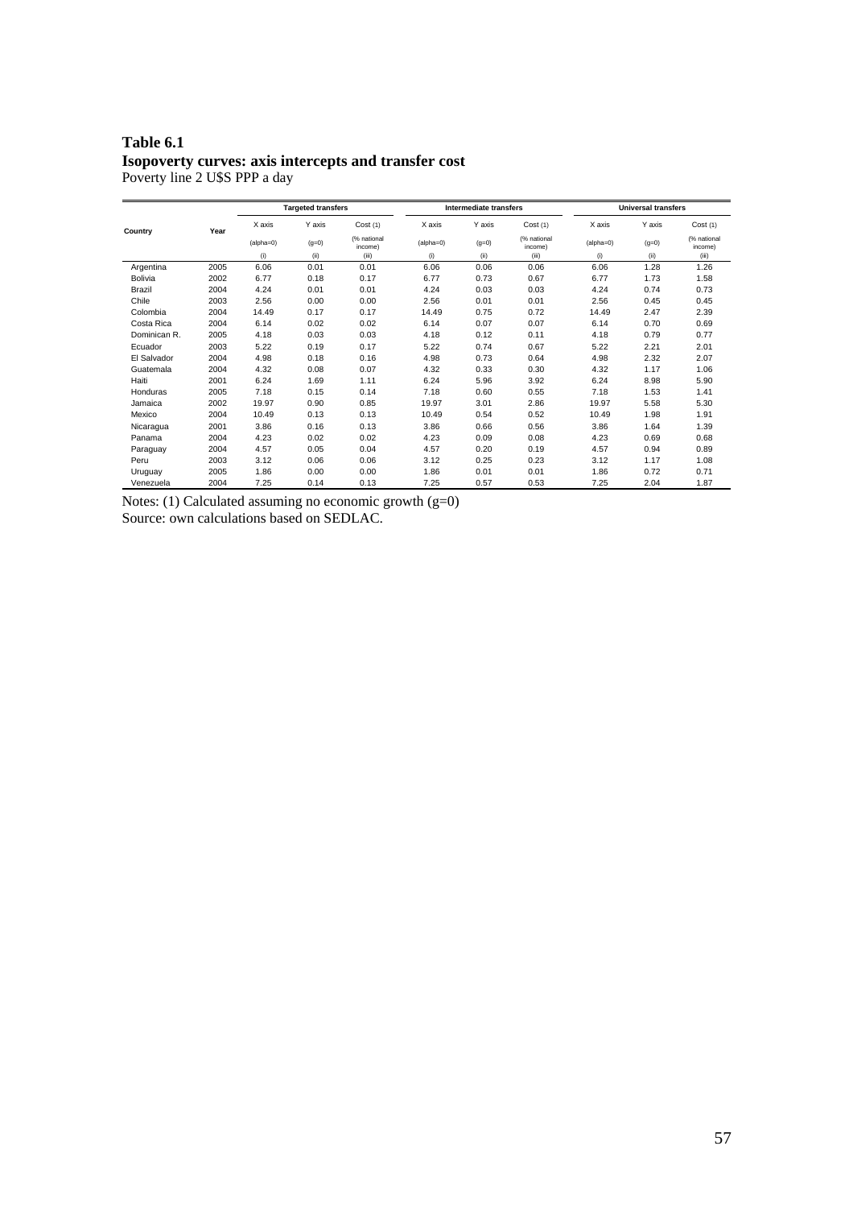**Table 6.1**
**Isopoverty curves: axis intercepts and transfer cost**
Poverty line 2 U$S PPP a day

| Country | Year | Targeted transfers | | | Intermediate transfers | | | Universal transfers | | |
|---|---|---|---|---|---|---|---|---|---|---|
| | | X axis | Y axis | Cost (1) | X axis | Y axis | Cost (1) | X axis | Y axis | Cost (1) |
| | | (alpha=0) | (g=0) | (% national income) | (alpha=0) | (g=0) | (% national income) | (alpha=0) | (g=0) | (% national income) |
| | | (i) | (ii) | (iii) | (i) | (ii) | (iii) | (i) | (ii) | (iii) |
| Argentina | 2005 | 6.06 | 0.01 | 0.01 | 6.06 | 0.06 | 0.06 | 6.06 | 1.28 | 1.26 |
| Bolivia | 2002 | 6.77 | 0.18 | 0.17 | 6.77 | 0.73 | 0.67 | 6.77 | 1.73 | 1.58 |
| Brazil | 2004 | 4.24 | 0.01 | 0.01 | 4.24 | 0.03 | 0.03 | 4.24 | 0.74 | 0.73 |
| Chile | 2003 | 2.56 | 0.00 | 0.00 | 2.56 | 0.01 | 0.01 | 2.56 | 0.45 | 0.45 |
| Colombia | 2004 | 14.49 | 0.17 | 0.17 | 14.49 | 0.75 | 0.72 | 14.49 | 2.47 | 2.39 |
| Costa Rica | 2004 | 6.14 | 0.02 | 0.02 | 6.14 | 0.07 | 0.07 | 6.14 | 0.70 | 0.69 |
| Dominican R. | 2005 | 4.18 | 0.03 | 0.03 | 4.18 | 0.12 | 0.11 | 4.18 | 0.79 | 0.77 |
| Ecuador | 2003 | 5.22 | 0.19 | 0.17 | 5.22 | 0.74 | 0.67 | 5.22 | 2.21 | 2.01 |
| El Salvador | 2004 | 4.98 | 0.18 | 0.16 | 4.98 | 0.73 | 0.64 | 4.98 | 2.32 | 2.07 |
| Guatemala | 2004 | 4.32 | 0.08 | 0.07 | 4.32 | 0.33 | 0.30 | 4.32 | 1.17 | 1.06 |
| Haiti | 2001 | 6.24 | 1.69 | 1.11 | 6.24 | 5.96 | 3.92 | 6.24 | 8.98 | 5.90 |
| Honduras | 2005 | 7.18 | 0.15 | 0.14 | 7.18 | 0.60 | 0.55 | 7.18 | 1.53 | 1.41 |
| Jamaica | 2002 | 19.97 | 0.90 | 0.85 | 19.97 | 3.01 | 2.86 | 19.97 | 5.58 | 5.30 |
| Mexico | 2004 | 10.49 | 0.13 | 0.13 | 10.49 | 0.54 | 0.52 | 10.49 | 1.98 | 1.91 |
| Nicaragua | 2001 | 3.86 | 0.16 | 0.13 | 3.86 | 0.66 | 0.56 | 3.86 | 1.64 | 1.39 |
| Panama | 2004 | 4.23 | 0.02 | 0.02 | 4.23 | 0.09 | 0.08 | 4.23 | 0.69 | 0.68 |
| Paraguay | 2004 | 4.57 | 0.05 | 0.04 | 4.57 | 0.20 | 0.19 | 4.57 | 0.94 | 0.89 |
| Peru | 2003 | 3.12 | 0.06 | 0.06 | 3.12 | 0.25 | 0.23 | 3.12 | 1.17 | 1.08 |
| Uruguay | 2005 | 1.86 | 0.00 | 0.00 | 1.86 | 0.01 | 0.01 | 1.86 | 0.72 | 0.71 |
| Venezuela | 2004 | 7.25 | 0.14 | 0.13 | 7.25 | 0.57 | 0.53 | 7.25 | 2.04 | 1.87 |

Notes: (1) Calculated assuming no economic growth (g=0)
Source: own calculations based on SEDLAC.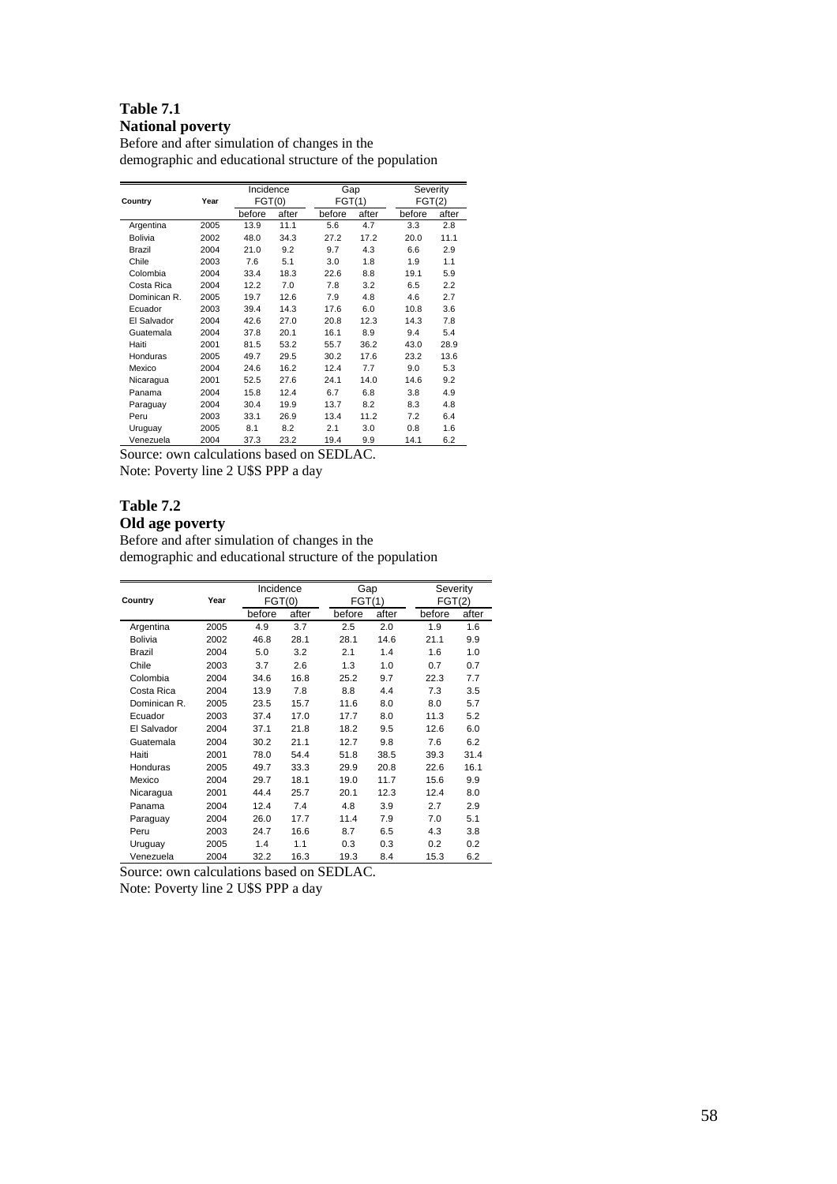**Table 7.1**
**National poverty**

Before and after simulation of changes in the demographic and educational structure of the population

| Country | Year | Incidence FGT(0) | | Gap FGT(1) | | Severity FGT(2) | |
|---|---|---|---|---|---|---|---|
| | | before | after | before | after | before | after |
| Argentina | 2005 | 13.9 | 11.1 | 5.6 | 4.7 | 3.3 | 2.8 |
| Bolivia | 2002 | 48.0 | 34.3 | 27.2 | 17.2 | 20.0 | 11.1 |
| Brazil | 2004 | 21.0 | 9.2 | 9.7 | 4.3 | 6.6 | 2.9 |
| Chile | 2003 | 7.6 | 5.1 | 3.0 | 1.8 | 1.9 | 1.1 |
| Colombia | 2004 | 33.4 | 18.3 | 22.6 | 8.8 | 19.1 | 5.9 |
| Costa Rica | 2004 | 12.2 | 7.0 | 7.8 | 3.2 | 6.5 | 2.2 |
| Dominican R. | 2005 | 19.7 | 12.6 | 7.9 | 4.8 | 4.6 | 2.7 |
| Ecuador | 2003 | 39.4 | 14.3 | 17.6 | 6.0 | 10.8 | 3.6 |
| El Salvador | 2004 | 42.6 | 27.0 | 20.8 | 12.3 | 14.3 | 7.8 |
| Guatemala | 2004 | 37.8 | 20.1 | 16.1 | 8.9 | 9.4 | 5.4 |
| Haiti | 2001 | 81.5 | 53.2 | 55.7 | 36.2 | 43.0 | 28.9 |
| Honduras | 2005 | 49.7 | 29.5 | 30.2 | 17.6 | 23.2 | 13.6 |
| Mexico | 2004 | 24.6 | 16.2 | 12.4 | 7.7 | 9.0 | 5.3 |
| Nicaragua | 2001 | 52.5 | 27.6 | 24.1 | 14.0 | 14.6 | 9.2 |
| Panama | 2004 | 15.8 | 12.4 | 6.7 | 6.8 | 3.8 | 4.9 |
| Paraguay | 2004 | 30.4 | 19.9 | 13.7 | 8.2 | 8.3 | 4.8 |
| Peru | 2003 | 33.1 | 26.9 | 13.4 | 11.2 | 7.2 | 6.4 |
| Uruguay | 2005 | 8.1 | 8.2 | 2.1 | 3.0 | 0.8 | 1.6 |
| Venezuela | 2004 | 37.3 | 23.2 | 19.4 | 9.9 | 14.1 | 6.2 |

Source: own calculations based on SEDLAC.
Note: Poverty line 2 U$S PPP a day

**Table 7.2**
**Old age poverty**

Before and after simulation of changes in the demographic and educational structure of the population

| Country | Year | Incidence FGT(0) | | Gap FGT(1) | | Severity FGT(2) | |
|---|---|---|---|---|---|---|---|
| | | before | after | before | after | before | after |
| Argentina | 2005 | 4.9 | 3.7 | 2.5 | 2.0 | 1.9 | 1.6 |
| Bolivia | 2002 | 46.8 | 28.1 | 28.1 | 14.6 | 21.1 | 9.9 |
| Brazil | 2004 | 5.0 | 3.2 | 2.1 | 1.4 | 1.6 | 1.0 |
| Chile | 2003 | 3.7 | 2.6 | 1.3 | 1.0 | 0.7 | 0.7 |
| Colombia | 2004 | 34.6 | 16.8 | 25.2 | 9.7 | 22.3 | 7.7 |
| Costa Rica | 2004 | 13.9 | 7.8 | 8.8 | 4.4 | 7.3 | 3.5 |
| Dominican R. | 2005 | 23.5 | 15.7 | 11.6 | 8.0 | 8.0 | 5.7 |
| Ecuador | 2003 | 37.4 | 17.0 | 17.7 | 8.0 | 11.3 | 5.2 |
| El Salvador | 2004 | 37.1 | 21.8 | 18.2 | 9.5 | 12.6 | 6.0 |
| Guatemala | 2004 | 30.2 | 21.1 | 12.7 | 9.8 | 7.6 | 6.2 |
| Haiti | 2001 | 78.0 | 54.4 | 51.8 | 38.5 | 39.3 | 31.4 |
| Honduras | 2005 | 49.7 | 33.3 | 29.9 | 20.8 | 22.6 | 16.1 |
| Mexico | 2004 | 29.7 | 18.1 | 19.0 | 11.7 | 15.6 | 9.9 |
| Nicaragua | 2001 | 44.4 | 25.7 | 20.1 | 12.3 | 12.4 | 8.0 |
| Panama | 2004 | 12.4 | 7.4 | 4.8 | 3.9 | 2.7 | 2.9 |
| Paraguay | 2004 | 26.0 | 17.7 | 11.4 | 7.9 | 7.0 | 5.1 |
| Peru | 2003 | 24.7 | 16.6 | 8.7 | 6.5 | 4.3 | 3.8 |
| Uruguay | 2005 | 1.4 | 1.1 | 0.3 | 0.3 | 0.2 | 0.2 |
| Venezuela | 2004 | 32.2 | 16.3 | 19.3 | 8.4 | 15.3 | 6.2 |

Source: own calculations based on SEDLAC.
Note: Poverty line 2 U$S PPP a day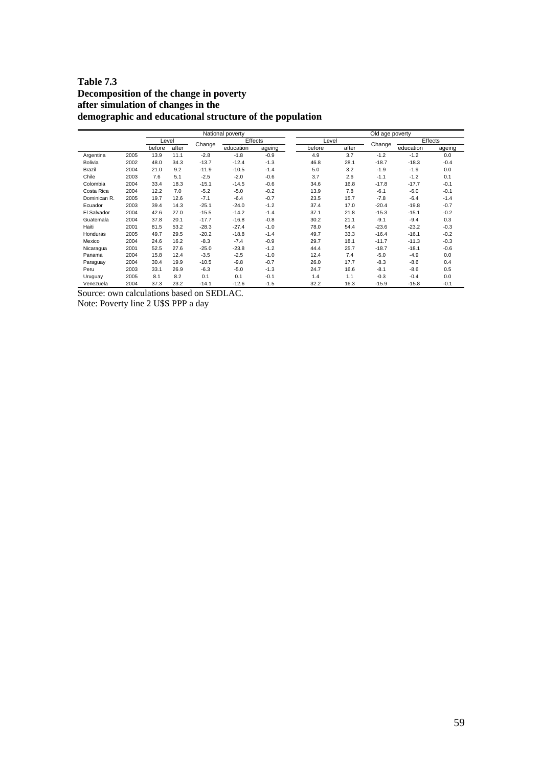**Table 7.3**
**Decomposition of the change in poverty after simulation of changes in the demographic and educational structure of the population**

| | | National poverty | | | | | Old age poverty | | | | |
|---|---|---|---|---|---|---|---|---|---|---|---|
| | | Level | | Change | Effects | | Level | | Change | Effects | |
| | | before | after | | education | ageing | before | after | | education | ageing |
| Argentina | 2005 | 13.9 | 11.1 | -2.8 | -1.8 | -0.9 | 4.9 | 3.7 | -1.2 | -1.2 | 0.0 |
| Bolivia | 2002 | 48.0 | 34.3 | -13.7 | -12.4 | -1.3 | 46.8 | 28.1 | -18.7 | -18.3 | -0.4 |
| Brazil | 2004 | 21.0 | 9.2 | -11.9 | -10.5 | -1.4 | 5.0 | 3.2 | -1.9 | -1.9 | 0.0 |
| Chile | 2003 | 7.6 | 5.1 | -2.5 | -2.0 | -0.6 | 3.7 | 2.6 | -1.1 | -1.2 | 0.1 |
| Colombia | 2004 | 33.4 | 18.3 | -15.1 | -14.5 | -0.6 | 34.6 | 16.8 | -17.8 | -17.7 | -0.1 |
| Costa Rica | 2004 | 12.2 | 7.0 | -5.2 | -5.0 | -0.2 | 13.9 | 7.8 | -6.1 | -6.0 | -0.1 |
| Dominican R. | 2005 | 19.7 | 12.6 | -7.1 | -6.4 | -0.7 | 23.5 | 15.7 | -7.8 | -6.4 | -1.4 |
| Ecuador | 2003 | 39.4 | 14.3 | -25.1 | -24.0 | -1.2 | 37.4 | 17.0 | -20.4 | -19.8 | -0.7 |
| El Salvador | 2004 | 42.6 | 27.0 | -15.5 | -14.2 | -1.4 | 37.1 | 21.8 | -15.3 | -15.1 | -0.2 |
| Guatemala | 2004 | 37.8 | 20.1 | -17.7 | -16.8 | -0.8 | 30.2 | 21.1 | -9.1 | -9.4 | 0.3 |
| Haiti | 2001 | 81.5 | 53.2 | -28.3 | -27.4 | -1.0 | 78.0 | 54.4 | -23.6 | -23.2 | -0.3 |
| Honduras | 2005 | 49.7 | 29.5 | -20.2 | -18.8 | -1.4 | 49.7 | 33.3 | -16.4 | -16.1 | -0.2 |
| Mexico | 2004 | 24.6 | 16.2 | -8.3 | -7.4 | -0.9 | 29.7 | 18.1 | -11.7 | -11.3 | -0.3 |
| Nicaragua | 2001 | 52.5 | 27.6 | -25.0 | -23.8 | -1.2 | 44.4 | 25.7 | -18.7 | -18.1 | -0.6 |
| Panama | 2004 | 15.8 | 12.4 | -3.5 | -2.5 | -1.0 | 12.4 | 7.4 | -5.0 | -4.9 | 0.0 |
| Paraguay | 2004 | 30.4 | 19.9 | -10.5 | -9.8 | -0.7 | 26.0 | 17.7 | -8.3 | -8.6 | 0.4 |
| Peru | 2003 | 33.1 | 26.9 | -6.3 | -5.0 | -1.3 | 24.7 | 16.6 | -8.1 | -8.6 | 0.5 |
| Uruguay | 2005 | 8.1 | 8.2 | 0.1 | 0.1 | -0.1 | 1.4 | 1.1 | -0.3 | -0.4 | 0.0 |
| Venezuela | 2004 | 37.3 | 23.2 | -14.1 | -12.6 | -1.5 | 32.2 | 16.3 | -15.9 | -15.8 | -0.1 |

Source: own calculations based on SEDLAC.
Note: Poverty line 2 U$S PPP a day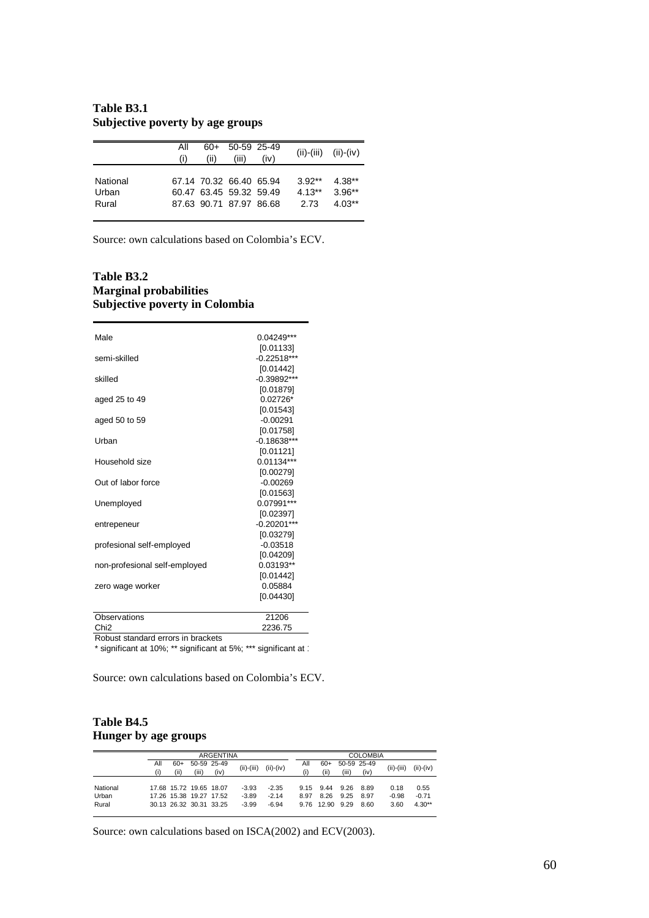**Table B3.1**
**Subjective poverty by age groups**

| | All (i) | 60+ (ii) | 50-59 (iii) | 25-49 (iv) | (ii)-(iii) | (ii)-(iv) |
|---|---|---|---|---|---|---|
| National | 67.14 | 70.32 | 66.40 | 65.94 | 3.92** | 4.38** |
| Urban | 60.47 | 63.45 | 59.32 | 59.49 | 4.13** | 3.96** |
| Rural | 87.63 | 90.71 | 87.97 | 86.68 | 2.73 | 4.03** |

Source: own calculations based on Colombia's ECV.

**Table B3.2**
**Marginal probabilities**
**Subjective poverty in Colombia**

| | |
|---|---|
| Male | 0.04249*** |
| | [0.01133] |
| semi-skilled | -0.22518*** |
| | [0.01442] |
| skilled | -0.39892*** |
| | [0.01879] |
| aged 25 to 49 | 0.02726* |
| | [0.01543] |
| aged 50 to 59 | -0.00291 |
| | [0.01758] |
| Urban | -0.18638*** |
| | [0.01121] |
| Household size | 0.01134*** |
| | [0.00279] |
| Out of labor force | -0.00269 |
| | [0.01563] |
| Unemployed | 0.07991*** |
| | [0.02397] |
| entrepeneur | -0.20201*** |
| | [0.03279] |
| profesional self-employed | -0.03518 |
| | [0.04209] |
| non-profesional self-employed | 0.03193** |
| | [0.01442] |
| zero wage worker | 0.05884 |
| | [0.04430] |
| Observations | 21206 |
| Chi2 | 2236.75 |

Robust standard errors in brackets
* significant at 10%; ** significant at 5%; *** significant at :

Source: own calculations based on Colombia's ECV.

**Table B4.5**
**Hunger by age groups**

| | ARGENTINA | | | | | | COLOMBIA | | | | | |
|---|---|---|---|---|---|---|---|---|---|---|---|---|
| | All (i) | 60+ (ii) | 50-59 (iii) | 25-49 (iv) | (ii)-(iii) | (ii)-(iv) | All (i) | 60+ (ii) | 50-59 (iii) | 25-49 (iv) | (ii)-(iii) | (ii)-(iv) |
| National | 17.68 | 15.72 | 19.65 | 18.07 | -3.93 | -2.35 | 9.15 | 9.44 | 9.26 | 8.89 | 0.18 | 0.55 |
| Urban | 17.26 | 15.38 | 19.27 | 17.52 | -3.89 | -2.14 | 8.97 | 8.26 | 9.25 | 8.97 | -0.98 | -0.71 |
| Rural | 30.13 | 26.32 | 30.31 | 33.25 | -3.99 | -6.94 | 9.76 | 12.90 | 9.29 | 8.60 | 3.60 | 4.30** |

Source: own calculations based on ISCA(2002) and ECV(2003).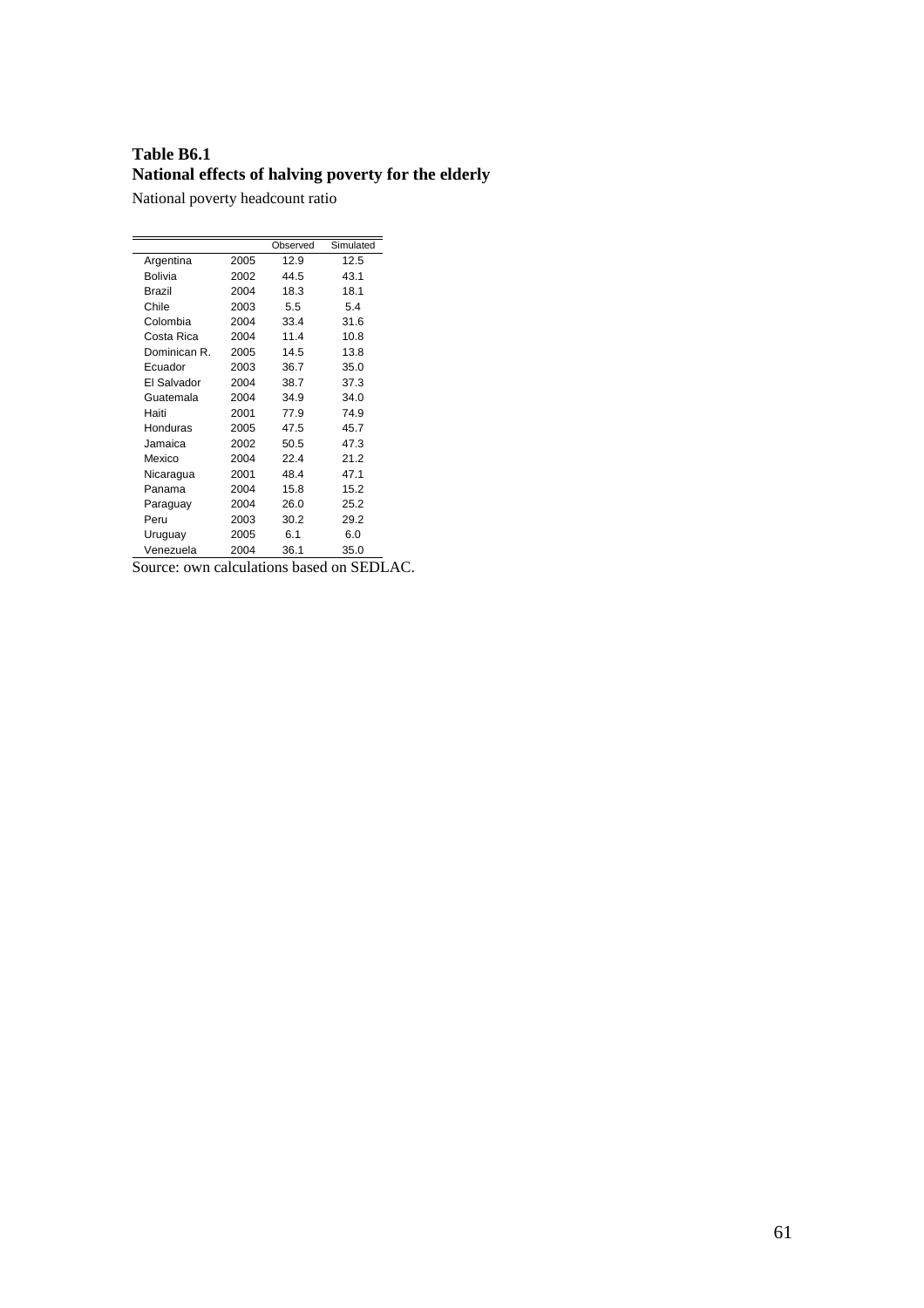**Table B6.1**
**National effects of halving poverty for the elderly**

National poverty headcount ratio

| | | Observed | Simulated |
|---|---|---|---|
| Argentina | 2005 | 12.9 | 12.5 |
| Bolivia | 2002 | 44.5 | 43.1 |
| Brazil | 2004 | 18.3 | 18.1 |
| Chile | 2003 | 5.5 | 5.4 |
| Colombia | 2004 | 33.4 | 31.6 |
| Costa Rica | 2004 | 11.4 | 10.8 |
| Dominican R. | 2005 | 14.5 | 13.8 |
| Ecuador | 2003 | 36.7 | 35.0 |
| El Salvador | 2004 | 38.7 | 37.3 |
| Guatemala | 2004 | 34.9 | 34.0 |
| Haiti | 2001 | 77.9 | 74.9 |
| Honduras | 2005 | 47.5 | 45.7 |
| Jamaica | 2002 | 50.5 | 47.3 |
| Mexico | 2004 | 22.4 | 21.2 |
| Nicaragua | 2001 | 48.4 | 47.1 |
| Panama | 2004 | 15.8 | 15.2 |
| Paraguay | 2004 | 26.0 | 25.2 |
| Peru | 2003 | 30.2 | 29.2 |
| Uruguay | 2005 | 6.1 | 6.0 |
| Venezuela | 2004 | 36.1 | 35.0 |

Source: own calculations based on SEDLAC.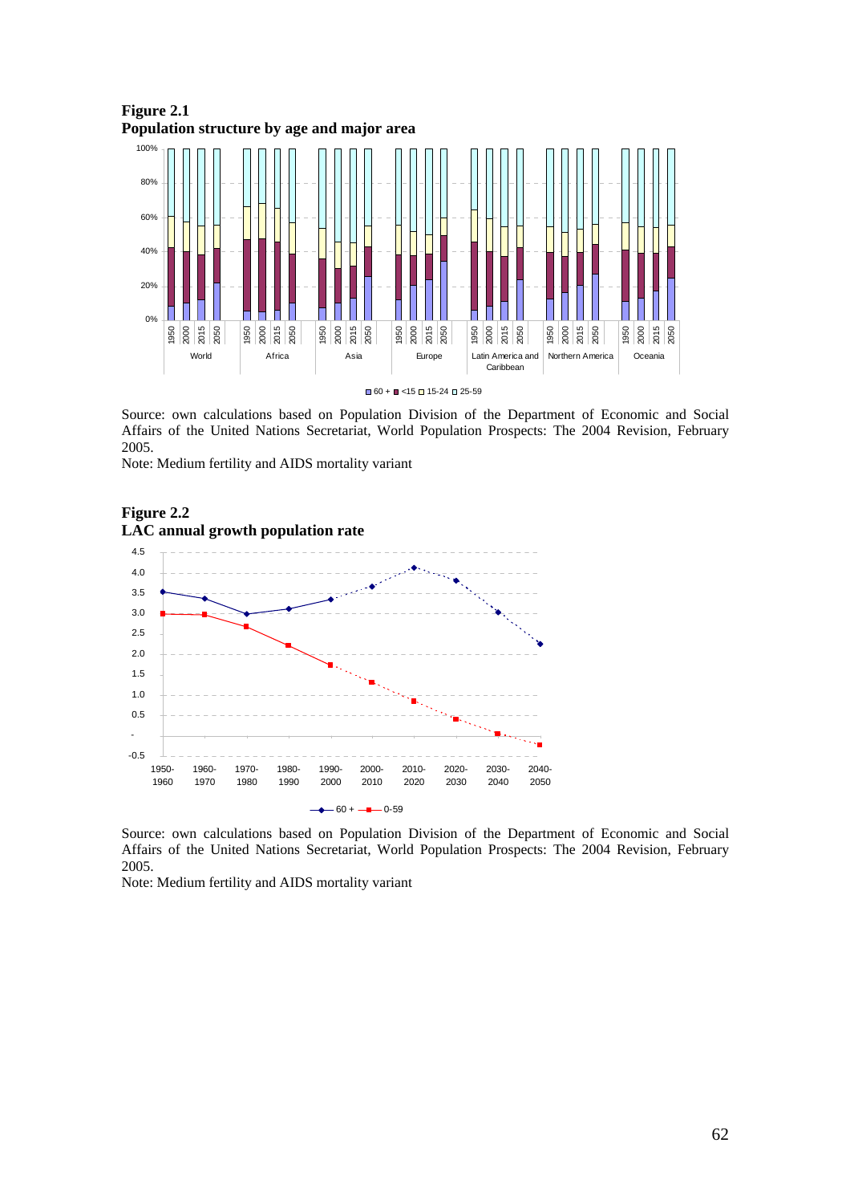**Figure 2.1**
**Population structure by age and major area**

Source: own calculations based on Population Division of the Department of Economic and Social Affairs of the United Nations Secretariat, World Population Prospects: The 2004 Revision, February 2005.
Note: Medium fertility and AIDS mortality variant

**Figure 2.2**
**LAC annual growth population rate**

Source: own calculations based on Population Division of the Department of Economic and Social Affairs of the United Nations Secretariat, World Population Prospects: The 2004 Revision, February 2005.
Note: Medium fertility and AIDS mortality variant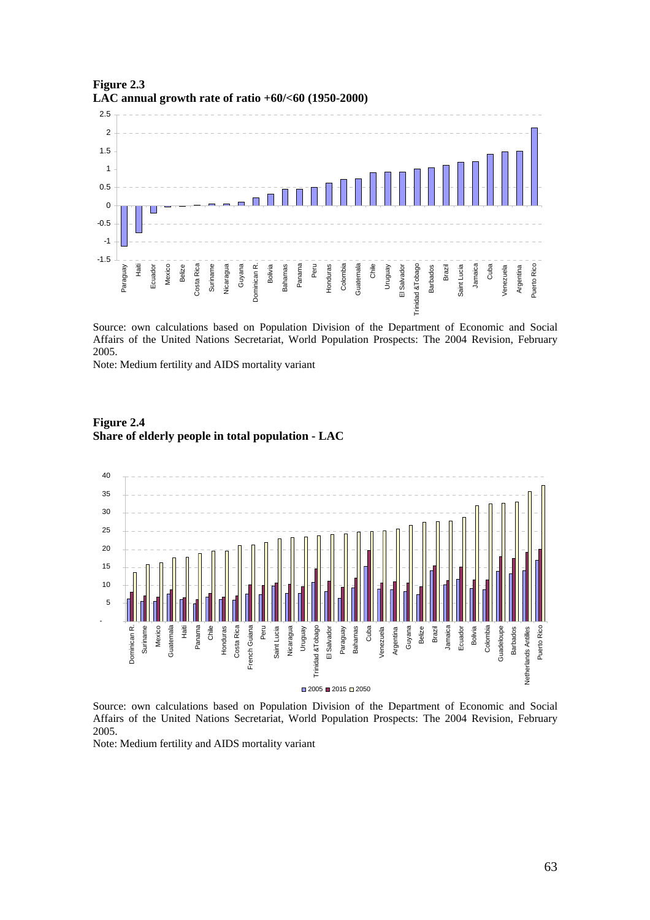**Figure 2.3**
**LAC annual growth rate of ratio +60/<60 (1950-2000)**

Source: own calculations based on Population Division of the Department of Economic and Social Affairs of the United Nations Secretariat, World Population Prospects: The 2004 Revision, February 2005.

Note: Medium fertility and AIDS mortality variant

**Figure 2.4**
**Share of elderly people in total population - LAC**

Source: own calculations based on Population Division of the Department of Economic and Social Affairs of the United Nations Secretariat, World Population Prospects: The 2004 Revision, February 2005.

Note: Medium fertility and AIDS mortality variant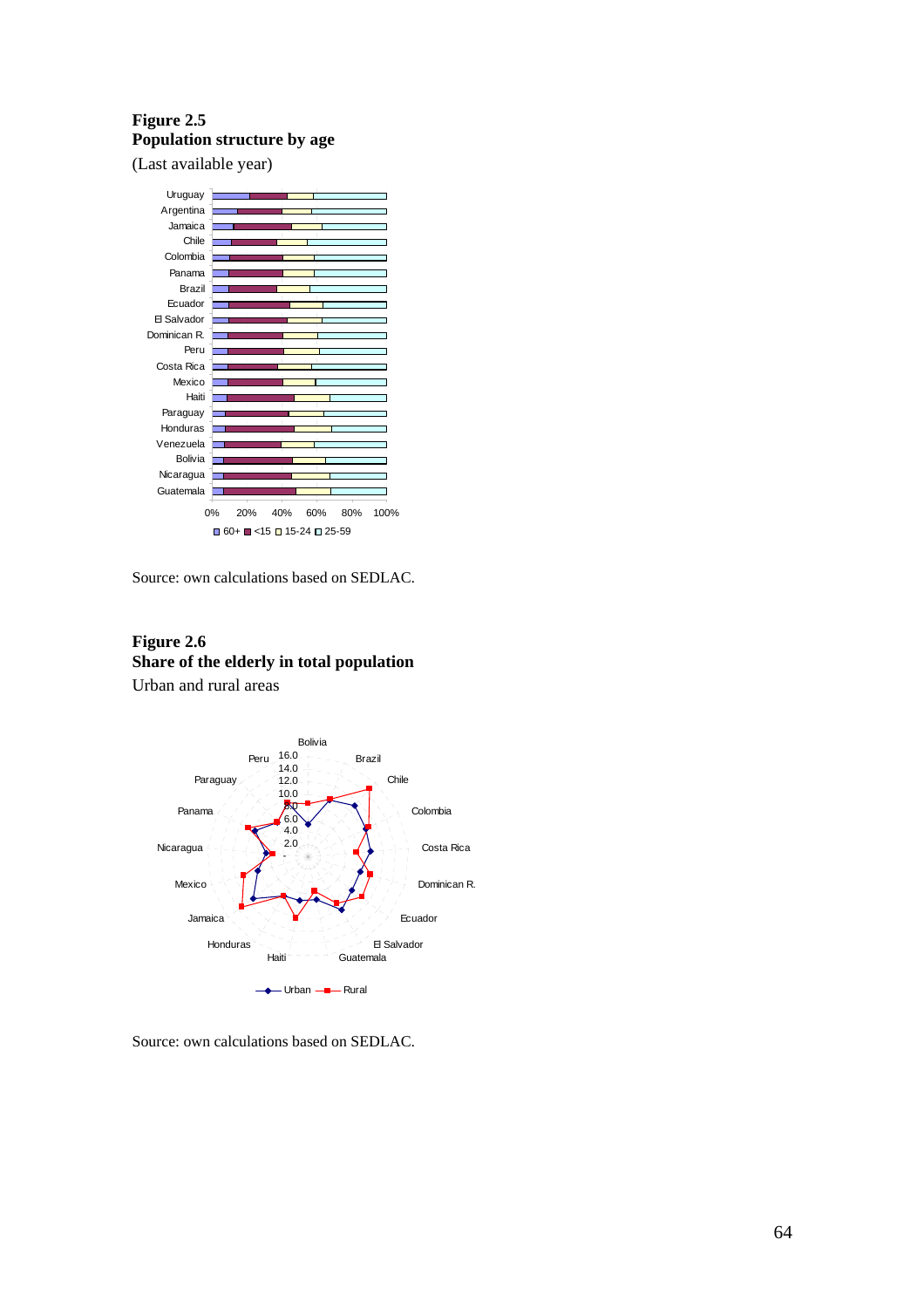**Figure 2.5**
**Population structure by age**

(Last available year)

Source: own calculations based on SEDLAC.

**Figure 2.6**
**Share of the elderly in total population**

Urban and rural areas

Source: own calculations based on SEDLAC.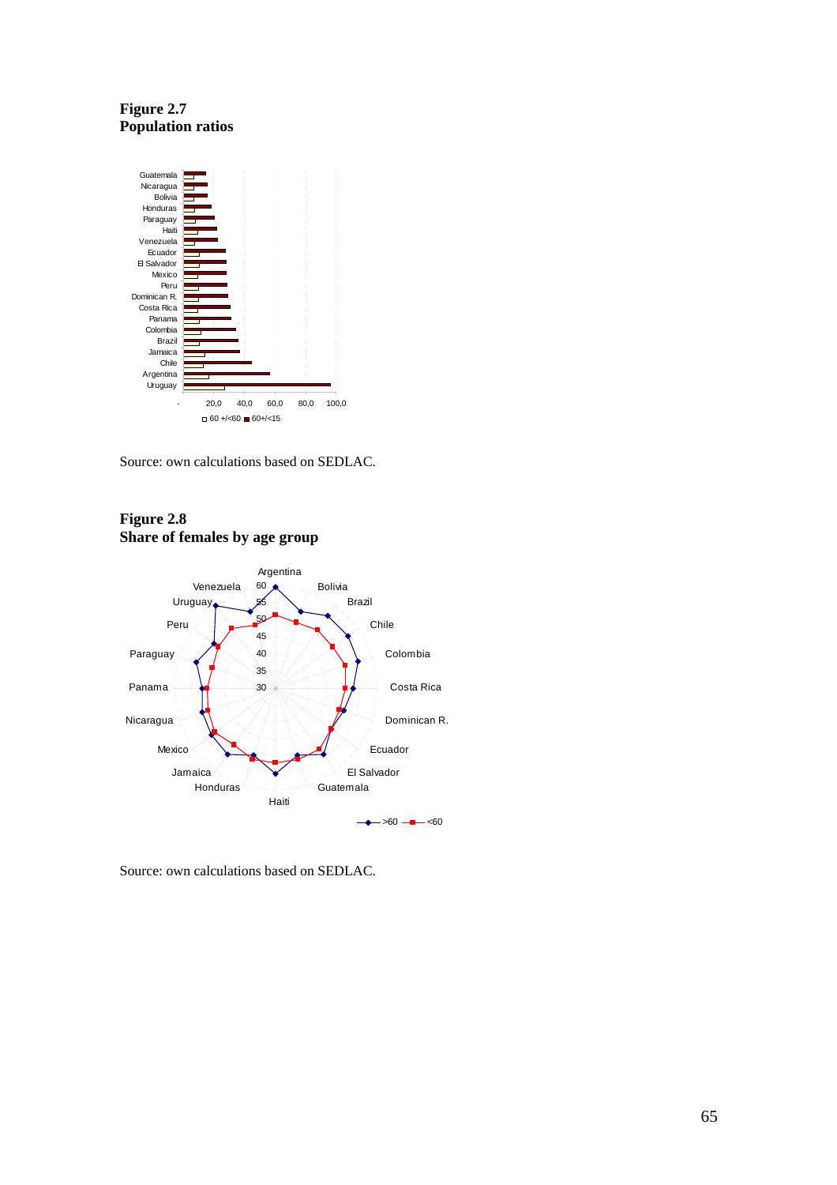**Figure 2.7**
**Population ratios**

Source: own calculations based on SEDLAC.

**Figure 2.8**
**Share of females by age group**

Source: own calculations based on SEDLAC.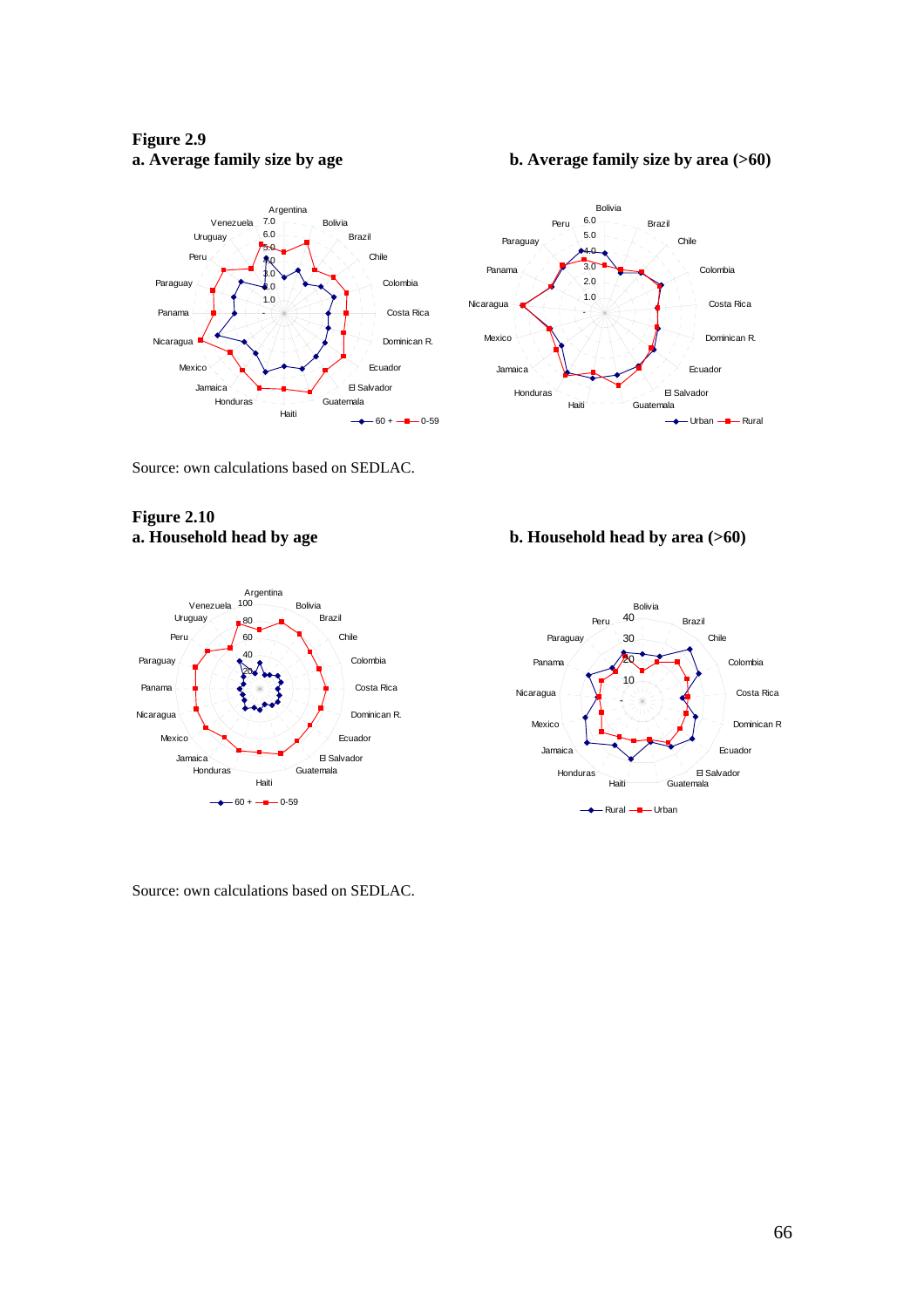**Figure 2.9**

**a. Average family size by age** 

**b. Average family size by area (>60)**

Source: own calculations based on SEDLAC.

**Figure 2.10**

**a. Household head by age** 

**b. Household head by area (>60)**

Source: own calculations based on SEDLAC.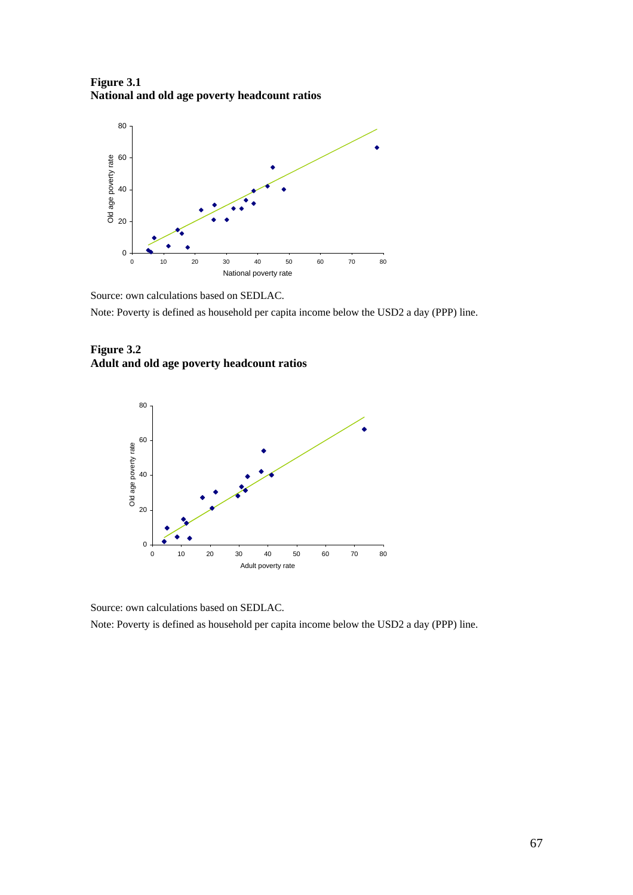**Figure 3.1**
**National and old age poverty headcount ratios**

Source: own calculations based on SEDLAC.

Note: Poverty is defined as household per capita income below the USD2 a day (PPP) line.

**Figure 3.2**
**Adult and old age poverty headcount ratios**

Source: own calculations based on SEDLAC.

Note: Poverty is defined as household per capita income below the USD2 a day (PPP) line.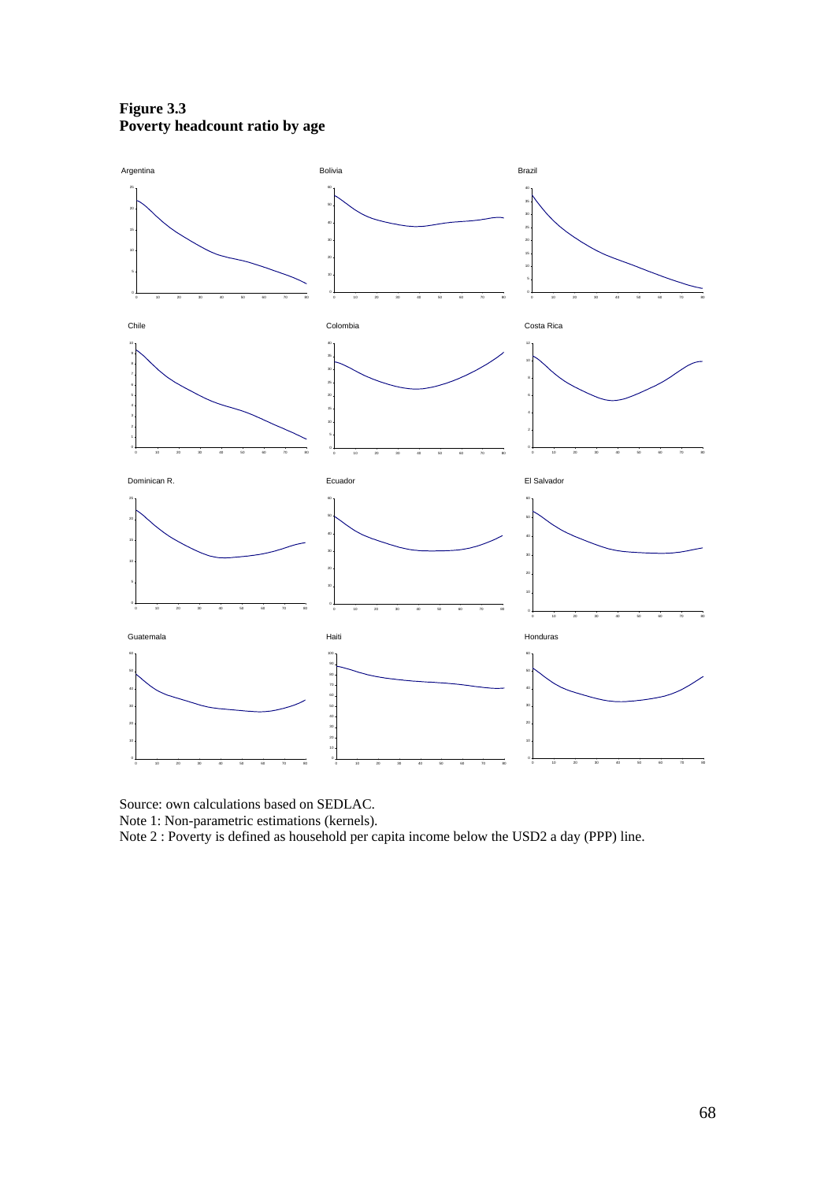**Figure 3.3**
**Poverty headcount ratio by age**

Source: own calculations based on SEDLAC.

Note 1: Non-parametric estimations (kernels).

Note 2 : Poverty is defined as household per capita income below the USD2 a day (PPP) line.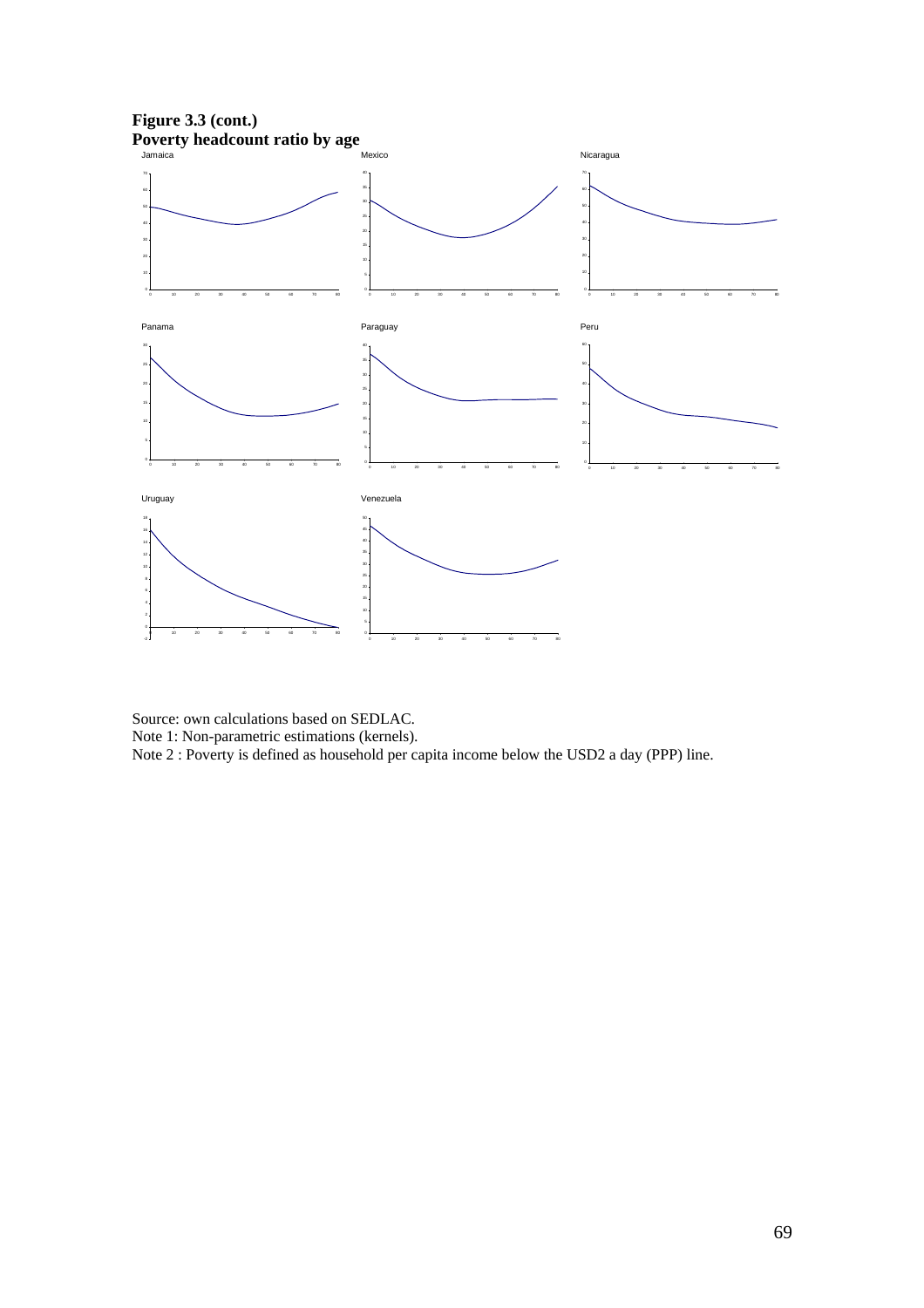**Figure 3.3 (cont.)**
**Poverty headcount ratio by age**

Jamaica

Mexico

Nicaragua

Panama

Paraguay

Peru

Uruguay

Venezuela

Source: own calculations based on SEDLAC.
Note 1: Non-parametric estimations (kernels).
Note 2 : Poverty is defined as household per capita income below the USD2 a day (PPP) line.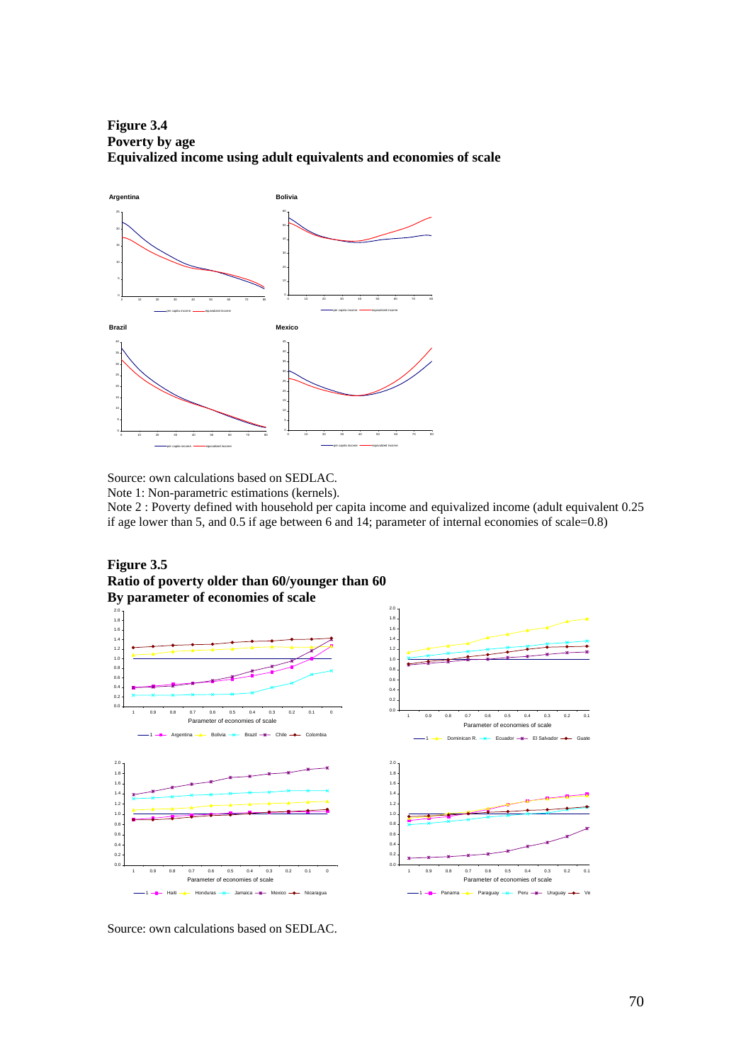**Figure 3.4**
**Poverty by age**
**Equivalized income using adult equivalents and economies of scale**

Source: own calculations based on SEDLAC.

Note 1: Non-parametric estimations (kernels).

Note 2 : Poverty defined with household per capita income and equivalized income (adult equivalent 0.25 if age lower than 5, and 0.5 if age between 6 and 14; parameter of internal economies of scale=0.8)

**Figure 3.5**
**Ratio of poverty older than 60/younger than 60**
**By parameter of economies of scale**

Source: own calculations based on SEDLAC.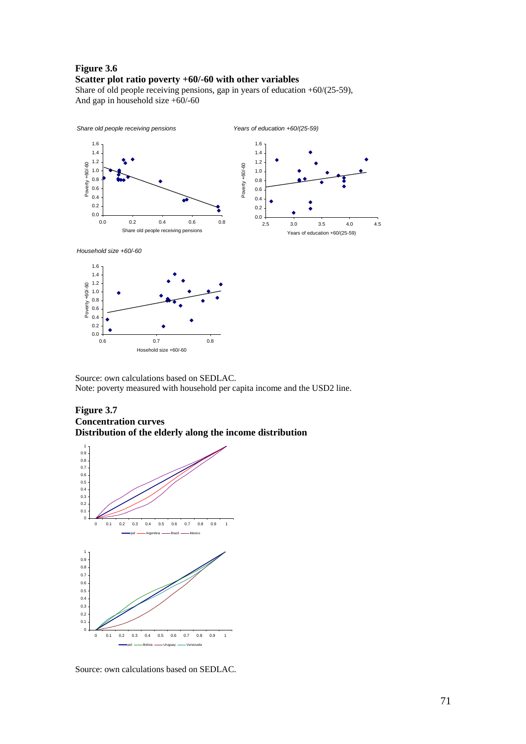**Figure 3.6**
**Scatter plot ratio poverty +60/-60 with other variables**
Share of old people receiving pensions, gap in years of education +60/(25-59), And gap in household size +60/-60

Source: own calculations based on SEDLAC.
Note: poverty measured with household per capita income and the USD2 line.

**Figure 3.7**
**Concentration curves**
**Distribution of the elderly along the income distribution**

Source: own calculations based on SEDLAC.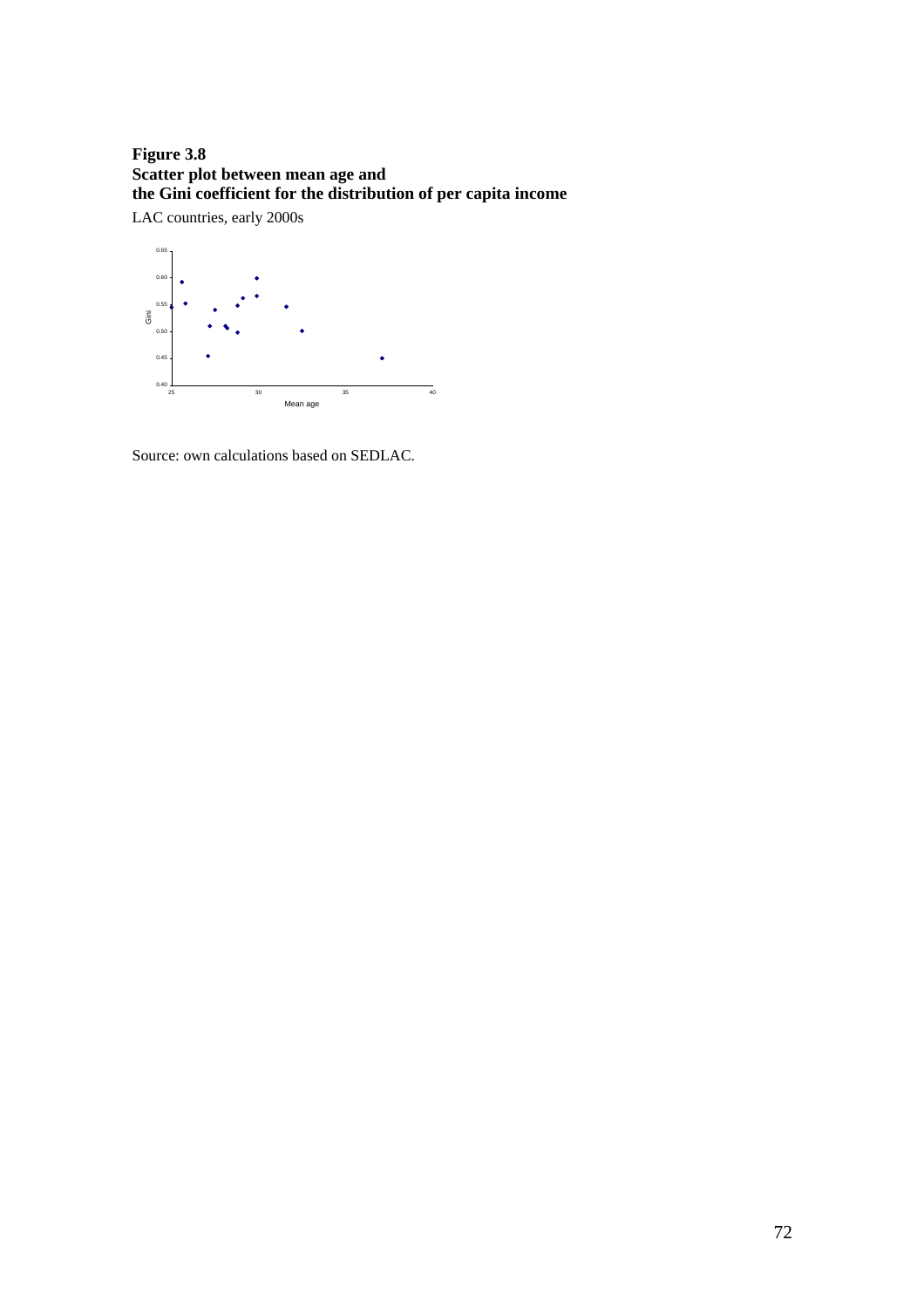**Figure 3.8**
**Scatter plot between mean age and**
**the Gini coefficient for the distribution of per capita income**

LAC countries, early 2000s

Source: own calculations based on SEDLAC.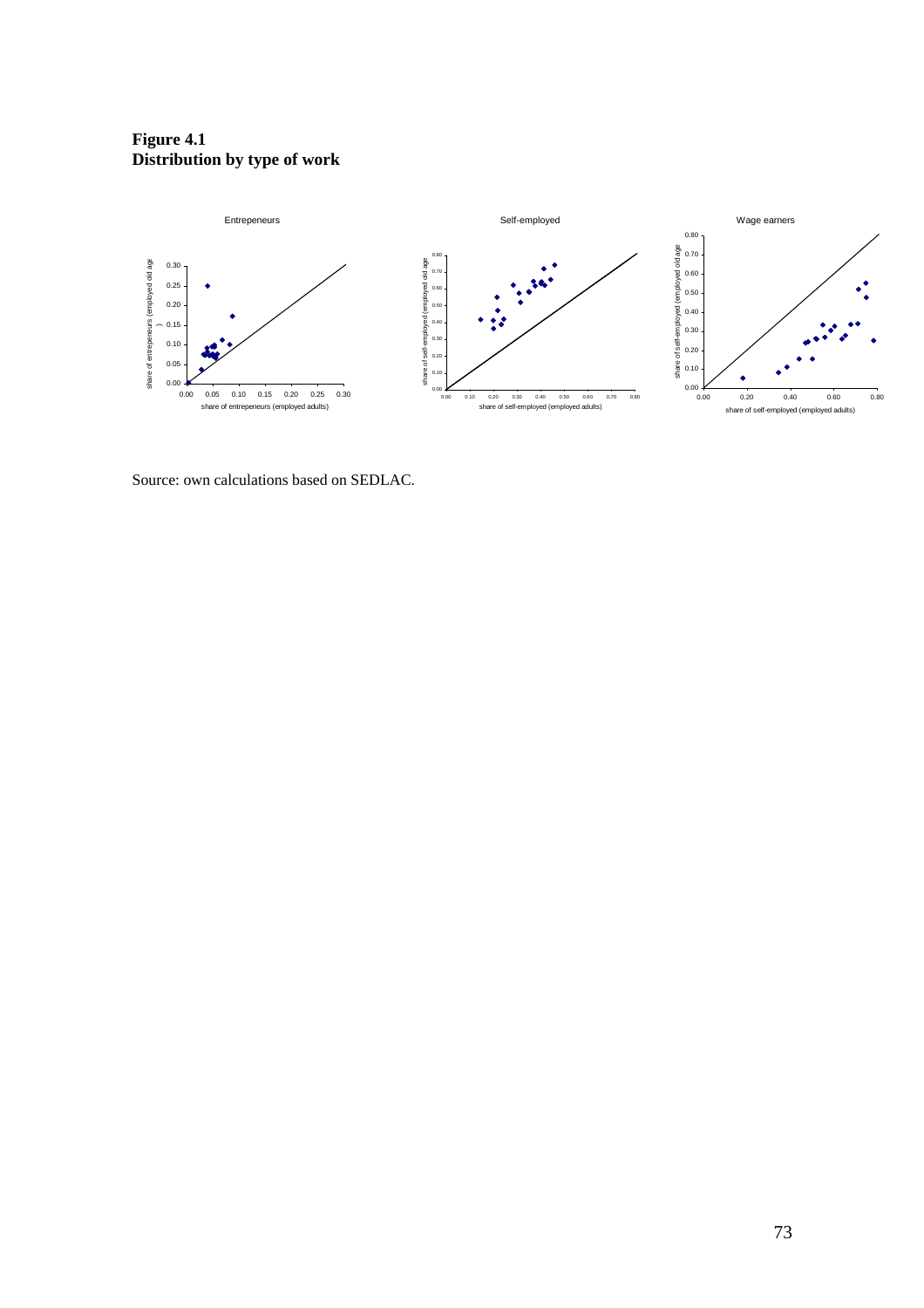**Figure 4.1**
**Distribution by type of work**

Source: own calculations based on SEDLAC.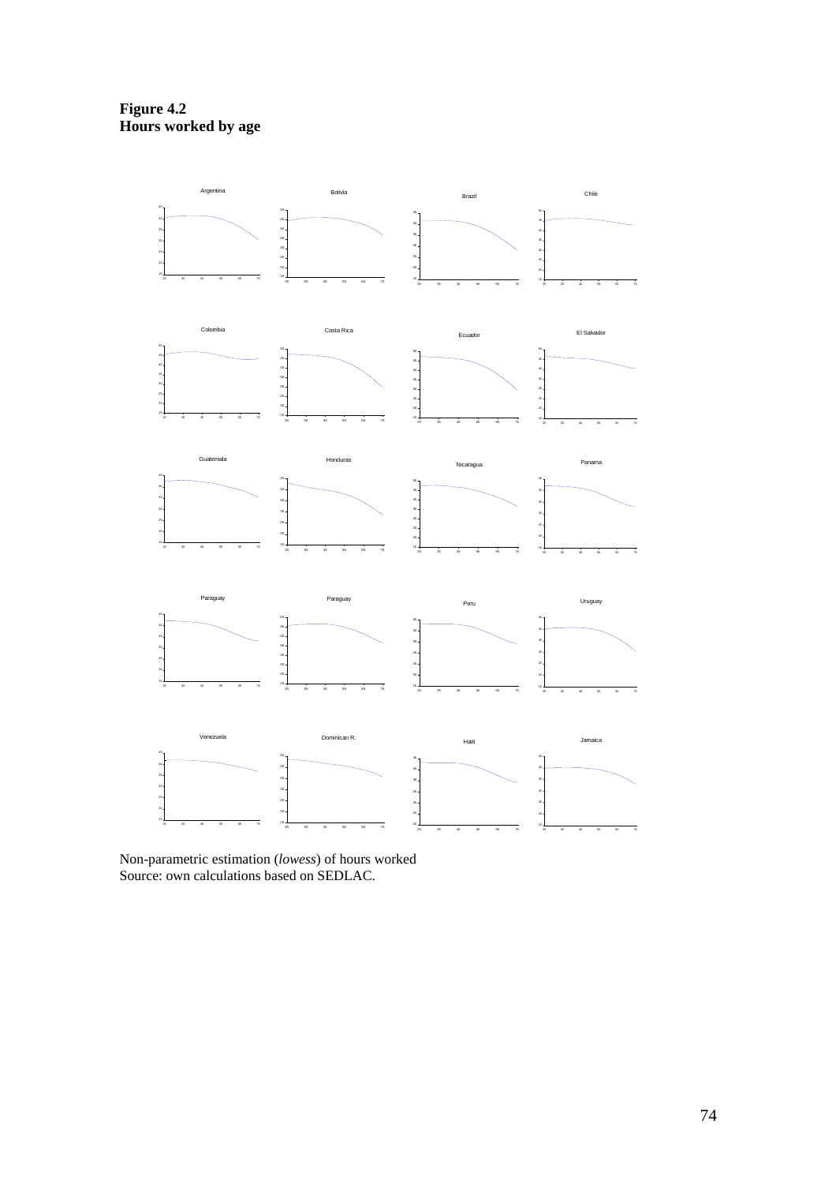**Figure 4.2**
**Hours worked by age**

Argentina | Bolivia | Brazil | Chile

Colombia | Costa Rica | Ecuador | El Salvador

Guatemala | Honduras | Nicaragua | Panama

Paraguay | Paraguay | Peru | Uruguay

Venezuela | Dominican R. | Haiti | Jamaica

Non-parametric estimation (*lowess*) of hours worked
Source: own calculations based on SEDLAC.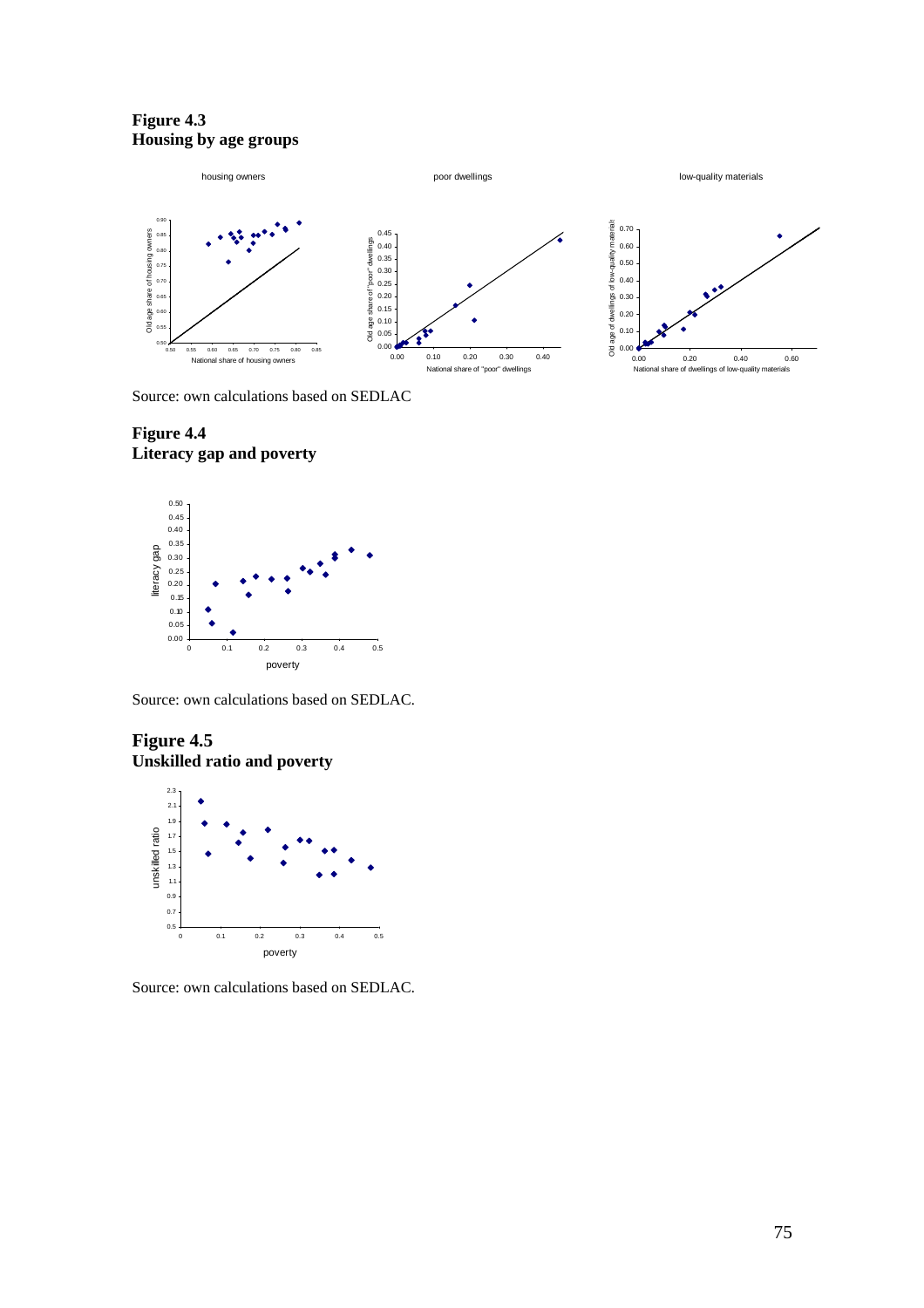**Figure 4.3**
**Housing by age groups**

Source: own calculations based on SEDLAC

**Figure 4.4**
**Literacy gap and poverty**

Source: own calculations based on SEDLAC.

**Figure 4.5**
**Unskilled ratio and poverty**

Source: own calculations based on SEDLAC.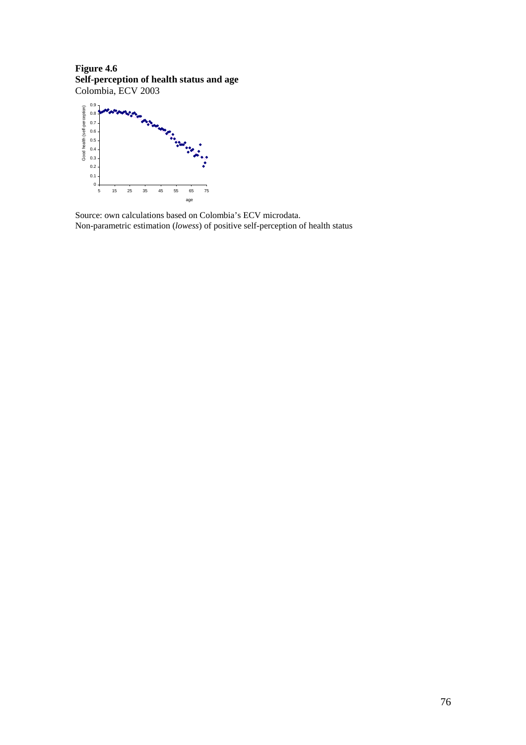**Figure 4.6**
**Self-perception of health status and age**
Colombia, ECV 2003

Source: own calculations based on Colombia's ECV microdata.
Non-parametric estimation (*lowess*) of positive self-perception of health status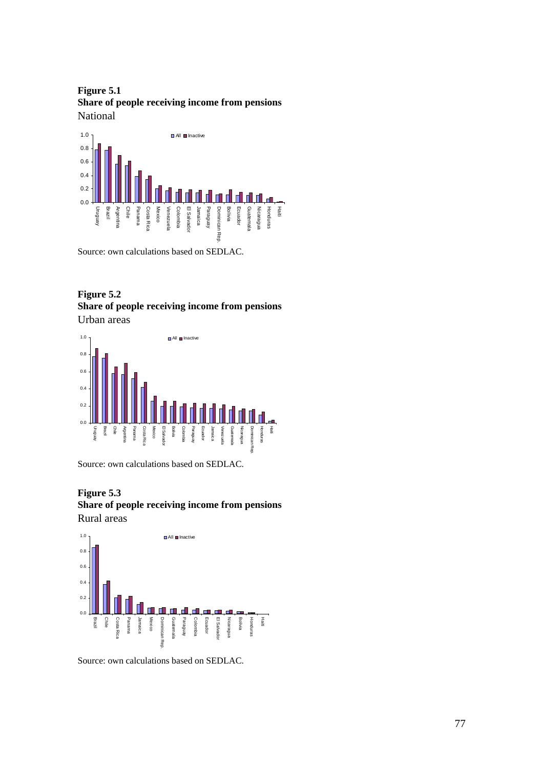**Figure 5.1**
**Share of people receiving income from pensions**
National

Source: own calculations based on SEDLAC.

**Figure 5.2**
**Share of people receiving income from pensions**
Urban areas

Source: own calculations based on SEDLAC.

**Figure 5.3**
**Share of people receiving income from pensions**
Rural areas

Source: own calculations based on SEDLAC.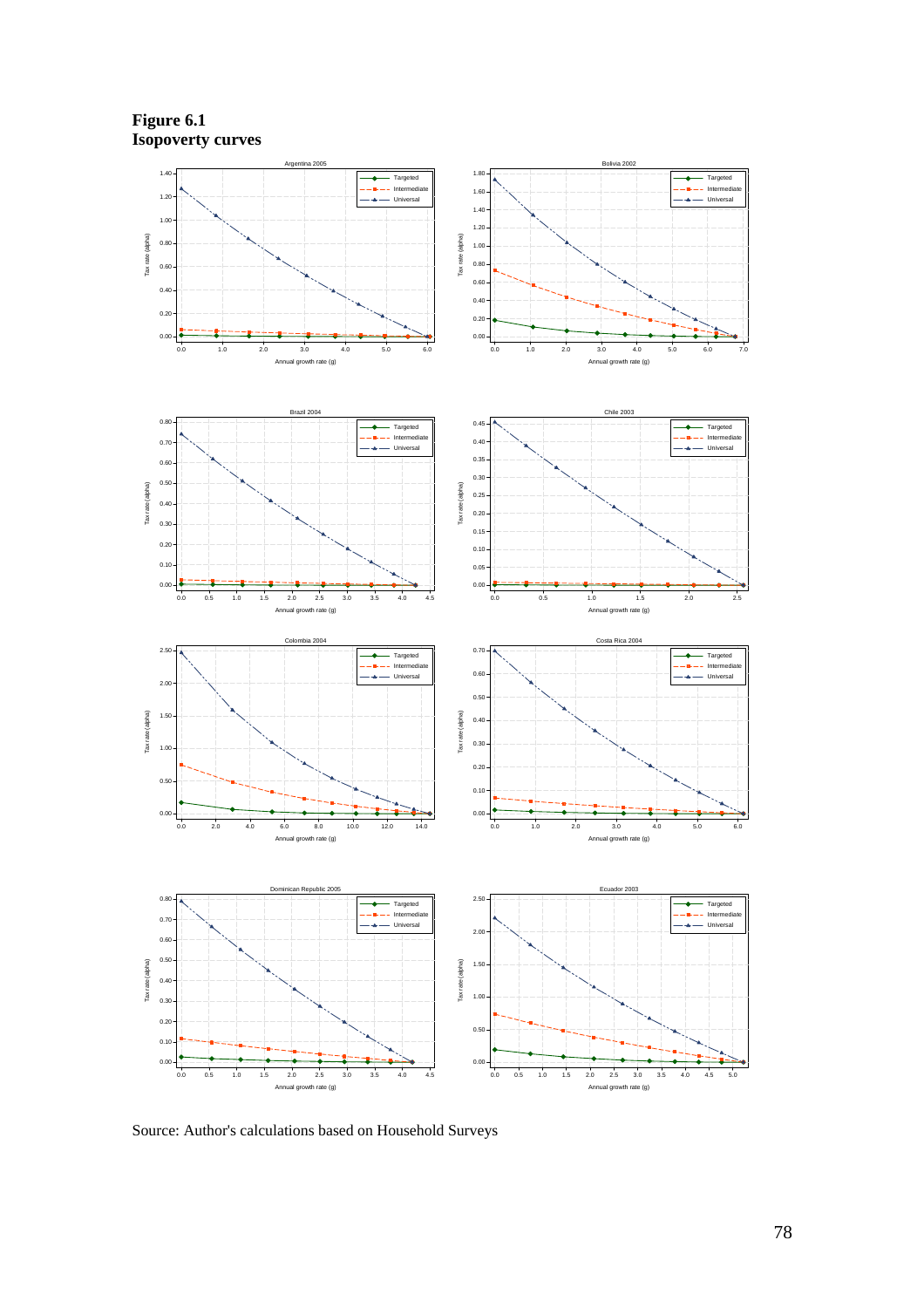**Figure 6.1**
**Isopoverty curves**

Source: Author's calculations based on Household Surveys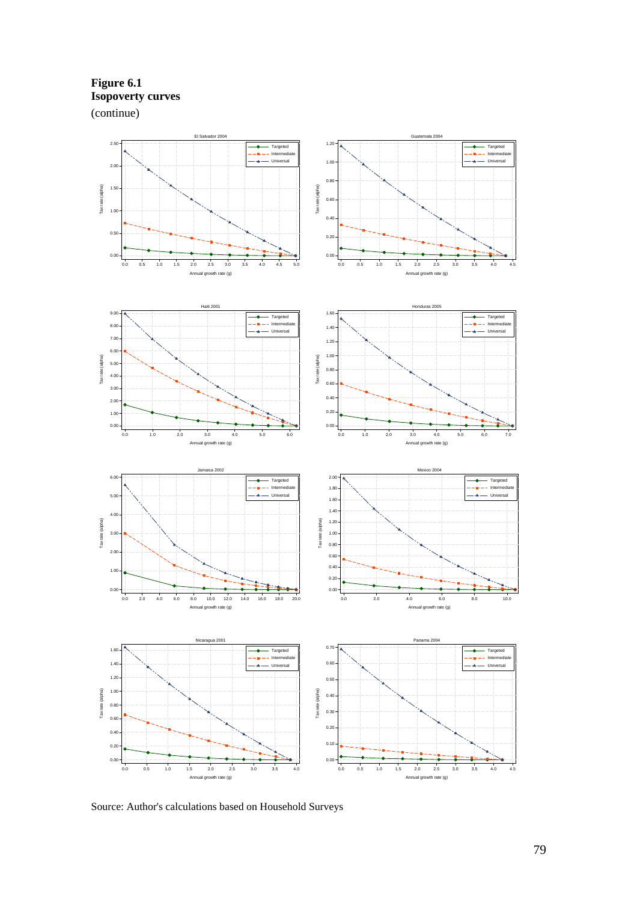**Figure 6.1**
**Isopoverty curves**
(continue)

Source: Author's calculations based on Household Surveys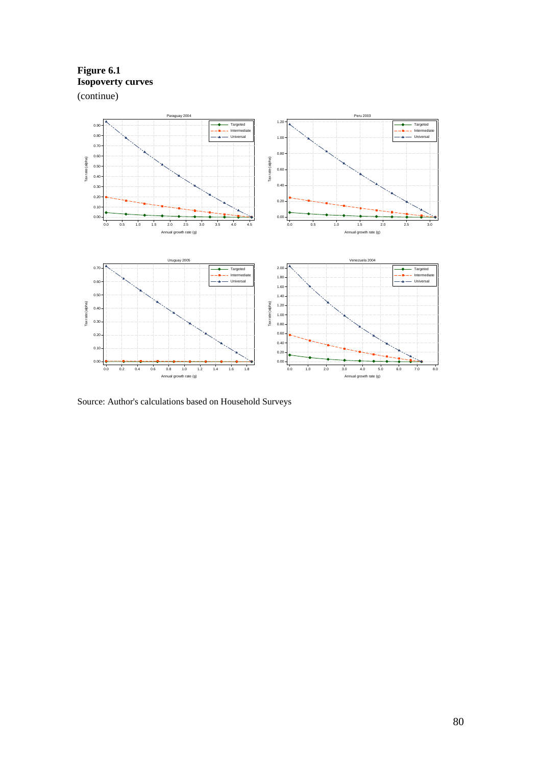**Figure 6.1**
**Isopoverty curves**
(continue)

Source: Author's calculations based on Household Surveys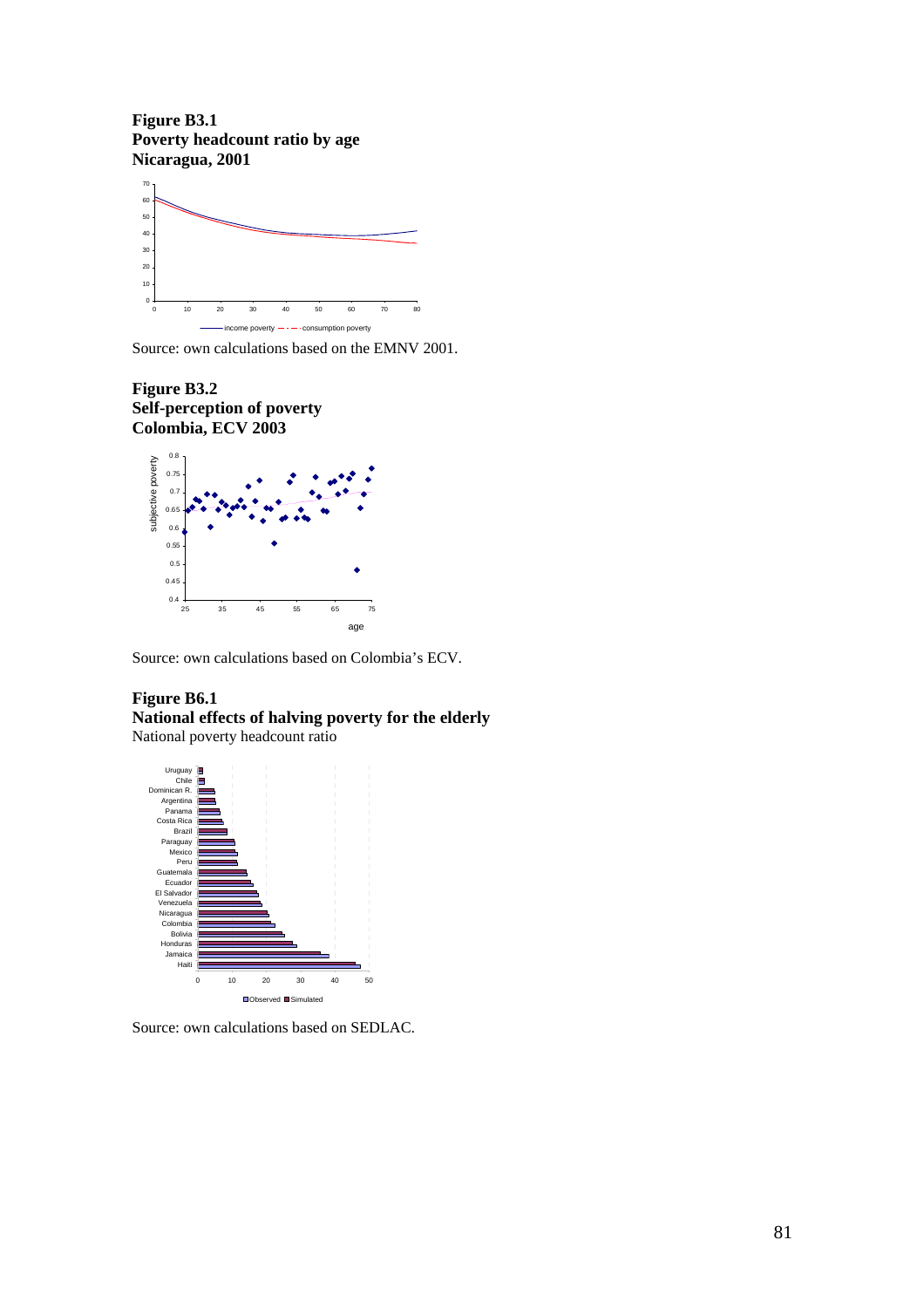**Figure B3.1**
**Poverty headcount ratio by age**
**Nicaragua, 2001**

70
60
50
40
30
20
10
0
0 10 20 30 40 50 60 70 80

income poverty — · — · consumption poverty

Source: own calculations based on the EMNV 2001.

**Figure B3.2**
**Self-perception of poverty**
**Colombia, ECV 2003**

subjective poverty
0.8
0.75
0.7
0.65
0.6
0.55
0.5
0.45
0.4
25 35 45 55 65 75
age

Source: own calculations based on Colombia's ECV.

**Figure B6.1**
**National effects of halving poverty for the elderly**
National poverty headcount ratio

Uruguay
Chile
Dominican R.
Argentina
Panama
Costa Rica
Brazil
Paraguay
Mexico
Peru
Guatemala
Ecuador
El Salvador
Venezuela
Nicaragua
Colombia
Bolivia
Honduras
Jamaica
Haiti

0 10 20 30 40 50

Observed Simulated

Source: own calculations based on SEDLAC.